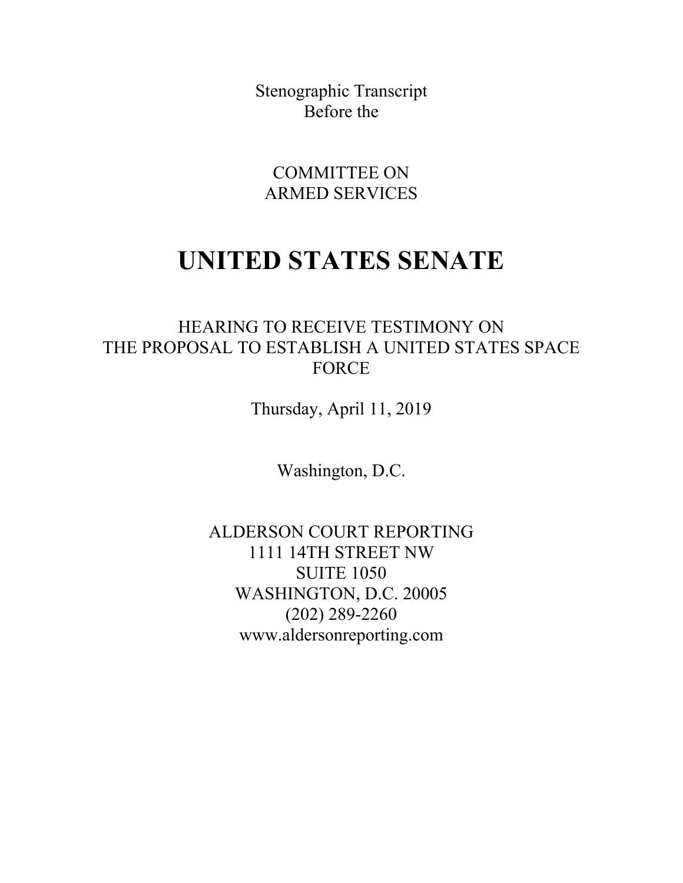Stenographic Transcript
Before the

COMMITTEE ON
ARMED SERVICES

# UNITED STATES SENATE

HEARING TO RECEIVE TESTIMONY ON
THE PROPOSAL TO ESTABLISH A UNITED STATES SPACE
FORCE

Thursday, April 11, 2019

Washington, D.C.

ALDERSON COURT REPORTING
1111 14TH STREET NW
SUITE 1050
WASHINGTON, D.C. 20005
(202) 289-2260
www.aldersonreporting.com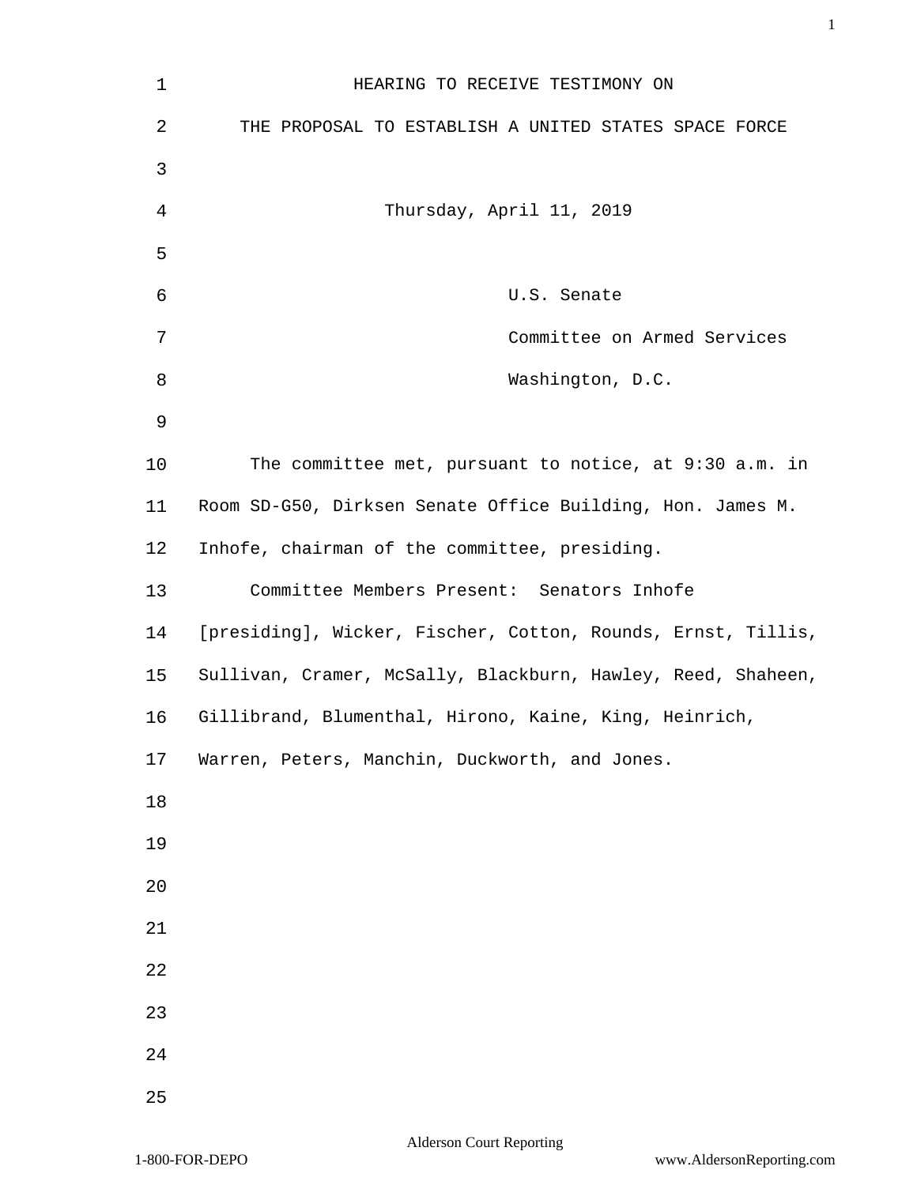HEARING TO RECEIVE TESTIMONY ON

THE PROPOSAL TO ESTABLISH A UNITED STATES SPACE FORCE

Thursday, April 11, 2019

U.S. Senate

Committee on Armed Services

Washington, D.C.

The committee met, pursuant to notice, at 9:30 a.m. in Room SD-G50, Dirksen Senate Office Building, Hon. James M. Inhofe, chairman of the committee, presiding.

Committee Members Present: Senators Inhofe [presiding], Wicker, Fischer, Cotton, Rounds, Ernst, Tillis, Sullivan, Cramer, McSally, Blackburn, Hawley, Reed, Shaheen, Gillibrand, Blumenthal, Hirono, Kaine, King, Heinrich, Warren, Peters, Manchin, Duckworth, and Jones.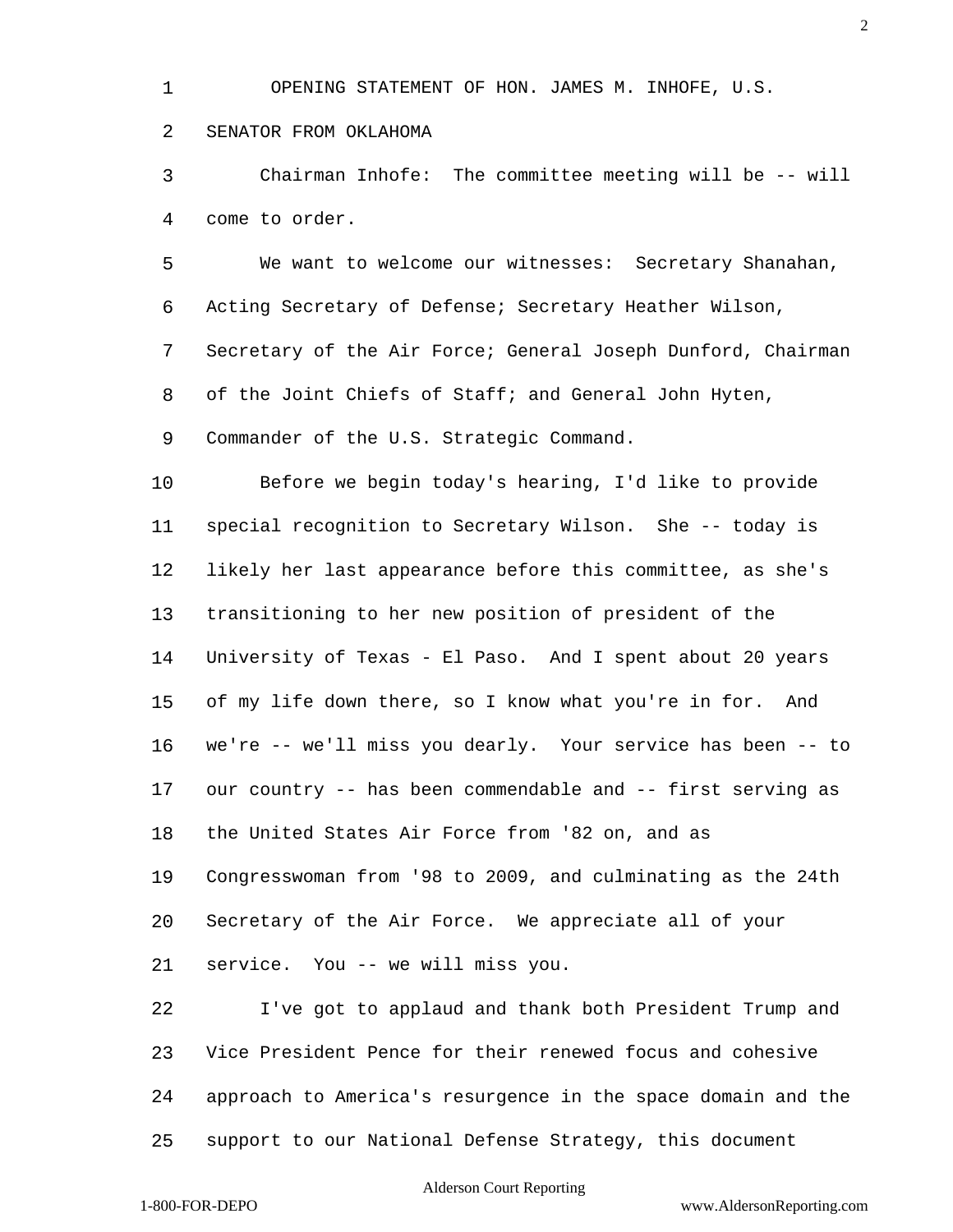OPENING STATEMENT OF HON. JAMES M. INHOFE, U.S. SENATOR FROM OKLAHOMA

Chairman Inhofe: The committee meeting will be -- will come to order.

We want to welcome our witnesses: Secretary Shanahan, Acting Secretary of Defense; Secretary Heather Wilson, Secretary of the Air Force; General Joseph Dunford, Chairman of the Joint Chiefs of Staff; and General John Hyten, Commander of the U.S. Strategic Command.

Before we begin today's hearing, I'd like to provide special recognition to Secretary Wilson. She -- today is likely her last appearance before this committee, as she's transitioning to her new position of president of the University of Texas - El Paso. And I spent about 20 years of my life down there, so I know what you're in for. And we're -- we'll miss you dearly. Your service has been -- to our country -- has been commendable and -- first serving as the United States Air Force from '82 on, and as Congresswoman from '98 to 2009, and culminating as the 24th Secretary of the Air Force. We appreciate all of your service. You -- we will miss you.

I've got to applaud and thank both President Trump and Vice President Pence for their renewed focus and cohesive approach to America's resurgence in the space domain and the support to our National Defense Strategy, this document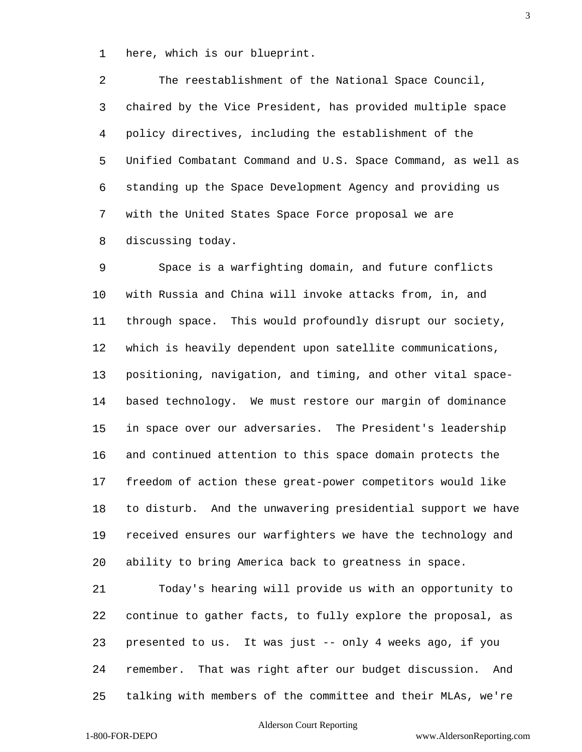here, which is our blueprint.

The reestablishment of the National Space Council, chaired by the Vice President, has provided multiple space policy directives, including the establishment of the Unified Combatant Command and U.S. Space Command, as well as standing up the Space Development Agency and providing us with the United States Space Force proposal we are discussing today.

Space is a warfighting domain, and future conflicts with Russia and China will invoke attacks from, in, and through space. This would profoundly disrupt our society, which is heavily dependent upon satellite communications, positioning, navigation, and timing, and other vital space-based technology. We must restore our margin of dominance in space over our adversaries. The President's leadership and continued attention to this space domain protects the freedom of action these great-power competitors would like to disturb. And the unwavering presidential support we have received ensures our warfighters we have the technology and ability to bring America back to greatness in space.

Today's hearing will provide us with an opportunity to continue to gather facts, to fully explore the proposal, as presented to us. It was just -- only 4 weeks ago, if you remember. That was right after our budget discussion. And talking with members of the committee and their MLAs, we're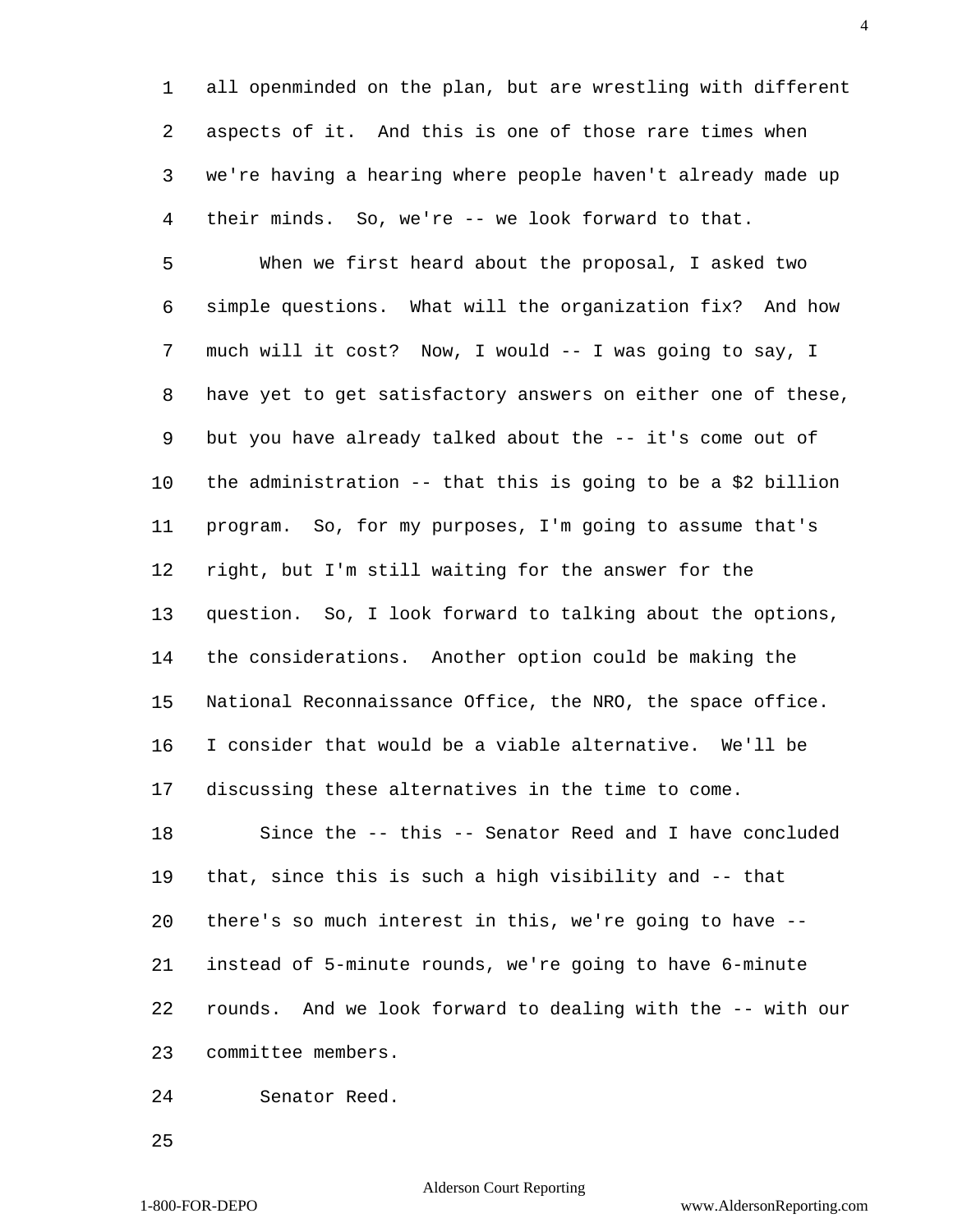all openminded on the plan, but are wrestling with different aspects of it. And this is one of those rare times when we're having a hearing where people haven't already made up their minds. So, we're -- we look forward to that.

When we first heard about the proposal, I asked two simple questions. What will the organization fix? And how much will it cost? Now, I would -- I was going to say, I have yet to get satisfactory answers on either one of these, but you have already talked about the -- it's come out of the administration -- that this is going to be a $2 billion program. So, for my purposes, I'm going to assume that's right, but I'm still waiting for the answer for the question. So, I look forward to talking about the options, the considerations. Another option could be making the National Reconnaissance Office, the NRO, the space office. I consider that would be a viable alternative. We'll be discussing these alternatives in the time to come.

Since the -- this -- Senator Reed and I have concluded that, since this is such a high visibility and -- that there's so much interest in this, we're going to have -- instead of 5-minute rounds, we're going to have 6-minute rounds. And we look forward to dealing with the -- with our committee members.

Senator Reed.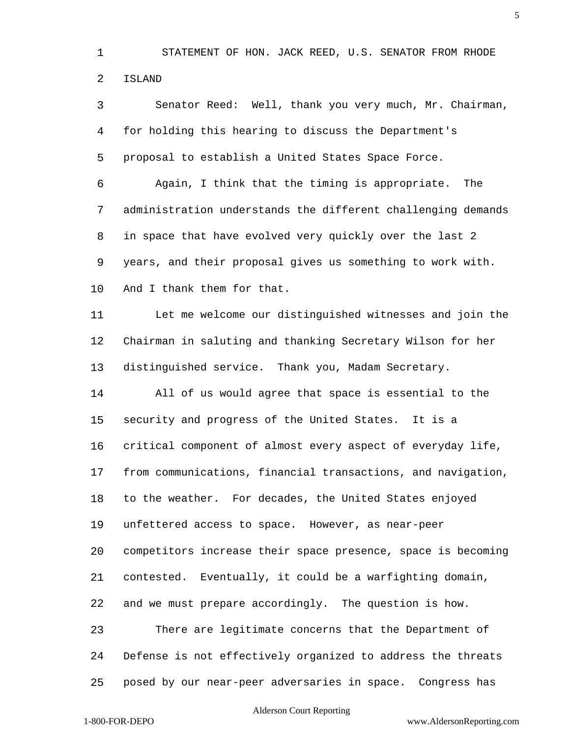STATEMENT OF HON. JACK REED, U.S. SENATOR FROM RHODE ISLAND

Senator Reed: Well, thank you very much, Mr. Chairman, for holding this hearing to discuss the Department's proposal to establish a United States Space Force.

Again, I think that the timing is appropriate. The administration understands the different challenging demands in space that have evolved very quickly over the last 2 years, and their proposal gives us something to work with. And I thank them for that.

Let me welcome our distinguished witnesses and join the Chairman in saluting and thanking Secretary Wilson for her distinguished service. Thank you, Madam Secretary.

All of us would agree that space is essential to the security and progress of the United States. It is a critical component of almost every aspect of everyday life, from communications, financial transactions, and navigation, to the weather. For decades, the United States enjoyed unfettered access to space. However, as near-peer competitors increase their space presence, space is becoming contested. Eventually, it could be a warfighting domain, and we must prepare accordingly. The question is how.

There are legitimate concerns that the Department of Defense is not effectively organized to address the threats posed by our near-peer adversaries in space. Congress has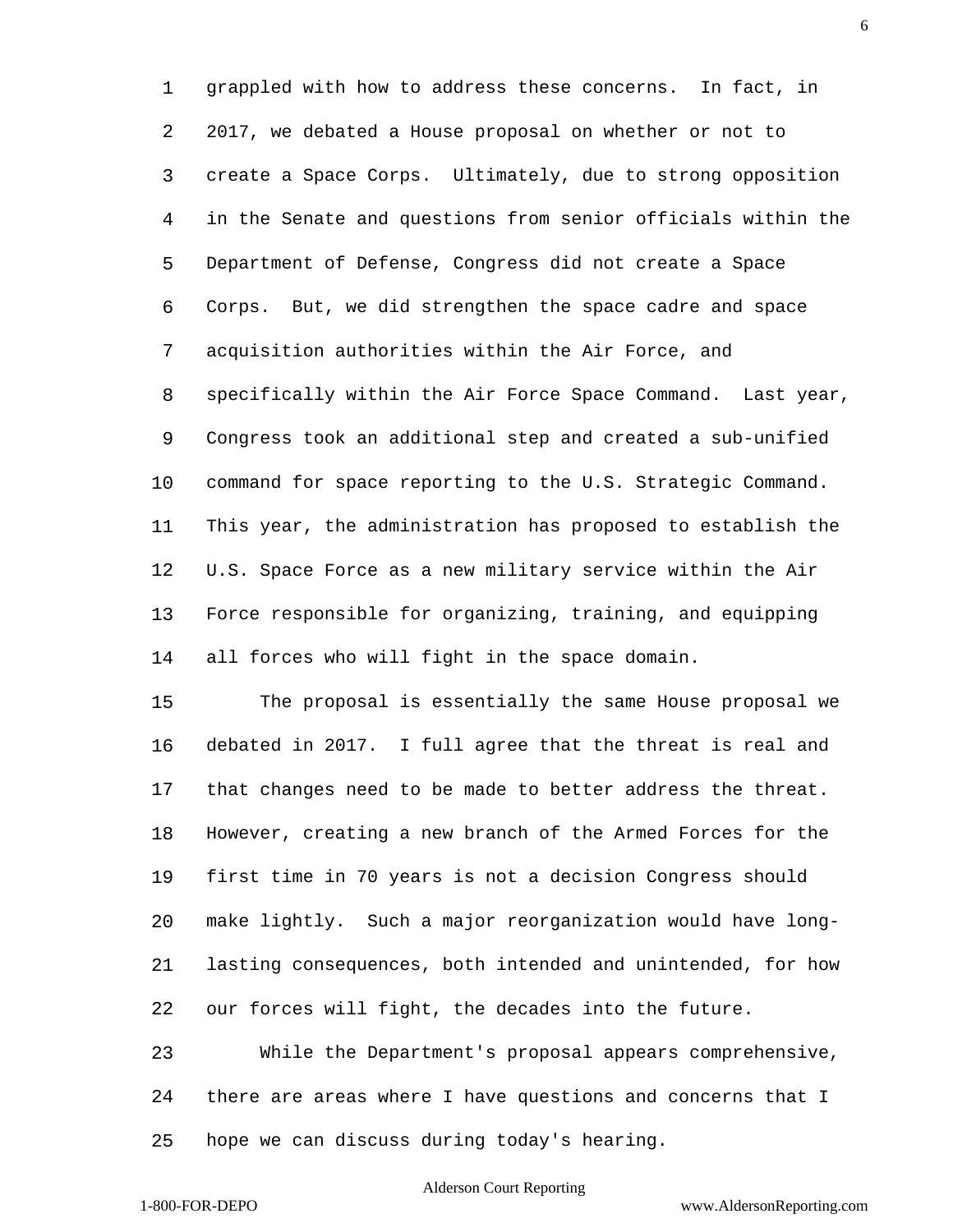grappled with how to address these concerns. In fact, in 2017, we debated a House proposal on whether or not to create a Space Corps. Ultimately, due to strong opposition in the Senate and questions from senior officials within the Department of Defense, Congress did not create a Space Corps. But, we did strengthen the space cadre and space acquisition authorities within the Air Force, and specifically within the Air Force Space Command. Last year, Congress took an additional step and created a sub-unified command for space reporting to the U.S. Strategic Command. This year, the administration has proposed to establish the U.S. Space Force as a new military service within the Air Force responsible for organizing, training, and equipping all forces who will fight in the space domain.

The proposal is essentially the same House proposal we debated in 2017. I full agree that the threat is real and that changes need to be made to better address the threat. However, creating a new branch of the Armed Forces for the first time in 70 years is not a decision Congress should make lightly. Such a major reorganization would have long-lasting consequences, both intended and unintended, for how our forces will fight, the decades into the future.

While the Department's proposal appears comprehensive, there are areas where I have questions and concerns that I hope we can discuss during today's hearing.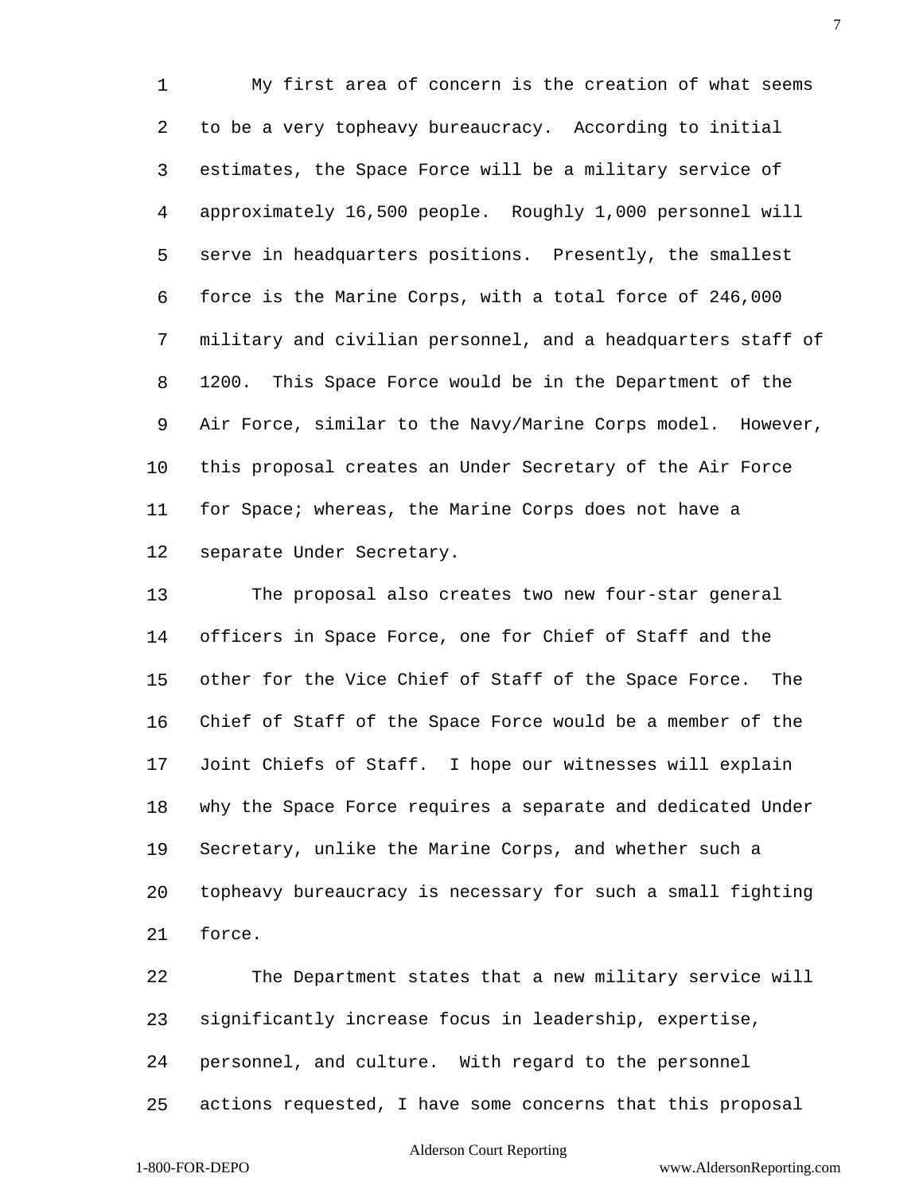My first area of concern is the creation of what seems to be a very topheavy bureaucracy. According to initial estimates, the Space Force will be a military service of approximately 16,500 people. Roughly 1,000 personnel will serve in headquarters positions. Presently, the smallest force is the Marine Corps, with a total force of 246,000 military and civilian personnel, and a headquarters staff of 1200. This Space Force would be in the Department of the Air Force, similar to the Navy/Marine Corps model. However, this proposal creates an Under Secretary of the Air Force for Space; whereas, the Marine Corps does not have a separate Under Secretary.

The proposal also creates two new four-star general officers in Space Force, one for Chief of Staff and the other for the Vice Chief of Staff of the Space Force. The Chief of Staff of the Space Force would be a member of the Joint Chiefs of Staff. I hope our witnesses will explain why the Space Force requires a separate and dedicated Under Secretary, unlike the Marine Corps, and whether such a topheavy bureaucracy is necessary for such a small fighting force.

The Department states that a new military service will significantly increase focus in leadership, expertise, personnel, and culture. With regard to the personnel actions requested, I have some concerns that this proposal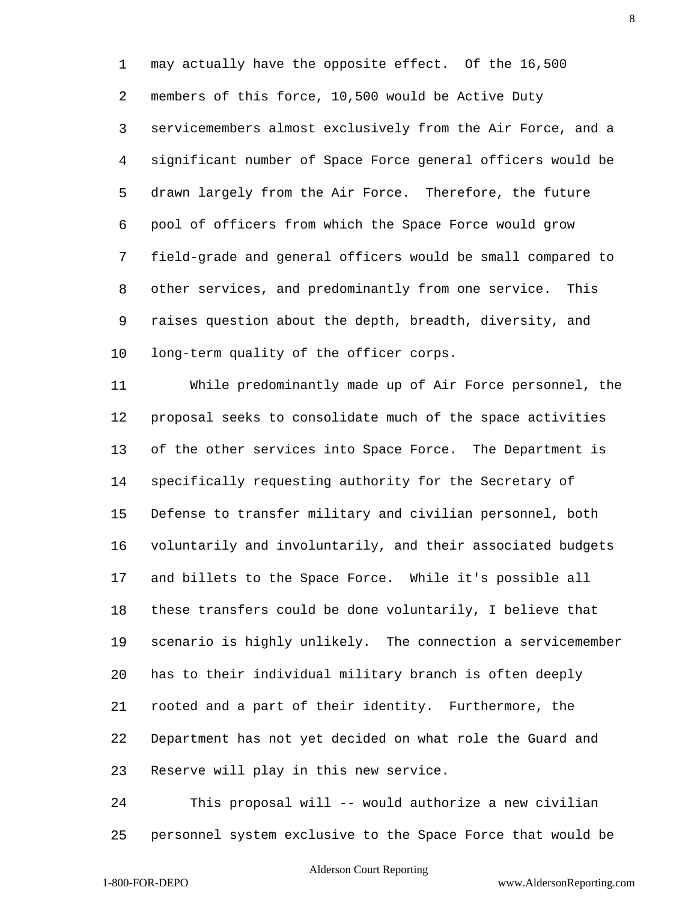may actually have the opposite effect. Of the 16,500 members of this force, 10,500 would be Active Duty servicemembers almost exclusively from the Air Force, and a significant number of Space Force general officers would be drawn largely from the Air Force. Therefore, the future pool of officers from which the Space Force would grow field-grade and general officers would be small compared to other services, and predominantly from one service. This raises question about the depth, breadth, diversity, and long-term quality of the officer corps.

While predominantly made up of Air Force personnel, the proposal seeks to consolidate much of the space activities of the other services into Space Force. The Department is specifically requesting authority for the Secretary of Defense to transfer military and civilian personnel, both voluntarily and involuntarily, and their associated budgets and billets to the Space Force. While it's possible all these transfers could be done voluntarily, I believe that scenario is highly unlikely. The connection a servicemember has to their individual military branch is often deeply rooted and a part of their identity. Furthermore, the Department has not yet decided on what role the Guard and Reserve will play in this new service.

This proposal will -- would authorize a new civilian personnel system exclusive to the Space Force that would be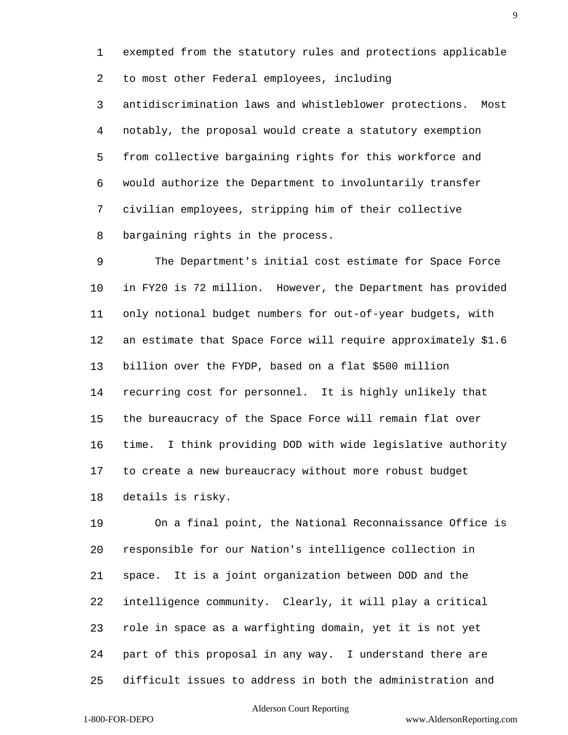exempted from the statutory rules and protections applicable to most other Federal employees, including antidiscrimination laws and whistleblower protections. Most notably, the proposal would create a statutory exemption from collective bargaining rights for this workforce and would authorize the Department to involuntarily transfer civilian employees, stripping him of their collective bargaining rights in the process.

The Department's initial cost estimate for Space Force in FY20 is 72 million. However, the Department has provided only notional budget numbers for out-of-year budgets, with an estimate that Space Force will require approximately $1.6 billion over the FYDP, based on a flat $500 million recurring cost for personnel. It is highly unlikely that the bureaucracy of the Space Force will remain flat over time. I think providing DOD with wide legislative authority to create a new bureaucracy without more robust budget details is risky.

On a final point, the National Reconnaissance Office is responsible for our Nation's intelligence collection in space. It is a joint organization between DOD and the intelligence community. Clearly, it will play a critical role in space as a warfighting domain, yet it is not yet part of this proposal in any way. I understand there are difficult issues to address in both the administration and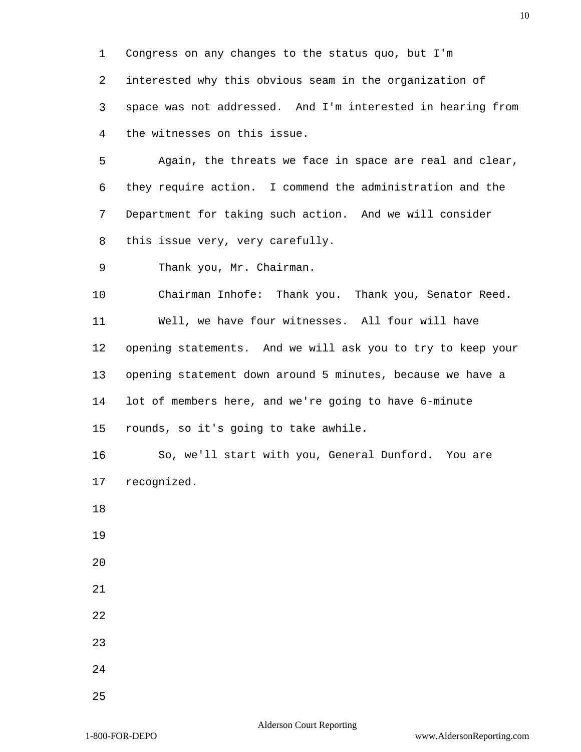Congress on any changes to the status quo, but I'm interested why this obvious seam in the organization of space was not addressed. And I'm interested in hearing from the witnesses on this issue.

Again, the threats we face in space are real and clear, they require action. I commend the administration and the Department for taking such action. And we will consider this issue very, very carefully.

Thank you, Mr. Chairman.

Chairman Inhofe: Thank you. Thank you, Senator Reed.

Well, we have four witnesses. All four will have opening statements. And we will ask you to try to keep your opening statement down around 5 minutes, because we have a lot of members here, and we're going to have 6-minute rounds, so it's going to take awhile.

So, we'll start with you, General Dunford. You are recognized.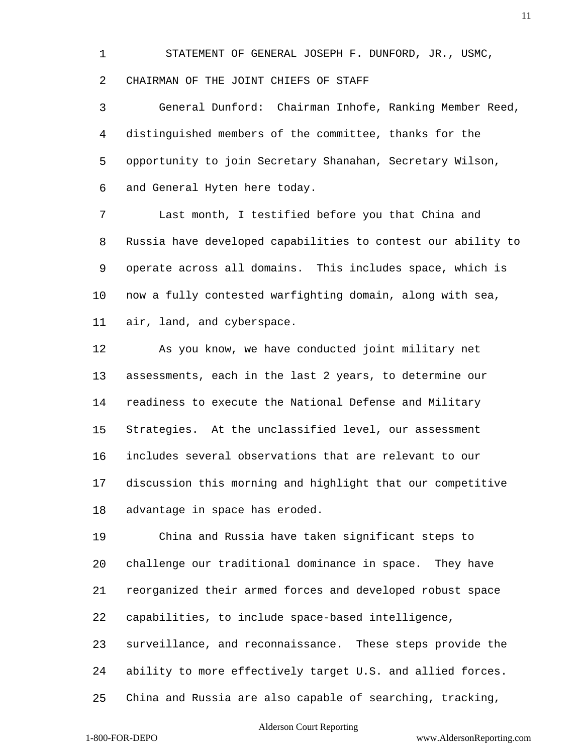STATEMENT OF GENERAL JOSEPH F. DUNFORD, JR., USMC, CHAIRMAN OF THE JOINT CHIEFS OF STAFF

General Dunford: Chairman Inhofe, Ranking Member Reed, distinguished members of the committee, thanks for the opportunity to join Secretary Shanahan, Secretary Wilson, and General Hyten here today.

Last month, I testified before you that China and Russia have developed capabilities to contest our ability to operate across all domains. This includes space, which is now a fully contested warfighting domain, along with sea, air, land, and cyberspace.

As you know, we have conducted joint military net assessments, each in the last 2 years, to determine our readiness to execute the National Defense and Military Strategies. At the unclassified level, our assessment includes several observations that are relevant to our discussion this morning and highlight that our competitive advantage in space has eroded.

China and Russia have taken significant steps to challenge our traditional dominance in space. They have reorganized their armed forces and developed robust space capabilities, to include space-based intelligence, surveillance, and reconnaissance. These steps provide the ability to more effectively target U.S. and allied forces. China and Russia are also capable of searching, tracking,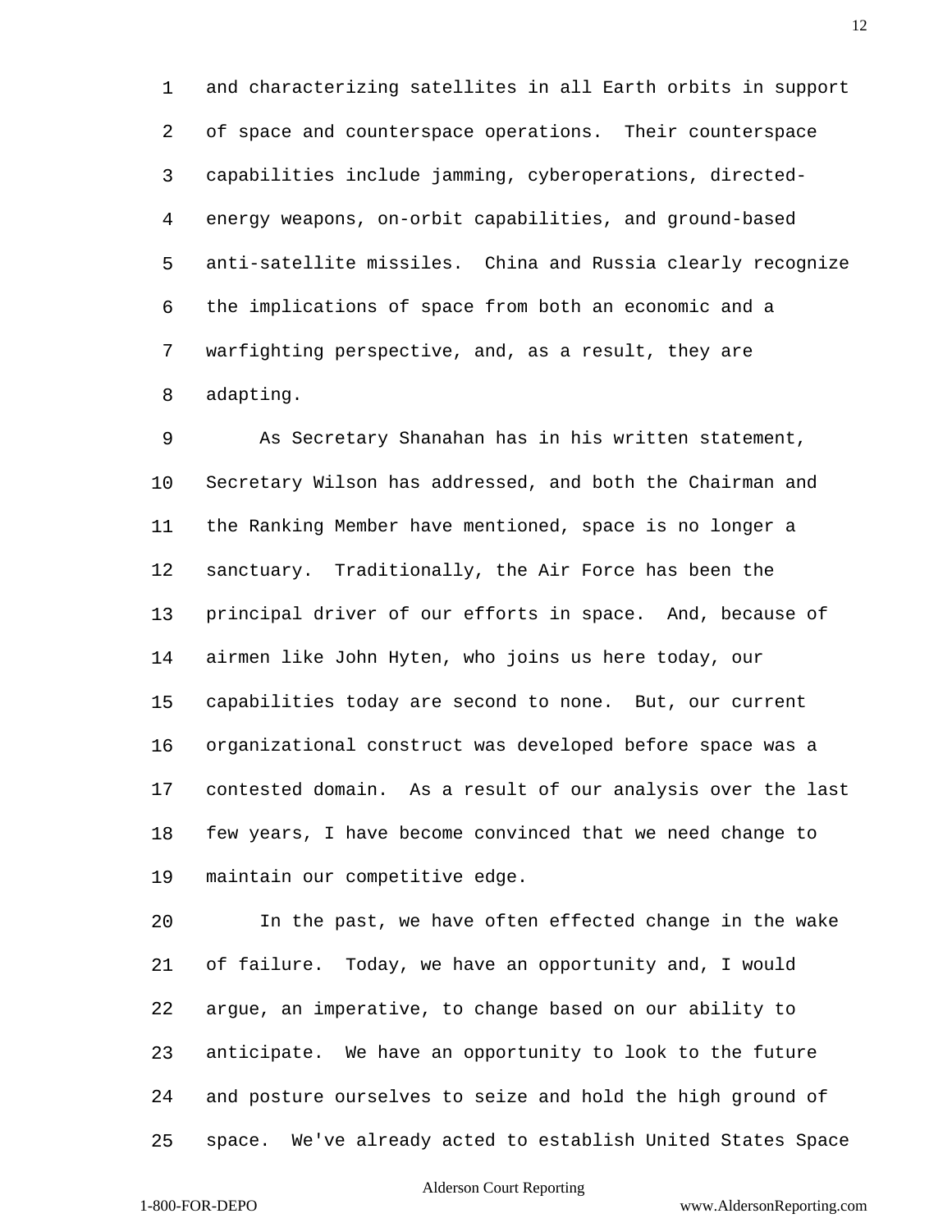and characterizing satellites in all Earth orbits in support of space and counterspace operations. Their counterspace capabilities include jamming, cyberoperations, directed-energy weapons, on-orbit capabilities, and ground-based anti-satellite missiles. China and Russia clearly recognize the implications of space from both an economic and a warfighting perspective, and, as a result, they are adapting.

As Secretary Shanahan has in his written statement, Secretary Wilson has addressed, and both the Chairman and the Ranking Member have mentioned, space is no longer a sanctuary. Traditionally, the Air Force has been the principal driver of our efforts in space. And, because of airmen like John Hyten, who joins us here today, our capabilities today are second to none. But, our current organizational construct was developed before space was a contested domain. As a result of our analysis over the last few years, I have become convinced that we need change to maintain our competitive edge.

In the past, we have often effected change in the wake of failure. Today, we have an opportunity and, I would argue, an imperative, to change based on our ability to anticipate. We have an opportunity to look to the future and posture ourselves to seize and hold the high ground of space. We've already acted to establish United States Space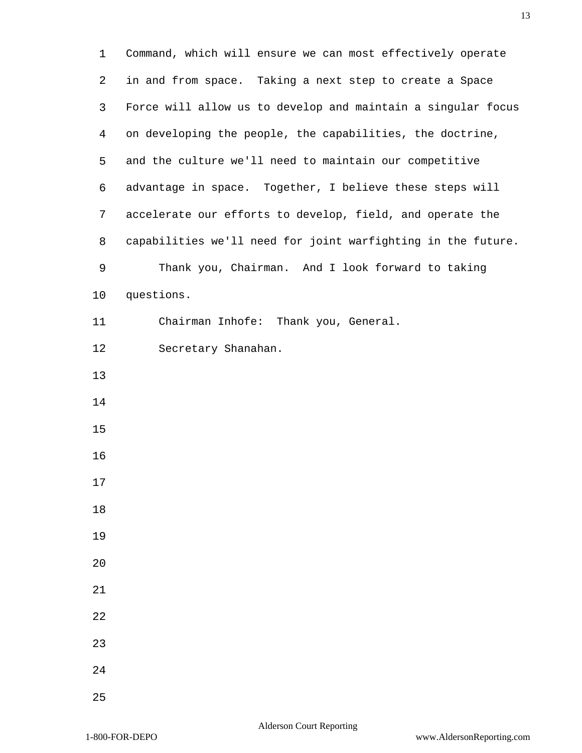Command, which will ensure we can most effectively operate in and from space. Taking a next step to create a Space Force will allow us to develop and maintain a singular focus on developing the people, the capabilities, the doctrine, and the culture we'll need to maintain our competitive advantage in space. Together, I believe these steps will accelerate our efforts to develop, field, and operate the capabilities we'll need for joint warfighting in the future.

Thank you, Chairman. And I look forward to taking questions.

Chairman Inhofe: Thank you, General.

Secretary Shanahan.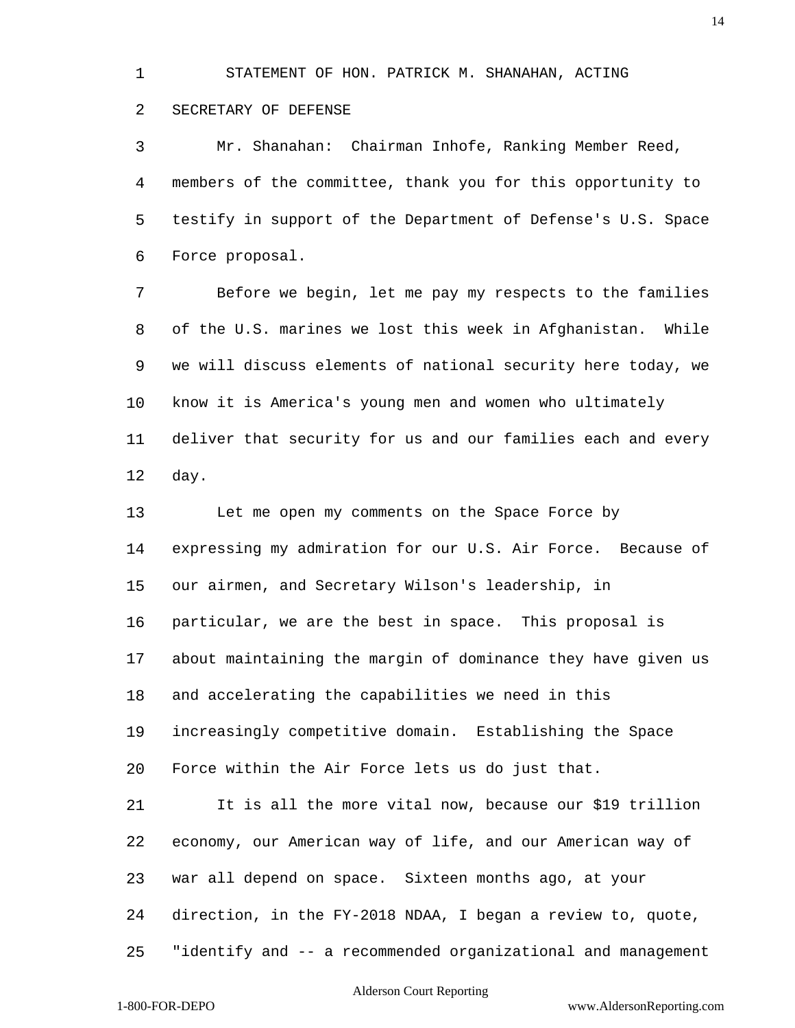STATEMENT OF HON. PATRICK M. SHANAHAN, ACTING SECRETARY OF DEFENSE

Mr. Shanahan: Chairman Inhofe, Ranking Member Reed, members of the committee, thank you for this opportunity to testify in support of the Department of Defense's U.S. Space Force proposal.

Before we begin, let me pay my respects to the families of the U.S. marines we lost this week in Afghanistan. While we will discuss elements of national security here today, we know it is America's young men and women who ultimately deliver that security for us and our families each and every day.

Let me open my comments on the Space Force by expressing my admiration for our U.S. Air Force. Because of our airmen, and Secretary Wilson's leadership, in particular, we are the best in space. This proposal is about maintaining the margin of dominance they have given us and accelerating the capabilities we need in this increasingly competitive domain. Establishing the Space Force within the Air Force lets us do just that.

It is all the more vital now, because our $19 trillion economy, our American way of life, and our American way of war all depend on space. Sixteen months ago, at your direction, in the FY-2018 NDAA, I began a review to, quote, "identify and -- a recommended organizational and management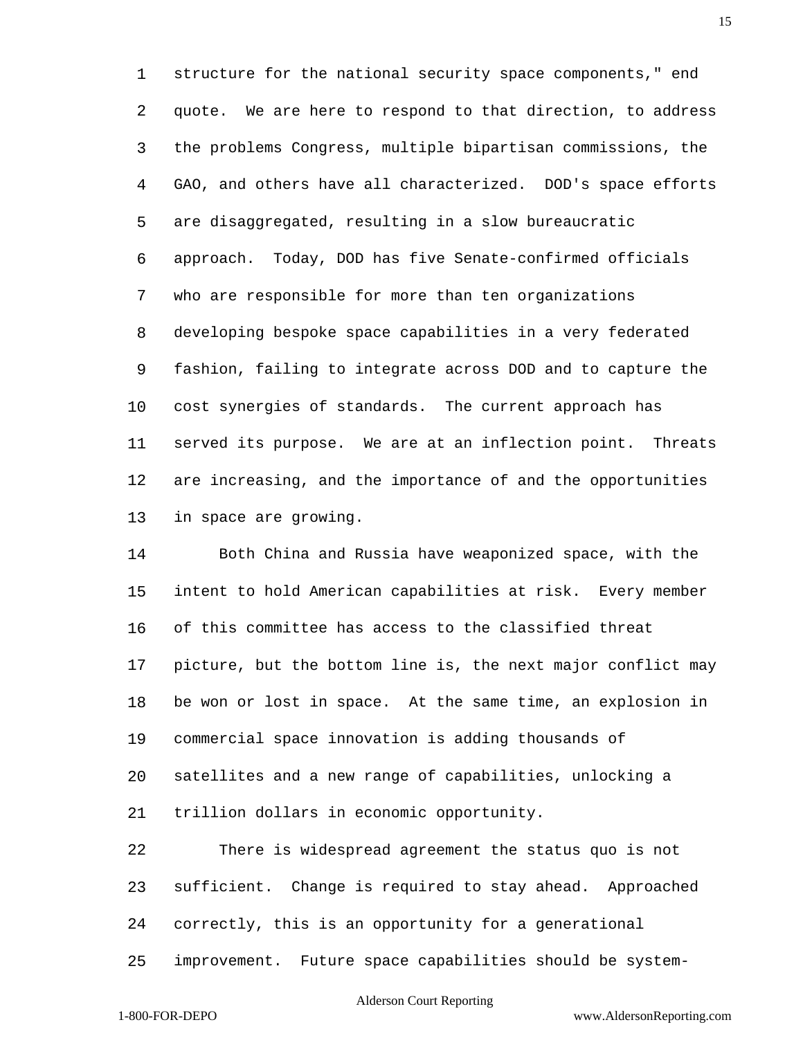structure for the national security space components," end quote. We are here to respond to that direction, to address the problems Congress, multiple bipartisan commissions, the GAO, and others have all characterized. DOD's space efforts are disaggregated, resulting in a slow bureaucratic approach. Today, DOD has five Senate-confirmed officials who are responsible for more than ten organizations developing bespoke space capabilities in a very federated fashion, failing to integrate across DOD and to capture the cost synergies of standards. The current approach has served its purpose. We are at an inflection point. Threats are increasing, and the importance of and the opportunities in space are growing.

Both China and Russia have weaponized space, with the intent to hold American capabilities at risk. Every member of this committee has access to the classified threat picture, but the bottom line is, the next major conflict may be won or lost in space. At the same time, an explosion in commercial space innovation is adding thousands of satellites and a new range of capabilities, unlocking a trillion dollars in economic opportunity.

There is widespread agreement the status quo is not sufficient. Change is required to stay ahead. Approached correctly, this is an opportunity for a generational improvement. Future space capabilities should be system-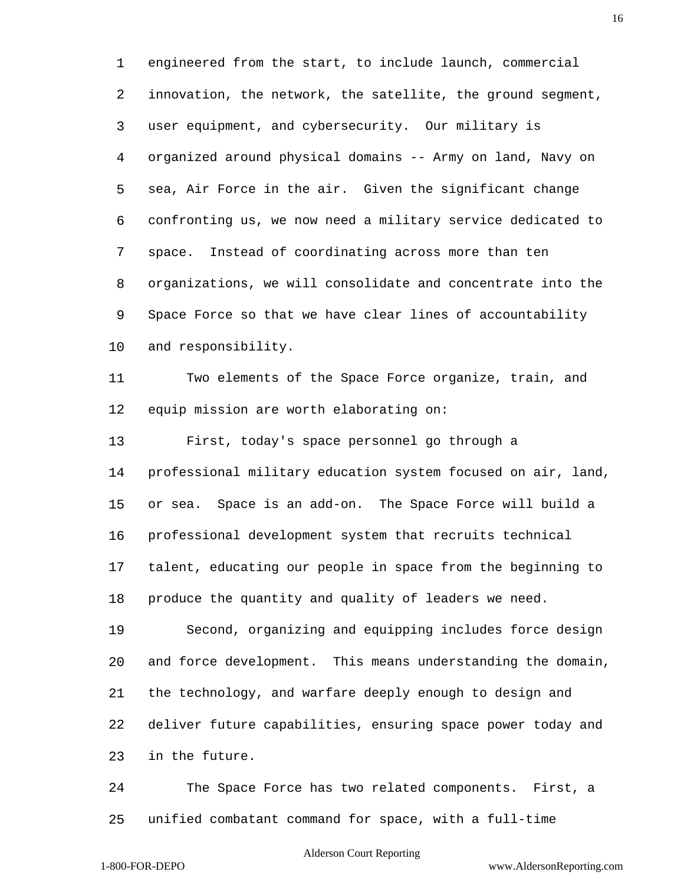engineered from the start, to include launch, commercial innovation, the network, the satellite, the ground segment, user equipment, and cybersecurity. Our military is organized around physical domains -- Army on land, Navy on sea, Air Force in the air. Given the significant change confronting us, we now need a military service dedicated to space. Instead of coordinating across more than ten organizations, we will consolidate and concentrate into the Space Force so that we have clear lines of accountability and responsibility.

Two elements of the Space Force organize, train, and equip mission are worth elaborating on:

First, today's space personnel go through a professional military education system focused on air, land, or sea. Space is an add-on. The Space Force will build a professional development system that recruits technical talent, educating our people in space from the beginning to produce the quantity and quality of leaders we need.

Second, organizing and equipping includes force design and force development. This means understanding the domain, the technology, and warfare deeply enough to design and deliver future capabilities, ensuring space power today and in the future.

The Space Force has two related components. First, a unified combatant command for space, with a full-time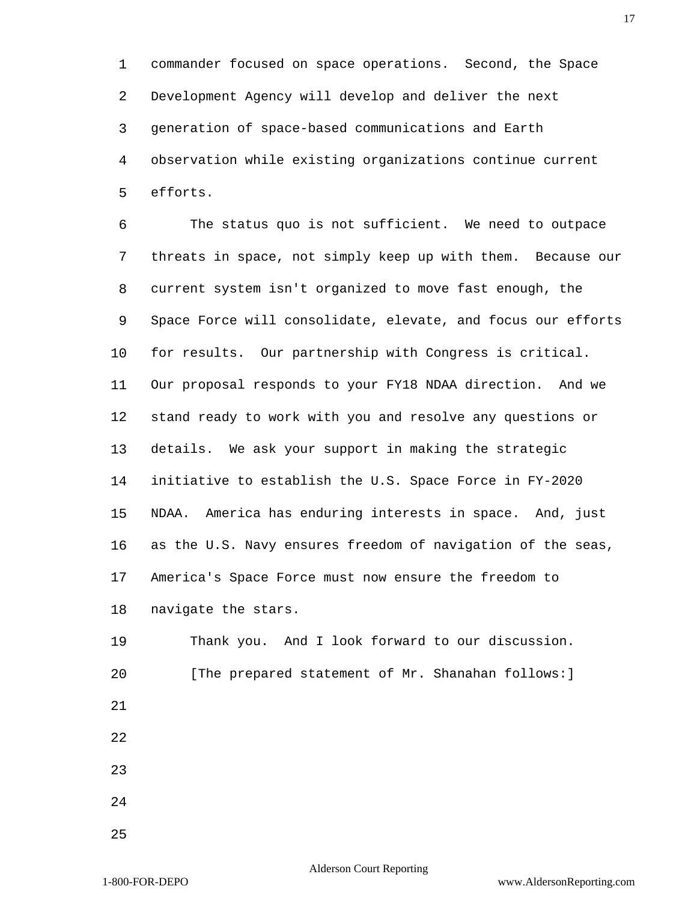commander focused on space operations. Second, the Space Development Agency will develop and deliver the next generation of space-based communications and Earth observation while existing organizations continue current efforts.

The status quo is not sufficient. We need to outpace threats in space, not simply keep up with them. Because our current system isn't organized to move fast enough, the Space Force will consolidate, elevate, and focus our efforts for results. Our partnership with Congress is critical. Our proposal responds to your FY18 NDAA direction. And we stand ready to work with you and resolve any questions or details. We ask your support in making the strategic initiative to establish the U.S. Space Force in FY-2020 NDAA. America has enduring interests in space. And, just as the U.S. Navy ensures freedom of navigation of the seas, America's Space Force must now ensure the freedom to navigate the stars.

Thank you. And I look forward to our discussion.

[The prepared statement of Mr. Shanahan follows:]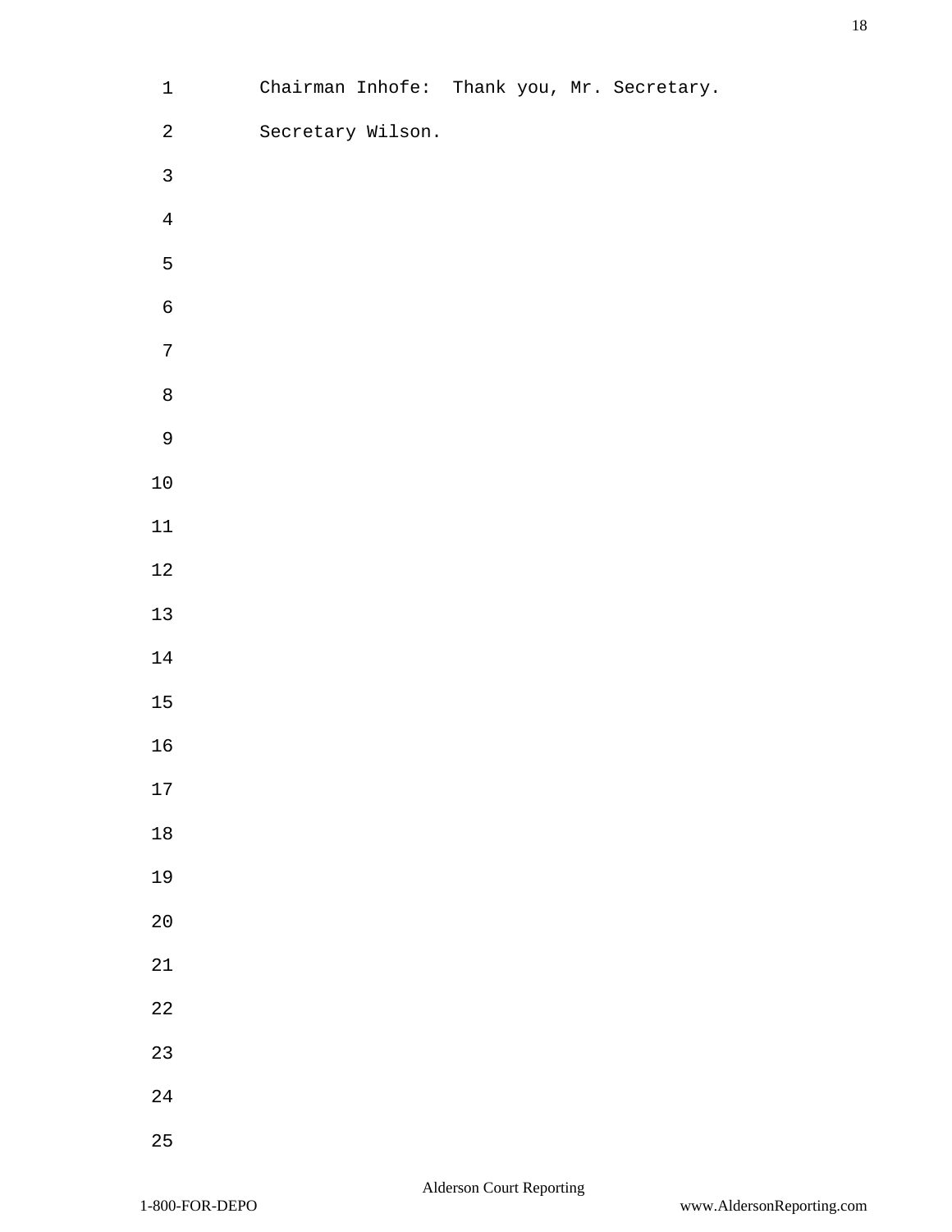Chairman Inhofe: Thank you, Mr. Secretary.

Secretary Wilson.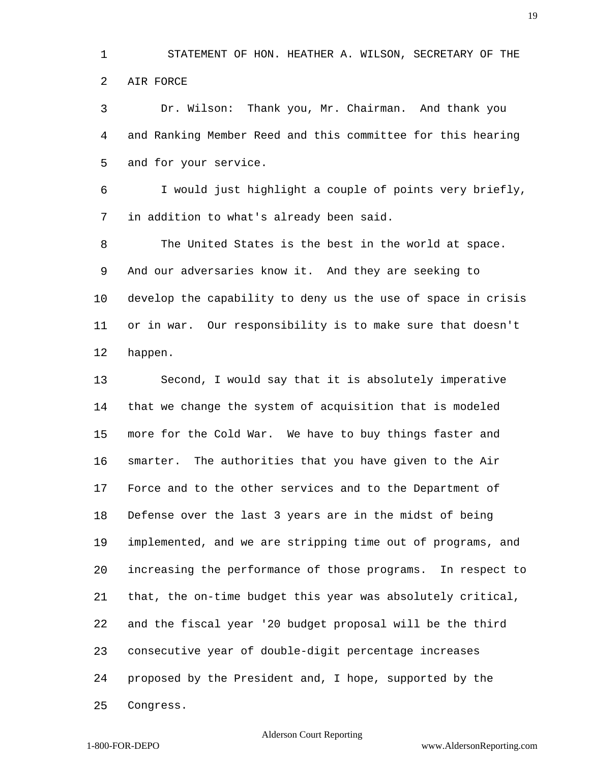STATEMENT OF HON. HEATHER A. WILSON, SECRETARY OF THE AIR FORCE

Dr. Wilson: Thank you, Mr. Chairman. And thank you and Ranking Member Reed and this committee for this hearing and for your service.

I would just highlight a couple of points very briefly, in addition to what's already been said.

The United States is the best in the world at space. And our adversaries know it. And they are seeking to develop the capability to deny us the use of space in crisis or in war. Our responsibility is to make sure that doesn't happen.

Second, I would say that it is absolutely imperative that we change the system of acquisition that is modeled more for the Cold War. We have to buy things faster and smarter. The authorities that you have given to the Air Force and to the other services and to the Department of Defense over the last 3 years are in the midst of being implemented, and we are stripping time out of programs, and increasing the performance of those programs. In respect to that, the on-time budget this year was absolutely critical, and the fiscal year '20 budget proposal will be the third consecutive year of double-digit percentage increases proposed by the President and, I hope, supported by the Congress.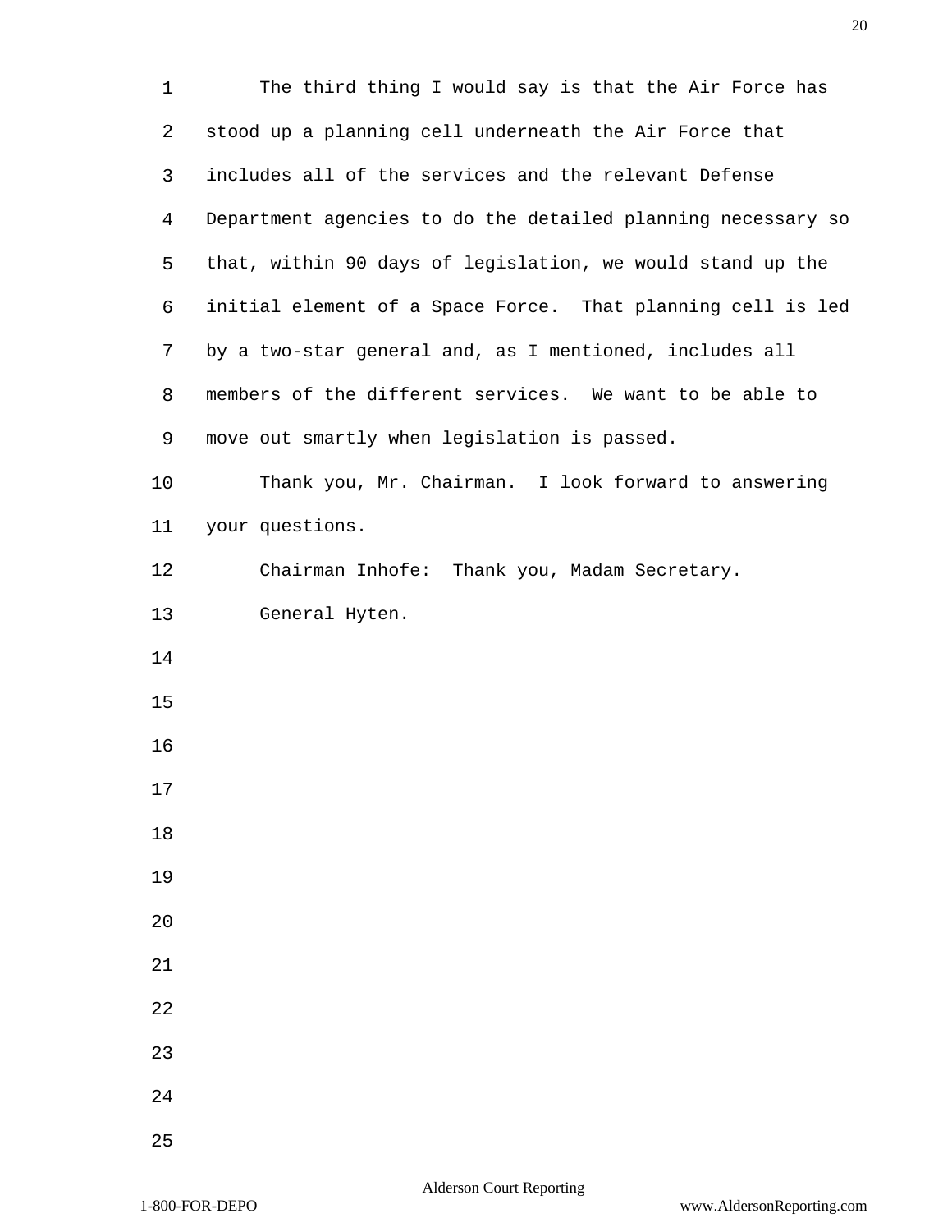The third thing I would say is that the Air Force has stood up a planning cell underneath the Air Force that includes all of the services and the relevant Defense Department agencies to do the detailed planning necessary so that, within 90 days of legislation, we would stand up the initial element of a Space Force. That planning cell is led by a two-star general and, as I mentioned, includes all members of the different services. We want to be able to move out smartly when legislation is passed.

Thank you, Mr. Chairman. I look forward to answering your questions.

Chairman Inhofe: Thank you, Madam Secretary.

General Hyten.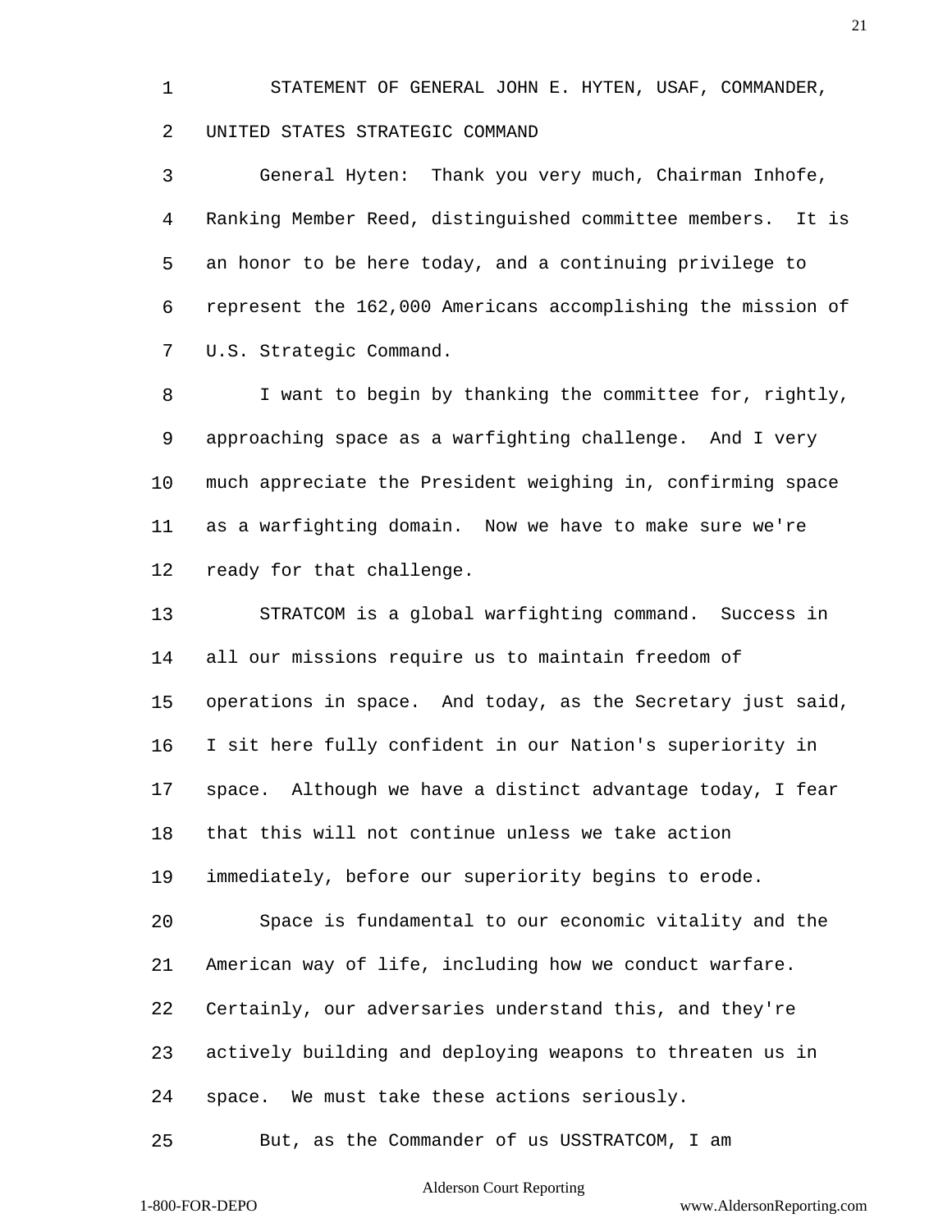STATEMENT OF GENERAL JOHN E. HYTEN, USAF, COMMANDER, UNITED STATES STRATEGIC COMMAND

General Hyten: Thank you very much, Chairman Inhofe, Ranking Member Reed, distinguished committee members. It is an honor to be here today, and a continuing privilege to represent the 162,000 Americans accomplishing the mission of U.S. Strategic Command.

I want to begin by thanking the committee for, rightly, approaching space as a warfighting challenge. And I very much appreciate the President weighing in, confirming space as a warfighting domain. Now we have to make sure we're ready for that challenge.

STRATCOM is a global warfighting command. Success in all our missions require us to maintain freedom of operations in space. And today, as the Secretary just said, I sit here fully confident in our Nation's superiority in space. Although we have a distinct advantage today, I fear that this will not continue unless we take action immediately, before our superiority begins to erode.

Space is fundamental to our economic vitality and the American way of life, including how we conduct warfare. Certainly, our adversaries understand this, and they're actively building and deploying weapons to threaten us in space. We must take these actions seriously.

But, as the Commander of us USSTRATCOM, I am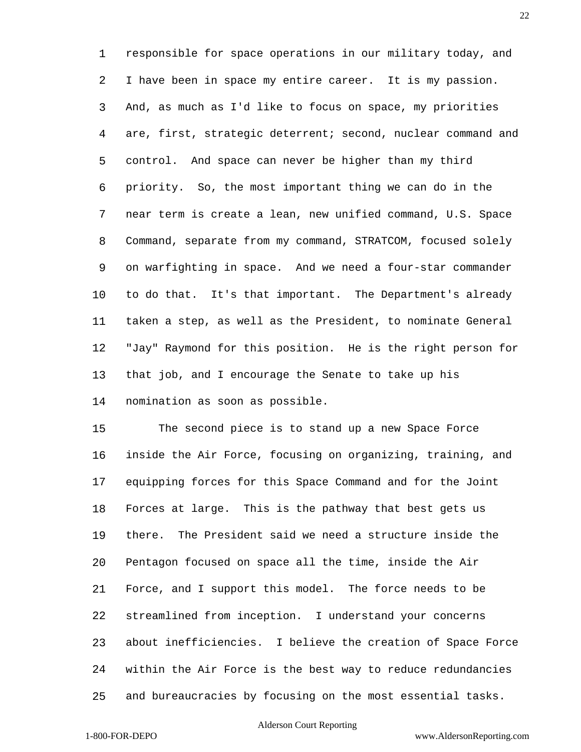responsible for space operations in our military today, and I have been in space my entire career. It is my passion. And, as much as I'd like to focus on space, my priorities are, first, strategic deterrent; second, nuclear command and control. And space can never be higher than my third priority. So, the most important thing we can do in the near term is create a lean, new unified command, U.S. Space Command, separate from my command, STRATCOM, focused solely on warfighting in space. And we need a four-star commander to do that. It's that important. The Department's already taken a step, as well as the President, to nominate General "Jay" Raymond for this position. He is the right person for that job, and I encourage the Senate to take up his nomination as soon as possible.

The second piece is to stand up a new Space Force inside the Air Force, focusing on organizing, training, and equipping forces for this Space Command and for the Joint Forces at large. This is the pathway that best gets us there. The President said we need a structure inside the Pentagon focused on space all the time, inside the Air Force, and I support this model. The force needs to be streamlined from inception. I understand your concerns about inefficiencies. I believe the creation of Space Force within the Air Force is the best way to reduce redundancies and bureaucracies by focusing on the most essential tasks.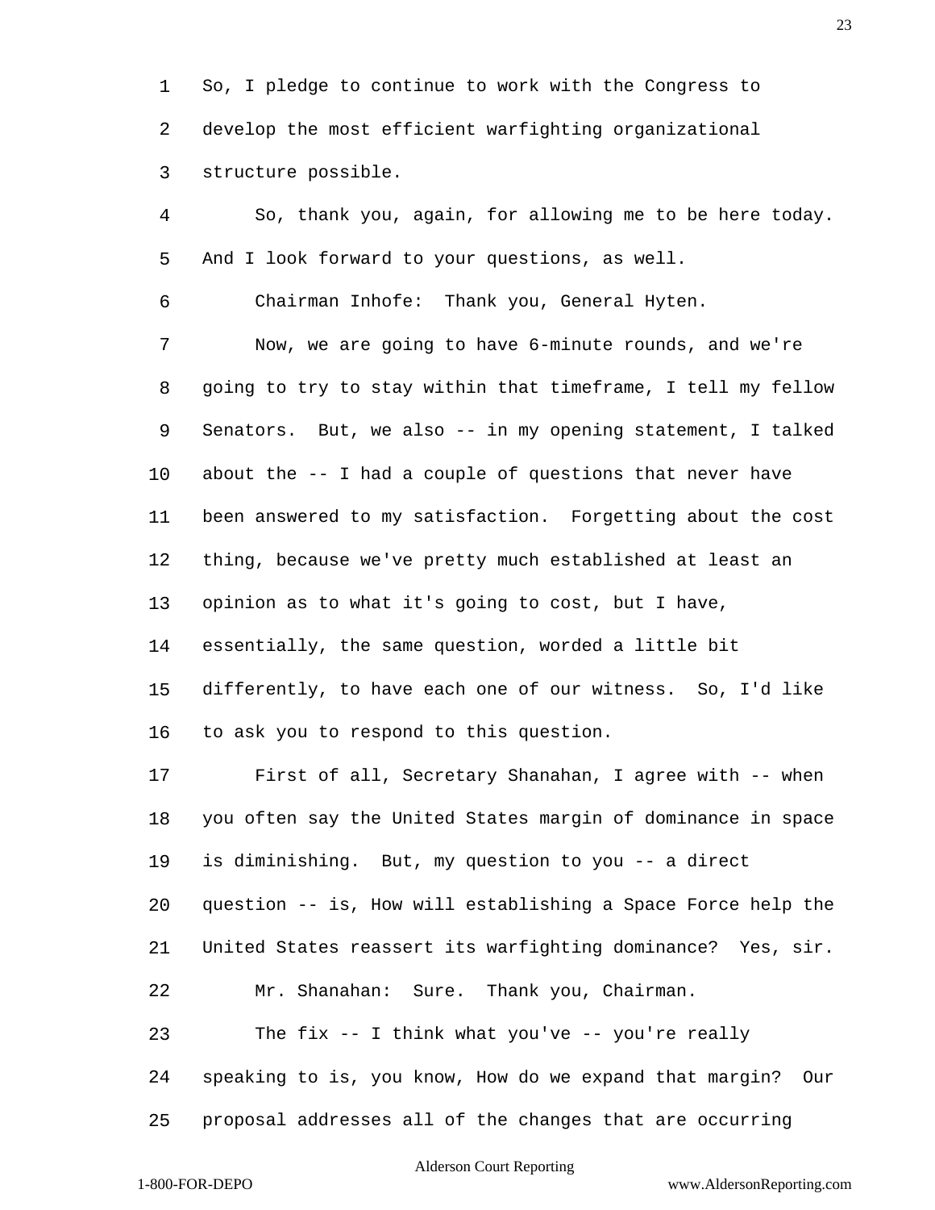So, I pledge to continue to work with the Congress to develop the most efficient warfighting organizational structure possible.

So, thank you, again, for allowing me to be here today. And I look forward to your questions, as well.

Chairman Inhofe: Thank you, General Hyten.

Now, we are going to have 6-minute rounds, and we're going to try to stay within that timeframe, I tell my fellow Senators. But, we also -- in my opening statement, I talked about the -- I had a couple of questions that never have been answered to my satisfaction. Forgetting about the cost thing, because we've pretty much established at least an opinion as to what it's going to cost, but I have, essentially, the same question, worded a little bit differently, to have each one of our witness. So, I'd like to ask you to respond to this question.

First of all, Secretary Shanahan, I agree with -- when you often say the United States margin of dominance in space is diminishing. But, my question to you -- a direct question -- is, How will establishing a Space Force help the United States reassert its warfighting dominance? Yes, sir.

Mr. Shanahan: Sure. Thank you, Chairman.

The fix -- I think what you've -- you're really speaking to is, you know, How do we expand that margin? Our proposal addresses all of the changes that are occurring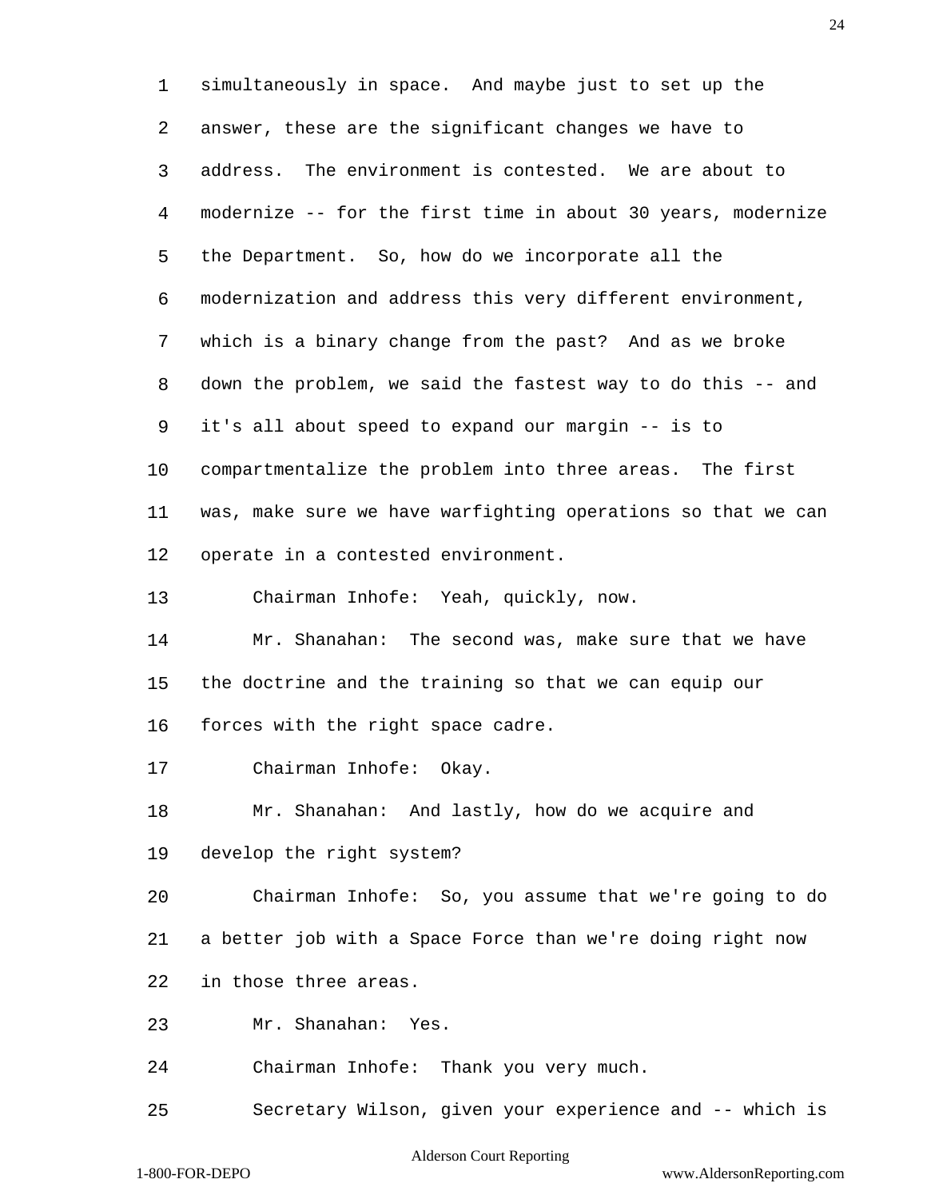simultaneously in space. And maybe just to set up the answer, these are the significant changes we have to address. The environment is contested. We are about to modernize -- for the first time in about 30 years, modernize the Department. So, how do we incorporate all the modernization and address this very different environment, which is a binary change from the past? And as we broke down the problem, we said the fastest way to do this -- and it's all about speed to expand our margin -- is to compartmentalize the problem into three areas. The first was, make sure we have warfighting operations so that we can operate in a contested environment.

Chairman Inhofe: Yeah, quickly, now.

Mr. Shanahan: The second was, make sure that we have the doctrine and the training so that we can equip our forces with the right space cadre.

Chairman Inhofe: Okay.

Mr. Shanahan: And lastly, how do we acquire and develop the right system?

Chairman Inhofe: So, you assume that we're going to do a better job with a Space Force than we're doing right now in those three areas.

Mr. Shanahan: Yes.

Chairman Inhofe: Thank you very much.

Secretary Wilson, given your experience and -- which is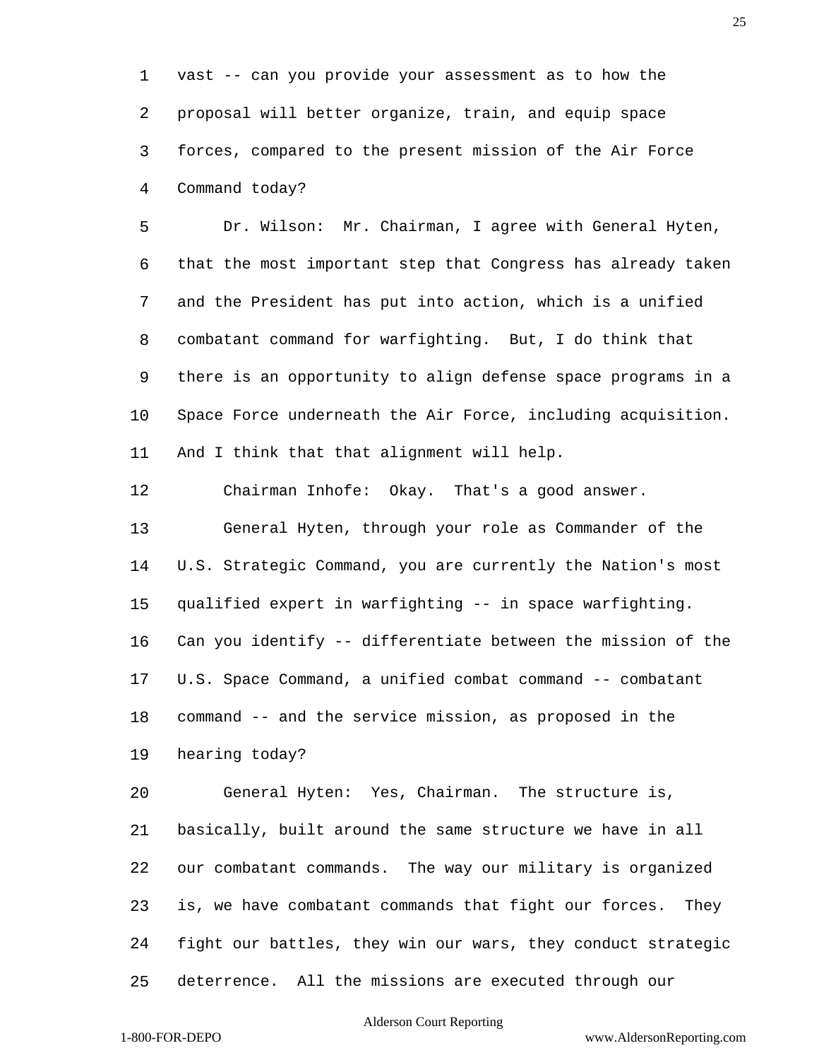vast -- can you provide your assessment as to how the proposal will better organize, train, and equip space forces, compared to the present mission of the Air Force Command today?

Dr. Wilson: Mr. Chairman, I agree with General Hyten, that the most important step that Congress has already taken and the President has put into action, which is a unified combatant command for warfighting. But, I do think that there is an opportunity to align defense space programs in a Space Force underneath the Air Force, including acquisition. And I think that that alignment will help.

Chairman Inhofe: Okay. That's a good answer.

General Hyten, through your role as Commander of the U.S. Strategic Command, you are currently the Nation's most qualified expert in warfighting -- in space warfighting. Can you identify -- differentiate between the mission of the U.S. Space Command, a unified combat command -- combatant command -- and the service mission, as proposed in the hearing today?

General Hyten: Yes, Chairman. The structure is, basically, built around the same structure we have in all our combatant commands. The way our military is organized is, we have combatant commands that fight our forces. They fight our battles, they win our wars, they conduct strategic deterrence. All the missions are executed through our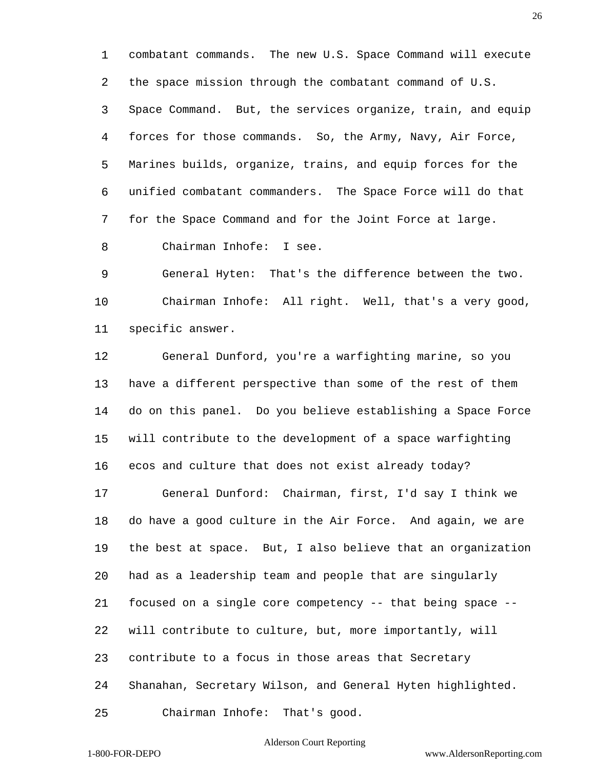combatant commands. The new U.S. Space Command will execute the space mission through the combatant command of U.S. Space Command. But, the services organize, train, and equip forces for those commands. So, the Army, Navy, Air Force, Marines builds, organize, trains, and equip forces for the unified combatant commanders. The Space Force will do that for the Space Command and for the Joint Force at large.

Chairman Inhofe: I see.

General Hyten: That's the difference between the two.

Chairman Inhofe: All right. Well, that's a very good, specific answer.

General Dunford, you're a warfighting marine, so you have a different perspective than some of the rest of them do on this panel. Do you believe establishing a Space Force will contribute to the development of a space warfighting ecos and culture that does not exist already today?

General Dunford: Chairman, first, I'd say I think we do have a good culture in the Air Force. And again, we are the best at space. But, I also believe that an organization had as a leadership team and people that are singularly focused on a single core competency -- that being space -- will contribute to culture, but, more importantly, will contribute to a focus in those areas that Secretary Shanahan, Secretary Wilson, and General Hyten highlighted.

Chairman Inhofe: That's good.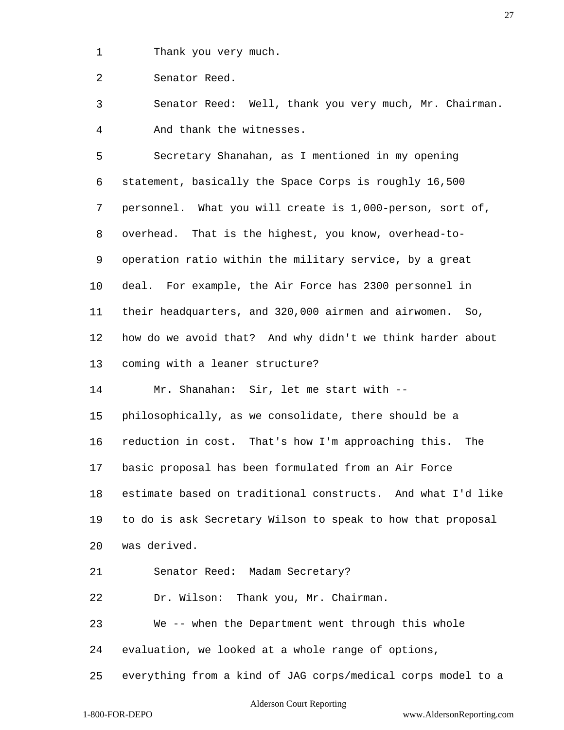Thank you very much.

Senator Reed.

Senator Reed: Well, thank you very much, Mr. Chairman. And thank the witnesses.

Secretary Shanahan, as I mentioned in my opening statement, basically the Space Corps is roughly 16,500 personnel. What you will create is 1,000-person, sort of, overhead. That is the highest, you know, overhead-to-operation ratio within the military service, by a great deal. For example, the Air Force has 2300 personnel in their headquarters, and 320,000 airmen and airwomen. So, how do we avoid that? And why didn't we think harder about coming with a leaner structure?

Mr. Shanahan: Sir, let me start with -- philosophically, as we consolidate, there should be a reduction in cost. That's how I'm approaching this. The basic proposal has been formulated from an Air Force estimate based on traditional constructs. And what I'd like to do is ask Secretary Wilson to speak to how that proposal was derived.

Senator Reed: Madam Secretary?

Dr. Wilson: Thank you, Mr. Chairman.

We -- when the Department went through this whole evaluation, we looked at a whole range of options, everything from a kind of JAG corps/medical corps model to a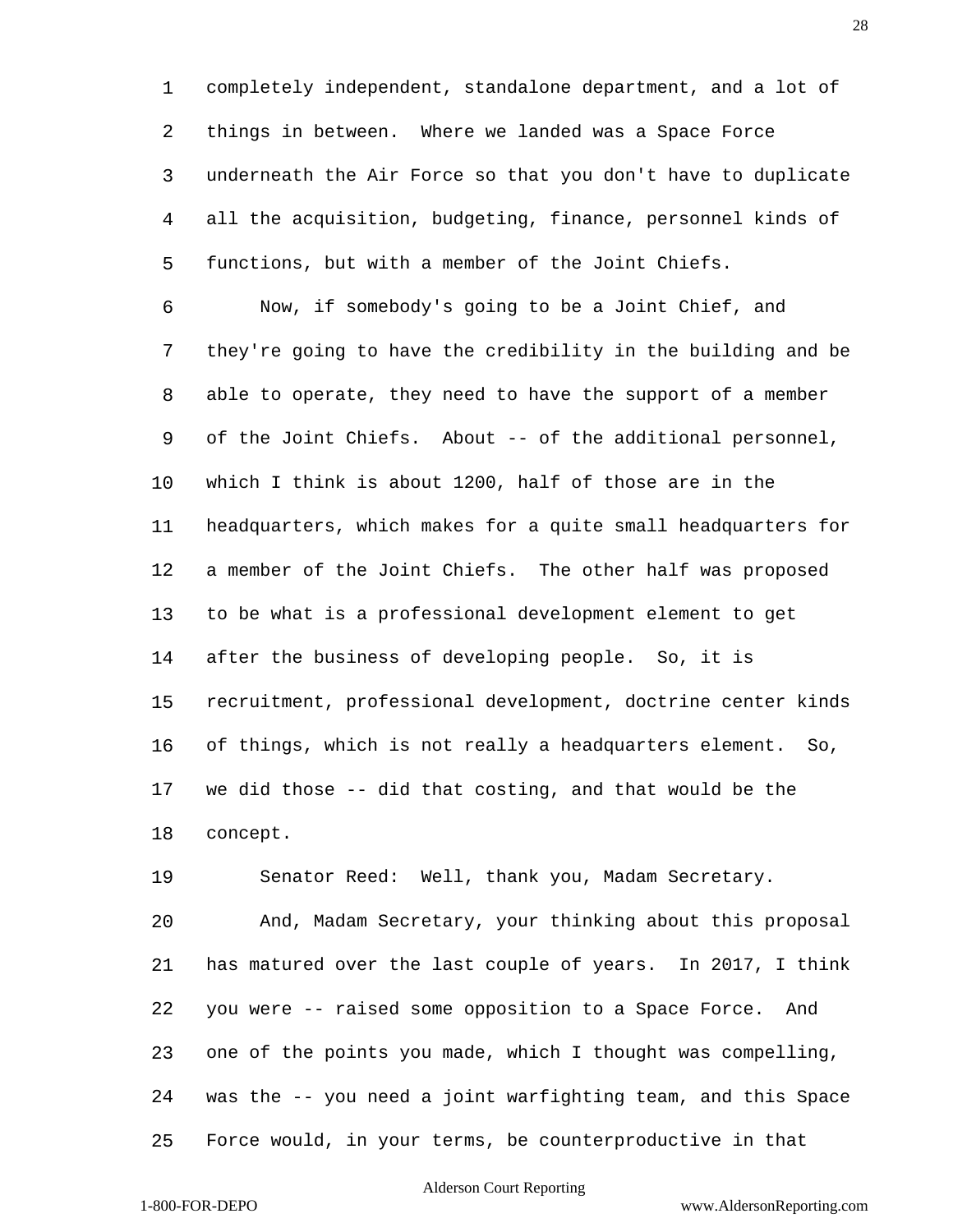completely independent, standalone department, and a lot of things in between. Where we landed was a Space Force underneath the Air Force so that you don't have to duplicate all the acquisition, budgeting, finance, personnel kinds of functions, but with a member of the Joint Chiefs.

Now, if somebody's going to be a Joint Chief, and they're going to have the credibility in the building and be able to operate, they need to have the support of a member of the Joint Chiefs. About -- of the additional personnel, which I think is about 1200, half of those are in the headquarters, which makes for a quite small headquarters for a member of the Joint Chiefs. The other half was proposed to be what is a professional development element to get after the business of developing people. So, it is recruitment, professional development, doctrine center kinds of things, which is not really a headquarters element. So, we did those -- did that costing, and that would be the concept.

Senator Reed: Well, thank you, Madam Secretary.

And, Madam Secretary, your thinking about this proposal has matured over the last couple of years. In 2017, I think you were -- raised some opposition to a Space Force. And one of the points you made, which I thought was compelling, was the -- you need a joint warfighting team, and this Space Force would, in your terms, be counterproductive in that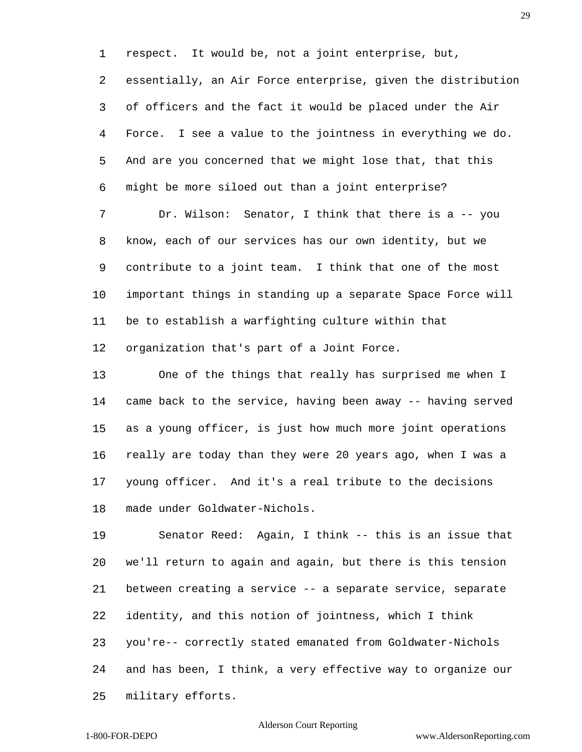respect. It would be, not a joint enterprise, but, essentially, an Air Force enterprise, given the distribution of officers and the fact it would be placed under the Air Force. I see a value to the jointness in everything we do. And are you concerned that we might lose that, that this might be more siloed out than a joint enterprise?

Dr. Wilson: Senator, I think that there is a -- you know, each of our services has our own identity, but we contribute to a joint team. I think that one of the most important things in standing up a separate Space Force will be to establish a warfighting culture within that organization that's part of a Joint Force.

One of the things that really has surprised me when I came back to the service, having been away -- having served as a young officer, is just how much more joint operations really are today than they were 20 years ago, when I was a young officer. And it's a real tribute to the decisions made under Goldwater-Nichols.

Senator Reed: Again, I think -- this is an issue that we'll return to again and again, but there is this tension between creating a service -- a separate service, separate identity, and this notion of jointness, which I think you're-- correctly stated emanated from Goldwater-Nichols and has been, I think, a very effective way to organize our military efforts.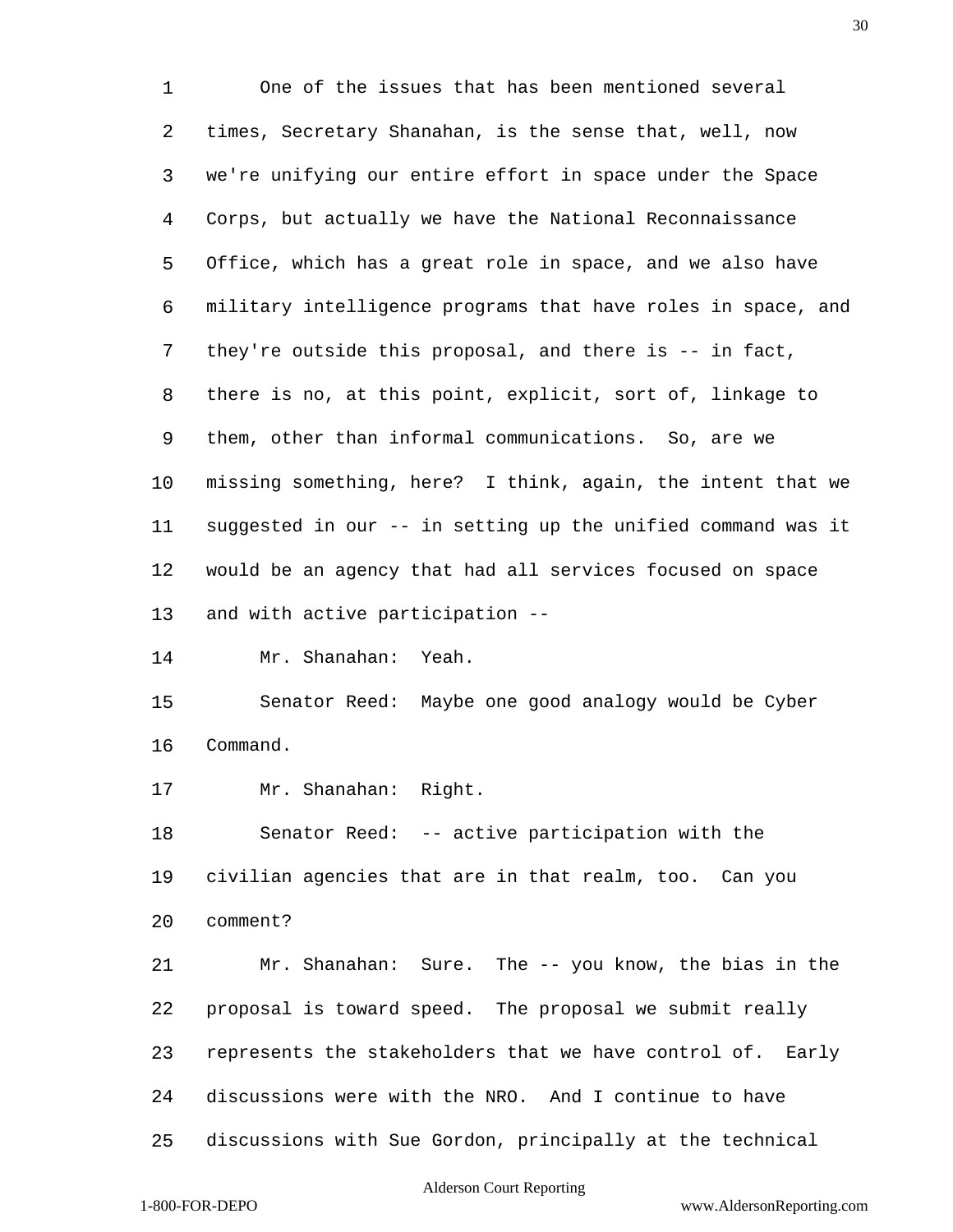One of the issues that has been mentioned several times, Secretary Shanahan, is the sense that, well, now we're unifying our entire effort in space under the Space Corps, but actually we have the National Reconnaissance Office, which has a great role in space, and we also have military intelligence programs that have roles in space, and they're outside this proposal, and there is -- in fact, there is no, at this point, explicit, sort of, linkage to them, other than informal communications. So, are we missing something, here? I think, again, the intent that we suggested in our -- in setting up the unified command was it would be an agency that had all services focused on space and with active participation --

Mr. Shanahan: Yeah.

Senator Reed: Maybe one good analogy would be Cyber Command.

Mr. Shanahan: Right.

Senator Reed: -- active participation with the civilian agencies that are in that realm, too. Can you comment?

Mr. Shanahan: Sure. The -- you know, the bias in the proposal is toward speed. The proposal we submit really represents the stakeholders that we have control of. Early discussions were with the NRO. And I continue to have discussions with Sue Gordon, principally at the technical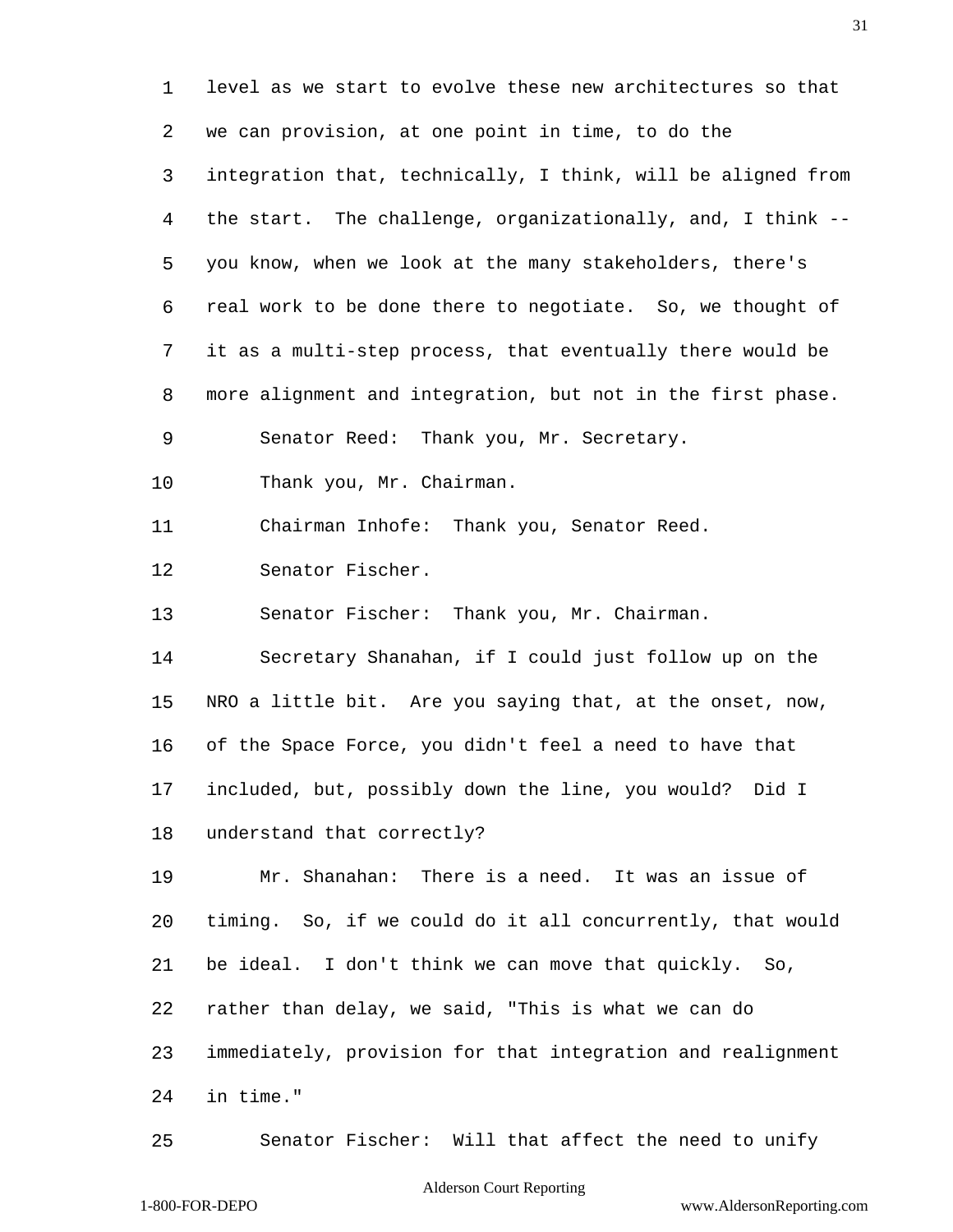level as we start to evolve these new architectures so that we can provision, at one point in time, to do the integration that, technically, I think, will be aligned from the start. The challenge, organizationally, and, I think -- you know, when we look at the many stakeholders, there's real work to be done there to negotiate. So, we thought of it as a multi-step process, that eventually there would be more alignment and integration, but not in the first phase.

Senator Reed: Thank you, Mr. Secretary.

Thank you, Mr. Chairman.

Chairman Inhofe: Thank you, Senator Reed.

Senator Fischer.

Senator Fischer: Thank you, Mr. Chairman.

Secretary Shanahan, if I could just follow up on the NRO a little bit. Are you saying that, at the onset, now, of the Space Force, you didn't feel a need to have that included, but, possibly down the line, you would? Did I understand that correctly?

Mr. Shanahan: There is a need. It was an issue of timing. So, if we could do it all concurrently, that would be ideal. I don't think we can move that quickly. So, rather than delay, we said, "This is what we can do immediately, provision for that integration and realignment in time."

Senator Fischer: Will that affect the need to unify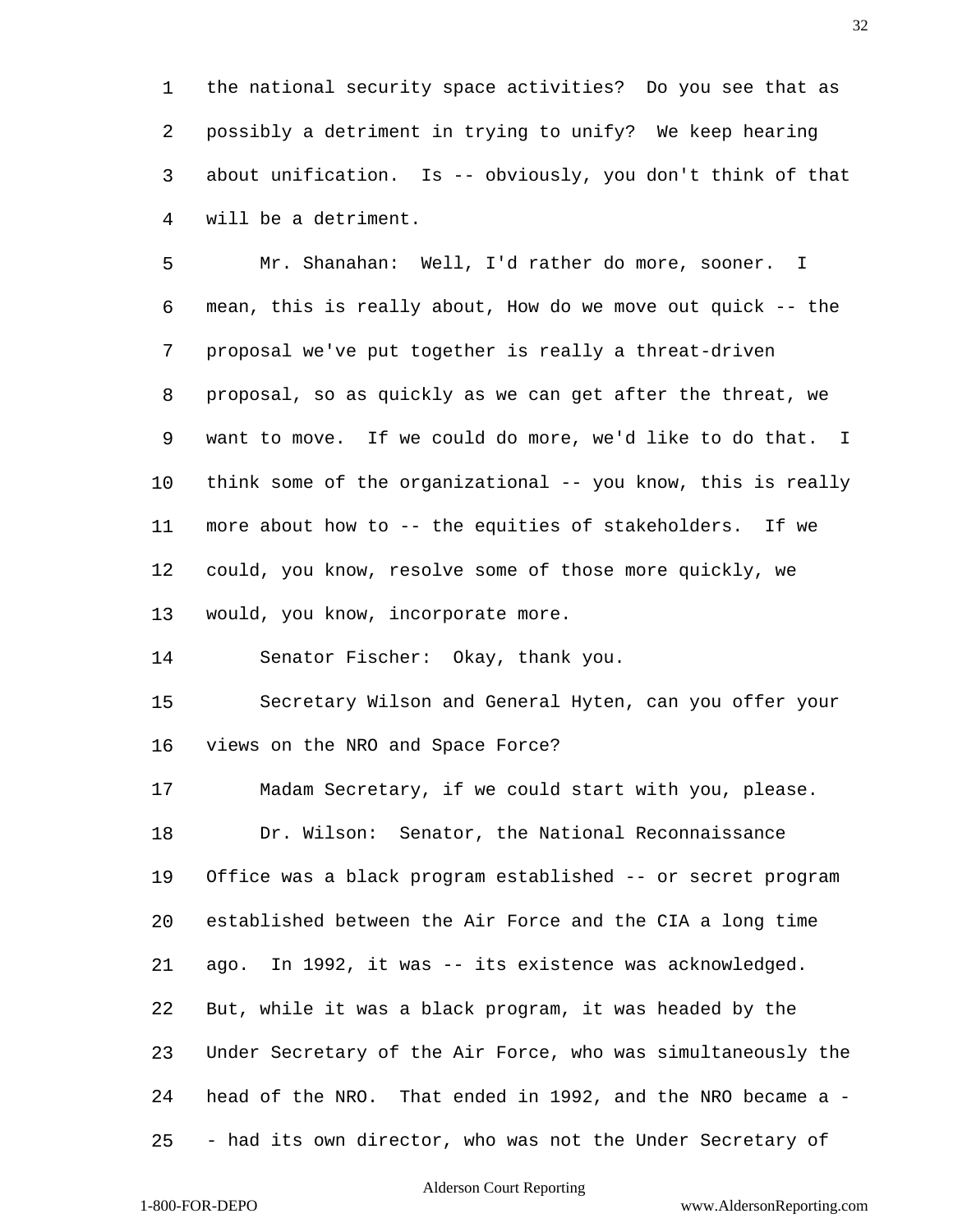the national security space activities? Do you see that as possibly a detriment in trying to unify? We keep hearing about unification. Is -- obviously, you don't think of that will be a detriment.

Mr. Shanahan: Well, I'd rather do more, sooner. I mean, this is really about, How do we move out quick -- the proposal we've put together is really a threat-driven proposal, so as quickly as we can get after the threat, we want to move. If we could do more, we'd like to do that. I think some of the organizational -- you know, this is really more about how to -- the equities of stakeholders. If we could, you know, resolve some of those more quickly, we would, you know, incorporate more.

Senator Fischer: Okay, thank you.

Secretary Wilson and General Hyten, can you offer your views on the NRO and Space Force?

Madam Secretary, if we could start with you, please.

Dr. Wilson: Senator, the National Reconnaissance Office was a black program established -- or secret program established between the Air Force and the CIA a long time ago. In 1992, it was -- its existence was acknowledged. But, while it was a black program, it was headed by the Under Secretary of the Air Force, who was simultaneously the head of the NRO. That ended in 1992, and the NRO became a -- had its own director, who was not the Under Secretary of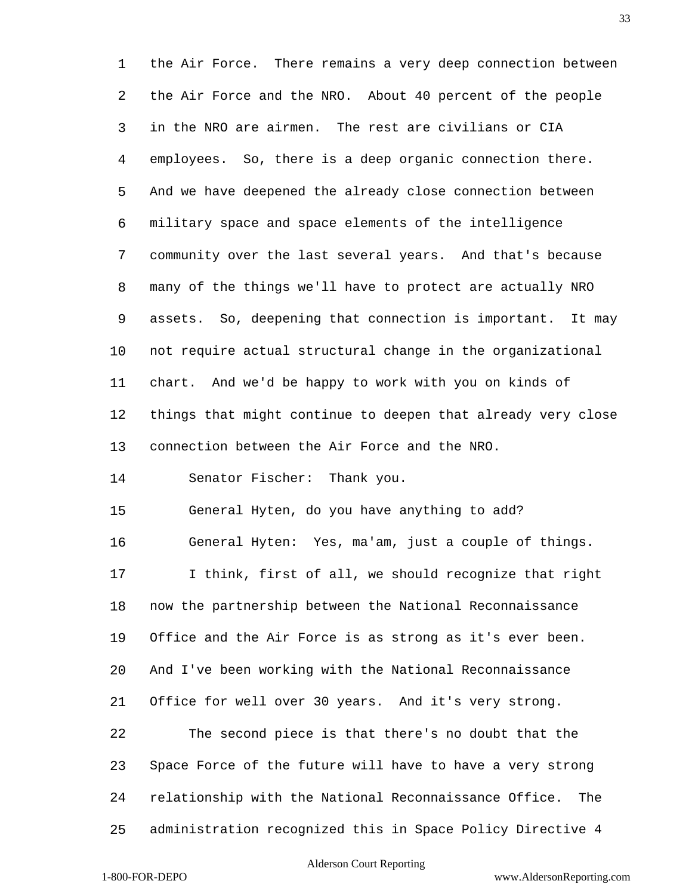the Air Force. There remains a very deep connection between the Air Force and the NRO. About 40 percent of the people in the NRO are airmen. The rest are civilians or CIA employees. So, there is a deep organic connection there. And we have deepened the already close connection between military space and space elements of the intelligence community over the last several years. And that's because many of the things we'll have to protect are actually NRO assets. So, deepening that connection is important. It may not require actual structural change in the organizational chart. And we'd be happy to work with you on kinds of things that might continue to deepen that already very close connection between the Air Force and the NRO.

Senator Fischer: Thank you.

General Hyten, do you have anything to add?

General Hyten: Yes, ma'am, just a couple of things.

I think, first of all, we should recognize that right now the partnership between the National Reconnaissance Office and the Air Force is as strong as it's ever been. And I've been working with the National Reconnaissance Office for well over 30 years. And it's very strong.

The second piece is that there's no doubt that the Space Force of the future will have to have a very strong relationship with the National Reconnaissance Office. The administration recognized this in Space Policy Directive 4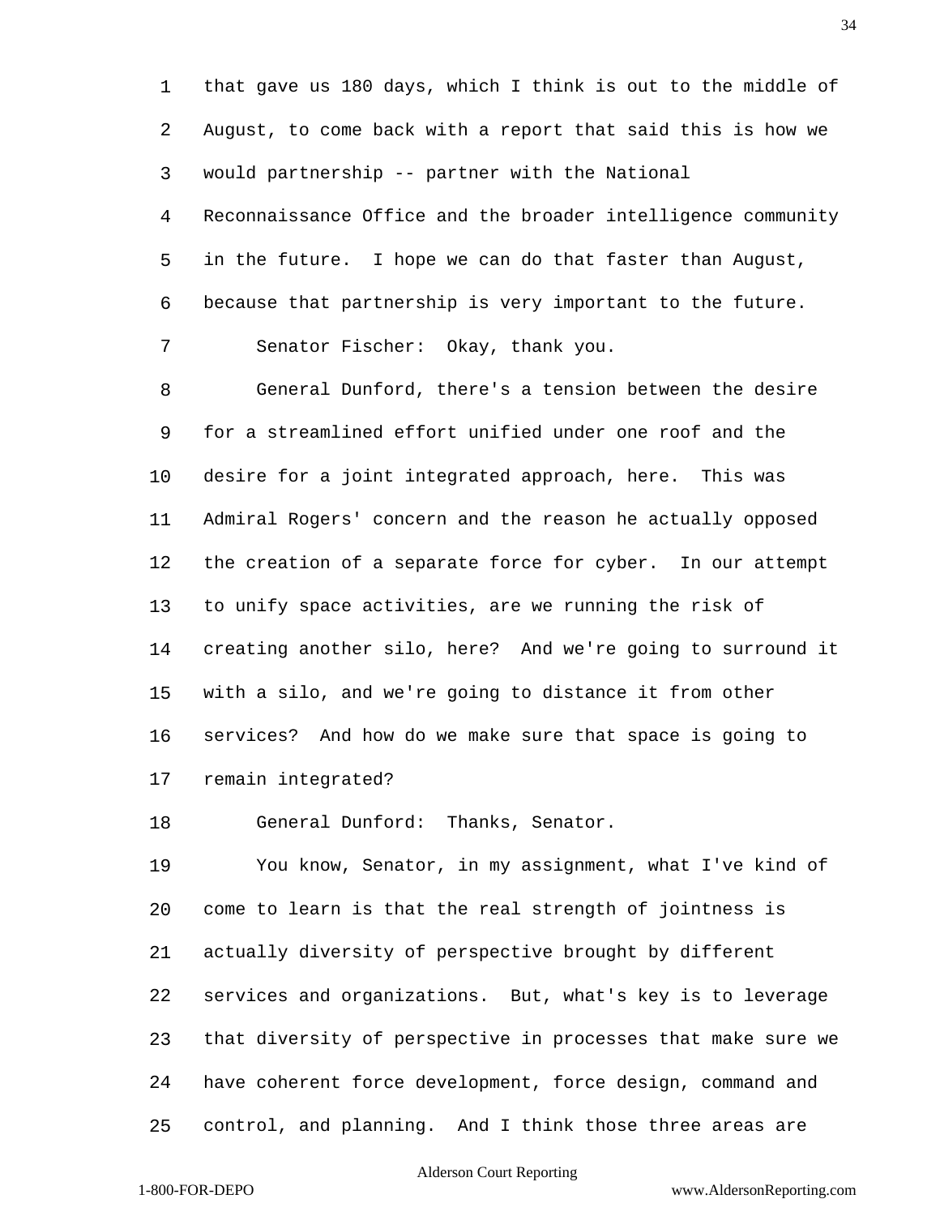that gave us 180 days, which I think is out to the middle of August, to come back with a report that said this is how we would partnership -- partner with the National Reconnaissance Office and the broader intelligence community in the future. I hope we can do that faster than August, because that partnership is very important to the future.

Senator Fischer: Okay, thank you.

General Dunford, there's a tension between the desire for a streamlined effort unified under one roof and the desire for a joint integrated approach, here. This was Admiral Rogers' concern and the reason he actually opposed the creation of a separate force for cyber. In our attempt to unify space activities, are we running the risk of creating another silo, here? And we're going to surround it with a silo, and we're going to distance it from other services? And how do we make sure that space is going to remain integrated?

General Dunford: Thanks, Senator.

You know, Senator, in my assignment, what I've kind of come to learn is that the real strength of jointness is actually diversity of perspective brought by different services and organizations. But, what's key is to leverage that diversity of perspective in processes that make sure we have coherent force development, force design, command and control, and planning. And I think those three areas are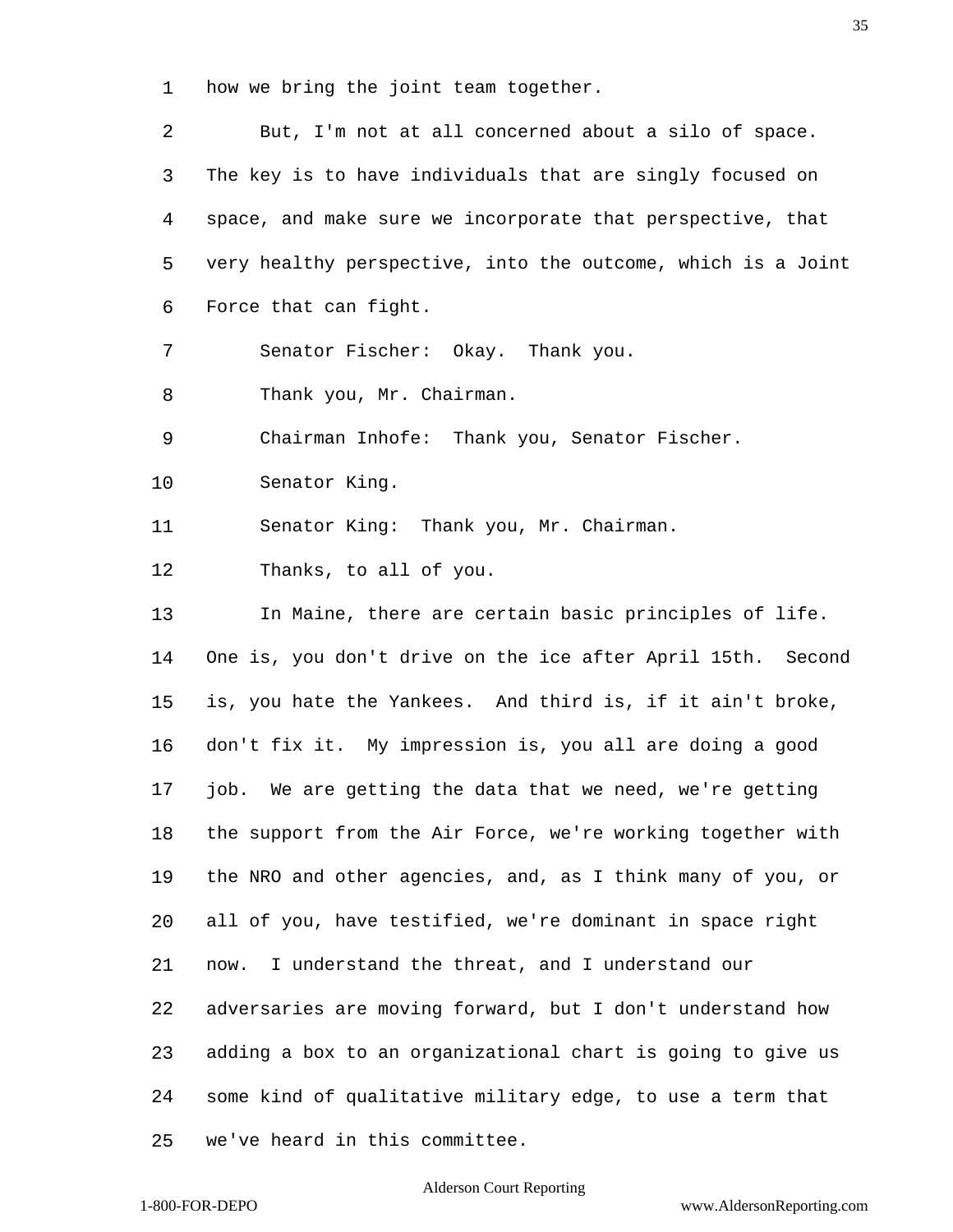how we bring the joint team together.

But, I'm not at all concerned about a silo of space. The key is to have individuals that are singly focused on space, and make sure we incorporate that perspective, that very healthy perspective, into the outcome, which is a Joint Force that can fight.

Senator Fischer: Okay. Thank you.

Thank you, Mr. Chairman.

Chairman Inhofe: Thank you, Senator Fischer.

Senator King.

Senator King: Thank you, Mr. Chairman.

Thanks, to all of you.

In Maine, there are certain basic principles of life. One is, you don't drive on the ice after April 15th. Second is, you hate the Yankees. And third is, if it ain't broke, don't fix it. My impression is, you all are doing a good job. We are getting the data that we need, we're getting the support from the Air Force, we're working together with the NRO and other agencies, and, as I think many of you, or all of you, have testified, we're dominant in space right now. I understand the threat, and I understand our adversaries are moving forward, but I don't understand how adding a box to an organizational chart is going to give us some kind of qualitative military edge, to use a term that we've heard in this committee.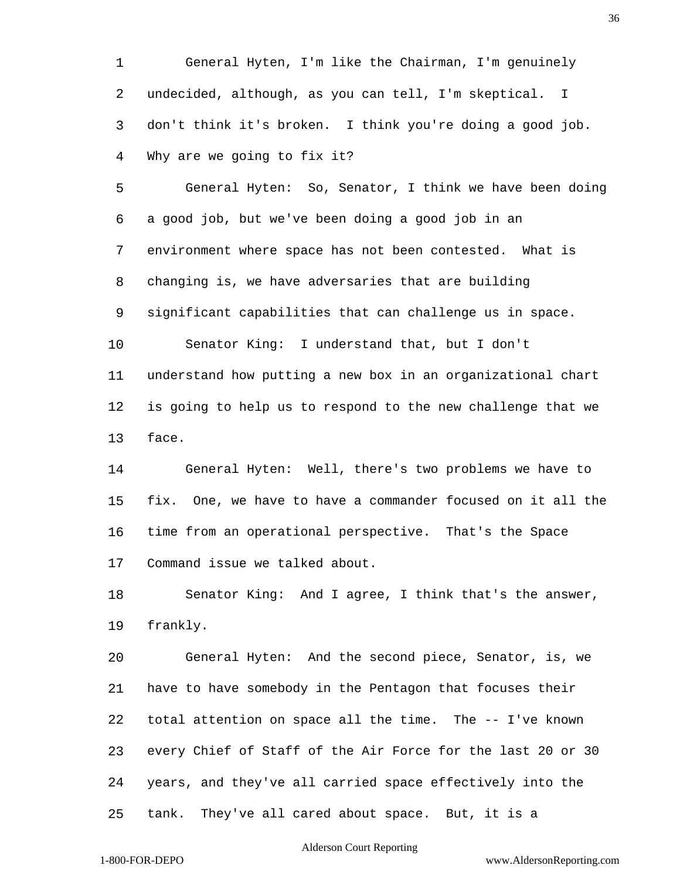General Hyten, I'm like the Chairman, I'm genuinely undecided, although, as you can tell, I'm skeptical. I don't think it's broken. I think you're doing a good job. Why are we going to fix it?

General Hyten: So, Senator, I think we have been doing a good job, but we've been doing a good job in an environment where space has not been contested. What is changing is, we have adversaries that are building significant capabilities that can challenge us in space.

Senator King: I understand that, but I don't understand how putting a new box in an organizational chart is going to help us to respond to the new challenge that we face.

General Hyten: Well, there's two problems we have to fix. One, we have to have a commander focused on it all the time from an operational perspective. That's the Space Command issue we talked about.

Senator King: And I agree, I think that's the answer, frankly.

General Hyten: And the second piece, Senator, is, we have to have somebody in the Pentagon that focuses their total attention on space all the time. The -- I've known every Chief of Staff of the Air Force for the last 20 or 30 years, and they've all carried space effectively into the tank. They've all cared about space. But, it is a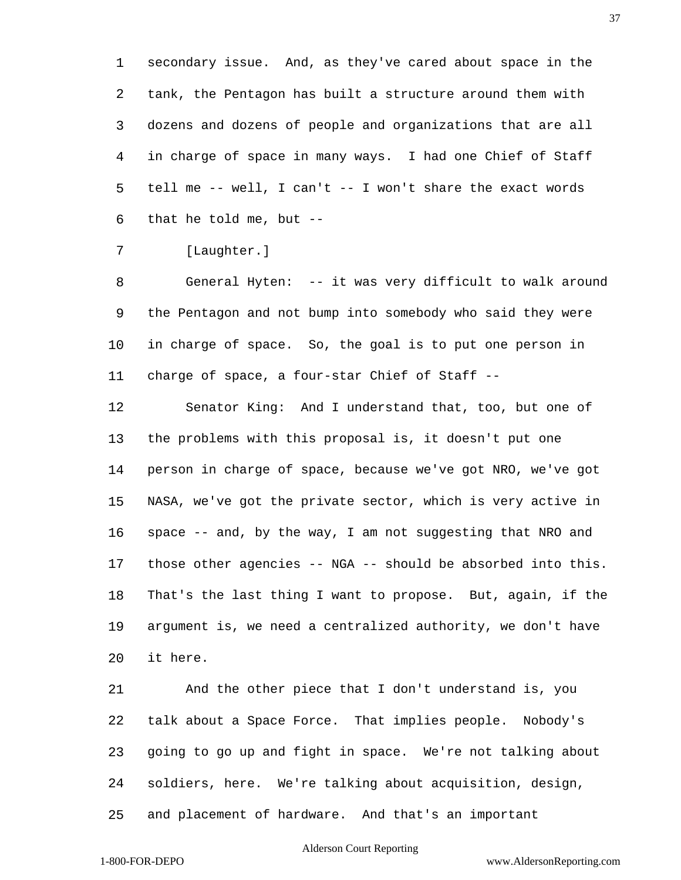secondary issue. And, as they've cared about space in the tank, the Pentagon has built a structure around them with dozens and dozens of people and organizations that are all in charge of space in many ways. I had one Chief of Staff tell me -- well, I can't -- I won't share the exact words that he told me, but --

[Laughter.]

General Hyten: -- it was very difficult to walk around the Pentagon and not bump into somebody who said they were in charge of space. So, the goal is to put one person in charge of space, a four-star Chief of Staff --

Senator King: And I understand that, too, but one of the problems with this proposal is, it doesn't put one person in charge of space, because we've got NRO, we've got NASA, we've got the private sector, which is very active in space -- and, by the way, I am not suggesting that NRO and those other agencies -- NGA -- should be absorbed into this. That's the last thing I want to propose. But, again, if the argument is, we need a centralized authority, we don't have it here.

And the other piece that I don't understand is, you talk about a Space Force. That implies people. Nobody's going to go up and fight in space. We're not talking about soldiers, here. We're talking about acquisition, design, and placement of hardware. And that's an important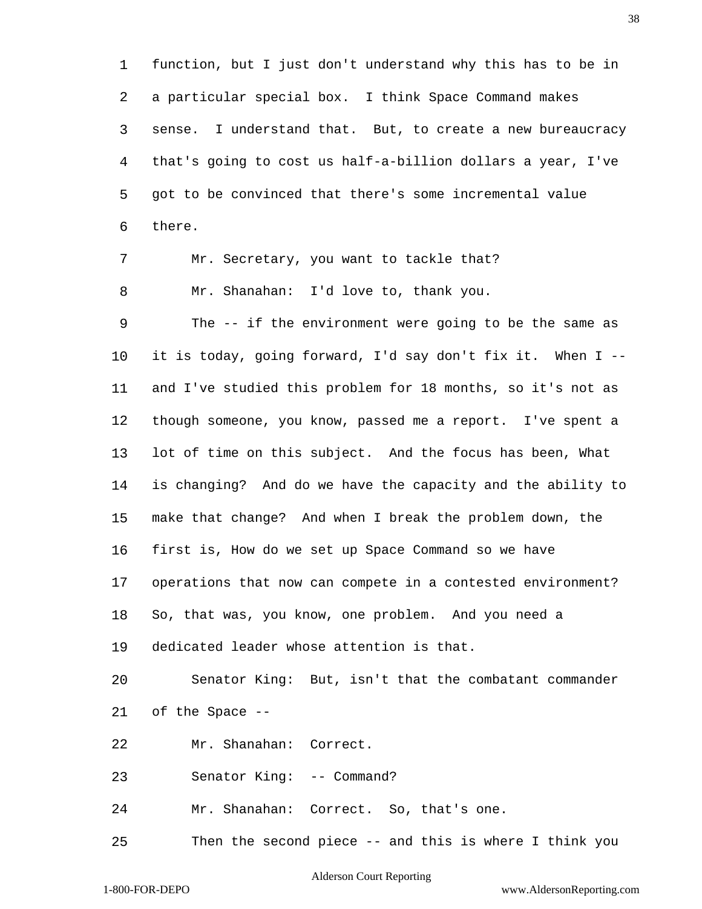function, but I just don't understand why this has to be in a particular special box. I think Space Command makes sense. I understand that. But, to create a new bureaucracy that's going to cost us half-a-billion dollars a year, I've got to be convinced that there's some incremental value there.

Mr. Secretary, you want to tackle that?

Mr. Shanahan: I'd love to, thank you.

The -- if the environment were going to be the same as it is today, going forward, I'd say don't fix it. When I -- and I've studied this problem for 18 months, so it's not as though someone, you know, passed me a report. I've spent a lot of time on this subject. And the focus has been, What is changing? And do we have the capacity and the ability to make that change? And when I break the problem down, the first is, How do we set up Space Command so we have operations that now can compete in a contested environment? So, that was, you know, one problem. And you need a dedicated leader whose attention is that.

Senator King: But, isn't that the combatant commander of the Space --

Mr. Shanahan: Correct.

Senator King: -- Command?

Mr. Shanahan: Correct. So, that's one.

Then the second piece -- and this is where I think you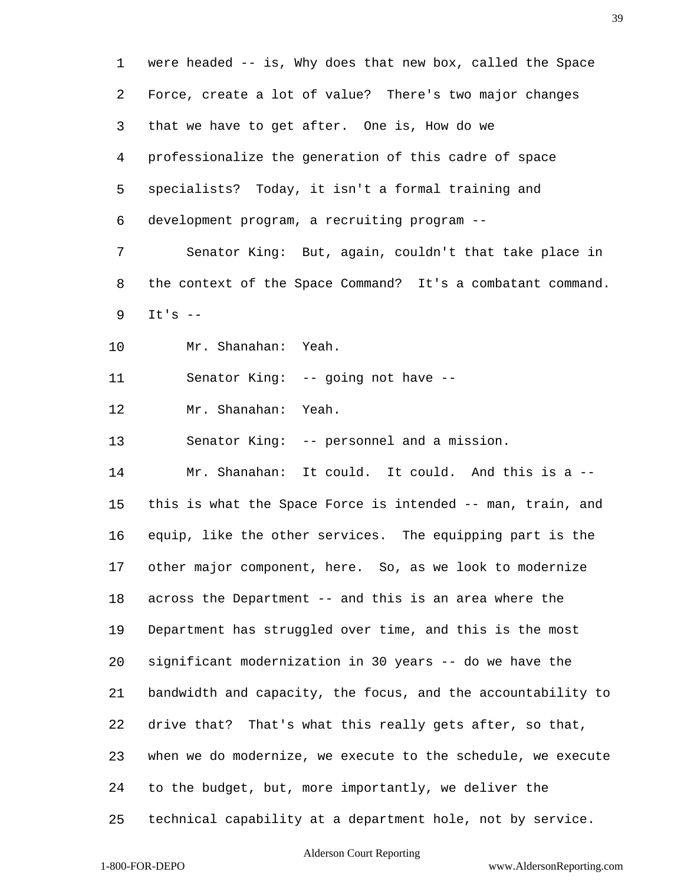were headed -- is, Why does that new box, called the Space Force, create a lot of value? There's two major changes that we have to get after. One is, How do we professionalize the generation of this cadre of space specialists? Today, it isn't a formal training and development program, a recruiting program --

Senator King: But, again, couldn't that take place in the context of the Space Command? It's a combatant command. It's --

Mr. Shanahan: Yeah.

Senator King: -- going not have --

Mr. Shanahan: Yeah.

Senator King: -- personnel and a mission.

Mr. Shanahan: It could. It could. And this is a -- this is what the Space Force is intended -- man, train, and equip, like the other services. The equipping part is the other major component, here. So, as we look to modernize across the Department -- and this is an area where the Department has struggled over time, and this is the most significant modernization in 30 years -- do we have the bandwidth and capacity, the focus, and the accountability to drive that? That's what this really gets after, so that, when we do modernize, we execute to the schedule, we execute to the budget, but, more importantly, we deliver the technical capability at a department hole, not by service.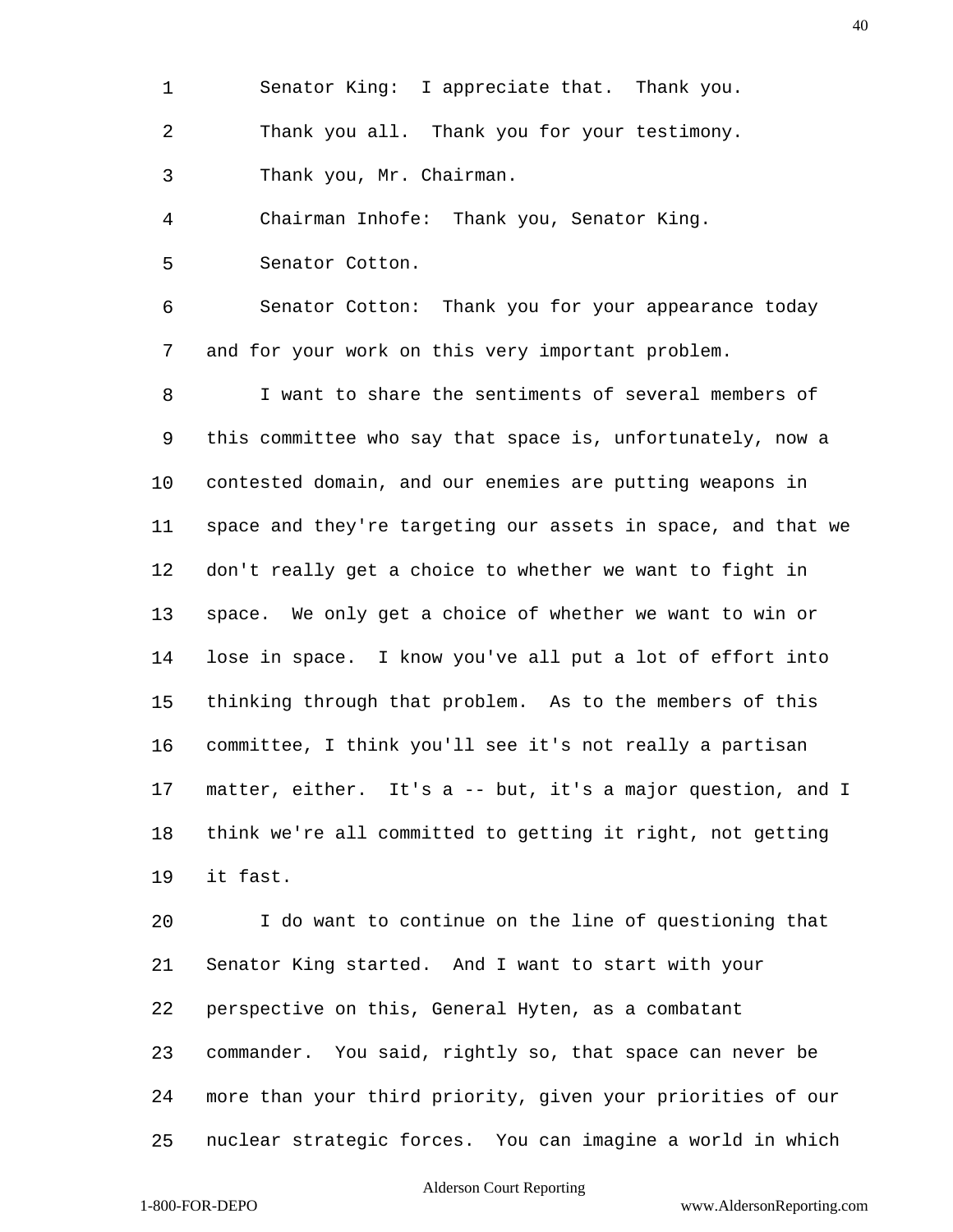Senator King: I appreciate that. Thank you.

Thank you all. Thank you for your testimony.

Thank you, Mr. Chairman.

Chairman Inhofe: Thank you, Senator King.

Senator Cotton.

Senator Cotton: Thank you for your appearance today and for your work on this very important problem.

I want to share the sentiments of several members of this committee who say that space is, unfortunately, now a contested domain, and our enemies are putting weapons in space and they're targeting our assets in space, and that we don't really get a choice to whether we want to fight in space. We only get a choice of whether we want to win or lose in space. I know you've all put a lot of effort into thinking through that problem. As to the members of this committee, I think you'll see it's not really a partisan matter, either. It's a -- but, it's a major question, and I think we're all committed to getting it right, not getting it fast.

I do want to continue on the line of questioning that Senator King started. And I want to start with your perspective on this, General Hyten, as a combatant commander. You said, rightly so, that space can never be more than your third priority, given your priorities of our nuclear strategic forces. You can imagine a world in which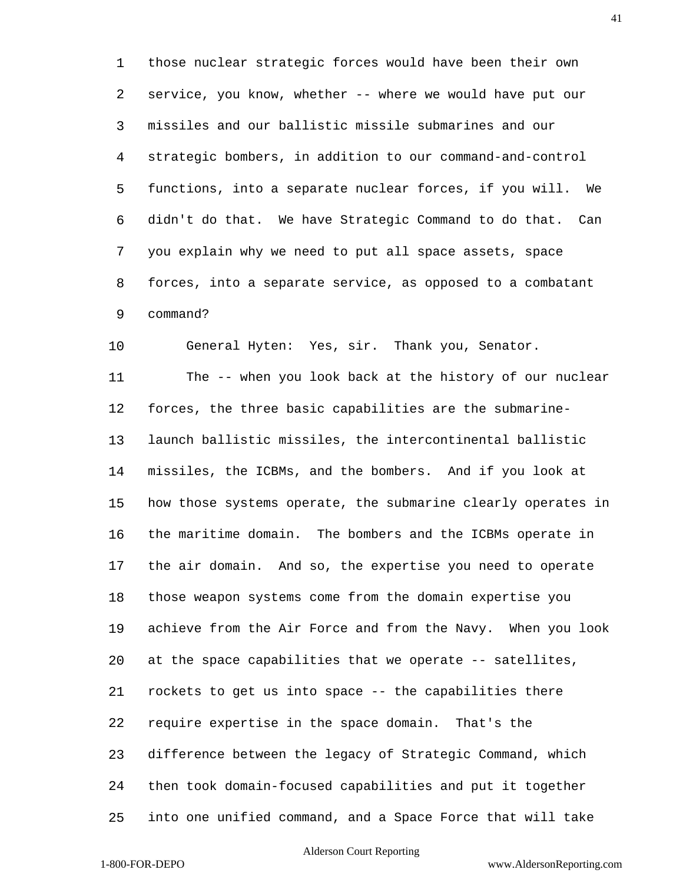those nuclear strategic forces would have been their own service, you know, whether -- where we would have put our missiles and our ballistic missile submarines and our strategic bombers, in addition to our command-and-control functions, into a separate nuclear forces, if you will. We didn't do that. We have Strategic Command to do that. Can you explain why we need to put all space assets, space forces, into a separate service, as opposed to a combatant command?

General Hyten: Yes, sir. Thank you, Senator.

The -- when you look back at the history of our nuclear forces, the three basic capabilities are the submarine-launch ballistic missiles, the intercontinental ballistic missiles, the ICBMs, and the bombers. And if you look at how those systems operate, the submarine clearly operates in the maritime domain. The bombers and the ICBMs operate in the air domain. And so, the expertise you need to operate those weapon systems come from the domain expertise you achieve from the Air Force and from the Navy. When you look at the space capabilities that we operate -- satellites, rockets to get us into space -- the capabilities there require expertise in the space domain. That's the difference between the legacy of Strategic Command, which then took domain-focused capabilities and put it together into one unified command, and a Space Force that will take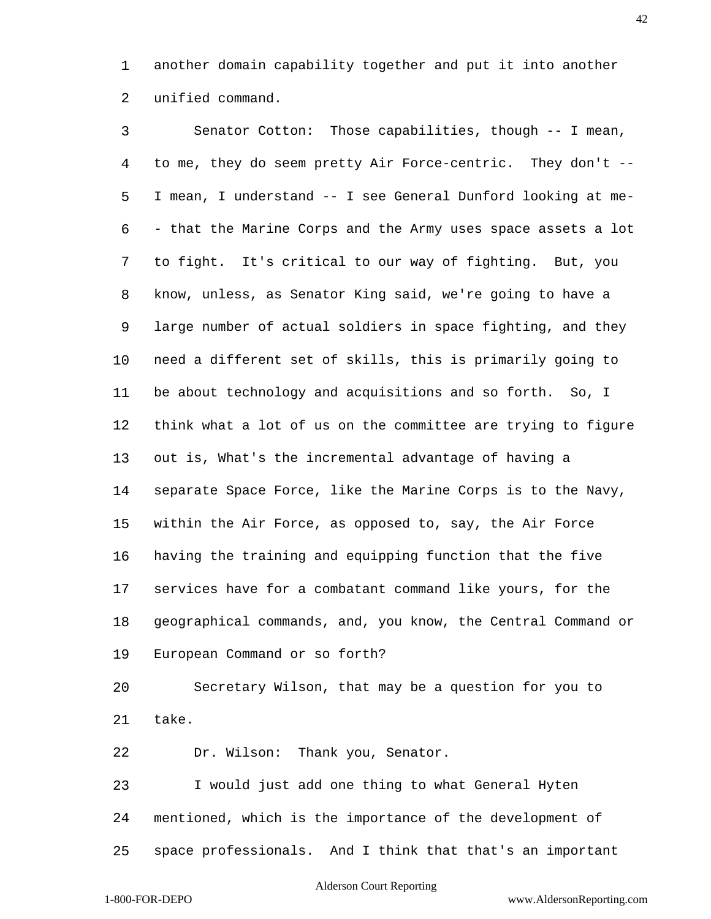another domain capability together and put it into another unified command.

Senator Cotton: Those capabilities, though -- I mean, to me, they do seem pretty Air Force-centric. They don't -- I mean, I understand -- I see General Dunford looking at me-- that the Marine Corps and the Army uses space assets a lot to fight. It's critical to our way of fighting. But, you know, unless, as Senator King said, we're going to have a large number of actual soldiers in space fighting, and they need a different set of skills, this is primarily going to be about technology and acquisitions and so forth. So, I think what a lot of us on the committee are trying to figure out is, What's the incremental advantage of having a separate Space Force, like the Marine Corps is to the Navy, within the Air Force, as opposed to, say, the Air Force having the training and equipping function that the five services have for a combatant command like yours, for the geographical commands, and, you know, the Central Command or European Command or so forth?

Secretary Wilson, that may be a question for you to take.

Dr. Wilson: Thank you, Senator.

I would just add one thing to what General Hyten mentioned, which is the importance of the development of space professionals. And I think that that's an important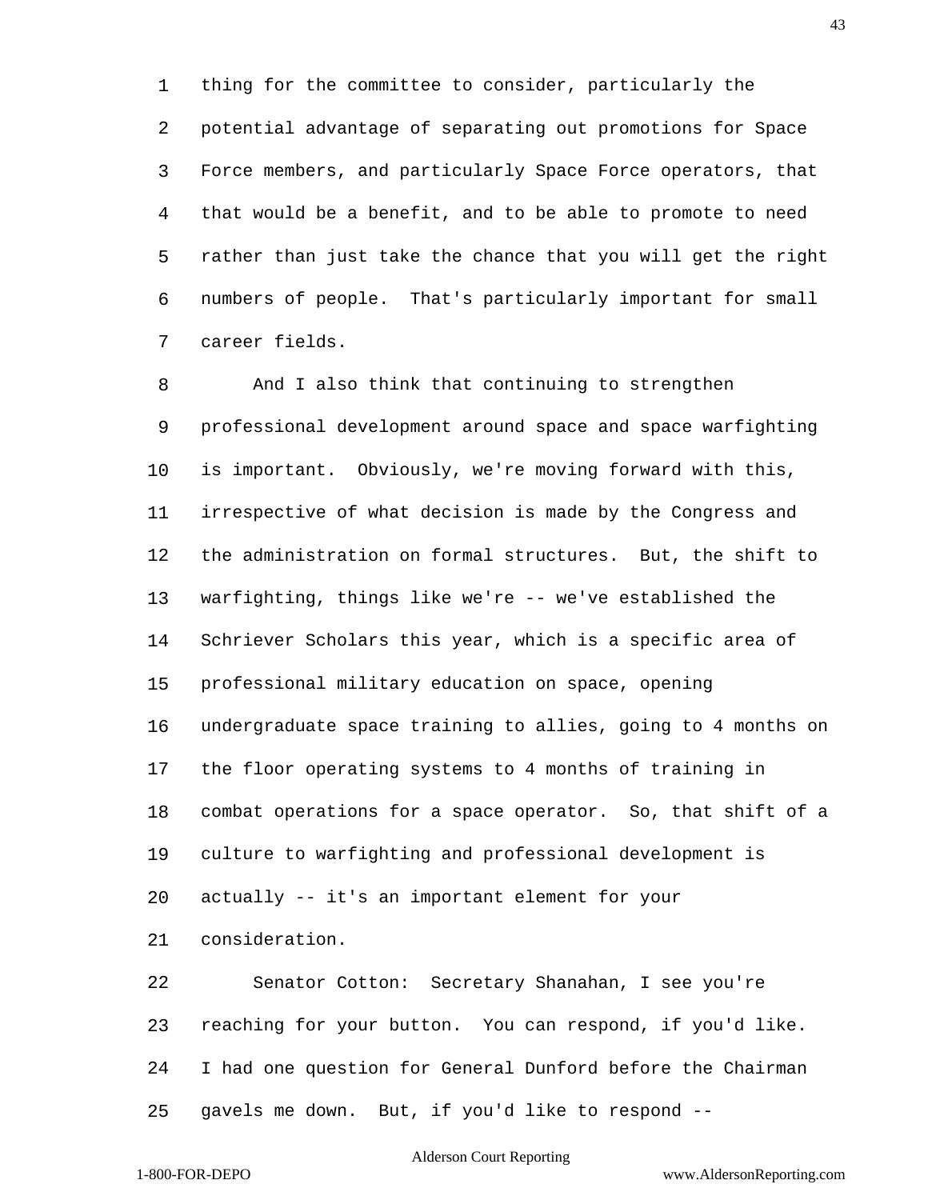thing for the committee to consider, particularly the potential advantage of separating out promotions for Space Force members, and particularly Space Force operators, that that would be a benefit, and to be able to promote to need rather than just take the chance that you will get the right numbers of people. That's particularly important for small career fields.

And I also think that continuing to strengthen professional development around space and space warfighting is important. Obviously, we're moving forward with this, irrespective of what decision is made by the Congress and the administration on formal structures. But, the shift to warfighting, things like we're -- we've established the Schriever Scholars this year, which is a specific area of professional military education on space, opening undergraduate space training to allies, going to 4 months on the floor operating systems to 4 months of training in combat operations for a space operator. So, that shift of a culture to warfighting and professional development is actually -- it's an important element for your consideration.

Senator Cotton: Secretary Shanahan, I see you're reaching for your button. You can respond, if you'd like. I had one question for General Dunford before the Chairman gavels me down. But, if you'd like to respond --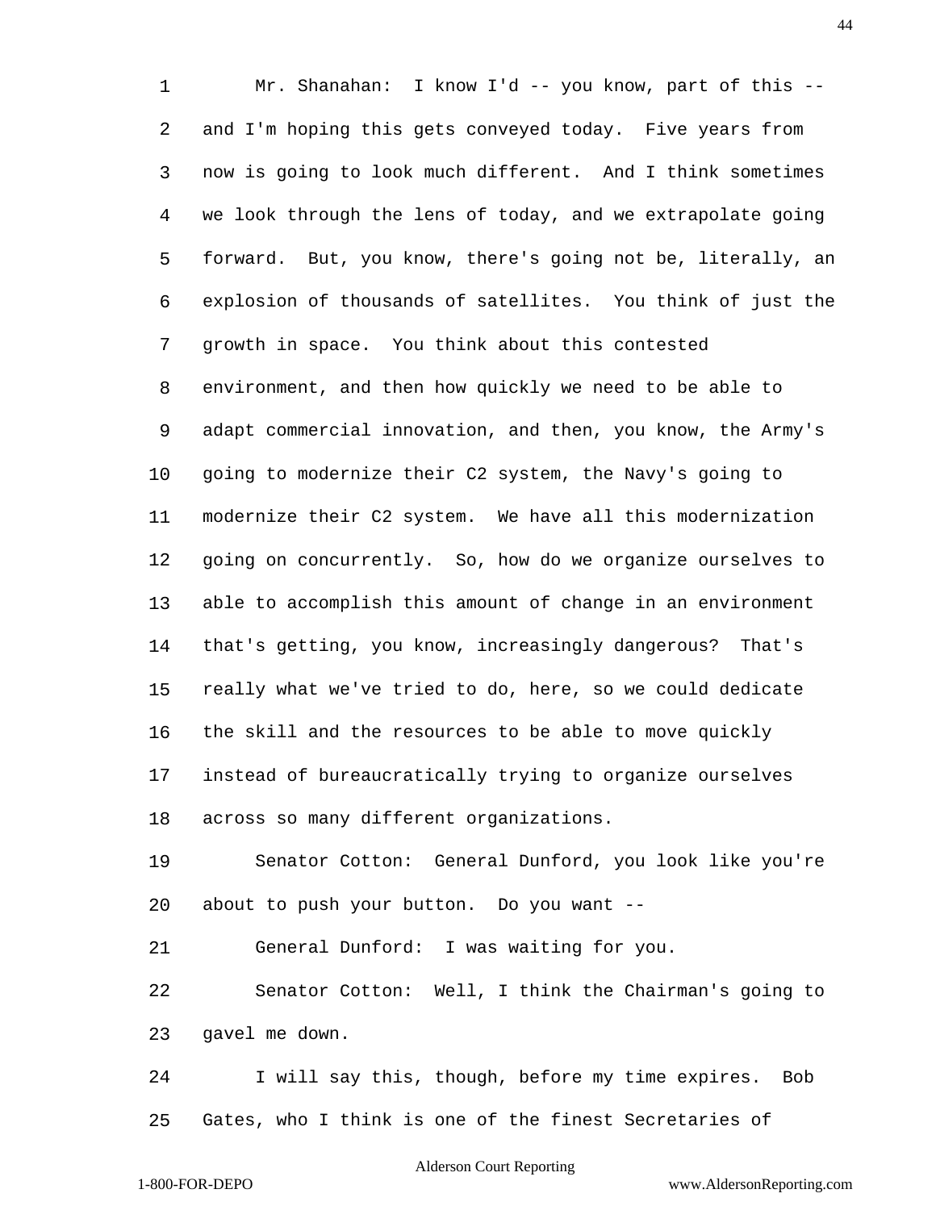Mr. Shanahan: I know I'd -- you know, part of this -- and I'm hoping this gets conveyed today. Five years from now is going to look much different. And I think sometimes we look through the lens of today, and we extrapolate going forward. But, you know, there's going not be, literally, an explosion of thousands of satellites. You think of just the growth in space. You think about this contested environment, and then how quickly we need to be able to adapt commercial innovation, and then, you know, the Army's going to modernize their C2 system, the Navy's going to modernize their C2 system. We have all this modernization going on concurrently. So, how do we organize ourselves to able to accomplish this amount of change in an environment that's getting, you know, increasingly dangerous? That's really what we've tried to do, here, so we could dedicate the skill and the resources to be able to move quickly instead of bureaucratically trying to organize ourselves across so many different organizations.

Senator Cotton: General Dunford, you look like you're about to push your button. Do you want --

General Dunford: I was waiting for you.

Senator Cotton: Well, I think the Chairman's going to gavel me down.

I will say this, though, before my time expires. Bob Gates, who I think is one of the finest Secretaries of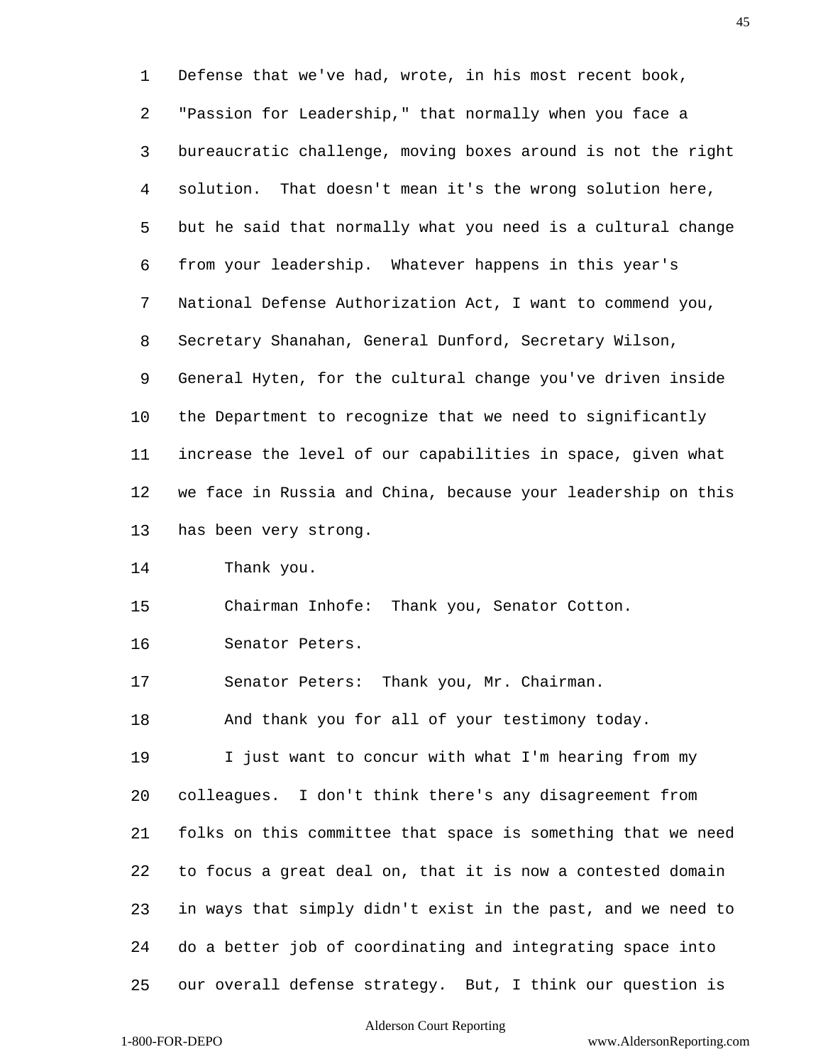Defense that we've had, wrote, in his most recent book, "Passion for Leadership," that normally when you face a bureaucratic challenge, moving boxes around is not the right solution. That doesn't mean it's the wrong solution here, but he said that normally what you need is a cultural change from your leadership. Whatever happens in this year's National Defense Authorization Act, I want to commend you, Secretary Shanahan, General Dunford, Secretary Wilson, General Hyten, for the cultural change you've driven inside the Department to recognize that we need to significantly increase the level of our capabilities in space, given what we face in Russia and China, because your leadership on this has been very strong.

Thank you.

Chairman Inhofe: Thank you, Senator Cotton.

Senator Peters.

Senator Peters: Thank you, Mr. Chairman.

And thank you for all of your testimony today.

I just want to concur with what I'm hearing from my colleagues. I don't think there's any disagreement from folks on this committee that space is something that we need to focus a great deal on, that it is now a contested domain in ways that simply didn't exist in the past, and we need to do a better job of coordinating and integrating space into our overall defense strategy. But, I think our question is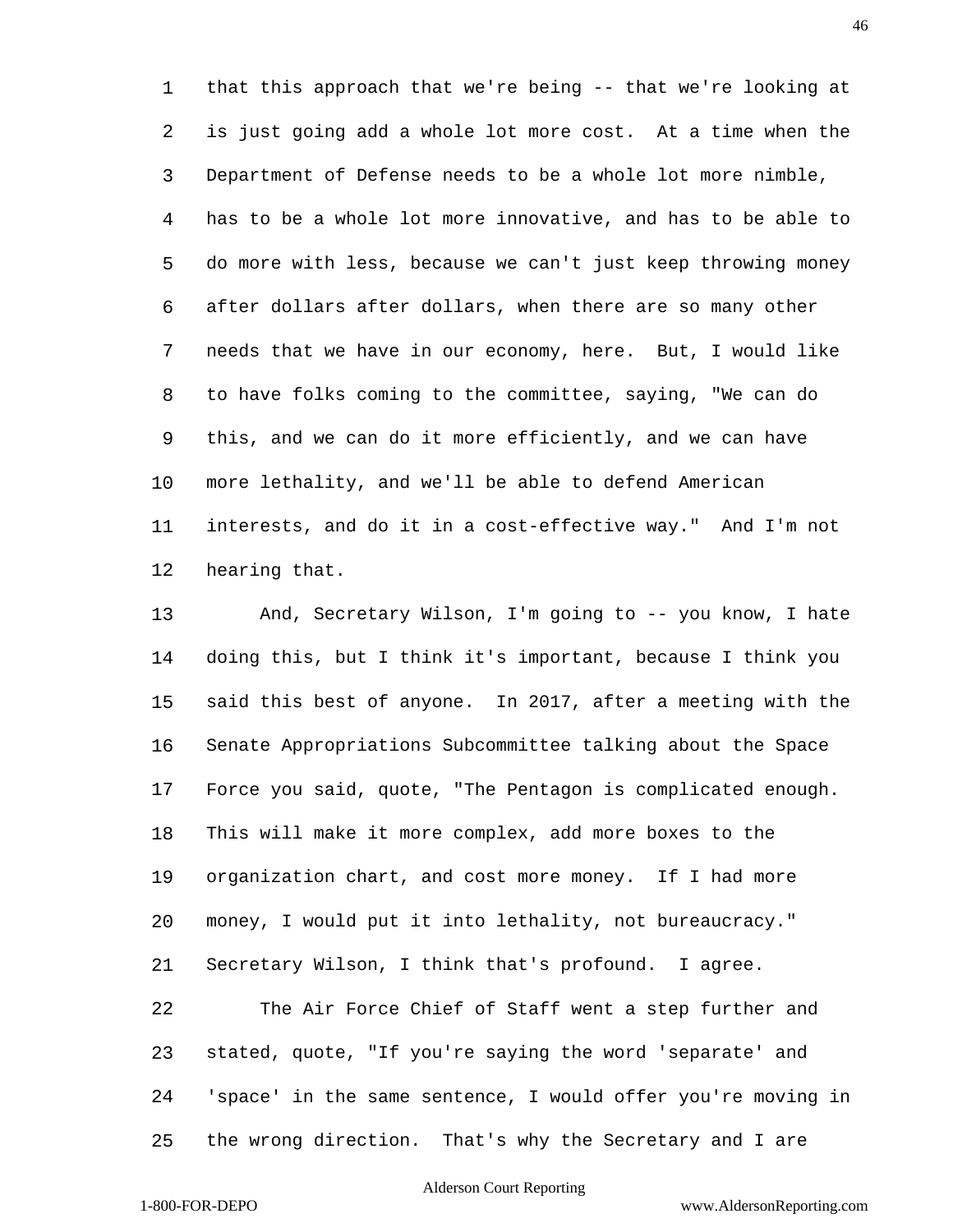that this approach that we're being -- that we're looking at is just going add a whole lot more cost. At a time when the Department of Defense needs to be a whole lot more nimble, has to be a whole lot more innovative, and has to be able to do more with less, because we can't just keep throwing money after dollars after dollars, when there are so many other needs that we have in our economy, here. But, I would like to have folks coming to the committee, saying, "We can do this, and we can do it more efficiently, and we can have more lethality, and we'll be able to defend American interests, and do it in a cost-effective way." And I'm not hearing that.

And, Secretary Wilson, I'm going to -- you know, I hate doing this, but I think it's important, because I think you said this best of anyone. In 2017, after a meeting with the Senate Appropriations Subcommittee talking about the Space Force you said, quote, "The Pentagon is complicated enough. This will make it more complex, add more boxes to the organization chart, and cost more money. If I had more money, I would put it into lethality, not bureaucracy." Secretary Wilson, I think that's profound. I agree.

The Air Force Chief of Staff went a step further and stated, quote, "If you're saying the word 'separate' and 'space' in the same sentence, I would offer you're moving in the wrong direction. That's why the Secretary and I are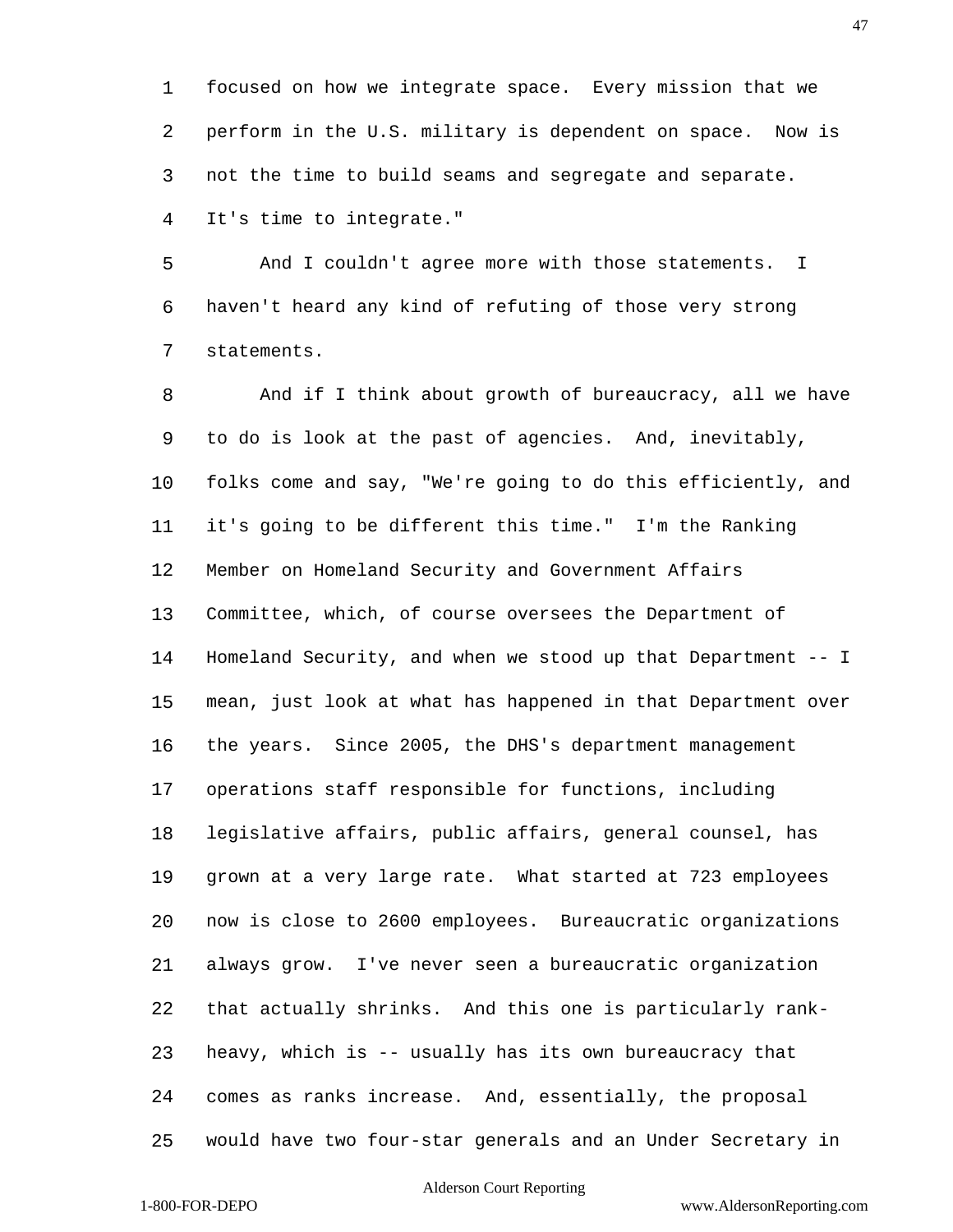focused on how we integrate space. Every mission that we perform in the U.S. military is dependent on space. Now is not the time to build seams and segregate and separate. It's time to integrate."

And I couldn't agree more with those statements. I haven't heard any kind of refuting of those very strong statements.

And if I think about growth of bureaucracy, all we have to do is look at the past of agencies. And, inevitably, folks come and say, "We're going to do this efficiently, and it's going to be different this time." I'm the Ranking Member on Homeland Security and Government Affairs Committee, which, of course oversees the Department of Homeland Security, and when we stood up that Department -- I mean, just look at what has happened in that Department over the years. Since 2005, the DHS's department management operations staff responsible for functions, including legislative affairs, public affairs, general counsel, has grown at a very large rate. What started at 723 employees now is close to 2600 employees. Bureaucratic organizations always grow. I've never seen a bureaucratic organization that actually shrinks. And this one is particularly rank-heavy, which is -- usually has its own bureaucracy that comes as ranks increase. And, essentially, the proposal would have two four-star generals and an Under Secretary in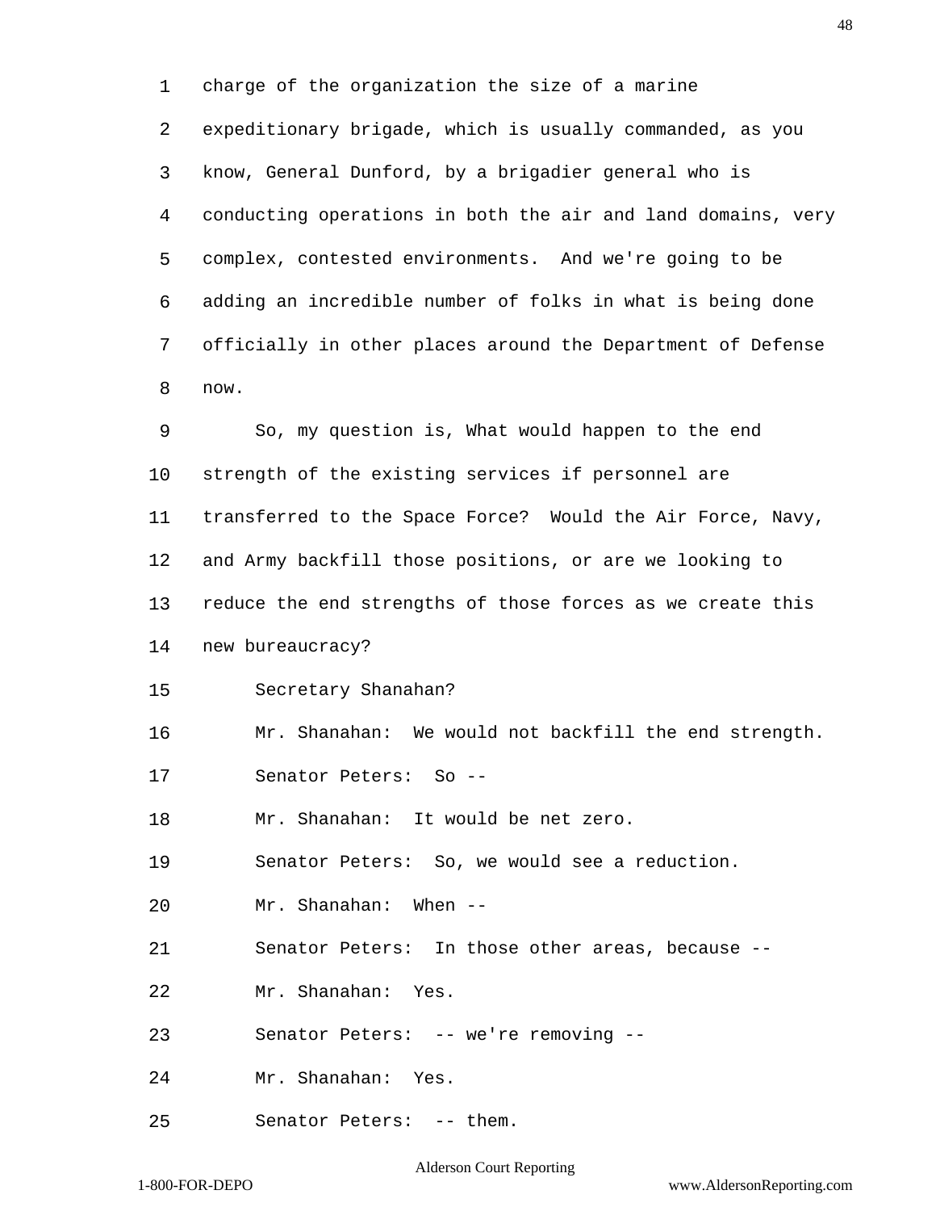charge of the organization the size of a marine expeditionary brigade, which is usually commanded, as you know, General Dunford, by a brigadier general who is conducting operations in both the air and land domains, very complex, contested environments. And we're going to be adding an incredible number of folks in what is being done officially in other places around the Department of Defense now.

So, my question is, What would happen to the end strength of the existing services if personnel are transferred to the Space Force? Would the Air Force, Navy, and Army backfill those positions, or are we looking to reduce the end strengths of those forces as we create this new bureaucracy?

Secretary Shanahan?

Mr. Shanahan: We would not backfill the end strength.

Senator Peters: So --

Mr. Shanahan: It would be net zero.

Senator Peters: So, we would see a reduction.

Mr. Shanahan: When --

Senator Peters: In those other areas, because --

Mr. Shanahan: Yes.

Senator Peters: -- we're removing --

Mr. Shanahan: Yes.

Senator Peters: -- them.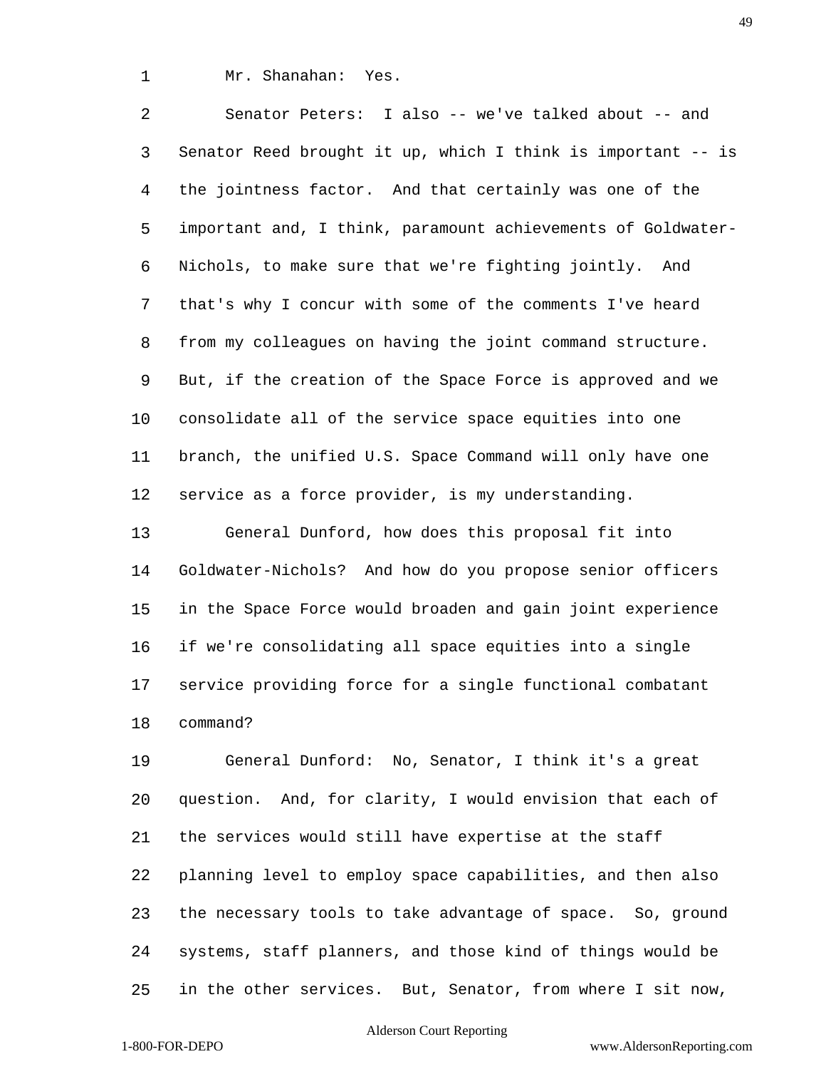Mr. Shanahan: Yes.

Senator Peters: I also -- we've talked about -- and Senator Reed brought it up, which I think is important -- is the jointness factor. And that certainly was one of the important and, I think, paramount achievements of Goldwater-Nichols, to make sure that we're fighting jointly. And that's why I concur with some of the comments I've heard from my colleagues on having the joint command structure. But, if the creation of the Space Force is approved and we consolidate all of the service space equities into one branch, the unified U.S. Space Command will only have one service as a force provider, is my understanding.

General Dunford, how does this proposal fit into Goldwater-Nichols? And how do you propose senior officers in the Space Force would broaden and gain joint experience if we're consolidating all space equities into a single service providing force for a single functional combatant command?

General Dunford: No, Senator, I think it's a great question. And, for clarity, I would envision that each of the services would still have expertise at the staff planning level to employ space capabilities, and then also the necessary tools to take advantage of space. So, ground systems, staff planners, and those kind of things would be in the other services. But, Senator, from where I sit now,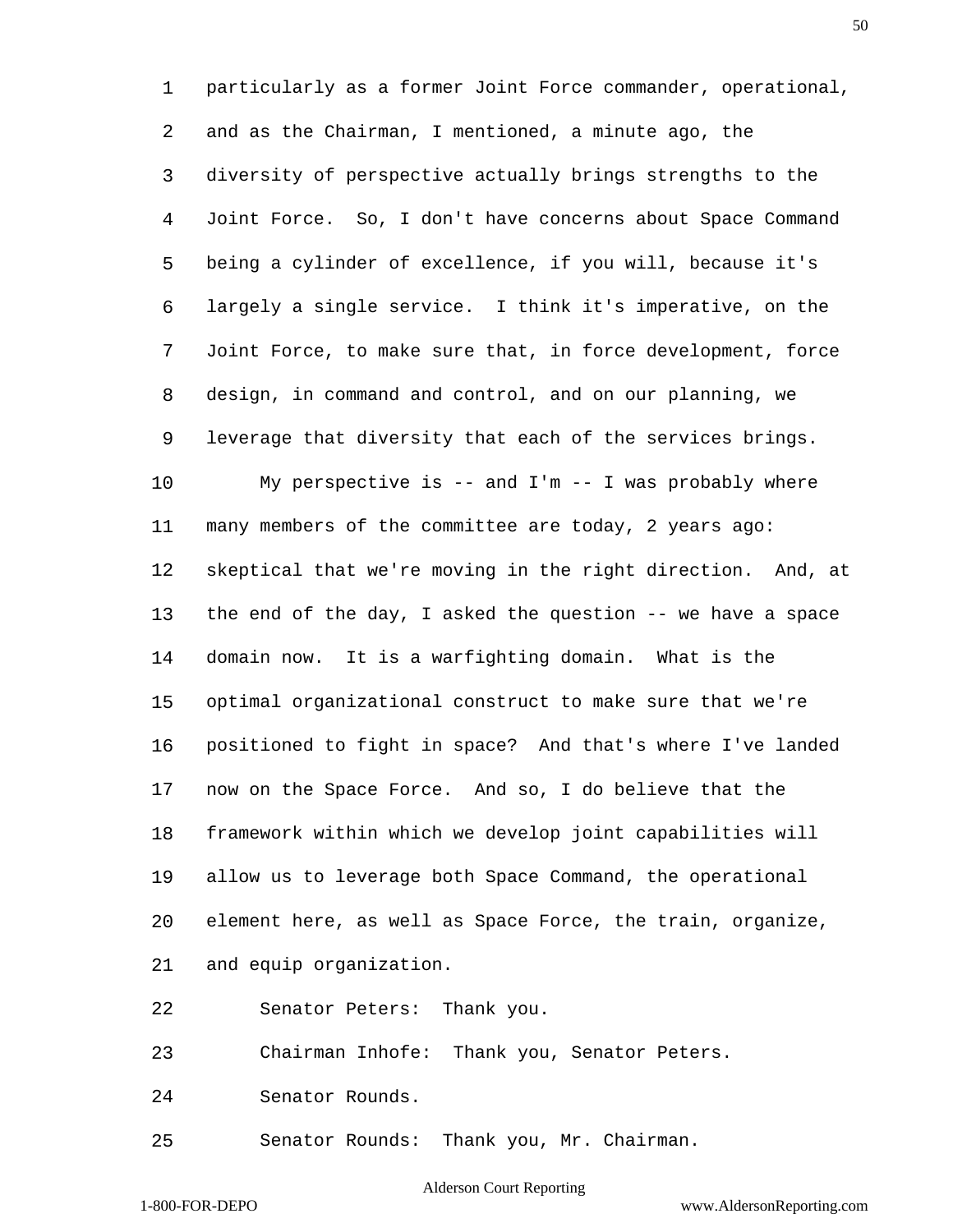particularly as a former Joint Force commander, operational, and as the Chairman, I mentioned, a minute ago, the diversity of perspective actually brings strengths to the Joint Force. So, I don't have concerns about Space Command being a cylinder of excellence, if you will, because it's largely a single service. I think it's imperative, on the Joint Force, to make sure that, in force development, force design, in command and control, and on our planning, we leverage that diversity that each of the services brings.

My perspective is -- and I'm -- I was probably where many members of the committee are today, 2 years ago: skeptical that we're moving in the right direction. And, at the end of the day, I asked the question -- we have a space domain now. It is a warfighting domain. What is the optimal organizational construct to make sure that we're positioned to fight in space? And that's where I've landed now on the Space Force. And so, I do believe that the framework within which we develop joint capabilities will allow us to leverage both Space Command, the operational element here, as well as Space Force, the train, organize, and equip organization.

Senator Peters: Thank you.

Chairman Inhofe: Thank you, Senator Peters.

Senator Rounds.

Senator Rounds: Thank you, Mr. Chairman.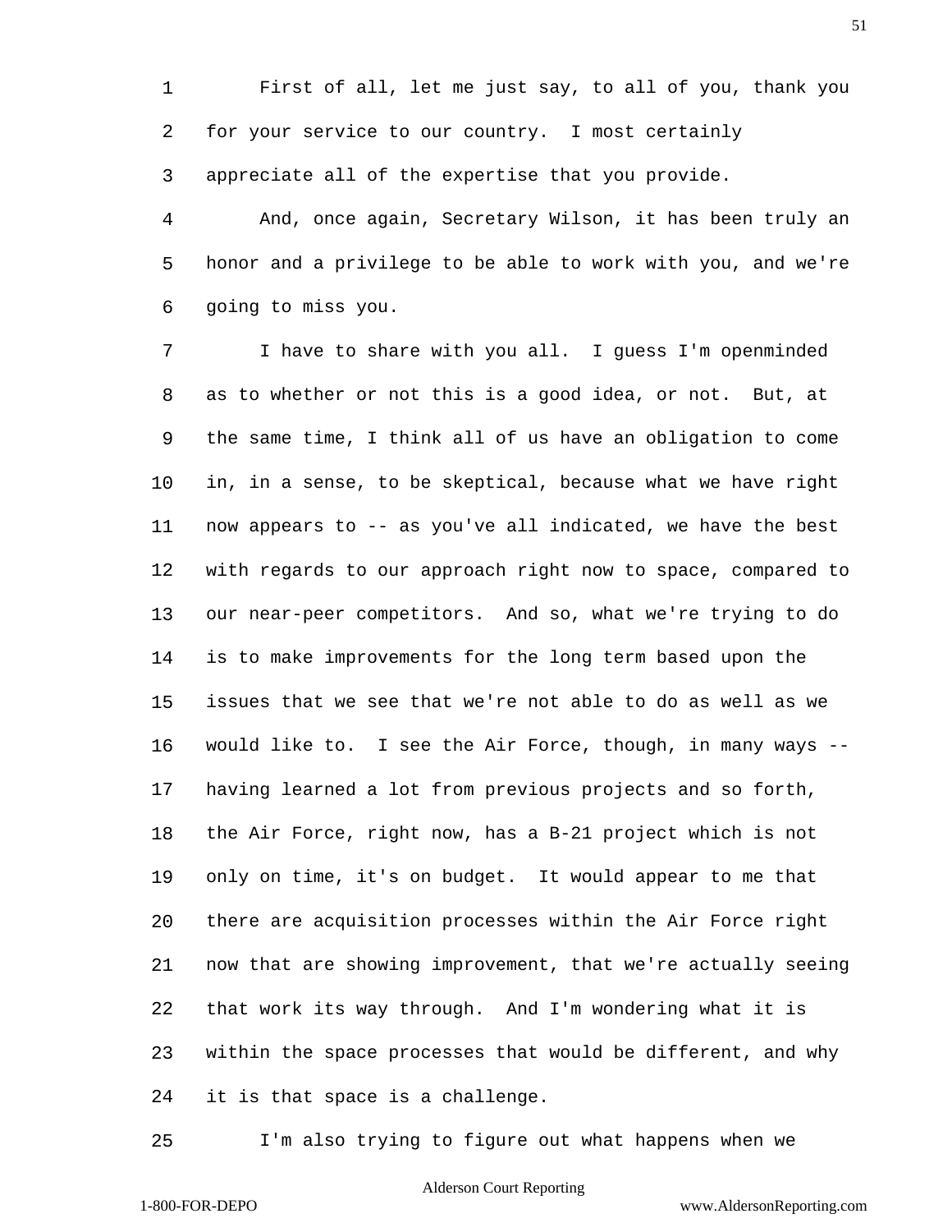First of all, let me just say, to all of you, thank you for your service to our country. I most certainly appreciate all of the expertise that you provide.

And, once again, Secretary Wilson, it has been truly an honor and a privilege to be able to work with you, and we're going to miss you.

I have to share with you all. I guess I'm openminded as to whether or not this is a good idea, or not. But, at the same time, I think all of us have an obligation to come in, in a sense, to be skeptical, because what we have right now appears to -- as you've all indicated, we have the best with regards to our approach right now to space, compared to our near-peer competitors. And so, what we're trying to do is to make improvements for the long term based upon the issues that we see that we're not able to do as well as we would like to. I see the Air Force, though, in many ways -- having learned a lot from previous projects and so forth, the Air Force, right now, has a B-21 project which is not only on time, it's on budget. It would appear to me that there are acquisition processes within the Air Force right now that are showing improvement, that we're actually seeing that work its way through. And I'm wondering what it is within the space processes that would be different, and why it is that space is a challenge.

I'm also trying to figure out what happens when we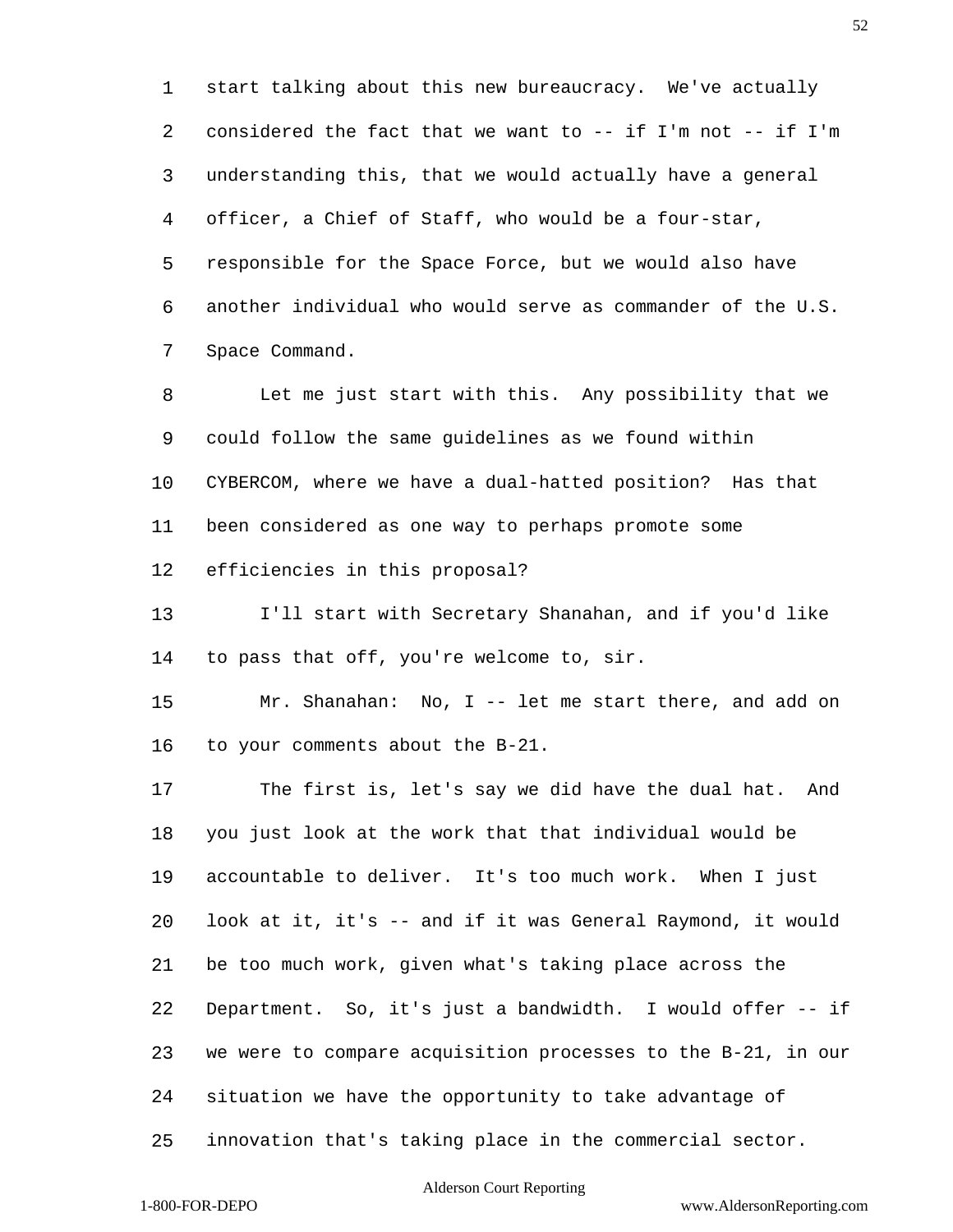start talking about this new bureaucracy. We've actually considered the fact that we want to -- if I'm not -- if I'm understanding this, that we would actually have a general officer, a Chief of Staff, who would be a four-star, responsible for the Space Force, but we would also have another individual who would serve as commander of the U.S. Space Command.

Let me just start with this. Any possibility that we could follow the same guidelines as we found within CYBERCOM, where we have a dual-hatted position? Has that been considered as one way to perhaps promote some efficiencies in this proposal?

I'll start with Secretary Shanahan, and if you'd like to pass that off, you're welcome to, sir.

Mr. Shanahan: No, I -- let me start there, and add on to your comments about the B-21.

The first is, let's say we did have the dual hat. And you just look at the work that that individual would be accountable to deliver. It's too much work. When I just look at it, it's -- and if it was General Raymond, it would be too much work, given what's taking place across the Department. So, it's just a bandwidth. I would offer -- if we were to compare acquisition processes to the B-21, in our situation we have the opportunity to take advantage of innovation that's taking place in the commercial sector.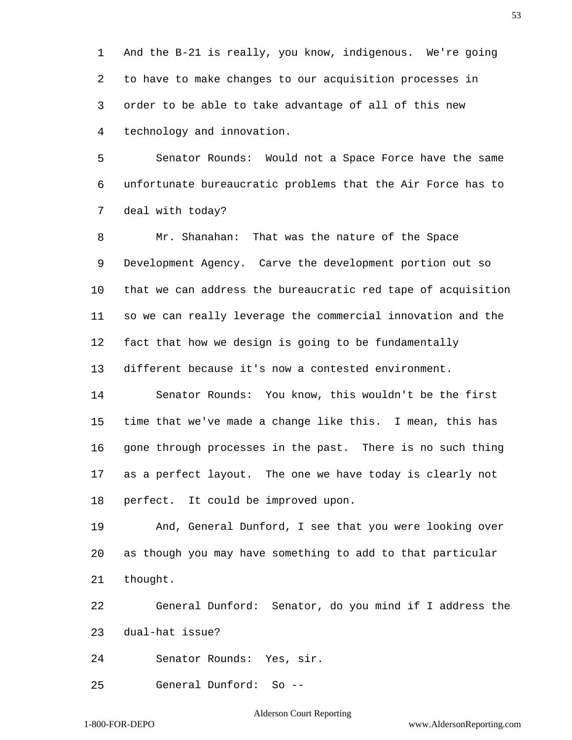And the B-21 is really, you know, indigenous. We're going to have to make changes to our acquisition processes in order to be able to take advantage of all of this new technology and innovation.

Senator Rounds: Would not a Space Force have the same unfortunate bureaucratic problems that the Air Force has to deal with today?

Mr. Shanahan: That was the nature of the Space Development Agency. Carve the development portion out so that we can address the bureaucratic red tape of acquisition so we can really leverage the commercial innovation and the fact that how we design is going to be fundamentally different because it's now a contested environment.

Senator Rounds: You know, this wouldn't be the first time that we've made a change like this. I mean, this has gone through processes in the past. There is no such thing as a perfect layout. The one we have today is clearly not perfect. It could be improved upon.

And, General Dunford, I see that you were looking over as though you may have something to add to that particular thought.

General Dunford: Senator, do you mind if I address the dual-hat issue?

Senator Rounds: Yes, sir.

General Dunford: So --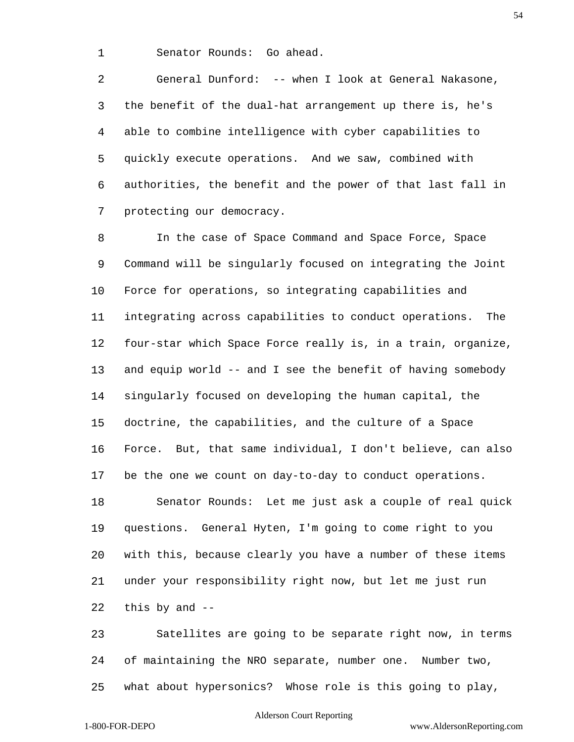Senator Rounds: Go ahead.

General Dunford: -- when I look at General Nakasone, the benefit of the dual-hat arrangement up there is, he's able to combine intelligence with cyber capabilities to quickly execute operations. And we saw, combined with authorities, the benefit and the power of that last fall in protecting our democracy.

In the case of Space Command and Space Force, Space Command will be singularly focused on integrating the Joint Force for operations, so integrating capabilities and integrating across capabilities to conduct operations. The four-star which Space Force really is, in a train, organize, and equip world -- and I see the benefit of having somebody singularly focused on developing the human capital, the doctrine, the capabilities, and the culture of a Space Force. But, that same individual, I don't believe, can also be the one we count on day-to-day to conduct operations.

Senator Rounds: Let me just ask a couple of real quick questions. General Hyten, I'm going to come right to you with this, because clearly you have a number of these items under your responsibility right now, but let me just run this by and --

Satellites are going to be separate right now, in terms of maintaining the NRO separate, number one. Number two, what about hypersonics? Whose role is this going to play,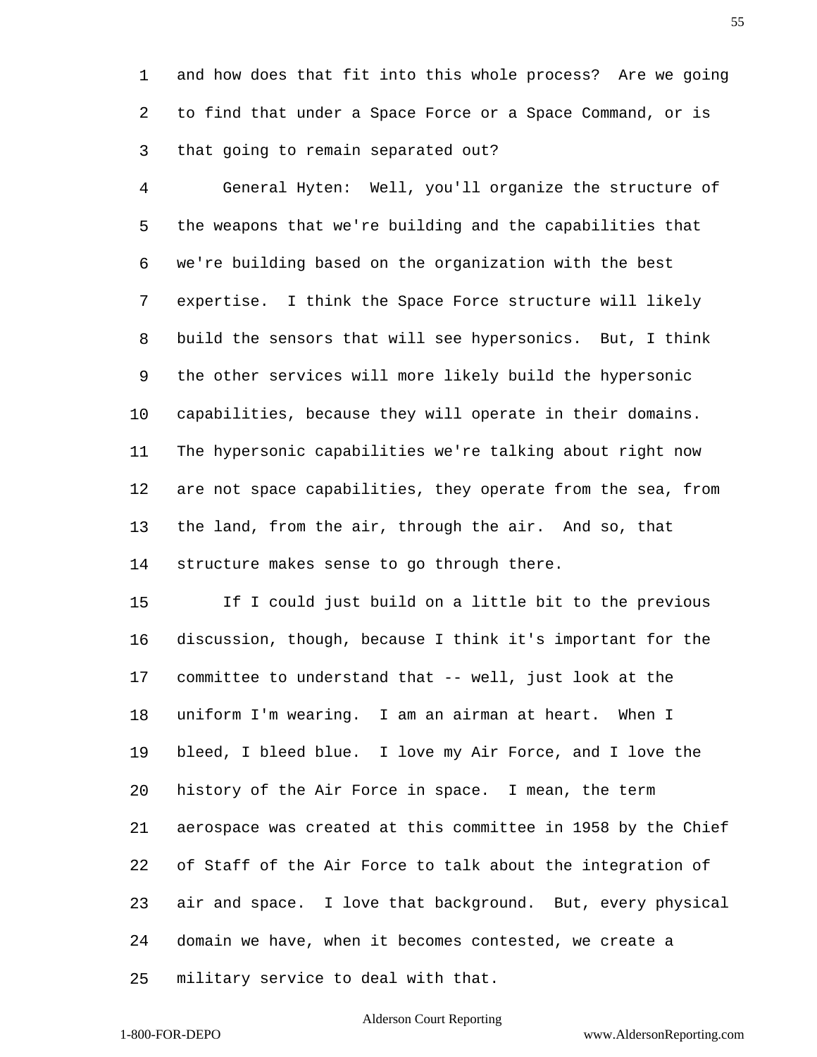and how does that fit into this whole process? Are we going to find that under a Space Force or a Space Command, or is that going to remain separated out?

General Hyten: Well, you'll organize the structure of the weapons that we're building and the capabilities that we're building based on the organization with the best expertise. I think the Space Force structure will likely build the sensors that will see hypersonics. But, I think the other services will more likely build the hypersonic capabilities, because they will operate in their domains. The hypersonic capabilities we're talking about right now are not space capabilities, they operate from the sea, from the land, from the air, through the air. And so, that structure makes sense to go through there.

If I could just build on a little bit to the previous discussion, though, because I think it's important for the committee to understand that -- well, just look at the uniform I'm wearing. I am an airman at heart. When I bleed, I bleed blue. I love my Air Force, and I love the history of the Air Force in space. I mean, the term aerospace was created at this committee in 1958 by the Chief of Staff of the Air Force to talk about the integration of air and space. I love that background. But, every physical domain we have, when it becomes contested, we create a military service to deal with that.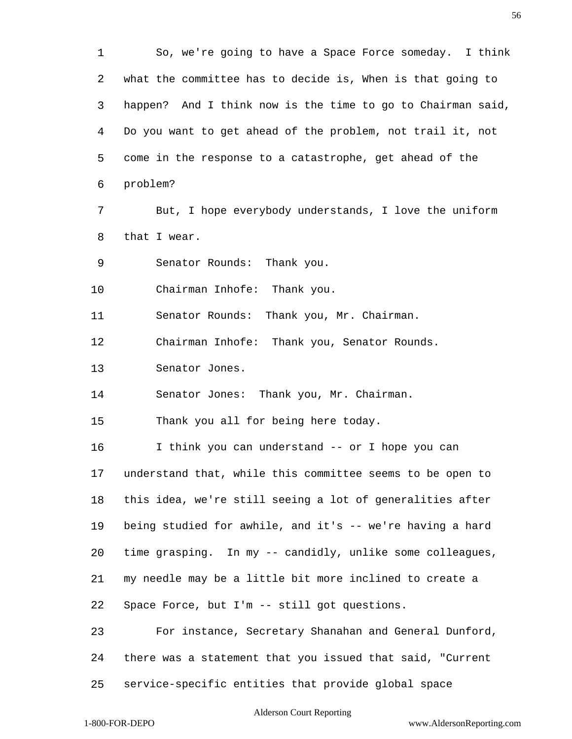So, we're going to have a Space Force someday. I think what the committee has to decide is, When is that going to happen? And I think now is the time to go to Chairman said, Do you want to get ahead of the problem, not trail it, not come in the response to a catastrophe, get ahead of the problem?

But, I hope everybody understands, I love the uniform that I wear.

Senator Rounds: Thank you.

Chairman Inhofe: Thank you.

Senator Rounds: Thank you, Mr. Chairman.

Chairman Inhofe: Thank you, Senator Rounds.

Senator Jones.

Senator Jones: Thank you, Mr. Chairman.

Thank you all for being here today.

I think you can understand -- or I hope you can understand that, while this committee seems to be open to this idea, we're still seeing a lot of generalities after being studied for awhile, and it's -- we're having a hard time grasping. In my -- candidly, unlike some colleagues, my needle may be a little bit more inclined to create a Space Force, but I'm -- still got questions.

For instance, Secretary Shanahan and General Dunford, there was a statement that you issued that said, "Current service-specific entities that provide global space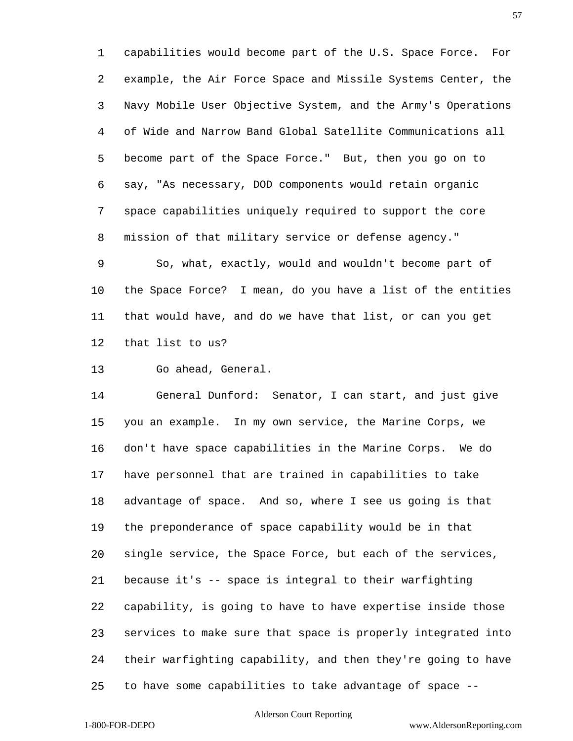capabilities would become part of the U.S. Space Force. For example, the Air Force Space and Missile Systems Center, the Navy Mobile User Objective System, and the Army's Operations of Wide and Narrow Band Global Satellite Communications all become part of the Space Force." But, then you go on to say, "As necessary, DOD components would retain organic space capabilities uniquely required to support the core mission of that military service or defense agency."

So, what, exactly, would and wouldn't become part of the Space Force? I mean, do you have a list of the entities that would have, and do we have that list, or can you get that list to us?

Go ahead, General.

General Dunford: Senator, I can start, and just give you an example. In my own service, the Marine Corps, we don't have space capabilities in the Marine Corps. We do have personnel that are trained in capabilities to take advantage of space. And so, where I see us going is that the preponderance of space capability would be in that single service, the Space Force, but each of the services, because it's -- space is integral to their warfighting capability, is going to have to have expertise inside those services to make sure that space is properly integrated into their warfighting capability, and then they're going to have to have some capabilities to take advantage of space --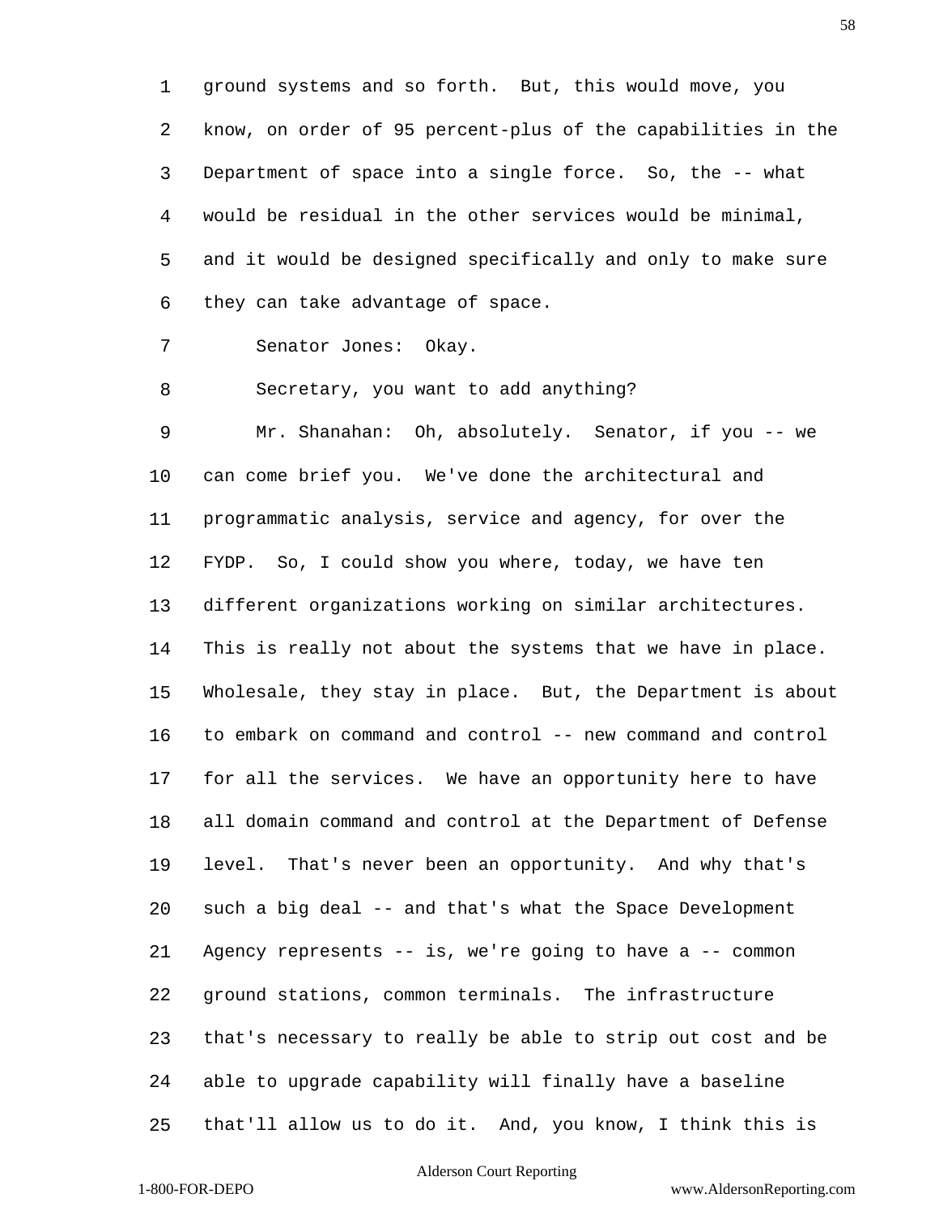ground systems and so forth. But, this would move, you know, on order of 95 percent-plus of the capabilities in the Department of space into a single force. So, the -- what would be residual in the other services would be minimal, and it would be designed specifically and only to make sure they can take advantage of space.

Senator Jones: Okay.

Secretary, you want to add anything?

Mr. Shanahan: Oh, absolutely. Senator, if you -- we can come brief you. We've done the architectural and programmatic analysis, service and agency, for over the FYDP. So, I could show you where, today, we have ten different organizations working on similar architectures. This is really not about the systems that we have in place. Wholesale, they stay in place. But, the Department is about to embark on command and control -- new command and control for all the services. We have an opportunity here to have all domain command and control at the Department of Defense level. That's never been an opportunity. And why that's such a big deal -- and that's what the Space Development Agency represents -- is, we're going to have a -- common ground stations, common terminals. The infrastructure that's necessary to really be able to strip out cost and be able to upgrade capability will finally have a baseline that'll allow us to do it. And, you know, I think this is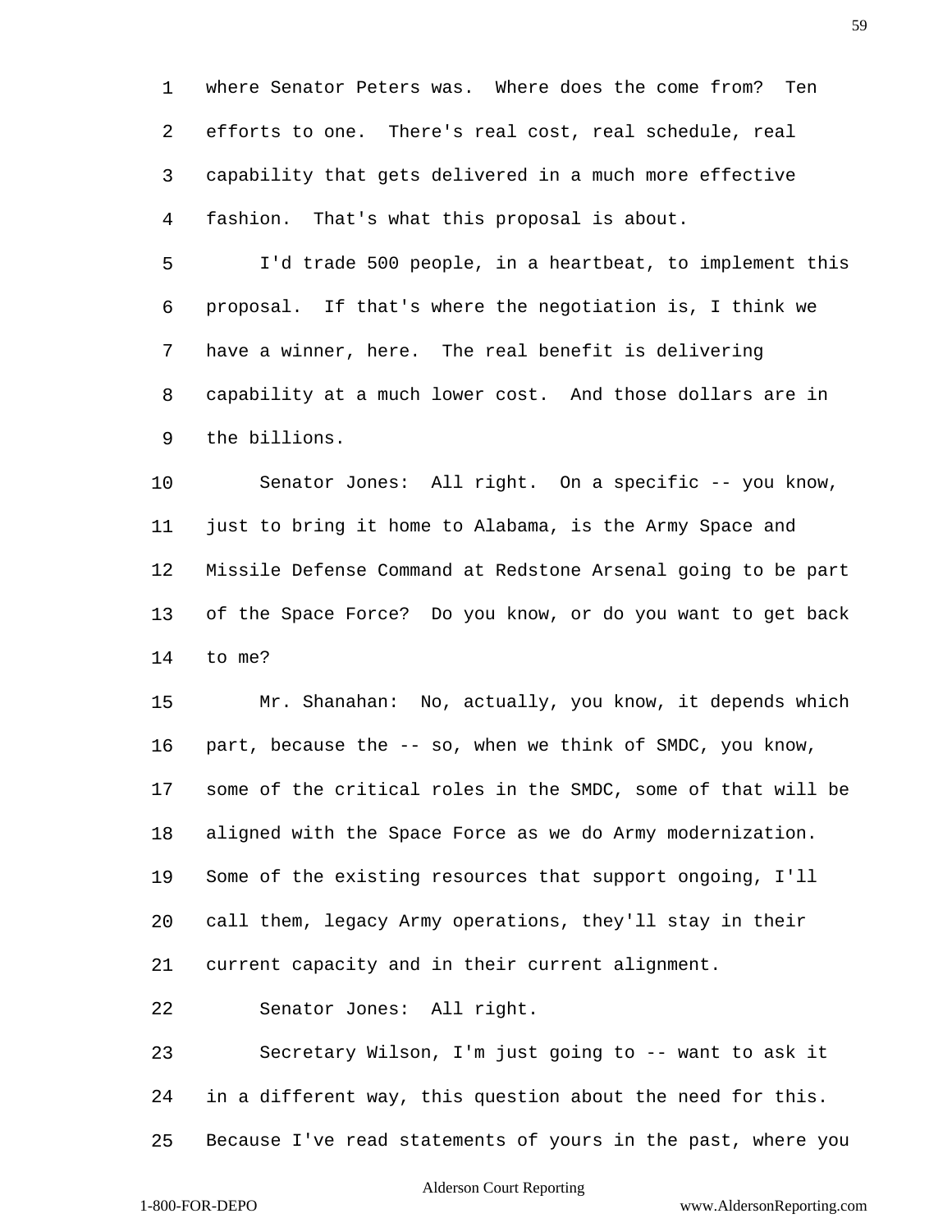where Senator Peters was. Where does the come from? Ten efforts to one. There's real cost, real schedule, real capability that gets delivered in a much more effective fashion. That's what this proposal is about.

I'd trade 500 people, in a heartbeat, to implement this proposal. If that's where the negotiation is, I think we have a winner, here. The real benefit is delivering capability at a much lower cost. And those dollars are in the billions.

Senator Jones: All right. On a specific -- you know, just to bring it home to Alabama, is the Army Space and Missile Defense Command at Redstone Arsenal going to be part of the Space Force? Do you know, or do you want to get back to me?

Mr. Shanahan: No, actually, you know, it depends which part, because the -- so, when we think of SMDC, you know, some of the critical roles in the SMDC, some of that will be aligned with the Space Force as we do Army modernization. Some of the existing resources that support ongoing, I'll call them, legacy Army operations, they'll stay in their current capacity and in their current alignment.

Senator Jones: All right.

Secretary Wilson, I'm just going to -- want to ask it in a different way, this question about the need for this. Because I've read statements of yours in the past, where you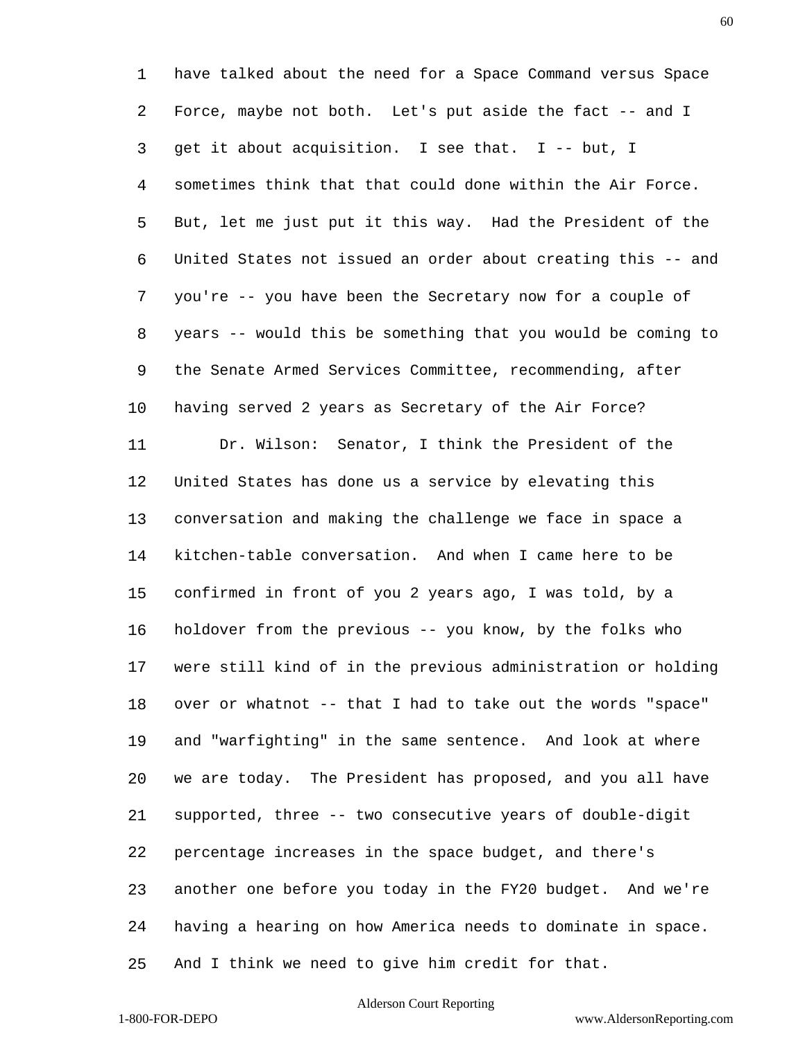have talked about the need for a Space Command versus Space Force, maybe not both. Let's put aside the fact -- and I get it about acquisition. I see that. I -- but, I sometimes think that that could done within the Air Force. But, let me just put it this way. Had the President of the United States not issued an order about creating this -- and you're -- you have been the Secretary now for a couple of years -- would this be something that you would be coming to the Senate Armed Services Committee, recommending, after having served 2 years as Secretary of the Air Force?

Dr. Wilson: Senator, I think the President of the United States has done us a service by elevating this conversation and making the challenge we face in space a kitchen-table conversation. And when I came here to be confirmed in front of you 2 years ago, I was told, by a holdover from the previous -- you know, by the folks who were still kind of in the previous administration or holding over or whatnot -- that I had to take out the words "space" and "warfighting" in the same sentence. And look at where we are today. The President has proposed, and you all have supported, three -- two consecutive years of double-digit percentage increases in the space budget, and there's another one before you today in the FY20 budget. And we're having a hearing on how America needs to dominate in space. And I think we need to give him credit for that.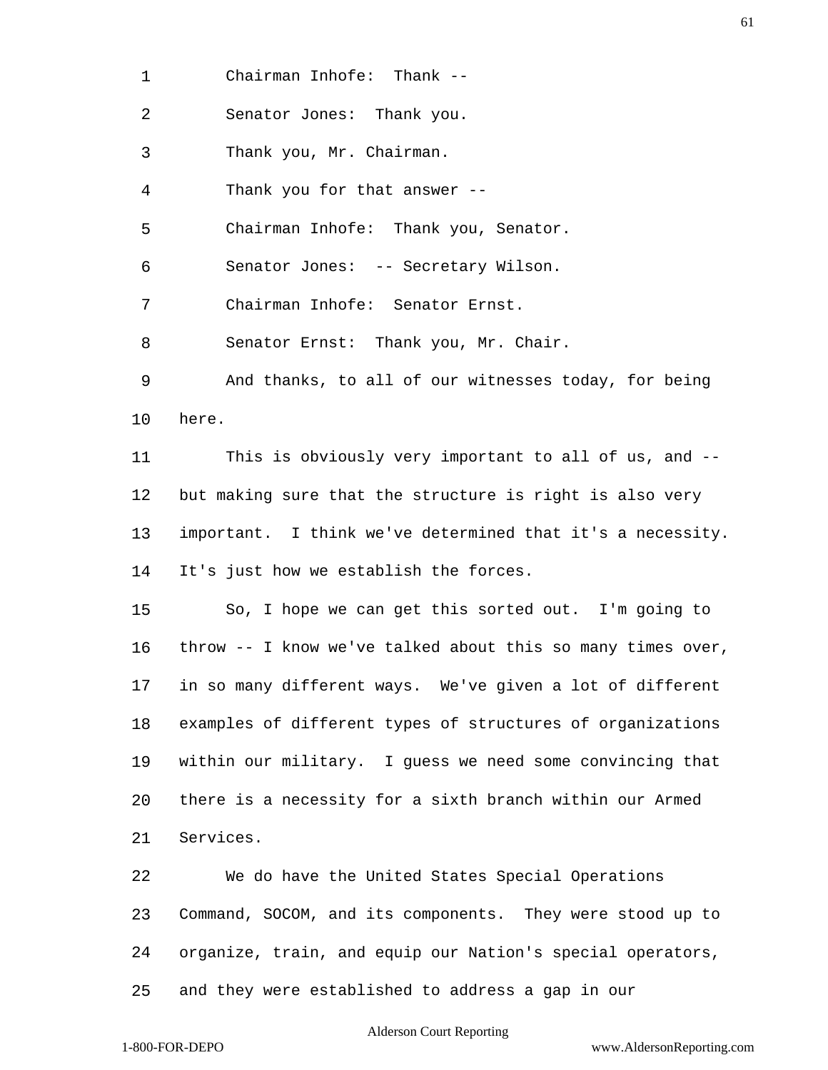Chairman Inhofe: Thank --

Senator Jones: Thank you.

Thank you, Mr. Chairman.

Thank you for that answer --

Chairman Inhofe: Thank you, Senator.

Senator Jones: -- Secretary Wilson.

Chairman Inhofe: Senator Ernst.

Senator Ernst: Thank you, Mr. Chair.

And thanks, to all of our witnesses today, for being here.

This is obviously very important to all of us, and -- but making sure that the structure is right is also very important. I think we've determined that it's a necessity. It's just how we establish the forces.

So, I hope we can get this sorted out. I'm going to throw -- I know we've talked about this so many times over, in so many different ways. We've given a lot of different examples of different types of structures of organizations within our military. I guess we need some convincing that there is a necessity for a sixth branch within our Armed Services.

We do have the United States Special Operations Command, SOCOM, and its components. They were stood up to organize, train, and equip our Nation's special operators, and they were established to address a gap in our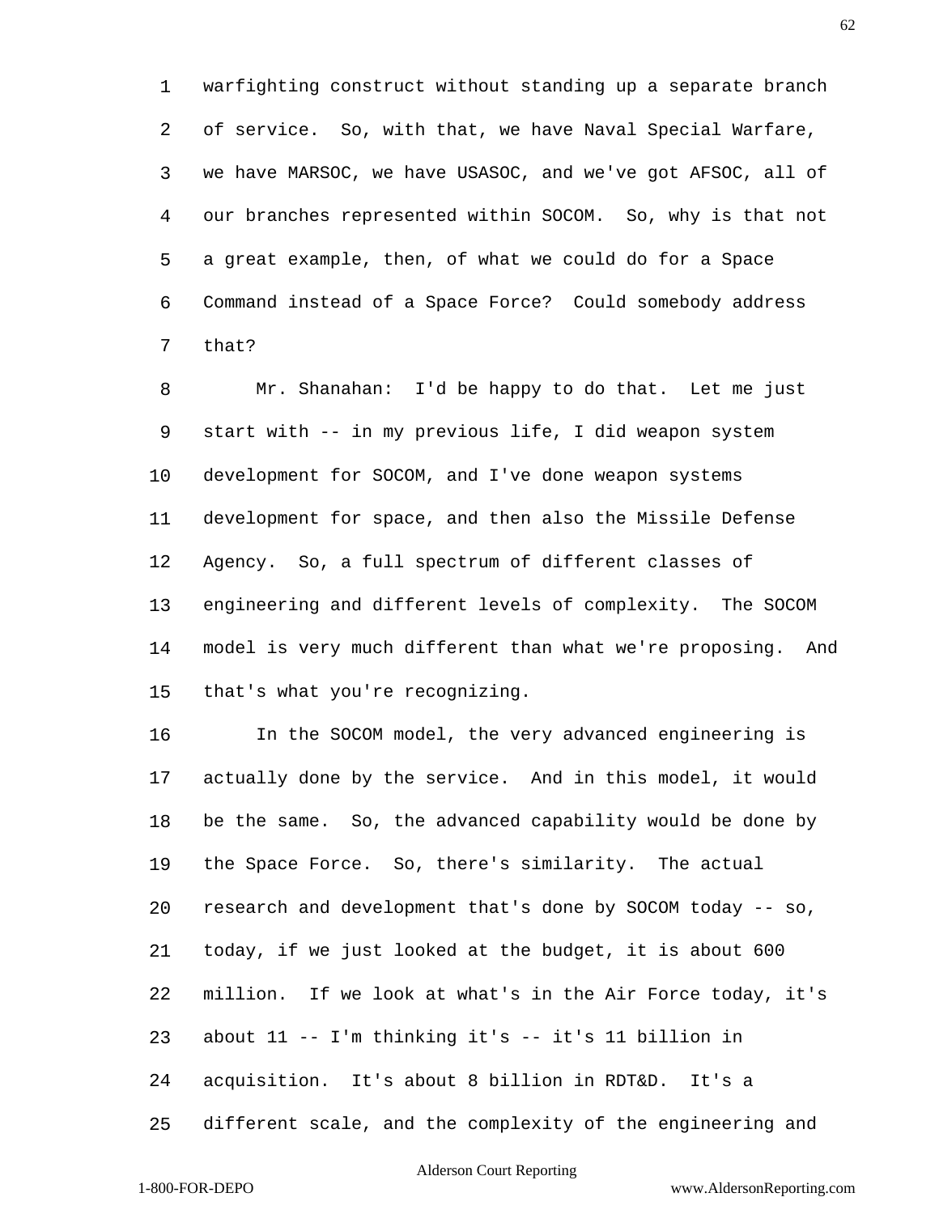warfighting construct without standing up a separate branch of service. So, with that, we have Naval Special Warfare, we have MARSOC, we have USASOC, and we've got AFSOC, all of our branches represented within SOCOM. So, why is that not a great example, then, of what we could do for a Space Command instead of a Space Force? Could somebody address that?

Mr. Shanahan: I'd be happy to do that. Let me just start with -- in my previous life, I did weapon system development for SOCOM, and I've done weapon systems development for space, and then also the Missile Defense Agency. So, a full spectrum of different classes of engineering and different levels of complexity. The SOCOM model is very much different than what we're proposing. And that's what you're recognizing.

In the SOCOM model, the very advanced engineering is actually done by the service. And in this model, it would be the same. So, the advanced capability would be done by the Space Force. So, there's similarity. The actual research and development that's done by SOCOM today -- so, today, if we just looked at the budget, it is about 600 million. If we look at what's in the Air Force today, it's about 11 -- I'm thinking it's -- it's 11 billion in acquisition. It's about 8 billion in RDT&D. It's a different scale, and the complexity of the engineering and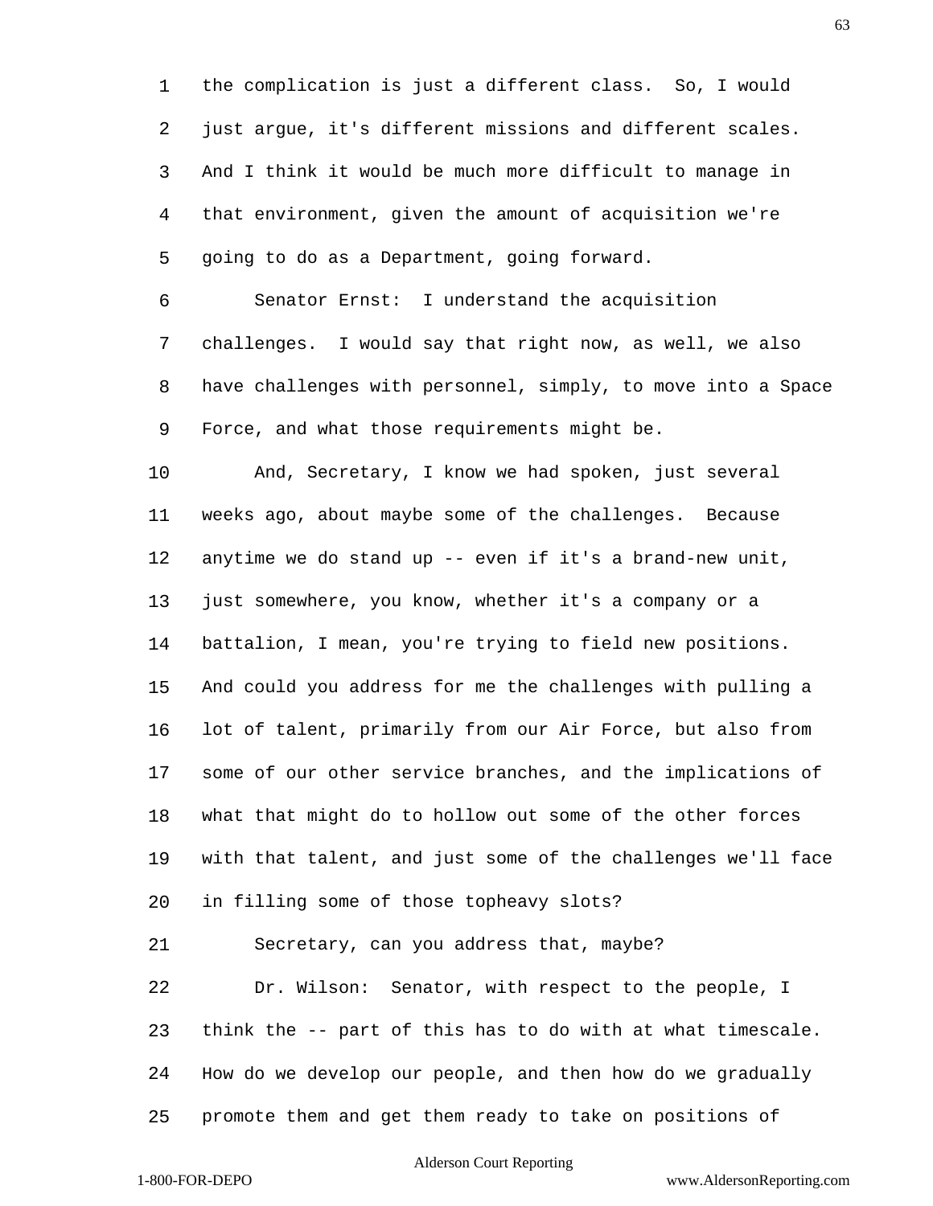the complication is just a different class. So, I would just argue, it's different missions and different scales. And I think it would be much more difficult to manage in that environment, given the amount of acquisition we're going to do as a Department, going forward.

Senator Ernst: I understand the acquisition challenges. I would say that right now, as well, we also have challenges with personnel, simply, to move into a Space Force, and what those requirements might be.

And, Secretary, I know we had spoken, just several weeks ago, about maybe some of the challenges. Because anytime we do stand up -- even if it's a brand-new unit, just somewhere, you know, whether it's a company or a battalion, I mean, you're trying to field new positions. And could you address for me the challenges with pulling a lot of talent, primarily from our Air Force, but also from some of our other service branches, and the implications of what that might do to hollow out some of the other forces with that talent, and just some of the challenges we'll face in filling some of those topheavy slots?

Secretary, can you address that, maybe?

Dr. Wilson: Senator, with respect to the people, I think the -- part of this has to do with at what timescale. How do we develop our people, and then how do we gradually promote them and get them ready to take on positions of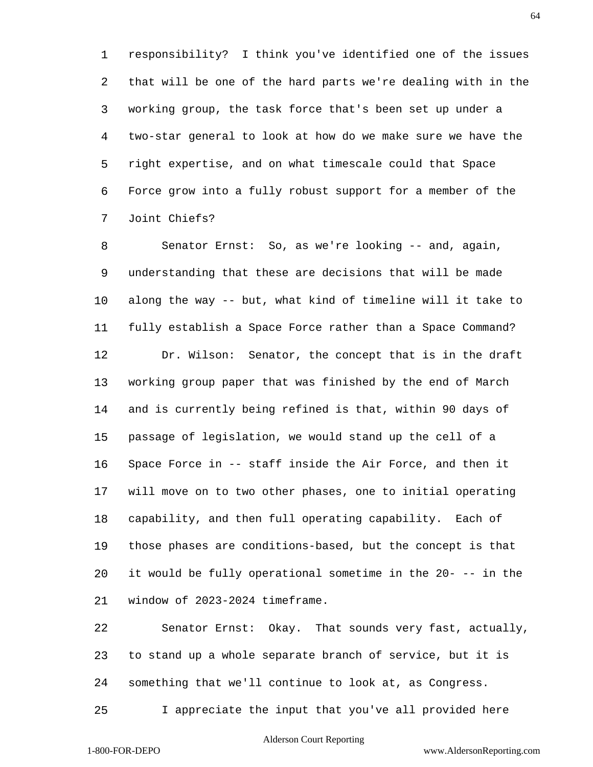responsibility? I think you've identified one of the issues that will be one of the hard parts we're dealing with in the working group, the task force that's been set up under a two-star general to look at how do we make sure we have the right expertise, and on what timescale could that Space Force grow into a fully robust support for a member of the Joint Chiefs?

Senator Ernst: So, as we're looking -- and, again, understanding that these are decisions that will be made along the way -- but, what kind of timeline will it take to fully establish a Space Force rather than a Space Command?

Dr. Wilson: Senator, the concept that is in the draft working group paper that was finished by the end of March and is currently being refined is that, within 90 days of passage of legislation, we would stand up the cell of a Space Force in -- staff inside the Air Force, and then it will move on to two other phases, one to initial operating capability, and then full operating capability. Each of those phases are conditions-based, but the concept is that it would be fully operational sometime in the 20- -- in the window of 2023-2024 timeframe.

Senator Ernst: Okay. That sounds very fast, actually, to stand up a whole separate branch of service, but it is something that we'll continue to look at, as Congress.

I appreciate the input that you've all provided here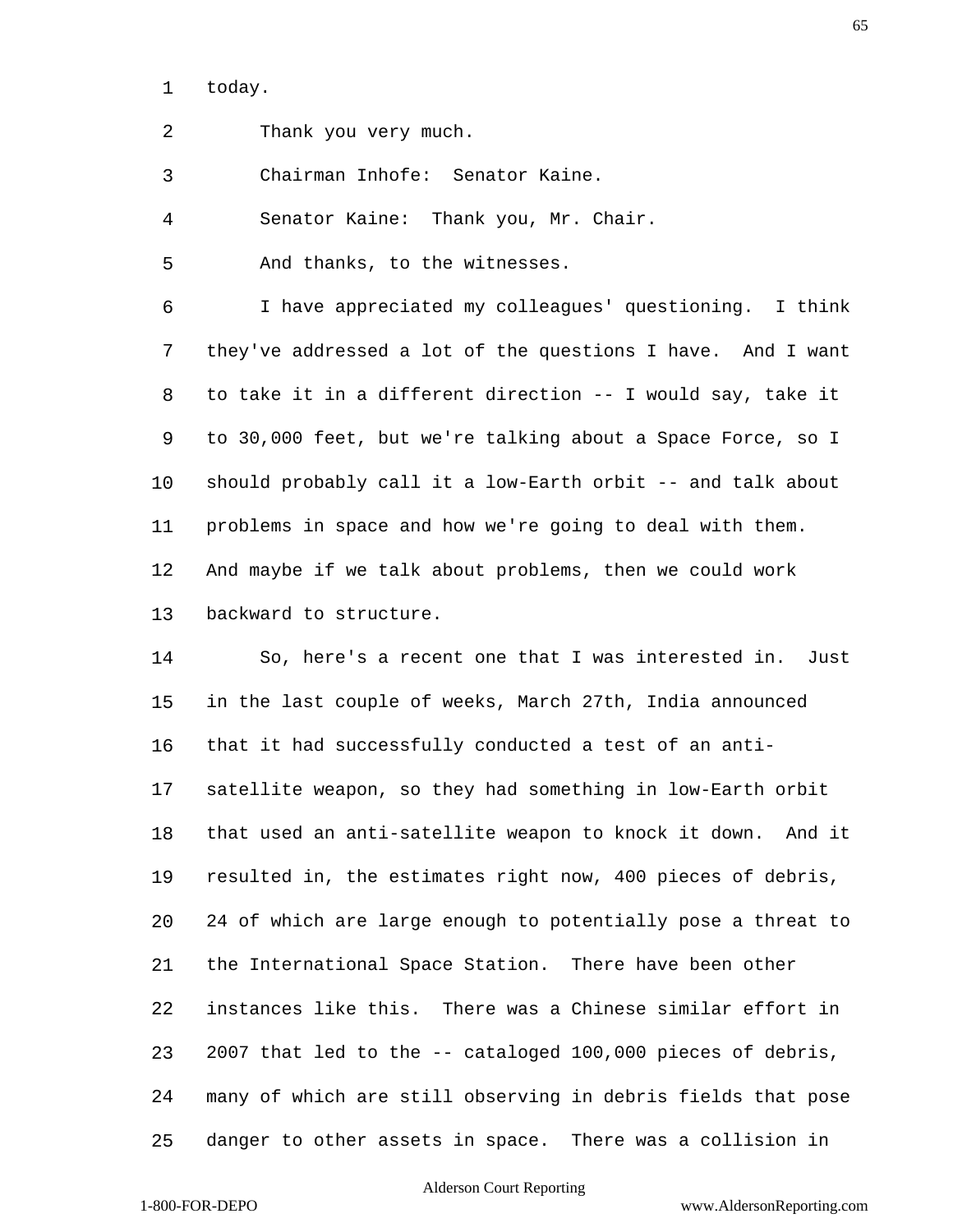today.

Thank you very much.

Chairman Inhofe: Senator Kaine.

Senator Kaine: Thank you, Mr. Chair.

And thanks, to the witnesses.

I have appreciated my colleagues' questioning. I think they've addressed a lot of the questions I have. And I want to take it in a different direction -- I would say, take it to 30,000 feet, but we're talking about a Space Force, so I should probably call it a low-Earth orbit -- and talk about problems in space and how we're going to deal with them. And maybe if we talk about problems, then we could work backward to structure.

So, here's a recent one that I was interested in. Just in the last couple of weeks, March 27th, India announced that it had successfully conducted a test of an anti-satellite weapon, so they had something in low-Earth orbit that used an anti-satellite weapon to knock it down. And it resulted in, the estimates right now, 400 pieces of debris, 24 of which are large enough to potentially pose a threat to the International Space Station. There have been other instances like this. There was a Chinese similar effort in 2007 that led to the -- cataloged 100,000 pieces of debris, many of which are still observing in debris fields that pose danger to other assets in space. There was a collision in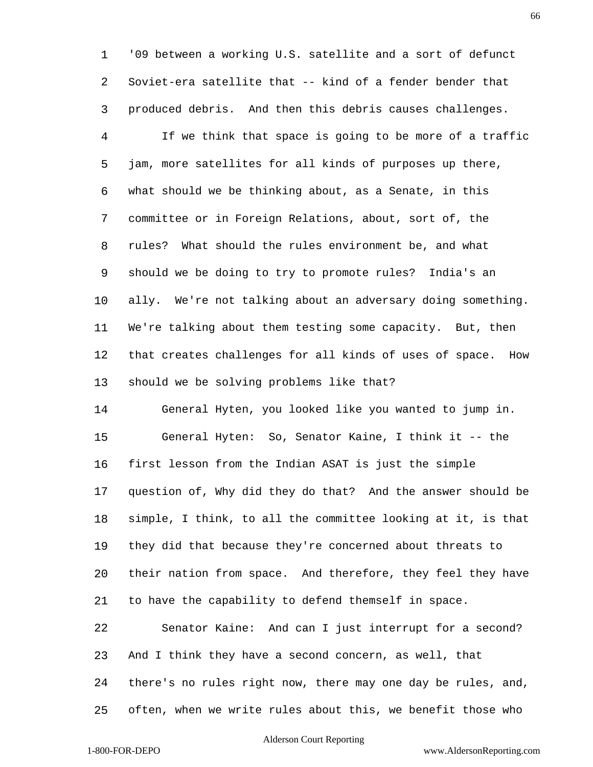'09 between a working U.S. satellite and a sort of defunct Soviet-era satellite that -- kind of a fender bender that produced debris. And then this debris causes challenges.

If we think that space is going to be more of a traffic jam, more satellites for all kinds of purposes up there, what should we be thinking about, as a Senate, in this committee or in Foreign Relations, about, sort of, the rules? What should the rules environment be, and what should we be doing to try to promote rules? India's an ally. We're not talking about an adversary doing something. We're talking about them testing some capacity. But, then that creates challenges for all kinds of uses of space. How should we be solving problems like that?

General Hyten, you looked like you wanted to jump in.

General Hyten: So, Senator Kaine, I think it -- the first lesson from the Indian ASAT is just the simple question of, Why did they do that? And the answer should be simple, I think, to all the committee looking at it, is that they did that because they're concerned about threats to their nation from space. And therefore, they feel they have to have the capability to defend themself in space.

Senator Kaine: And can I just interrupt for a second? And I think they have a second concern, as well, that there's no rules right now, there may one day be rules, and, often, when we write rules about this, we benefit those who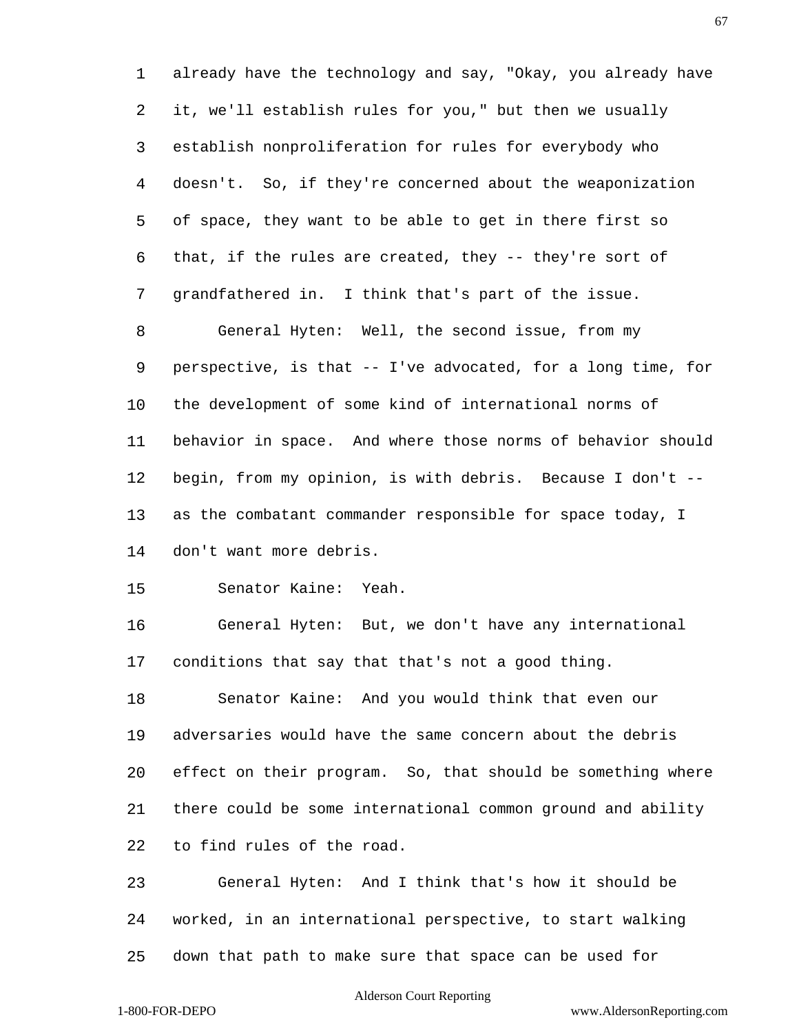already have the technology and say, "Okay, you already have it, we'll establish rules for you," but then we usually establish nonproliferation for rules for everybody who doesn't. So, if they're concerned about the weaponization of space, they want to be able to get in there first so that, if the rules are created, they -- they're sort of grandfathered in. I think that's part of the issue.

General Hyten: Well, the second issue, from my perspective, is that -- I've advocated, for a long time, for the development of some kind of international norms of behavior in space. And where those norms of behavior should begin, from my opinion, is with debris. Because I don't -- as the combatant commander responsible for space today, I don't want more debris.

Senator Kaine: Yeah.

General Hyten: But, we don't have any international conditions that say that that's not a good thing.

Senator Kaine: And you would think that even our adversaries would have the same concern about the debris effect on their program. So, that should be something where there could be some international common ground and ability to find rules of the road.

General Hyten: And I think that's how it should be worked, in an international perspective, to start walking down that path to make sure that space can be used for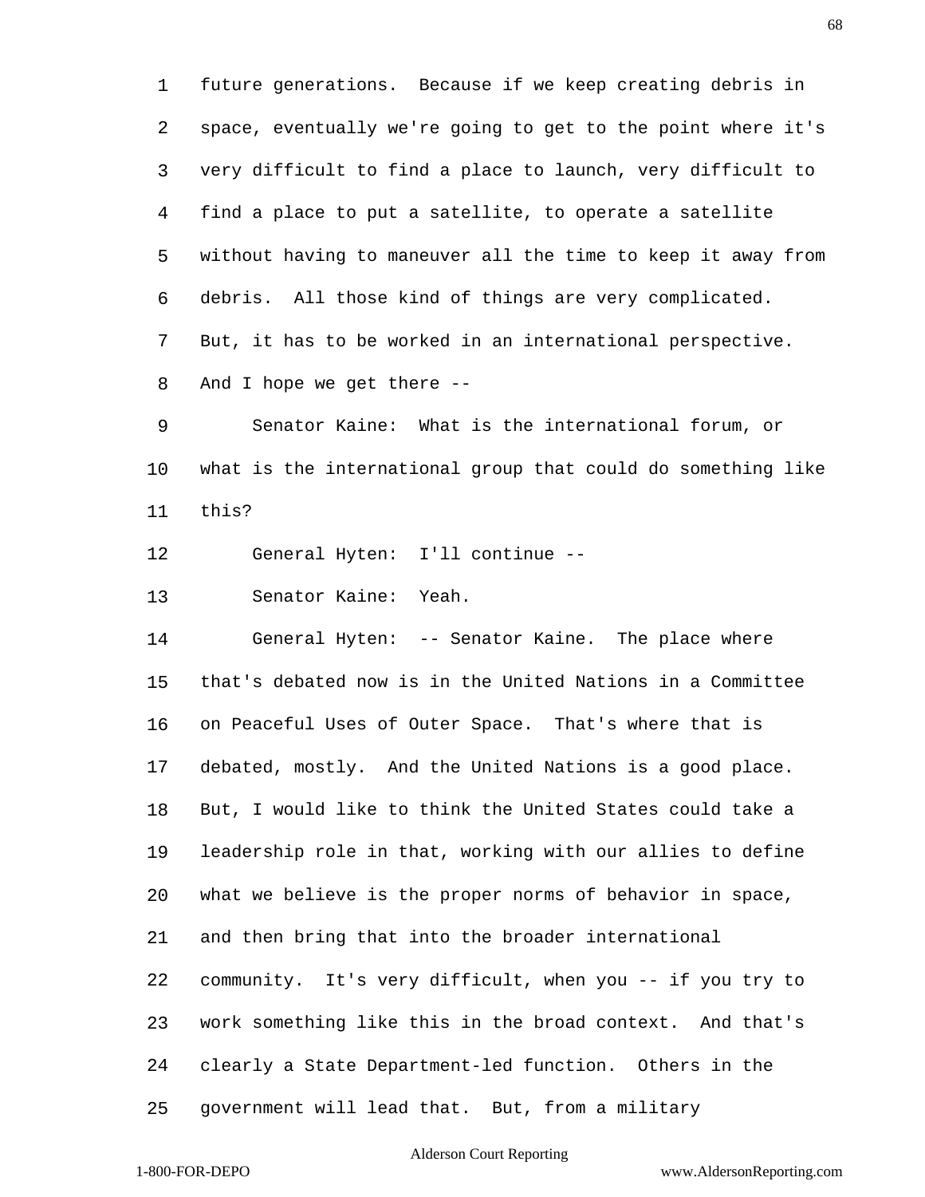future generations. Because if we keep creating debris in space, eventually we're going to get to the point where it's very difficult to find a place to launch, very difficult to find a place to put a satellite, to operate a satellite without having to maneuver all the time to keep it away from debris. All those kind of things are very complicated. But, it has to be worked in an international perspective. And I hope we get there --

Senator Kaine: What is the international forum, or what is the international group that could do something like this?

General Hyten: I'll continue --

Senator Kaine: Yeah.

General Hyten: -- Senator Kaine. The place where that's debated now is in the United Nations in a Committee on Peaceful Uses of Outer Space. That's where that is debated, mostly. And the United Nations is a good place. But, I would like to think the United States could take a leadership role in that, working with our allies to define what we believe is the proper norms of behavior in space, and then bring that into the broader international community. It's very difficult, when you -- if you try to work something like this in the broad context. And that's clearly a State Department-led function. Others in the government will lead that. But, from a military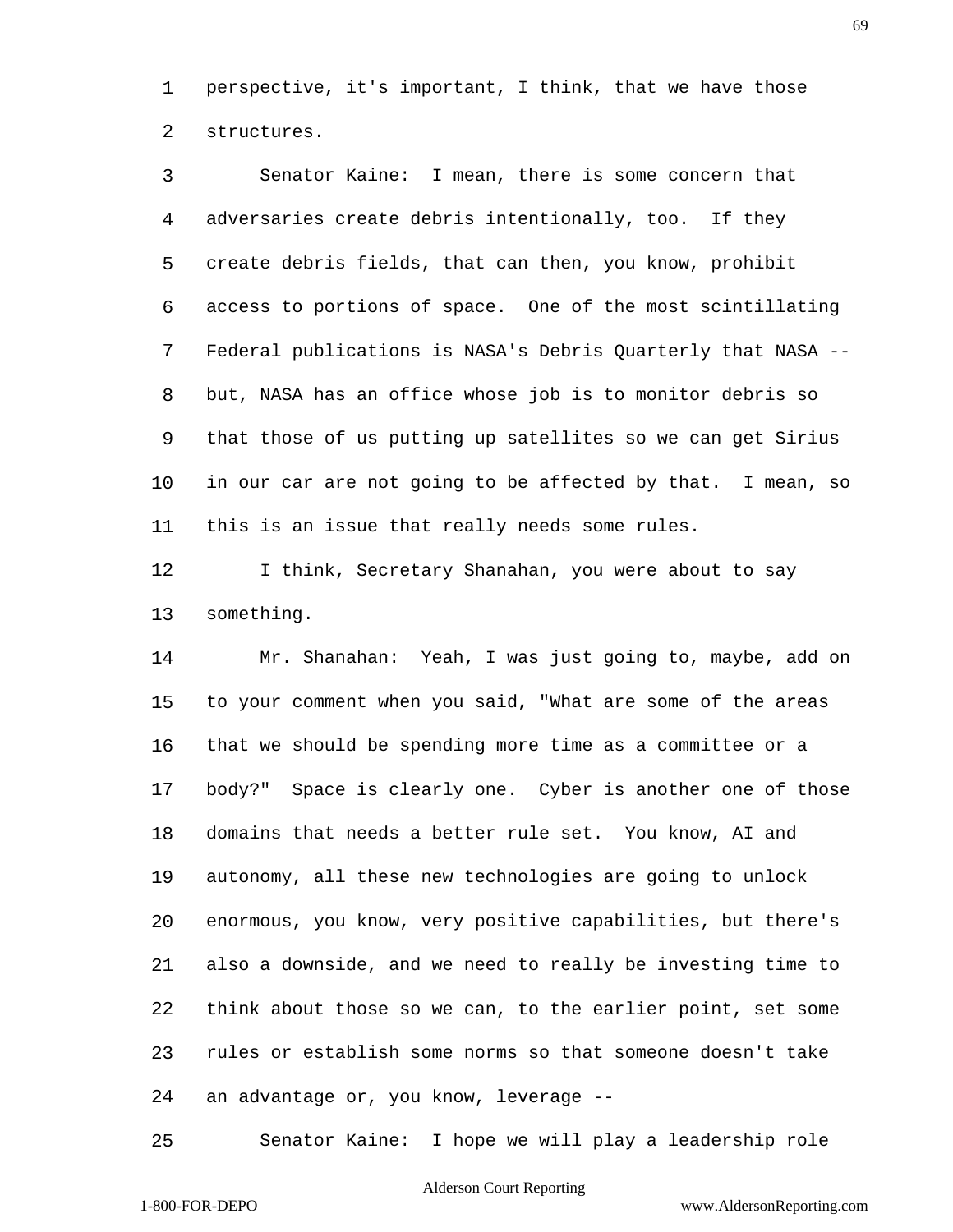perspective, it's important, I think, that we have those structures.

Senator Kaine: I mean, there is some concern that adversaries create debris intentionally, too. If they create debris fields, that can then, you know, prohibit access to portions of space. One of the most scintillating Federal publications is NASA's Debris Quarterly that NASA -- but, NASA has an office whose job is to monitor debris so that those of us putting up satellites so we can get Sirius in our car are not going to be affected by that. I mean, so this is an issue that really needs some rules.

I think, Secretary Shanahan, you were about to say something.

Mr. Shanahan: Yeah, I was just going to, maybe, add on to your comment when you said, "What are some of the areas that we should be spending more time as a committee or a body?" Space is clearly one. Cyber is another one of those domains that needs a better rule set. You know, AI and autonomy, all these new technologies are going to unlock enormous, you know, very positive capabilities, but there's also a downside, and we need to really be investing time to think about those so we can, to the earlier point, set some rules or establish some norms so that someone doesn't take an advantage or, you know, leverage --

Senator Kaine: I hope we will play a leadership role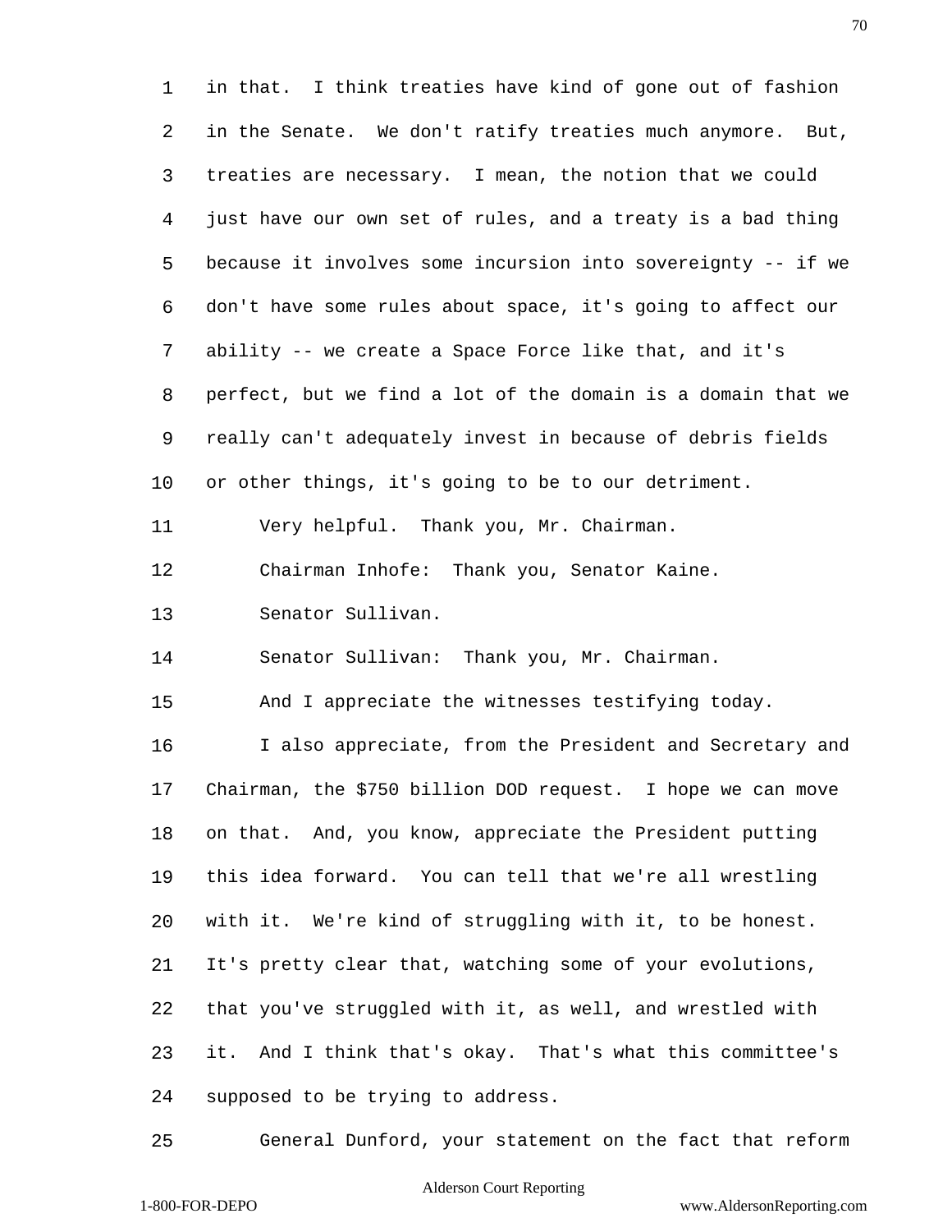in that. I think treaties have kind of gone out of fashion in the Senate. We don't ratify treaties much anymore. But, treaties are necessary. I mean, the notion that we could just have our own set of rules, and a treaty is a bad thing because it involves some incursion into sovereignty -- if we don't have some rules about space, it's going to affect our ability -- we create a Space Force like that, and it's perfect, but we find a lot of the domain is a domain that we really can't adequately invest in because of debris fields or other things, it's going to be to our detriment.

Very helpful. Thank you, Mr. Chairman.

Chairman Inhofe: Thank you, Senator Kaine.

Senator Sullivan.

Senator Sullivan: Thank you, Mr. Chairman.

And I appreciate the witnesses testifying today.

I also appreciate, from the President and Secretary and Chairman, the $750 billion DOD request. I hope we can move on that. And, you know, appreciate the President putting this idea forward. You can tell that we're all wrestling with it. We're kind of struggling with it, to be honest. It's pretty clear that, watching some of your evolutions, that you've struggled with it, as well, and wrestled with it. And I think that's okay. That's what this committee's supposed to be trying to address.

General Dunford, your statement on the fact that reform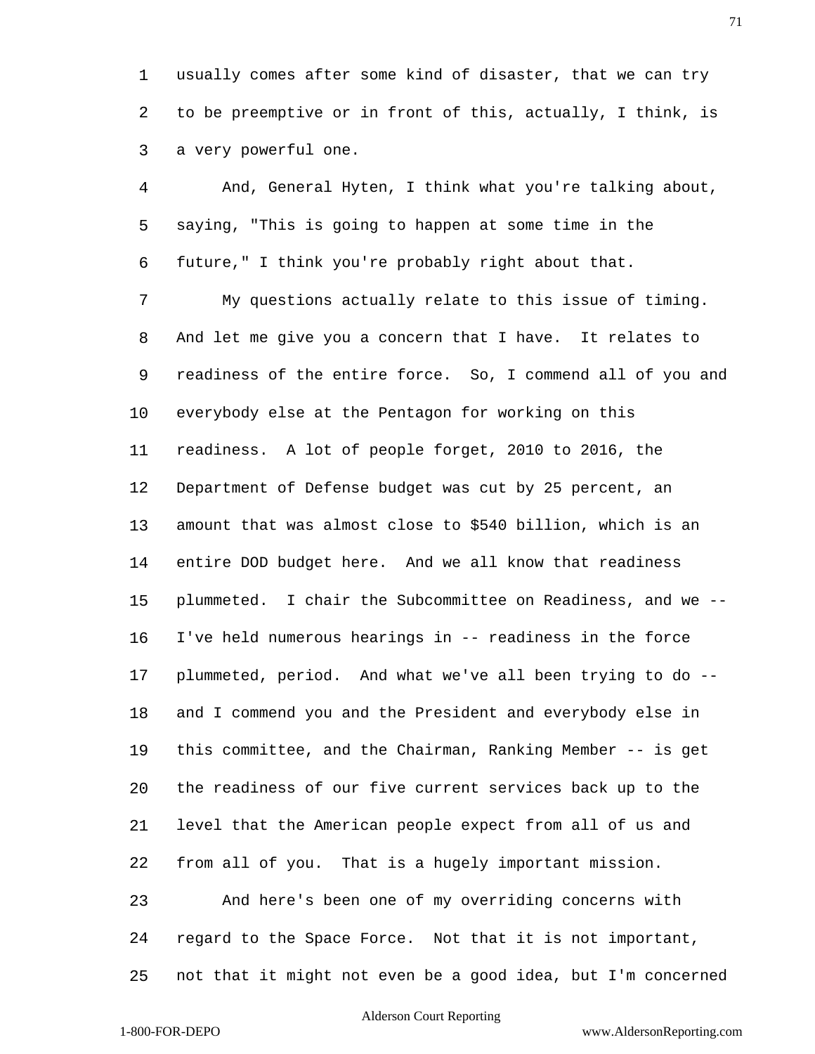usually comes after some kind of disaster, that we can try to be preemptive or in front of this, actually, I think, is a very powerful one.

And, General Hyten, I think what you're talking about, saying, "This is going to happen at some time in the future," I think you're probably right about that.

My questions actually relate to this issue of timing. And let me give you a concern that I have. It relates to readiness of the entire force. So, I commend all of you and everybody else at the Pentagon for working on this readiness. A lot of people forget, 2010 to 2016, the Department of Defense budget was cut by 25 percent, an amount that was almost close to $540 billion, which is an entire DOD budget here. And we all know that readiness plummeted. I chair the Subcommittee on Readiness, and we -- I've held numerous hearings in -- readiness in the force plummeted, period. And what we've all been trying to do -- and I commend you and the President and everybody else in this committee, and the Chairman, Ranking Member -- is get the readiness of our five current services back up to the level that the American people expect from all of us and from all of you. That is a hugely important mission.

And here's been one of my overriding concerns with regard to the Space Force. Not that it is not important, not that it might not even be a good idea, but I'm concerned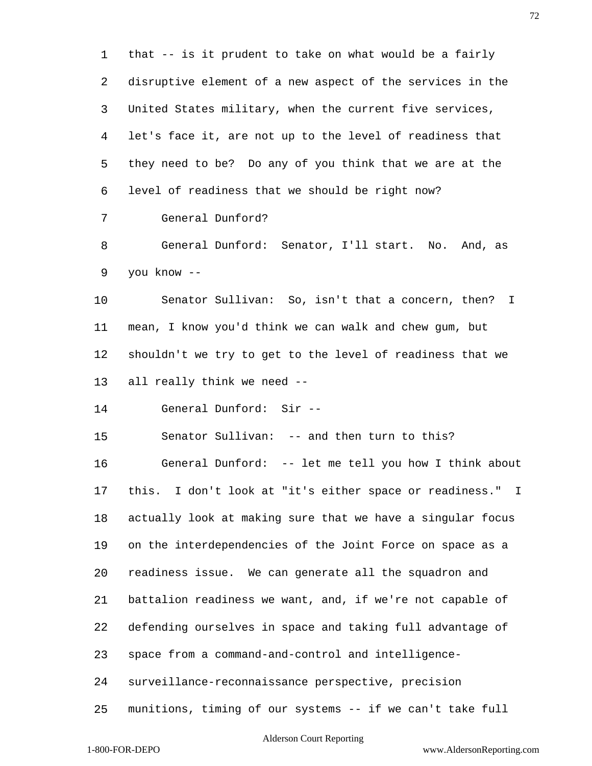that -- is it prudent to take on what would be a fairly disruptive element of a new aspect of the services in the United States military, when the current five services, let's face it, are not up to the level of readiness that they need to be? Do any of you think that we are at the level of readiness that we should be right now?

General Dunford?

General Dunford: Senator, I'll start. No. And, as you know --

Senator Sullivan: So, isn't that a concern, then? I mean, I know you'd think we can walk and chew gum, but shouldn't we try to get to the level of readiness that we all really think we need --

General Dunford: Sir --

Senator Sullivan: -- and then turn to this?

General Dunford: -- let me tell you how I think about this. I don't look at "it's either space or readiness." I actually look at making sure that we have a singular focus on the interdependencies of the Joint Force on space as a readiness issue. We can generate all the squadron and battalion readiness we want, and, if we're not capable of defending ourselves in space and taking full advantage of space from a command-and-control and intelligence-surveillance-reconnaissance perspective, precision munitions, timing of our systems -- if we can't take full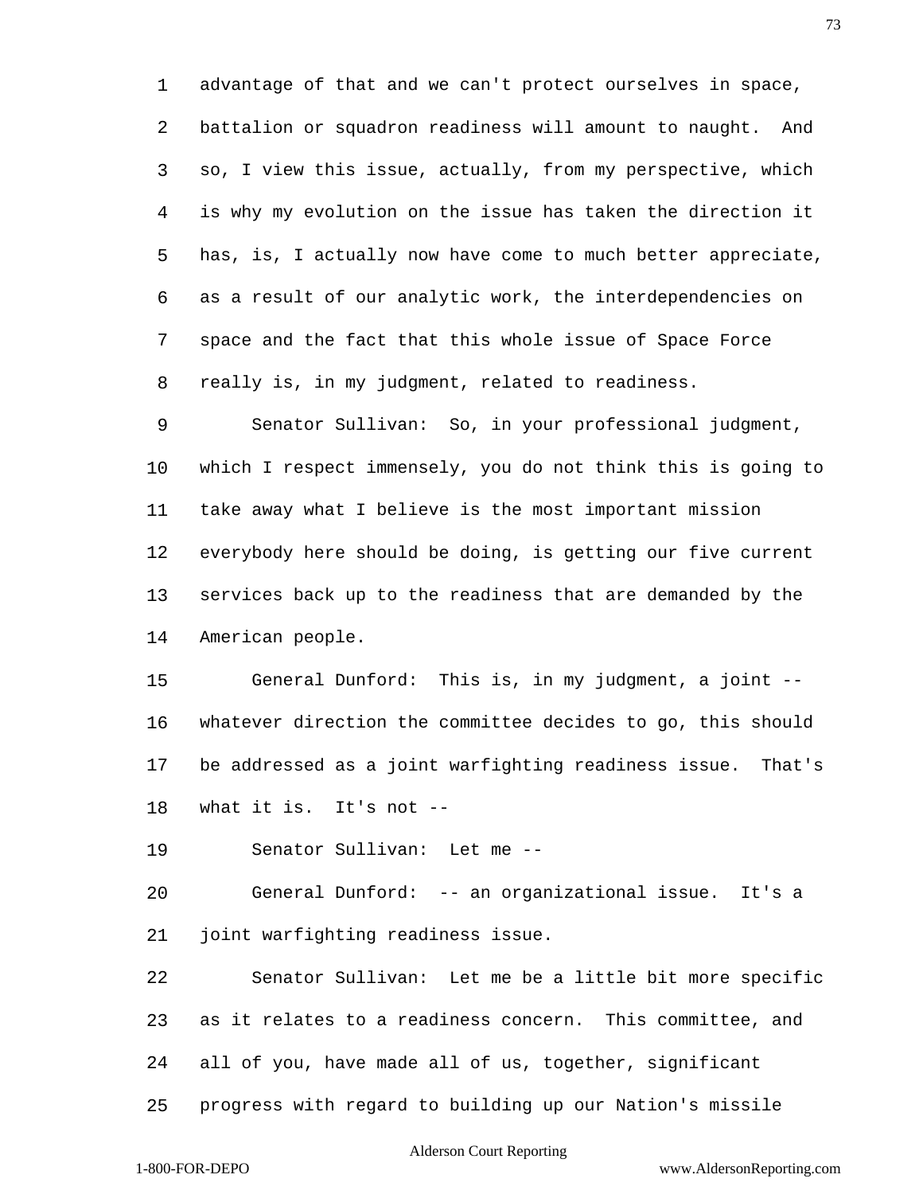advantage of that and we can't protect ourselves in space, battalion or squadron readiness will amount to naught. And so, I view this issue, actually, from my perspective, which is why my evolution on the issue has taken the direction it has, is, I actually now have come to much better appreciate, as a result of our analytic work, the interdependencies on space and the fact that this whole issue of Space Force really is, in my judgment, related to readiness.

Senator Sullivan: So, in your professional judgment, which I respect immensely, you do not think this is going to take away what I believe is the most important mission everybody here should be doing, is getting our five current services back up to the readiness that are demanded by the American people.

General Dunford: This is, in my judgment, a joint -- whatever direction the committee decides to go, this should be addressed as a joint warfighting readiness issue. That's what it is. It's not --

Senator Sullivan: Let me --

General Dunford: -- an organizational issue. It's a joint warfighting readiness issue.

Senator Sullivan: Let me be a little bit more specific as it relates to a readiness concern. This committee, and all of you, have made all of us, together, significant progress with regard to building up our Nation's missile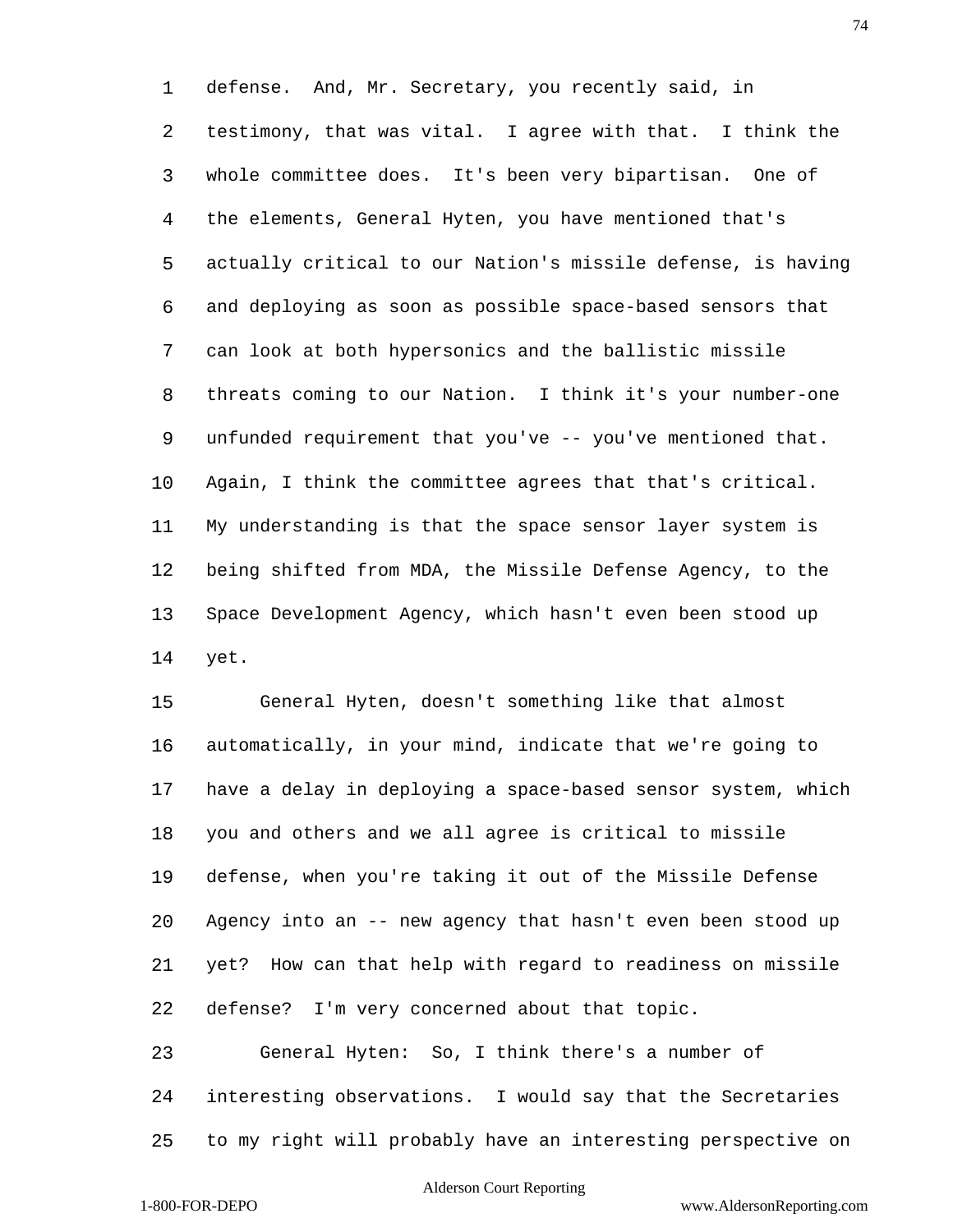defense. And, Mr. Secretary, you recently said, in testimony, that was vital. I agree with that. I think the whole committee does. It's been very bipartisan. One of the elements, General Hyten, you have mentioned that's actually critical to our Nation's missile defense, is having and deploying as soon as possible space-based sensors that can look at both hypersonics and the ballistic missile threats coming to our Nation. I think it's your number-one unfunded requirement that you've -- you've mentioned that. Again, I think the committee agrees that that's critical. My understanding is that the space sensor layer system is being shifted from MDA, the Missile Defense Agency, to the Space Development Agency, which hasn't even been stood up yet.

General Hyten, doesn't something like that almost automatically, in your mind, indicate that we're going to have a delay in deploying a space-based sensor system, which you and others and we all agree is critical to missile defense, when you're taking it out of the Missile Defense Agency into an -- new agency that hasn't even been stood up yet? How can that help with regard to readiness on missile defense? I'm very concerned about that topic.

General Hyten: So, I think there's a number of interesting observations. I would say that the Secretaries to my right will probably have an interesting perspective on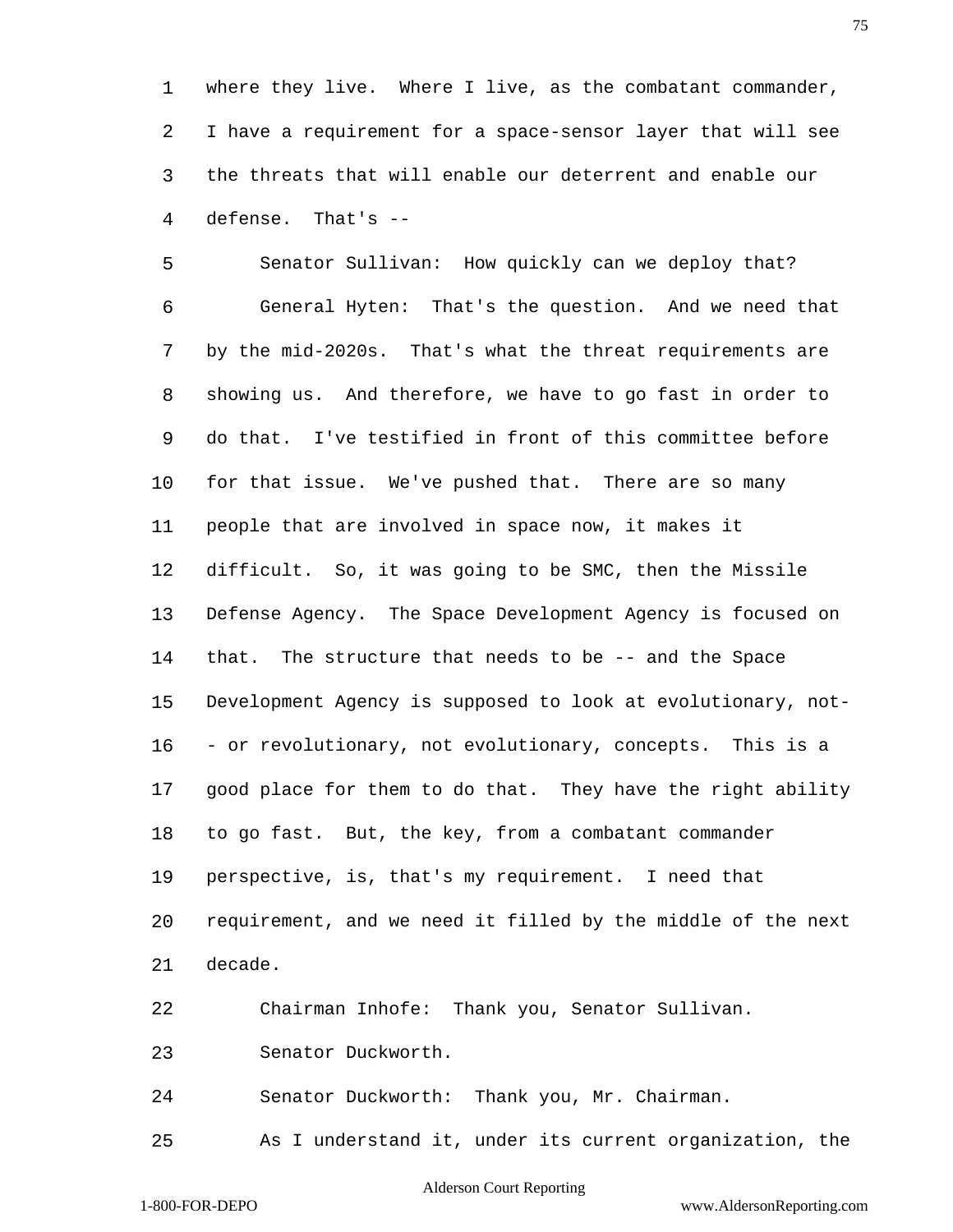where they live. Where I live, as the combatant commander, I have a requirement for a space-sensor layer that will see the threats that will enable our deterrent and enable our defense. That's --

Senator Sullivan: How quickly can we deploy that?

General Hyten: That's the question. And we need that by the mid-2020s. That's what the threat requirements are showing us. And therefore, we have to go fast in order to do that. I've testified in front of this committee before for that issue. We've pushed that. There are so many people that are involved in space now, it makes it difficult. So, it was going to be SMC, then the Missile Defense Agency. The Space Development Agency is focused on that. The structure that needs to be -- and the Space Development Agency is supposed to look at evolutionary, not-- or revolutionary, not evolutionary, concepts. This is a good place for them to do that. They have the right ability to go fast. But, the key, from a combatant commander perspective, is, that's my requirement. I need that requirement, and we need it filled by the middle of the next decade.

Chairman Inhofe: Thank you, Senator Sullivan.

Senator Duckworth.

Senator Duckworth: Thank you, Mr. Chairman.

As I understand it, under its current organization, the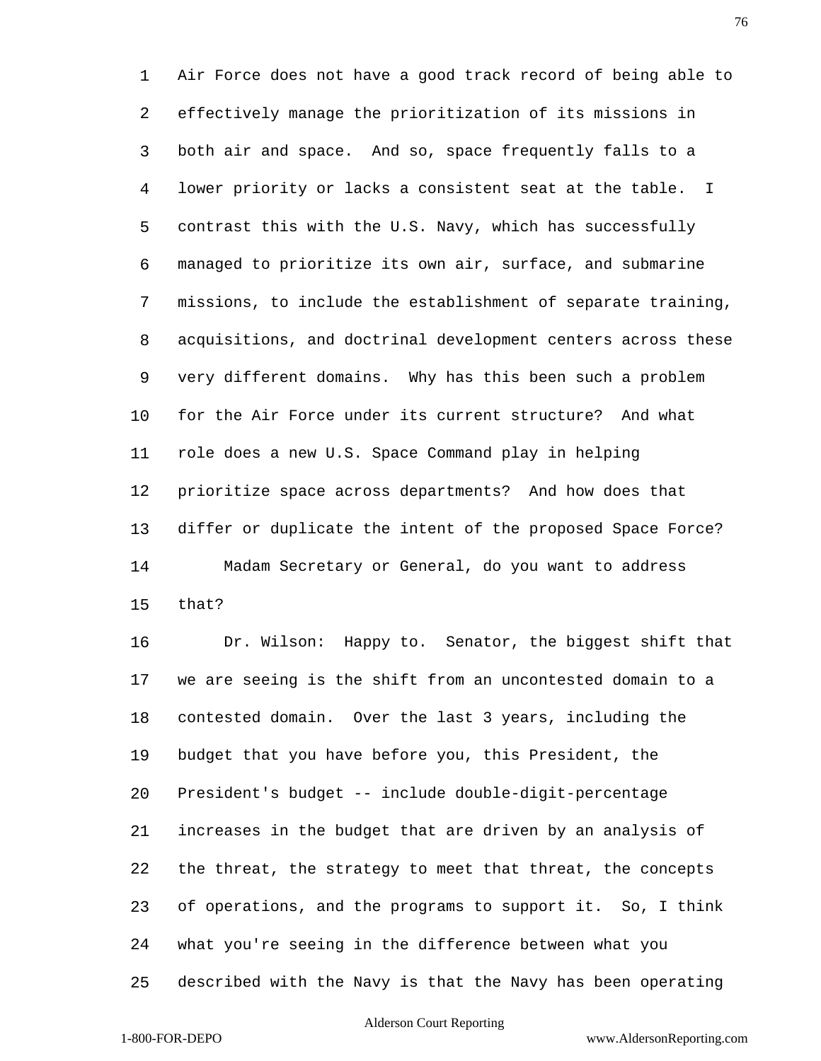Air Force does not have a good track record of being able to effectively manage the prioritization of its missions in both air and space. And so, space frequently falls to a lower priority or lacks a consistent seat at the table. I contrast this with the U.S. Navy, which has successfully managed to prioritize its own air, surface, and submarine missions, to include the establishment of separate training, acquisitions, and doctrinal development centers across these very different domains. Why has this been such a problem for the Air Force under its current structure? And what role does a new U.S. Space Command play in helping prioritize space across departments? And how does that differ or duplicate the intent of the proposed Space Force?

Madam Secretary or General, do you want to address that?

Dr. Wilson: Happy to. Senator, the biggest shift that we are seeing is the shift from an uncontested domain to a contested domain. Over the last 3 years, including the budget that you have before you, this President, the President's budget -- include double-digit-percentage increases in the budget that are driven by an analysis of the threat, the strategy to meet that threat, the concepts of operations, and the programs to support it. So, I think what you're seeing in the difference between what you described with the Navy is that the Navy has been operating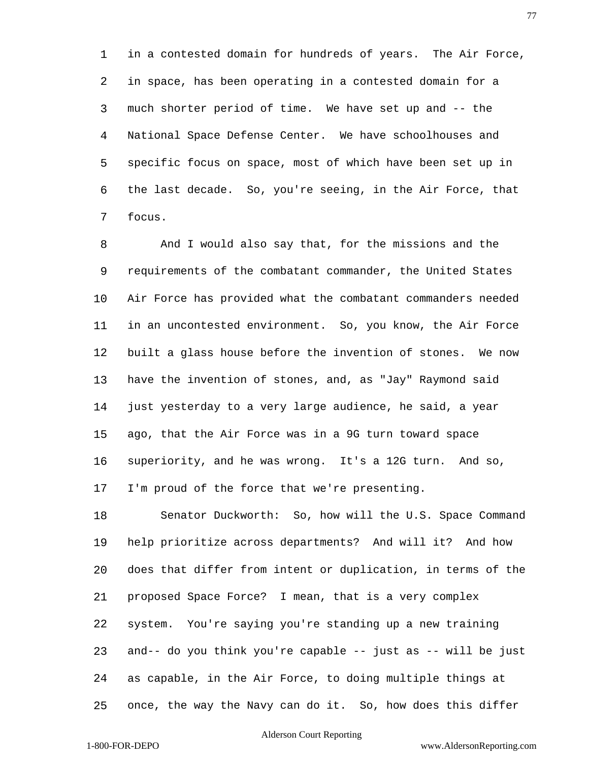in a contested domain for hundreds of years. The Air Force, in space, has been operating in a contested domain for a much shorter period of time. We have set up and -- the National Space Defense Center. We have schoolhouses and specific focus on space, most of which have been set up in the last decade. So, you're seeing, in the Air Force, that focus.

And I would also say that, for the missions and the requirements of the combatant commander, the United States Air Force has provided what the combatant commanders needed in an uncontested environment. So, you know, the Air Force built a glass house before the invention of stones. We now have the invention of stones, and, as "Jay" Raymond said just yesterday to a very large audience, he said, a year ago, that the Air Force was in a 9G turn toward space superiority, and he was wrong. It's a 12G turn. And so, I'm proud of the force that we're presenting.

Senator Duckworth: So, how will the U.S. Space Command help prioritize across departments? And will it? And how does that differ from intent or duplication, in terms of the proposed Space Force? I mean, that is a very complex system. You're saying you're standing up a new training and-- do you think you're capable -- just as -- will be just as capable, in the Air Force, to doing multiple things at once, the way the Navy can do it. So, how does this differ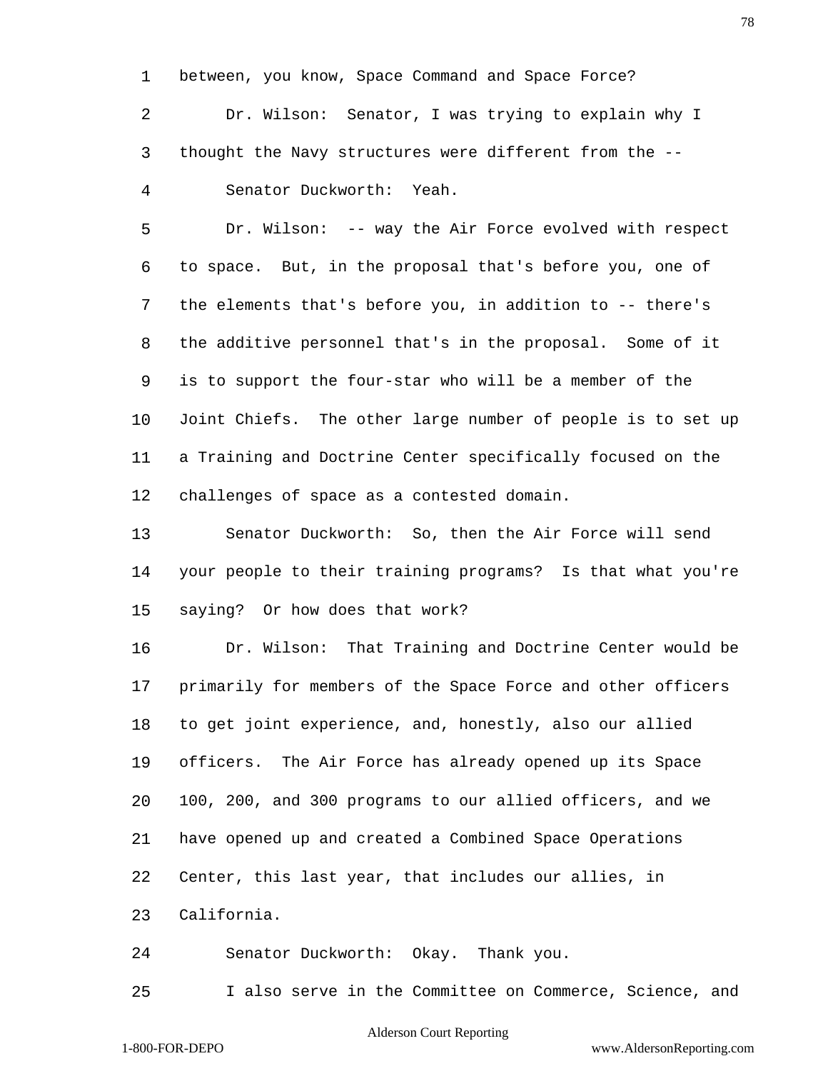between, you know, Space Command and Space Force?

Dr. Wilson: Senator, I was trying to explain why I thought the Navy structures were different from the --

Senator Duckworth: Yeah.

Dr. Wilson: -- way the Air Force evolved with respect to space. But, in the proposal that's before you, one of the elements that's before you, in addition to -- there's the additive personnel that's in the proposal. Some of it is to support the four-star who will be a member of the Joint Chiefs. The other large number of people is to set up a Training and Doctrine Center specifically focused on the challenges of space as a contested domain.

Senator Duckworth: So, then the Air Force will send your people to their training programs? Is that what you're saying? Or how does that work?

Dr. Wilson: That Training and Doctrine Center would be primarily for members of the Space Force and other officers to get joint experience, and, honestly, also our allied officers. The Air Force has already opened up its Space 100, 200, and 300 programs to our allied officers, and we have opened up and created a Combined Space Operations Center, this last year, that includes our allies, in California.

Senator Duckworth: Okay. Thank you.

I also serve in the Committee on Commerce, Science, and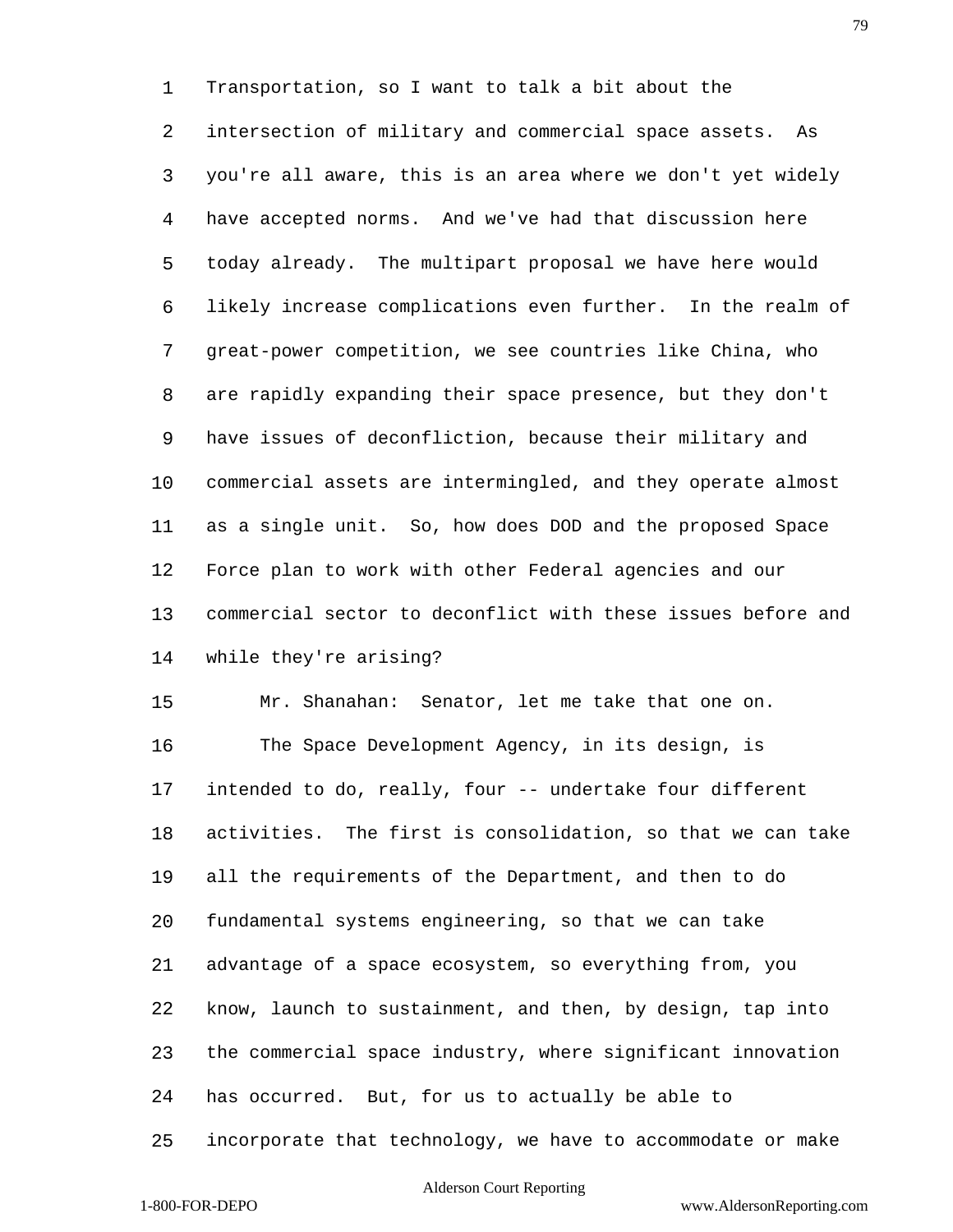Transportation, so I want to talk a bit about the intersection of military and commercial space assets. As you're all aware, this is an area where we don't yet widely have accepted norms. And we've had that discussion here today already. The multipart proposal we have here would likely increase complications even further. In the realm of great-power competition, we see countries like China, who are rapidly expanding their space presence, but they don't have issues of deconfliction, because their military and commercial assets are intermingled, and they operate almost as a single unit. So, how does DOD and the proposed Space Force plan to work with other Federal agencies and our commercial sector to deconflict with these issues before and while they're arising?

Mr. Shanahan: Senator, let me take that one on.

The Space Development Agency, in its design, is intended to do, really, four -- undertake four different activities. The first is consolidation, so that we can take all the requirements of the Department, and then to do fundamental systems engineering, so that we can take advantage of a space ecosystem, so everything from, you know, launch to sustainment, and then, by design, tap into the commercial space industry, where significant innovation has occurred. But, for us to actually be able to incorporate that technology, we have to accommodate or make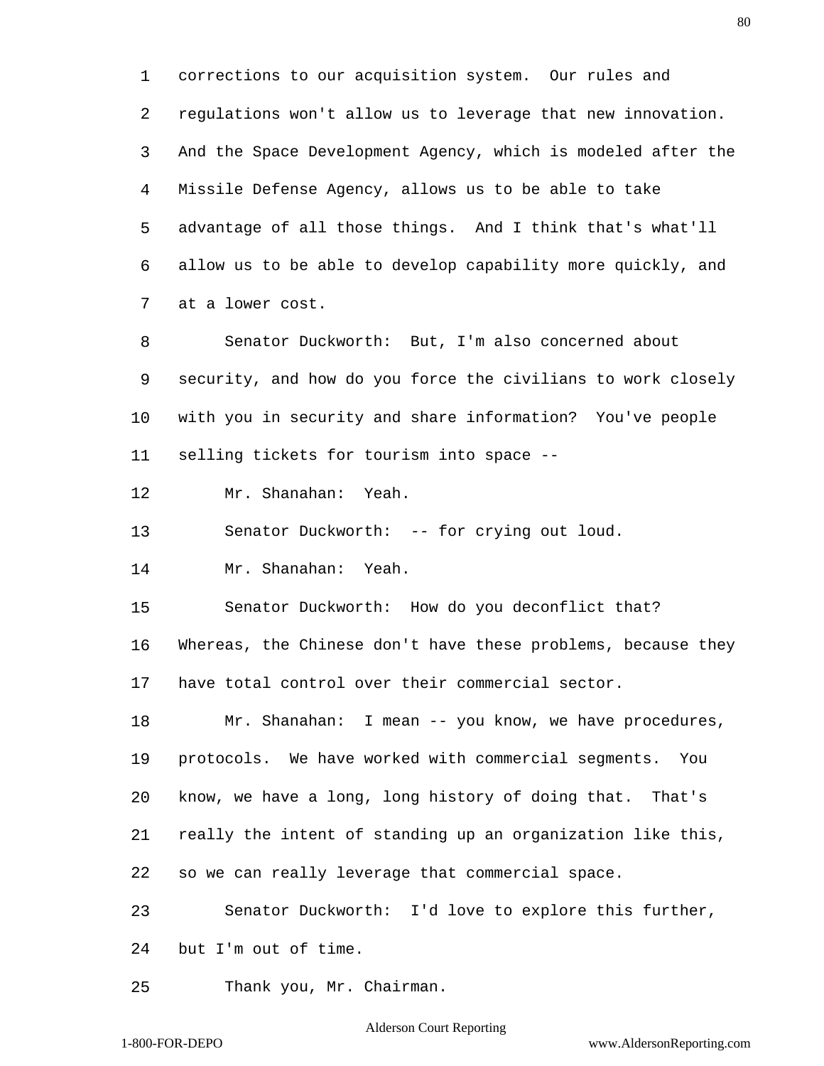corrections to our acquisition system. Our rules and regulations won't allow us to leverage that new innovation. And the Space Development Agency, which is modeled after the Missile Defense Agency, allows us to be able to take advantage of all those things. And I think that's what'll allow us to be able to develop capability more quickly, and at a lower cost.

Senator Duckworth: But, I'm also concerned about security, and how do you force the civilians to work closely with you in security and share information? You've people selling tickets for tourism into space --

Mr. Shanahan: Yeah.

Senator Duckworth: -- for crying out loud.

Mr. Shanahan: Yeah.

Senator Duckworth: How do you deconflict that? Whereas, the Chinese don't have these problems, because they have total control over their commercial sector.

Mr. Shanahan: I mean -- you know, we have procedures, protocols. We have worked with commercial segments. You know, we have a long, long history of doing that. That's really the intent of standing up an organization like this, so we can really leverage that commercial space.

Senator Duckworth: I'd love to explore this further, but I'm out of time.

Thank you, Mr. Chairman.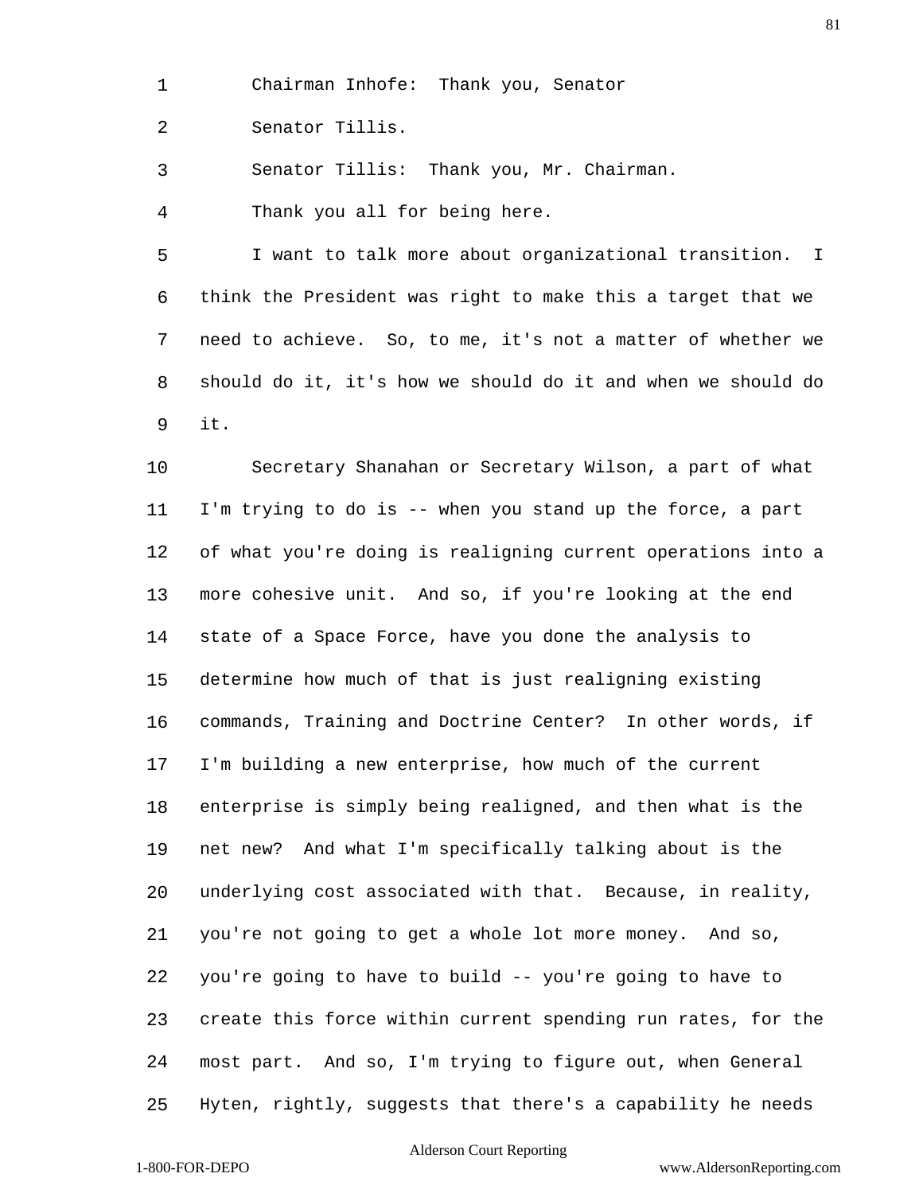Chairman Inhofe: Thank you, Senator

Senator Tillis.

Senator Tillis: Thank you, Mr. Chairman.

Thank you all for being here.

I want to talk more about organizational transition. I think the President was right to make this a target that we need to achieve. So, to me, it's not a matter of whether we should do it, it's how we should do it and when we should do it.

Secretary Shanahan or Secretary Wilson, a part of what I'm trying to do is -- when you stand up the force, a part of what you're doing is realigning current operations into a more cohesive unit. And so, if you're looking at the end state of a Space Force, have you done the analysis to determine how much of that is just realigning existing commands, Training and Doctrine Center? In other words, if I'm building a new enterprise, how much of the current enterprise is simply being realigned, and then what is the net new? And what I'm specifically talking about is the underlying cost associated with that. Because, in reality, you're not going to get a whole lot more money. And so, you're going to have to build -- you're going to have to create this force within current spending run rates, for the most part. And so, I'm trying to figure out, when General Hyten, rightly, suggests that there's a capability he needs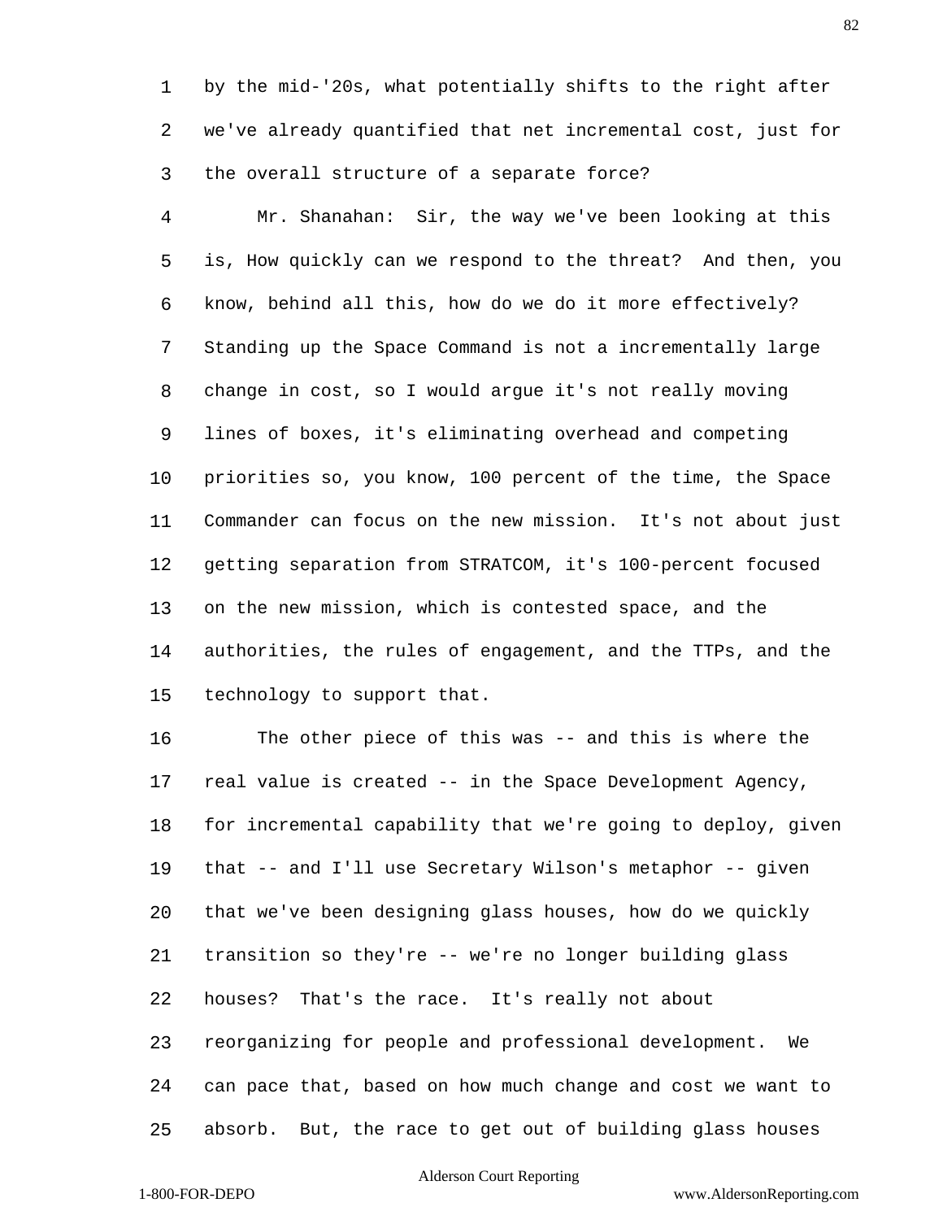by the mid-'20s, what potentially shifts to the right after we've already quantified that net incremental cost, just for the overall structure of a separate force?

Mr. Shanahan: Sir, the way we've been looking at this is, How quickly can we respond to the threat? And then, you know, behind all this, how do we do it more effectively? Standing up the Space Command is not a incrementally large change in cost, so I would argue it's not really moving lines of boxes, it's eliminating overhead and competing priorities so, you know, 100 percent of the time, the Space Commander can focus on the new mission. It's not about just getting separation from STRATCOM, it's 100-percent focused on the new mission, which is contested space, and the authorities, the rules of engagement, and the TTPs, and the technology to support that.

The other piece of this was -- and this is where the real value is created -- in the Space Development Agency, for incremental capability that we're going to deploy, given that -- and I'll use Secretary Wilson's metaphor -- given that we've been designing glass houses, how do we quickly transition so they're -- we're no longer building glass houses? That's the race. It's really not about reorganizing for people and professional development. We can pace that, based on how much change and cost we want to absorb. But, the race to get out of building glass houses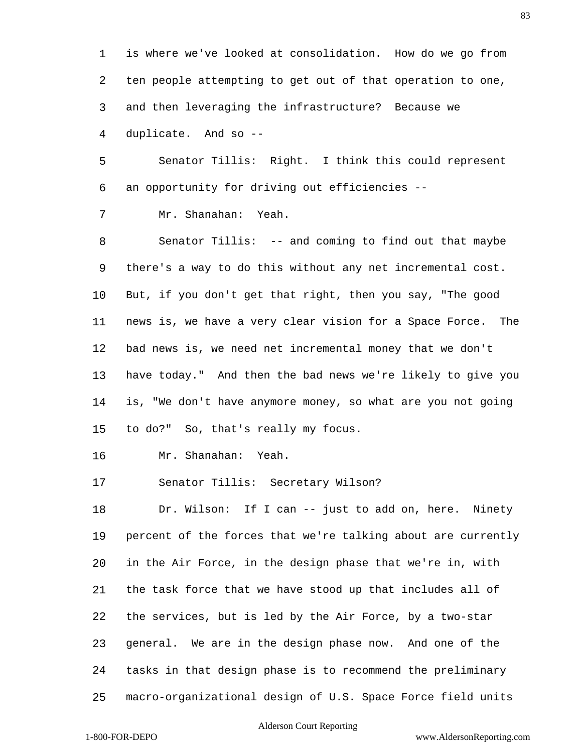is where we've looked at consolidation. How do we go from ten people attempting to get out of that operation to one, and then leveraging the infrastructure? Because we duplicate. And so --

Senator Tillis: Right. I think this could represent an opportunity for driving out efficiencies --

Mr. Shanahan: Yeah.

Senator Tillis: -- and coming to find out that maybe there's a way to do this without any net incremental cost. But, if you don't get that right, then you say, "The good news is, we have a very clear vision for a Space Force. The bad news is, we need net incremental money that we don't have today." And then the bad news we're likely to give you is, "We don't have anymore money, so what are you not going to do?" So, that's really my focus.

Mr. Shanahan: Yeah.

Senator Tillis: Secretary Wilson?

Dr. Wilson: If I can -- just to add on, here. Ninety percent of the forces that we're talking about are currently in the Air Force, in the design phase that we're in, with the task force that we have stood up that includes all of the services, but is led by the Air Force, by a two-star general. We are in the design phase now. And one of the tasks in that design phase is to recommend the preliminary macro-organizational design of U.S. Space Force field units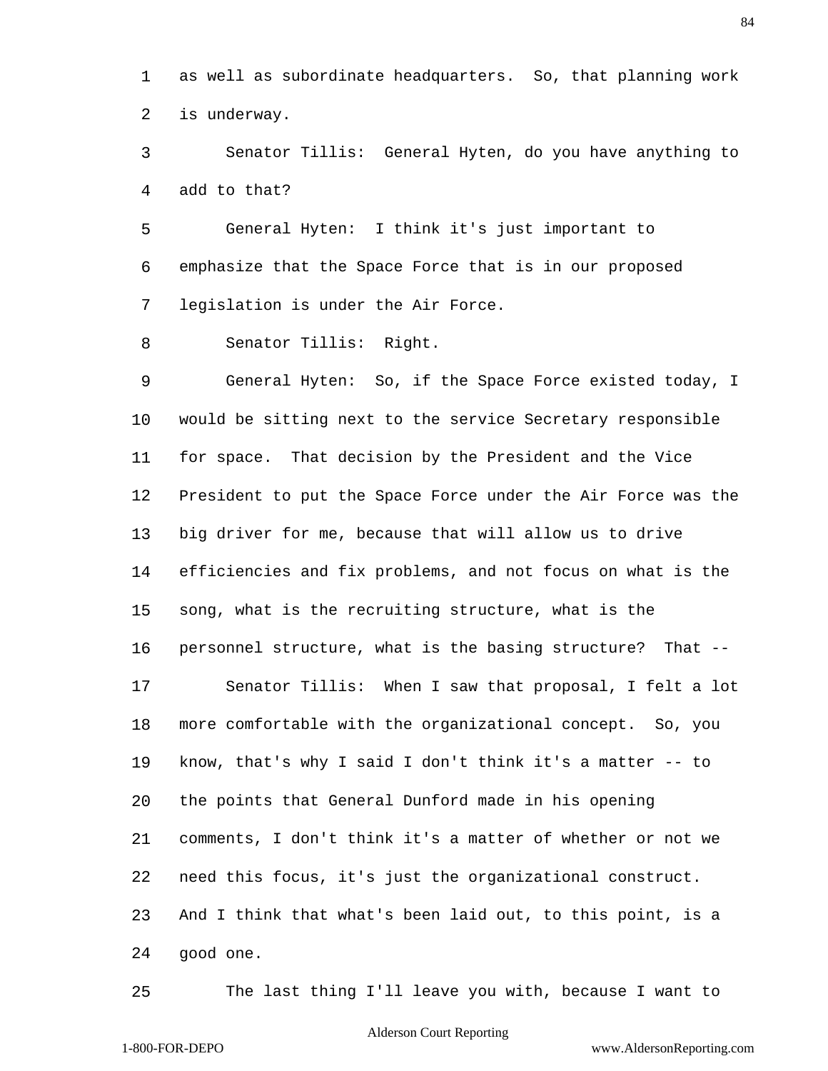as well as subordinate headquarters. So, that planning work is underway.

Senator Tillis: General Hyten, do you have anything to add to that?

General Hyten: I think it's just important to emphasize that the Space Force that is in our proposed legislation is under the Air Force.

Senator Tillis: Right.

General Hyten: So, if the Space Force existed today, I would be sitting next to the service Secretary responsible for space. That decision by the President and the Vice President to put the Space Force under the Air Force was the big driver for me, because that will allow us to drive efficiencies and fix problems, and not focus on what is the song, what is the recruiting structure, what is the personnel structure, what is the basing structure? That --

Senator Tillis: When I saw that proposal, I felt a lot more comfortable with the organizational concept. So, you know, that's why I said I don't think it's a matter -- to the points that General Dunford made in his opening comments, I don't think it's a matter of whether or not we need this focus, it's just the organizational construct. And I think that what's been laid out, to this point, is a good one.

The last thing I'll leave you with, because I want to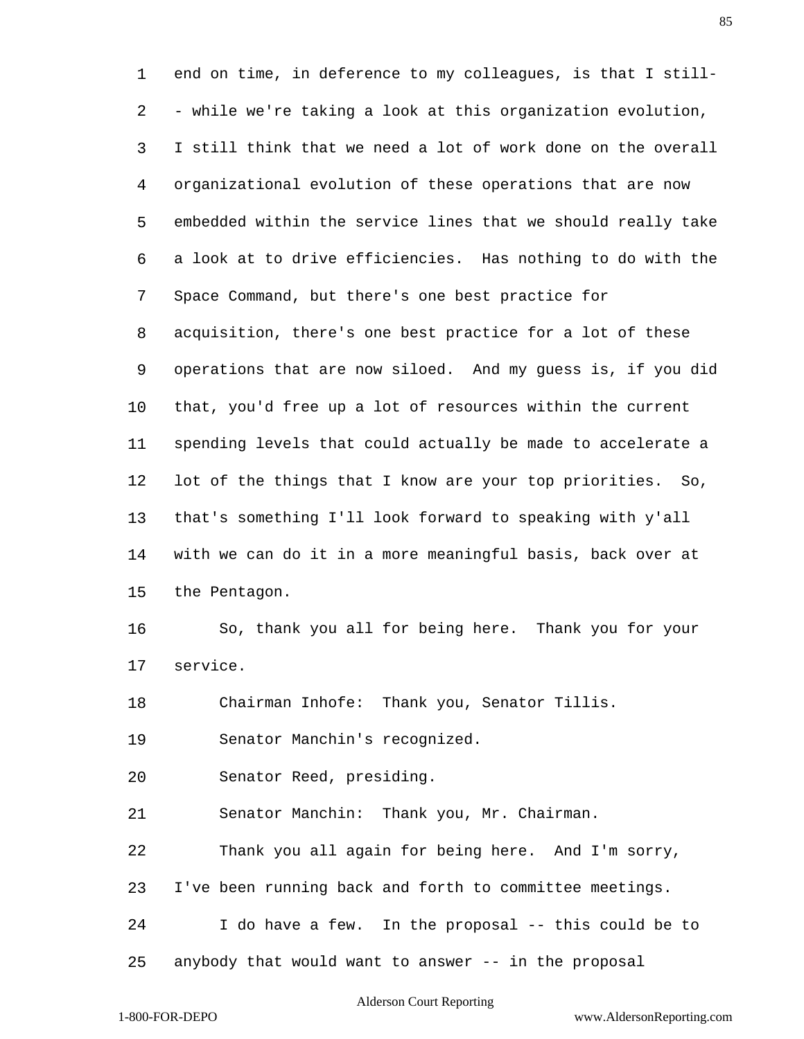end on time, in deference to my colleagues, is that I still-- while we're taking a look at this organization evolution, I still think that we need a lot of work done on the overall organizational evolution of these operations that are now embedded within the service lines that we should really take a look at to drive efficiencies. Has nothing to do with the Space Command, but there's one best practice for acquisition, there's one best practice for a lot of these operations that are now siloed. And my guess is, if you did that, you'd free up a lot of resources within the current spending levels that could actually be made to accelerate a lot of the things that I know are your top priorities. So, that's something I'll look forward to speaking with y'all with we can do it in a more meaningful basis, back over at the Pentagon.

So, thank you all for being here. Thank you for your service.

Chairman Inhofe: Thank you, Senator Tillis.

Senator Manchin's recognized.

Senator Reed, presiding.

Senator Manchin: Thank you, Mr. Chairman.

Thank you all again for being here. And I'm sorry, I've been running back and forth to committee meetings.

I do have a few. In the proposal -- this could be to anybody that would want to answer -- in the proposal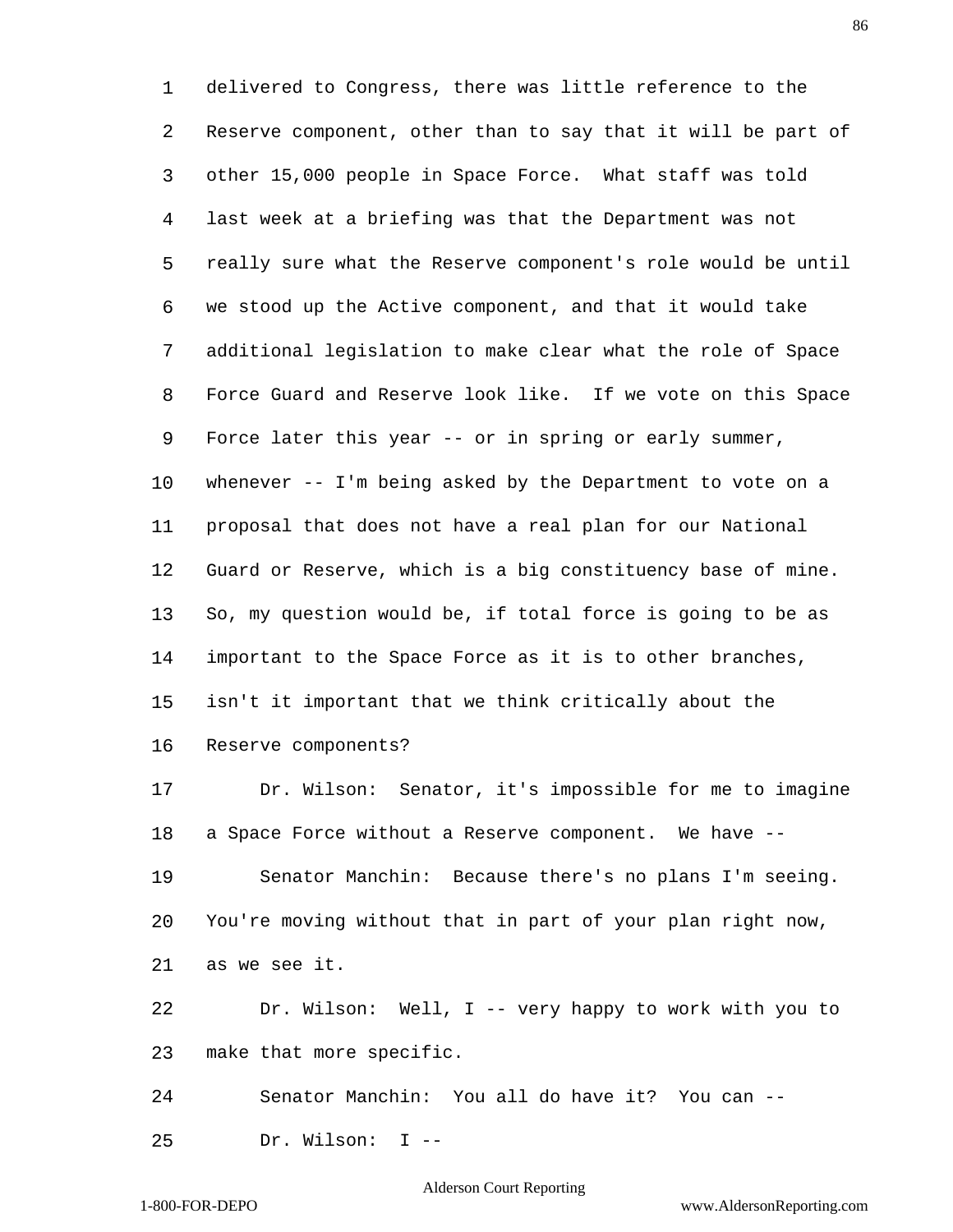delivered to Congress, there was little reference to the Reserve component, other than to say that it will be part of other 15,000 people in Space Force. What staff was told last week at a briefing was that the Department was not really sure what the Reserve component's role would be until we stood up the Active component, and that it would take additional legislation to make clear what the role of Space Force Guard and Reserve look like. If we vote on this Space Force later this year -- or in spring or early summer, whenever -- I'm being asked by the Department to vote on a proposal that does not have a real plan for our National Guard or Reserve, which is a big constituency base of mine. So, my question would be, if total force is going to be as important to the Space Force as it is to other branches, isn't it important that we think critically about the Reserve components?

Dr. Wilson: Senator, it's impossible for me to imagine a Space Force without a Reserve component. We have --

Senator Manchin: Because there's no plans I'm seeing. You're moving without that in part of your plan right now, as we see it.

Dr. Wilson: Well, I -- very happy to work with you to make that more specific.

Senator Manchin: You all do have it? You can --

Dr. Wilson: I --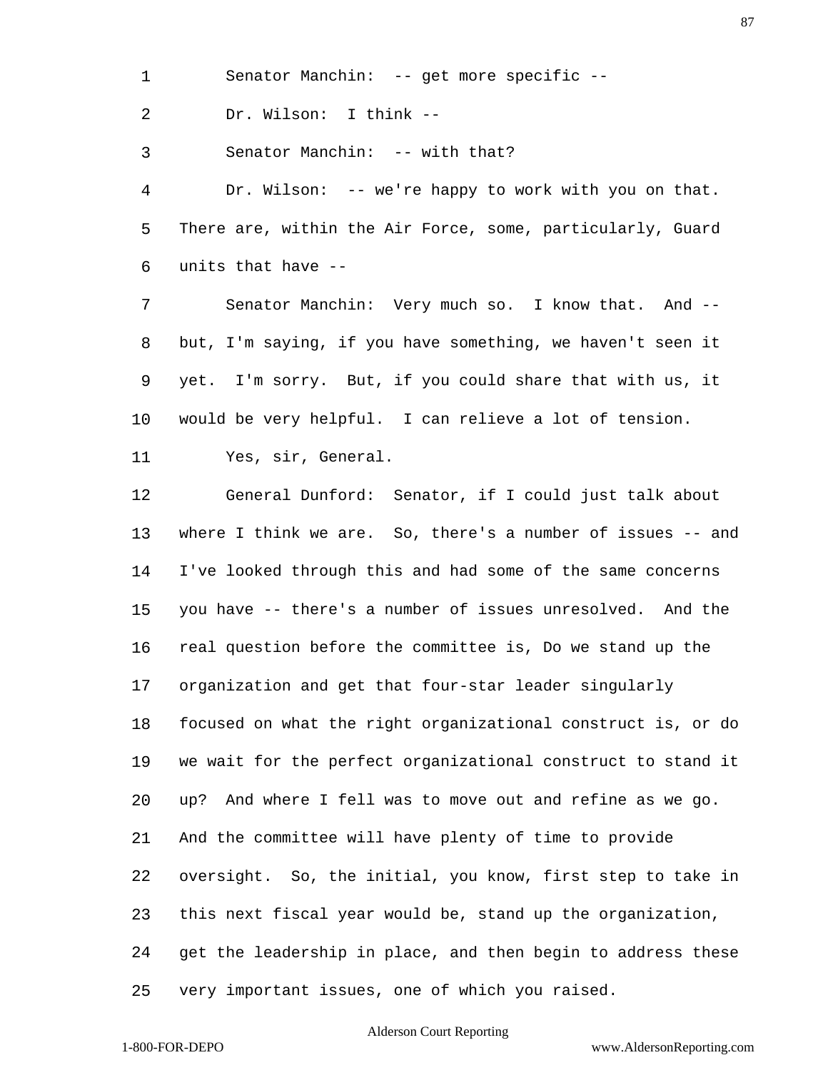Senator Manchin: -- get more specific --

Dr. Wilson: I think --

Senator Manchin: -- with that?

Dr. Wilson: -- we're happy to work with you on that. There are, within the Air Force, some, particularly, Guard units that have --

Senator Manchin: Very much so. I know that. And -- but, I'm saying, if you have something, we haven't seen it yet. I'm sorry. But, if you could share that with us, it would be very helpful. I can relieve a lot of tension.

Yes, sir, General.

General Dunford: Senator, if I could just talk about where I think we are. So, there's a number of issues -- and I've looked through this and had some of the same concerns you have -- there's a number of issues unresolved. And the real question before the committee is, Do we stand up the organization and get that four-star leader singularly focused on what the right organizational construct is, or do we wait for the perfect organizational construct to stand it up? And where I fell was to move out and refine as we go. And the committee will have plenty of time to provide oversight. So, the initial, you know, first step to take in this next fiscal year would be, stand up the organization, get the leadership in place, and then begin to address these very important issues, one of which you raised.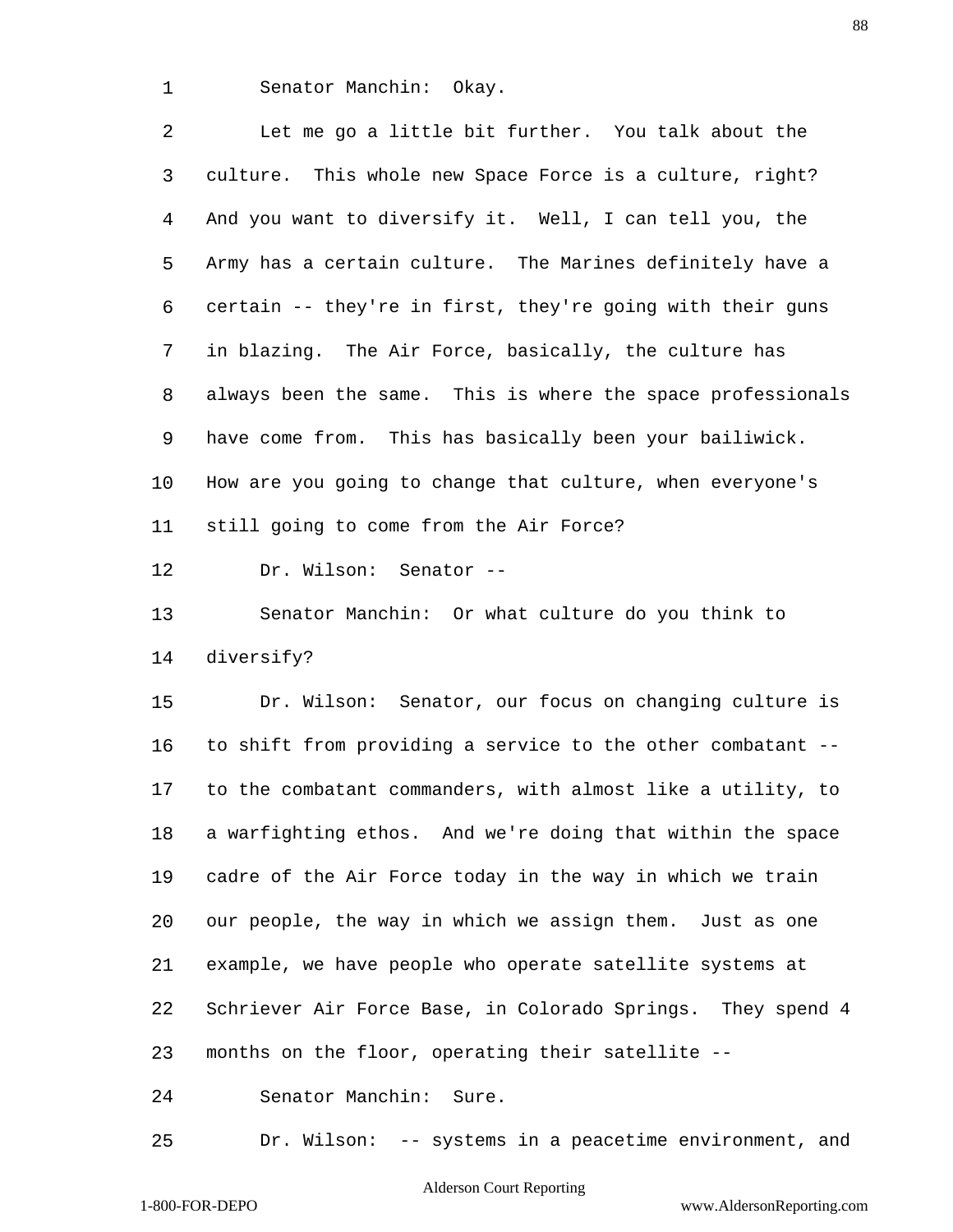Senator Manchin: Okay.

Let me go a little bit further. You talk about the culture. This whole new Space Force is a culture, right? And you want to diversify it. Well, I can tell you, the Army has a certain culture. The Marines definitely have a certain -- they're in first, they're going with their guns in blazing. The Air Force, basically, the culture has always been the same. This is where the space professionals have come from. This has basically been your bailiwick. How are you going to change that culture, when everyone's still going to come from the Air Force?

Dr. Wilson: Senator --

Senator Manchin: Or what culture do you think to diversify?

Dr. Wilson: Senator, our focus on changing culture is to shift from providing a service to the other combatant -- to the combatant commanders, with almost like a utility, to a warfighting ethos. And we're doing that within the space cadre of the Air Force today in the way in which we train our people, the way in which we assign them. Just as one example, we have people who operate satellite systems at Schriever Air Force Base, in Colorado Springs. They spend 4 months on the floor, operating their satellite --

Senator Manchin: Sure.

Dr. Wilson: -- systems in a peacetime environment, and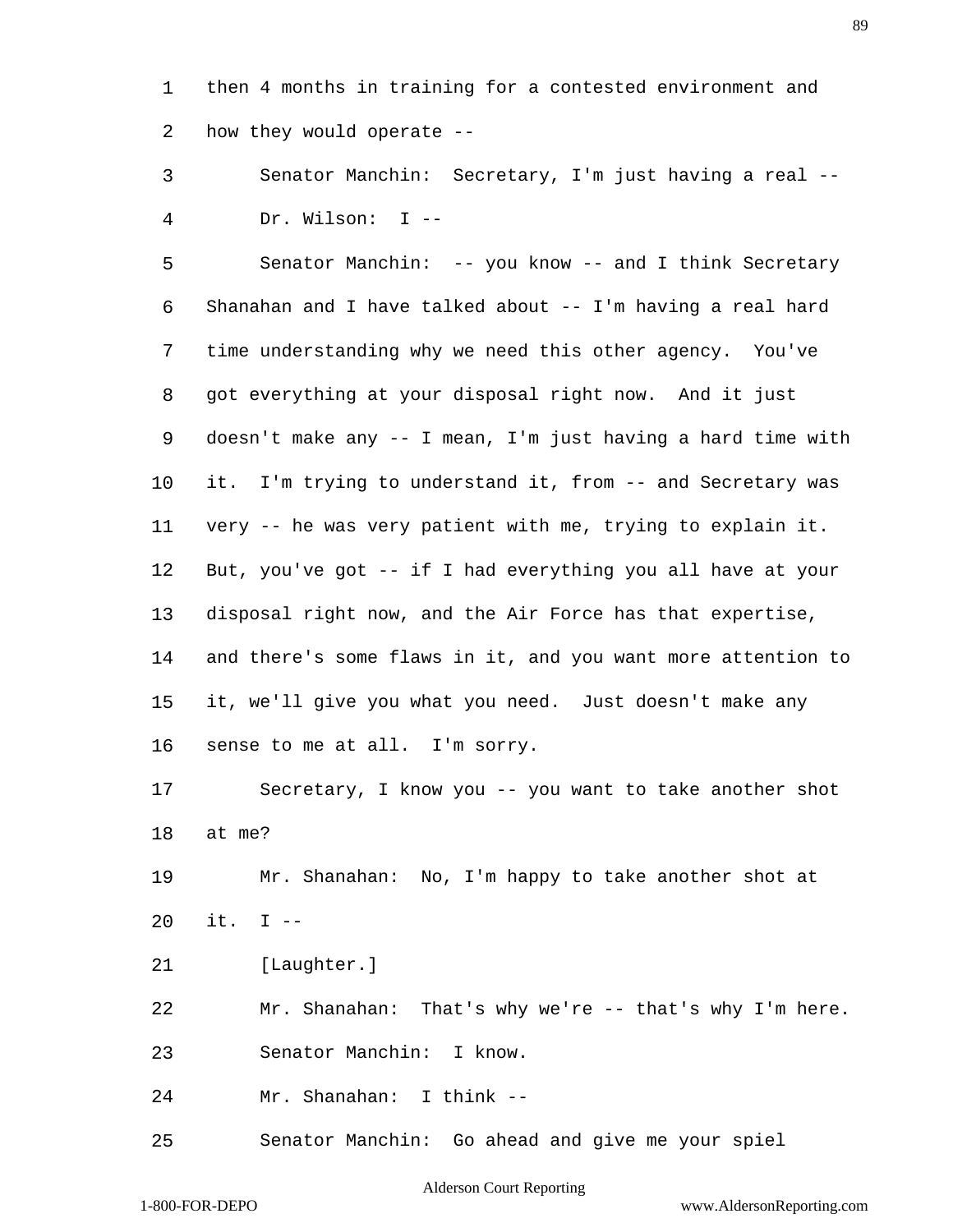then 4 months in training for a contested environment and how they would operate --

Senator Manchin: Secretary, I'm just having a real --

Dr. Wilson: I --

Senator Manchin: -- you know -- and I think Secretary Shanahan and I have talked about -- I'm having a real hard time understanding why we need this other agency. You've got everything at your disposal right now. And it just doesn't make any -- I mean, I'm just having a hard time with it. I'm trying to understand it, from -- and Secretary was very -- he was very patient with me, trying to explain it. But, you've got -- if I had everything you all have at your disposal right now, and the Air Force has that expertise, and there's some flaws in it, and you want more attention to it, we'll give you what you need. Just doesn't make any sense to me at all. I'm sorry.

Secretary, I know you -- you want to take another shot at me?

Mr. Shanahan: No, I'm happy to take another shot at it. I --

[Laughter.]

Mr. Shanahan: That's why we're -- that's why I'm here.

Senator Manchin: I know.

Mr. Shanahan: I think --

Senator Manchin: Go ahead and give me your spiel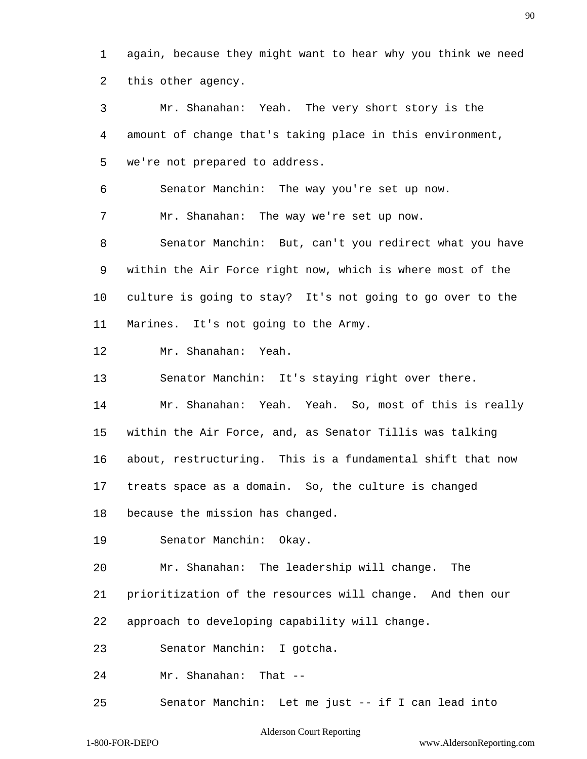again, because they might want to hear why you think we need this other agency.

Mr. Shanahan: Yeah. The very short story is the amount of change that's taking place in this environment, we're not prepared to address.

Senator Manchin: The way you're set up now.

Mr. Shanahan: The way we're set up now.

Senator Manchin: But, can't you redirect what you have within the Air Force right now, which is where most of the culture is going to stay? It's not going to go over to the Marines. It's not going to the Army.

Mr. Shanahan: Yeah.

Senator Manchin: It's staying right over there.

Mr. Shanahan: Yeah. Yeah. So, most of this is really within the Air Force, and, as Senator Tillis was talking about, restructuring. This is a fundamental shift that now treats space as a domain. So, the culture is changed because the mission has changed.

Senator Manchin: Okay.

Mr. Shanahan: The leadership will change. The prioritization of the resources will change. And then our approach to developing capability will change.

Senator Manchin: I gotcha.

Mr. Shanahan: That --

Senator Manchin: Let me just -- if I can lead into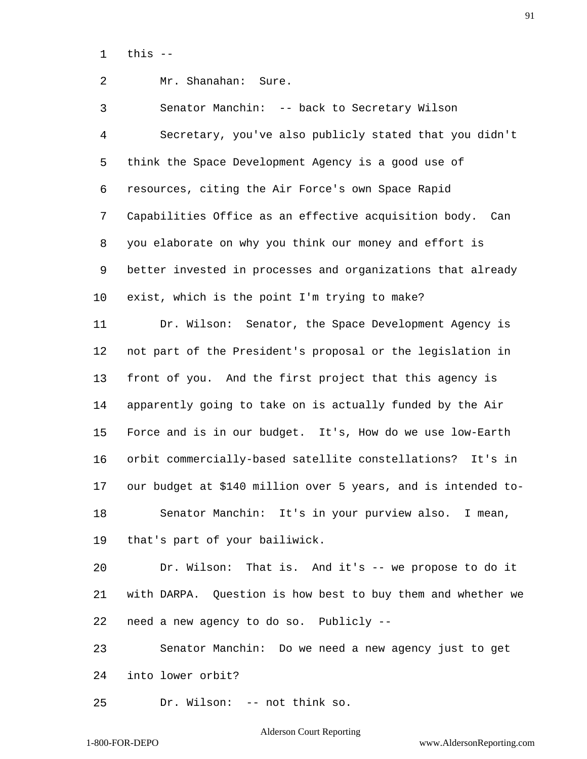this --

Mr. Shanahan: Sure.

Senator Manchin: -- back to Secretary Wilson

Secretary, you've also publicly stated that you didn't think the Space Development Agency is a good use of resources, citing the Air Force's own Space Rapid Capabilities Office as an effective acquisition body. Can you elaborate on why you think our money and effort is better invested in processes and organizations that already exist, which is the point I'm trying to make?

Dr. Wilson: Senator, the Space Development Agency is not part of the President's proposal or the legislation in front of you. And the first project that this agency is apparently going to take on is actually funded by the Air Force and is in our budget. It's, How do we use low-Earth orbit commercially-based satellite constellations? It's in our budget at $140 million over 5 years, and is intended to-

Senator Manchin: It's in your purview also. I mean, that's part of your bailiwick.

Dr. Wilson: That is. And it's -- we propose to do it with DARPA. Question is how best to buy them and whether we need a new agency to do so. Publicly --

Senator Manchin: Do we need a new agency just to get into lower orbit?

Dr. Wilson: -- not think so.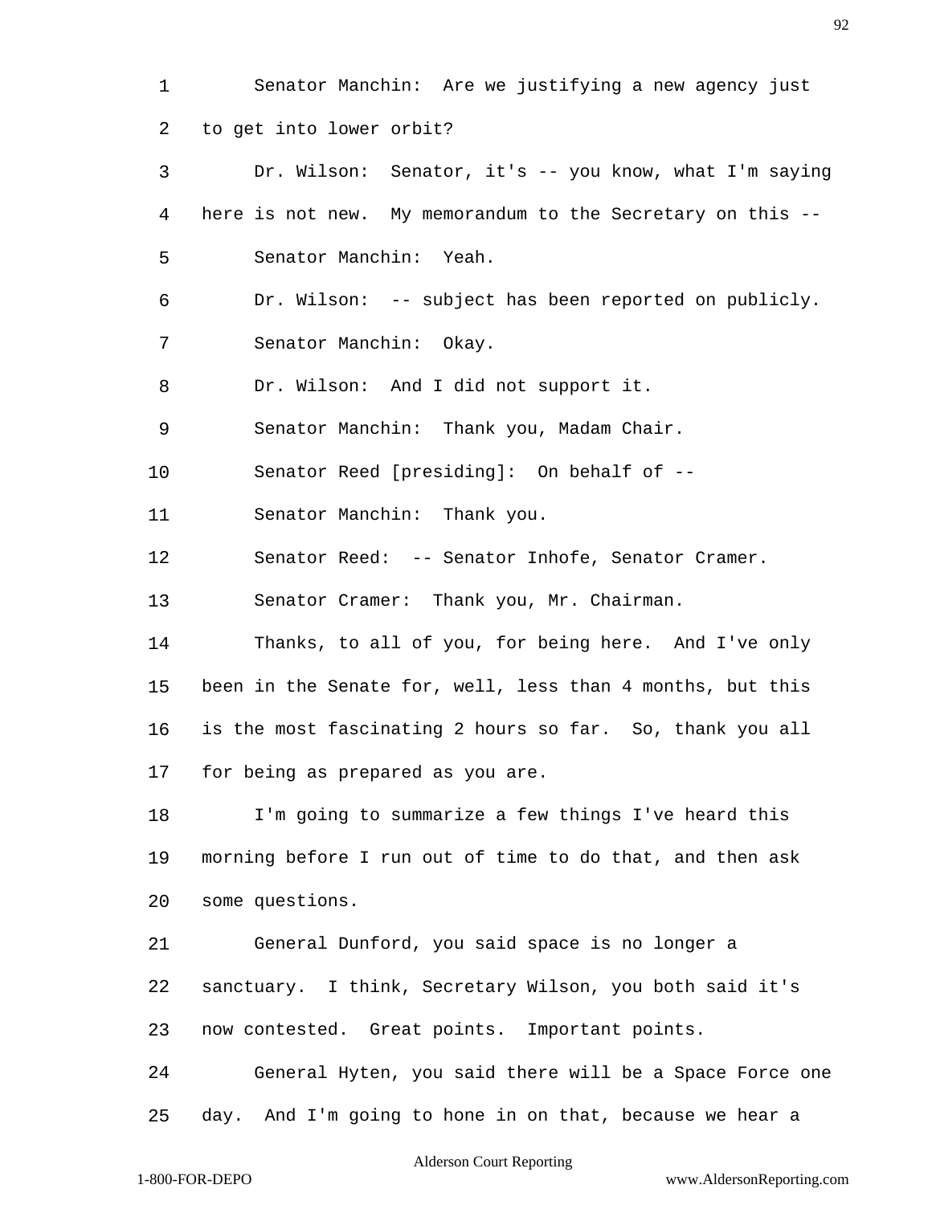Senator Manchin: Are we justifying a new agency just to get into lower orbit?

Dr. Wilson: Senator, it's -- you know, what I'm saying here is not new. My memorandum to the Secretary on this --

Senator Manchin: Yeah.

Dr. Wilson: -- subject has been reported on publicly.

Senator Manchin: Okay.

Dr. Wilson: And I did not support it.

Senator Manchin: Thank you, Madam Chair.

Senator Reed [presiding]: On behalf of --

Senator Manchin: Thank you.

Senator Reed: -- Senator Inhofe, Senator Cramer.

Senator Cramer: Thank you, Mr. Chairman.

Thanks, to all of you, for being here. And I've only been in the Senate for, well, less than 4 months, but this is the most fascinating 2 hours so far. So, thank you all for being as prepared as you are.

I'm going to summarize a few things I've heard this morning before I run out of time to do that, and then ask some questions.

General Dunford, you said space is no longer a sanctuary. I think, Secretary Wilson, you both said it's now contested. Great points. Important points.

General Hyten, you said there will be a Space Force one day. And I'm going to hone in on that, because we hear a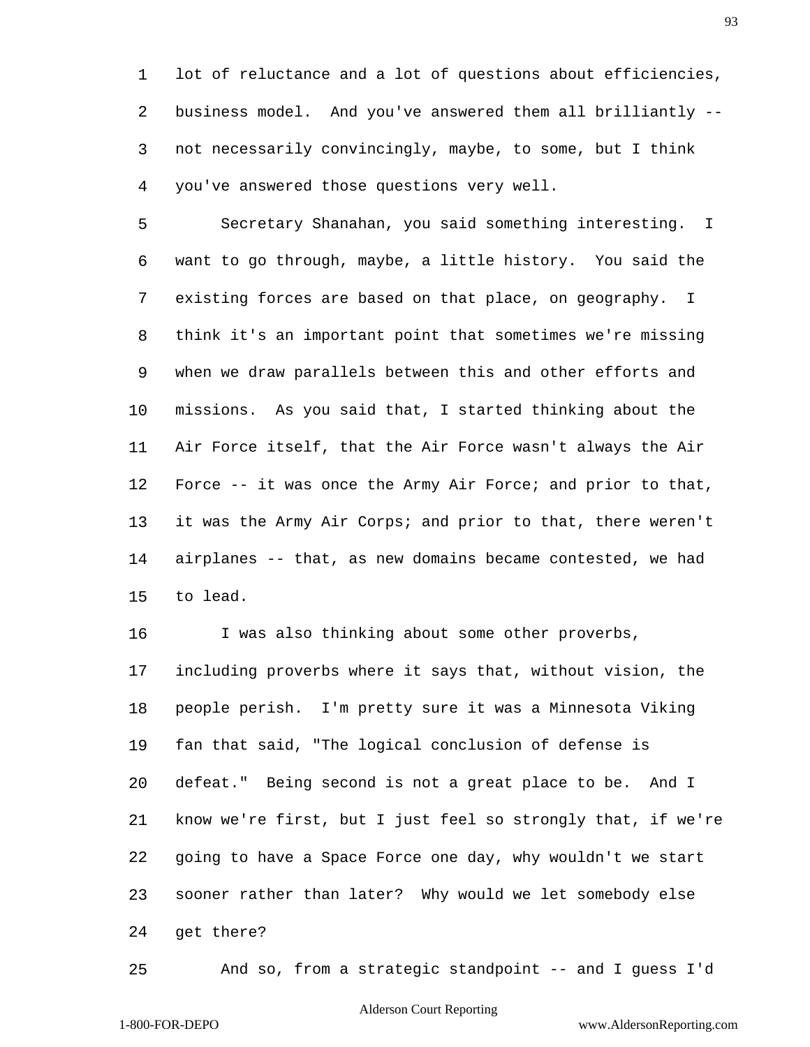1 lot of reluctance and a lot of questions about efficiencies,
2 business model. And you've answered them all brilliantly --
3 not necessarily convincingly, maybe, to some, but I think
4 you've answered those questions very well.

5 Secretary Shanahan, you said something interesting. I
6 want to go through, maybe, a little history. You said the
7 existing forces are based on that place, on geography. I
8 think it's an important point that sometimes we're missing
9 when we draw parallels between this and other efforts and
10 missions. As you said that, I started thinking about the
11 Air Force itself, that the Air Force wasn't always the Air
12 Force -- it was once the Army Air Force; and prior to that,
13 it was the Army Air Corps; and prior to that, there weren't
14 airplanes -- that, as new domains became contested, we had
15 to lead.

16 I was also thinking about some other proverbs,
17 including proverbs where it says that, without vision, the
18 people perish. I'm pretty sure it was a Minnesota Viking
19 fan that said, "The logical conclusion of defense is
20 defeat." Being second is not a great place to be. And I
21 know we're first, but I just feel so strongly that, if we're
22 going to have a Space Force one day, why wouldn't we start
23 sooner rather than later? Why would we let somebody else
24 get there?

25 And so, from a strategic standpoint -- and I guess I'd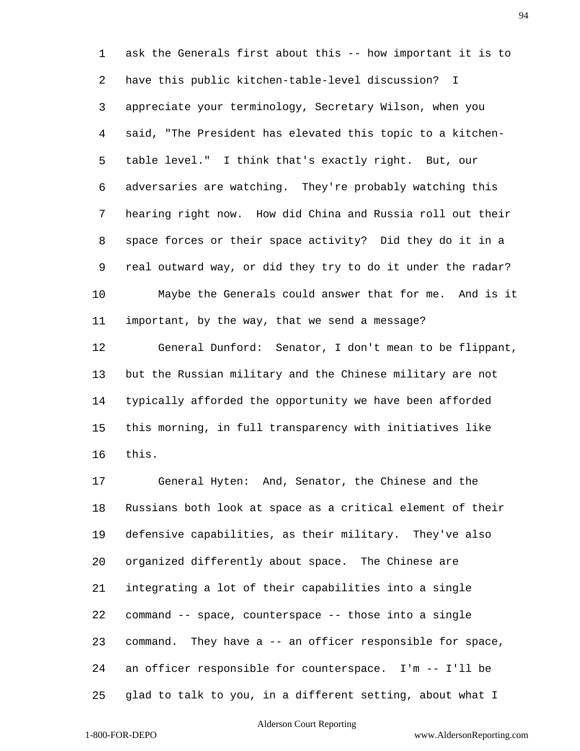ask the Generals first about this -- how important it is to have this public kitchen-table-level discussion? I appreciate your terminology, Secretary Wilson, when you said, "The President has elevated this topic to a kitchen-table level." I think that's exactly right. But, our adversaries are watching. They're probably watching this hearing right now. How did China and Russia roll out their space forces or their space activity? Did they do it in a real outward way, or did they try to do it under the radar?

Maybe the Generals could answer that for me. And is it important, by the way, that we send a message?

General Dunford: Senator, I don't mean to be flippant, but the Russian military and the Chinese military are not typically afforded the opportunity we have been afforded this morning, in full transparency with initiatives like this.

General Hyten: And, Senator, the Chinese and the Russians both look at space as a critical element of their defensive capabilities, as their military. They've also organized differently about space. The Chinese are integrating a lot of their capabilities into a single command -- space, counterspace -- those into a single command. They have a -- an officer responsible for space, an officer responsible for counterspace. I'm -- I'll be glad to talk to you, in a different setting, about what I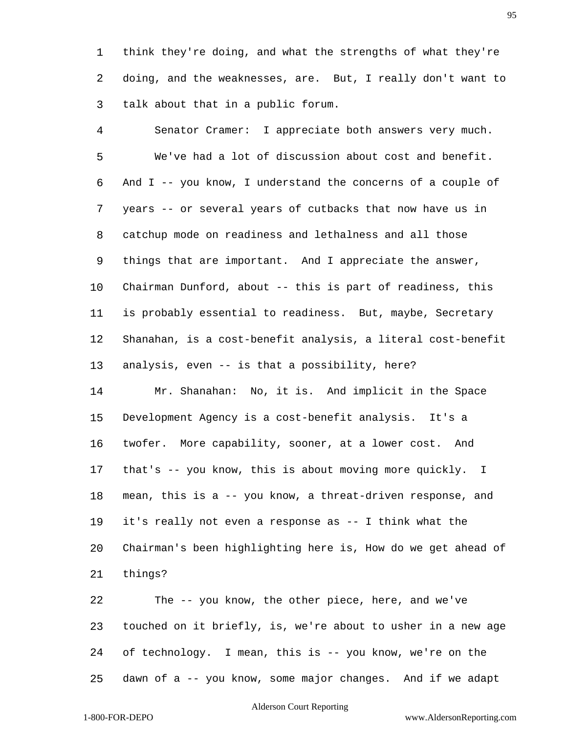think they're doing, and what the strengths of what they're doing, and the weaknesses, are. But, I really don't want to talk about that in a public forum.

Senator Cramer: I appreciate both answers very much.

We've had a lot of discussion about cost and benefit. And I -- you know, I understand the concerns of a couple of years -- or several years of cutbacks that now have us in catchup mode on readiness and lethalness and all those things that are important. And I appreciate the answer, Chairman Dunford, about -- this is part of readiness, this is probably essential to readiness. But, maybe, Secretary Shanahan, is a cost-benefit analysis, a literal cost-benefit analysis, even -- is that a possibility, here?

Mr. Shanahan: No, it is. And implicit in the Space Development Agency is a cost-benefit analysis. It's a twofer. More capability, sooner, at a lower cost. And that's -- you know, this is about moving more quickly. I mean, this is a -- you know, a threat-driven response, and it's really not even a response as -- I think what the Chairman's been highlighting here is, How do we get ahead of things?

The -- you know, the other piece, here, and we've touched on it briefly, is, we're about to usher in a new age of technology. I mean, this is -- you know, we're on the dawn of a -- you know, some major changes. And if we adapt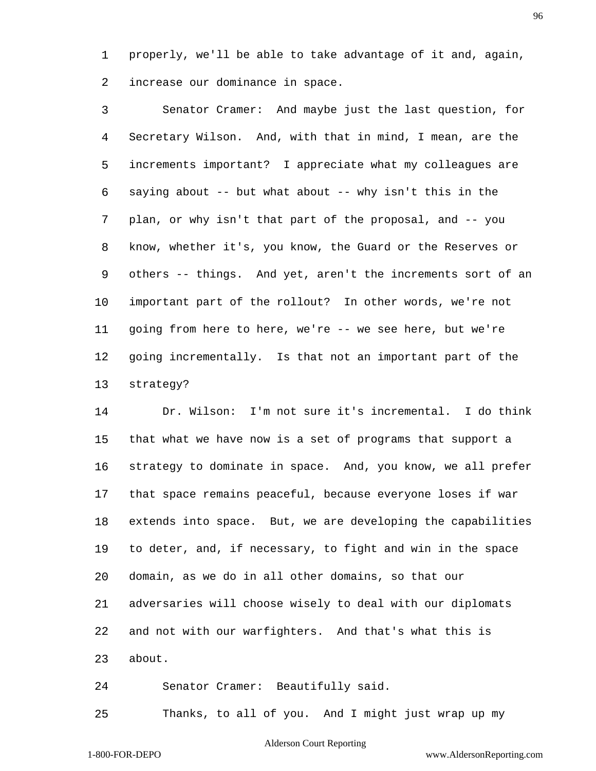properly, we'll be able to take advantage of it and, again, increase our dominance in space.

Senator Cramer: And maybe just the last question, for Secretary Wilson. And, with that in mind, I mean, are the increments important? I appreciate what my colleagues are saying about -- but what about -- why isn't this in the plan, or why isn't that part of the proposal, and -- you know, whether it's, you know, the Guard or the Reserves or others -- things. And yet, aren't the increments sort of an important part of the rollout? In other words, we're not going from here to here, we're -- we see here, but we're going incrementally. Is that not an important part of the strategy?

Dr. Wilson: I'm not sure it's incremental. I do think that what we have now is a set of programs that support a strategy to dominate in space. And, you know, we all prefer that space remains peaceful, because everyone loses if war extends into space. But, we are developing the capabilities to deter, and, if necessary, to fight and win in the space domain, as we do in all other domains, so that our adversaries will choose wisely to deal with our diplomats and not with our warfighters. And that's what this is about.

Senator Cramer: Beautifully said.

Thanks, to all of you. And I might just wrap up my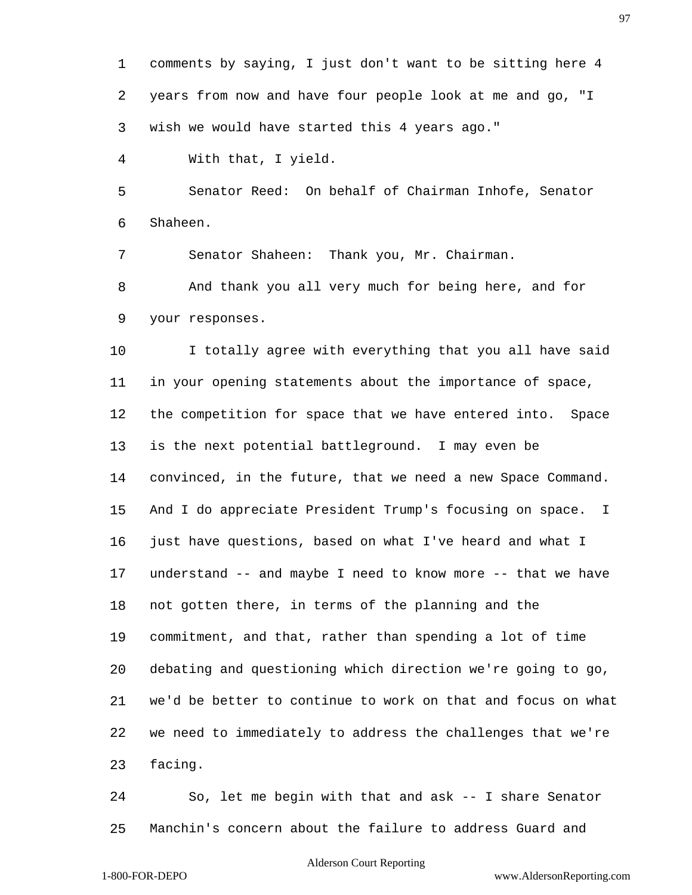comments by saying, I just don't want to be sitting here 4 years from now and have four people look at me and go, "I wish we would have started this 4 years ago."

With that, I yield.

Senator Reed: On behalf of Chairman Inhofe, Senator Shaheen.

Senator Shaheen: Thank you, Mr. Chairman.

And thank you all very much for being here, and for your responses.

I totally agree with everything that you all have said in your opening statements about the importance of space, the competition for space that we have entered into. Space is the next potential battleground. I may even be convinced, in the future, that we need a new Space Command. And I do appreciate President Trump's focusing on space. I just have questions, based on what I've heard and what I understand -- and maybe I need to know more -- that we have not gotten there, in terms of the planning and the commitment, and that, rather than spending a lot of time debating and questioning which direction we're going to go, we'd be better to continue to work on that and focus on what we need to immediately to address the challenges that we're facing.

So, let me begin with that and ask -- I share Senator Manchin's concern about the failure to address Guard and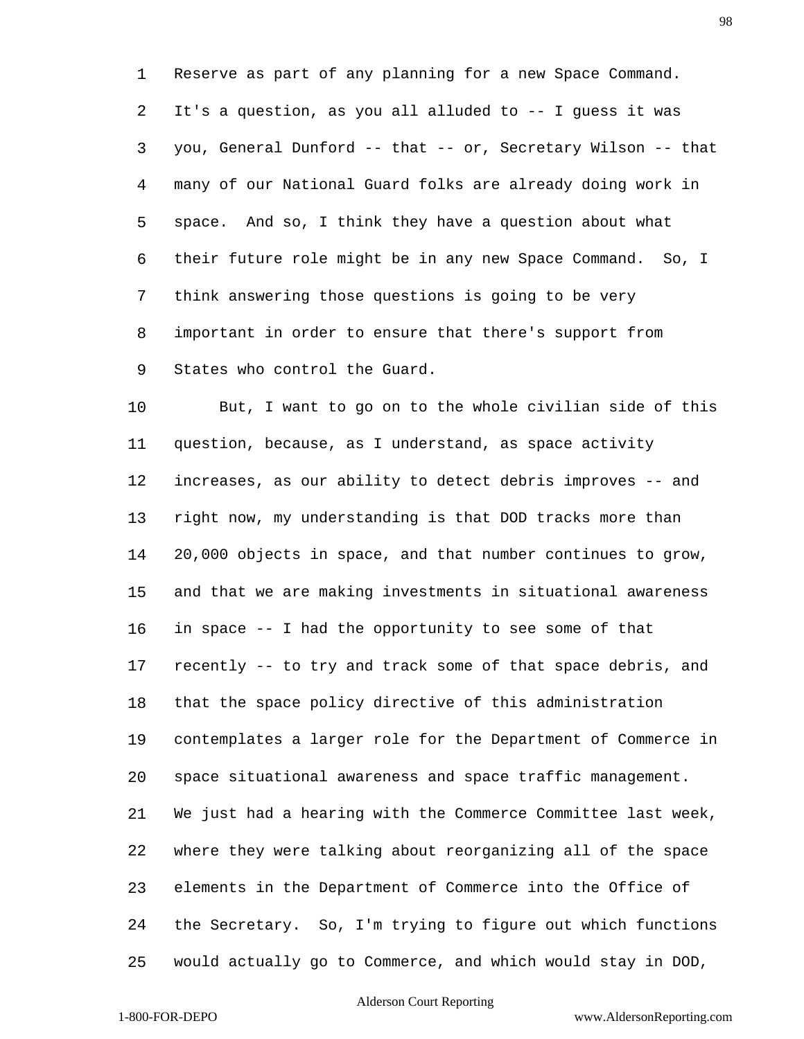Reserve as part of any planning for a new Space Command. It's a question, as you all alluded to -- I guess it was you, General Dunford -- that -- or, Secretary Wilson -- that many of our National Guard folks are already doing work in space. And so, I think they have a question about what their future role might be in any new Space Command. So, I think answering those questions is going to be very important in order to ensure that there's support from States who control the Guard.

But, I want to go on to the whole civilian side of this question, because, as I understand, as space activity increases, as our ability to detect debris improves -- and right now, my understanding is that DOD tracks more than 20,000 objects in space, and that number continues to grow, and that we are making investments in situational awareness in space -- I had the opportunity to see some of that recently -- to try and track some of that space debris, and that the space policy directive of this administration contemplates a larger role for the Department of Commerce in space situational awareness and space traffic management. We just had a hearing with the Commerce Committee last week, where they were talking about reorganizing all of the space elements in the Department of Commerce into the Office of the Secretary. So, I'm trying to figure out which functions would actually go to Commerce, and which would stay in DOD,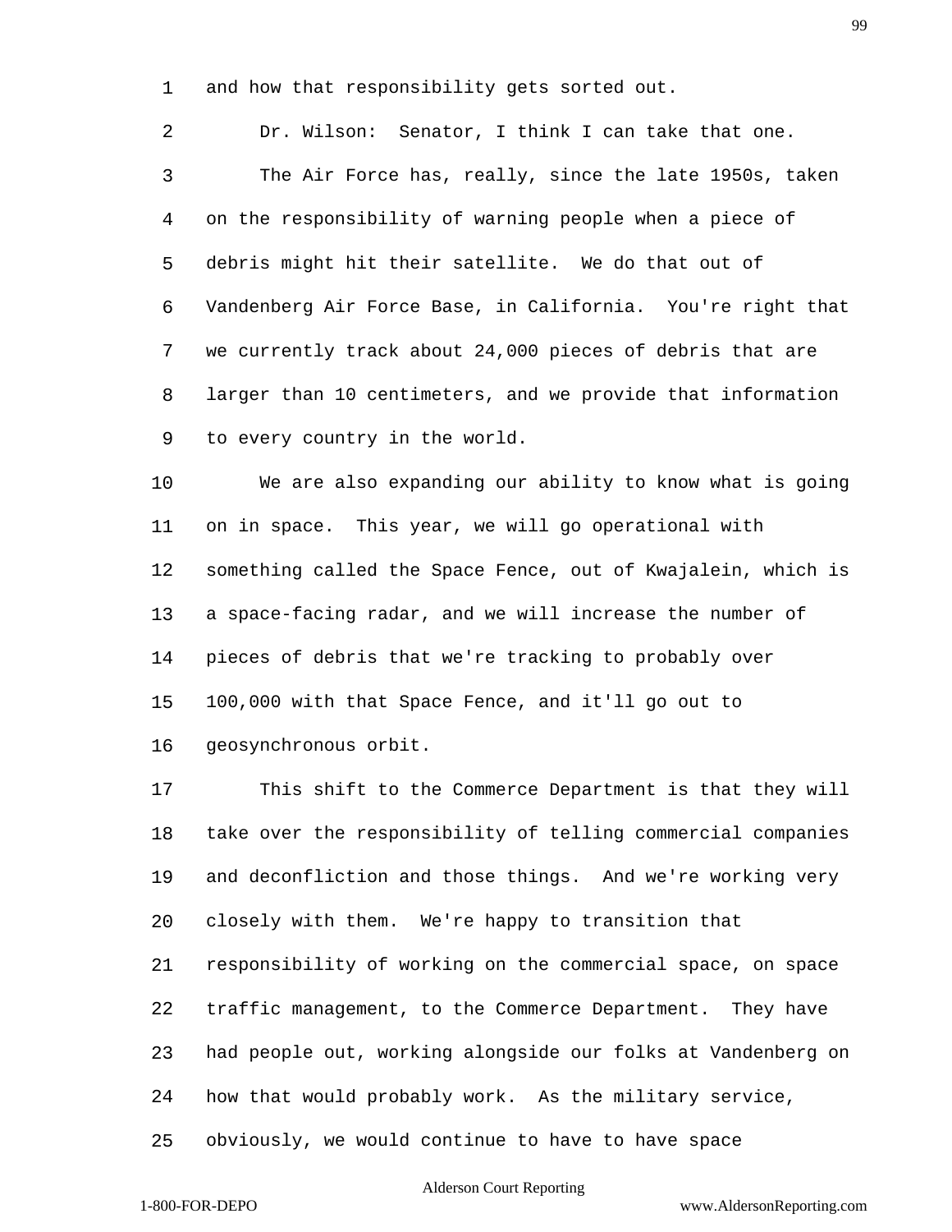and how that responsibility gets sorted out.

Dr. Wilson: Senator, I think I can take that one.

The Air Force has, really, since the late 1950s, taken on the responsibility of warning people when a piece of debris might hit their satellite. We do that out of Vandenberg Air Force Base, in California. You're right that we currently track about 24,000 pieces of debris that are larger than 10 centimeters, and we provide that information to every country in the world.

We are also expanding our ability to know what is going on in space. This year, we will go operational with something called the Space Fence, out of Kwajalein, which is a space-facing radar, and we will increase the number of pieces of debris that we're tracking to probably over 100,000 with that Space Fence, and it'll go out to geosynchronous orbit.

This shift to the Commerce Department is that they will take over the responsibility of telling commercial companies and deconfliction and those things. And we're working very closely with them. We're happy to transition that responsibility of working on the commercial space, on space traffic management, to the Commerce Department. They have had people out, working alongside our folks at Vandenberg on how that would probably work. As the military service, obviously, we would continue to have to have space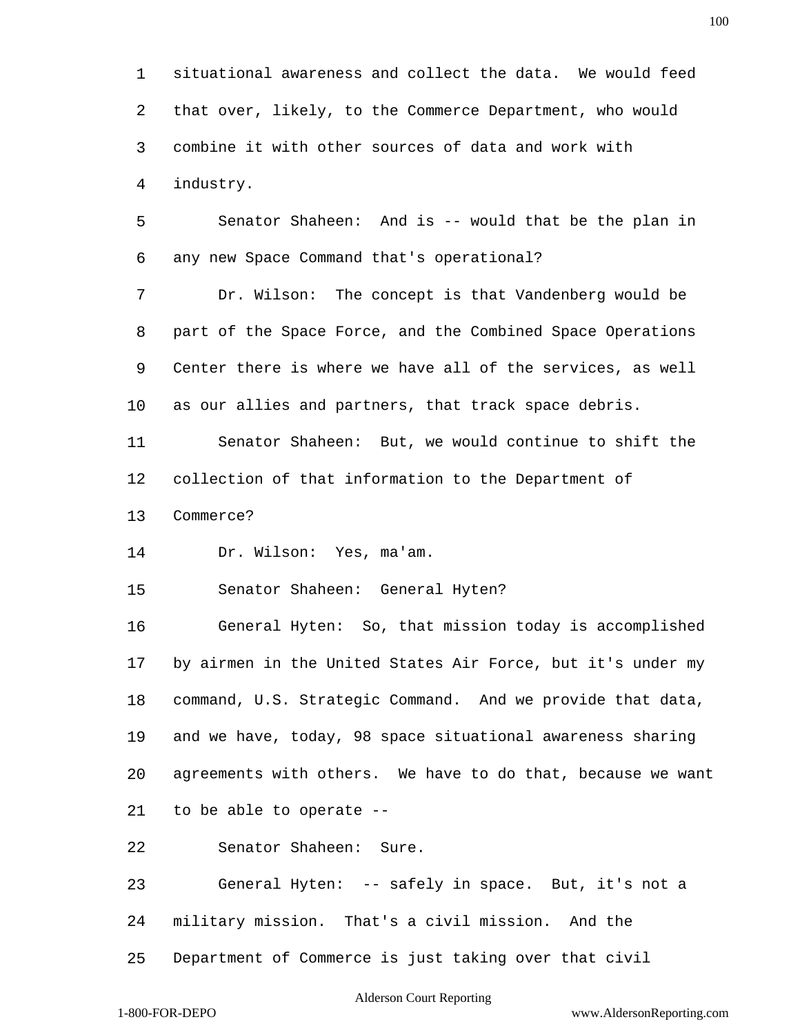situational awareness and collect the data. We would feed that over, likely, to the Commerce Department, who would combine it with other sources of data and work with industry.

Senator Shaheen: And is -- would that be the plan in any new Space Command that's operational?

Dr. Wilson: The concept is that Vandenberg would be part of the Space Force, and the Combined Space Operations Center there is where we have all of the services, as well as our allies and partners, that track space debris.

Senator Shaheen: But, we would continue to shift the collection of that information to the Department of Commerce?

Dr. Wilson: Yes, ma'am.

Senator Shaheen: General Hyten?

General Hyten: So, that mission today is accomplished by airmen in the United States Air Force, but it's under my command, U.S. Strategic Command. And we provide that data, and we have, today, 98 space situational awareness sharing agreements with others. We have to do that, because we want to be able to operate --

Senator Shaheen: Sure.

General Hyten: -- safely in space. But, it's not a military mission. That's a civil mission. And the Department of Commerce is just taking over that civil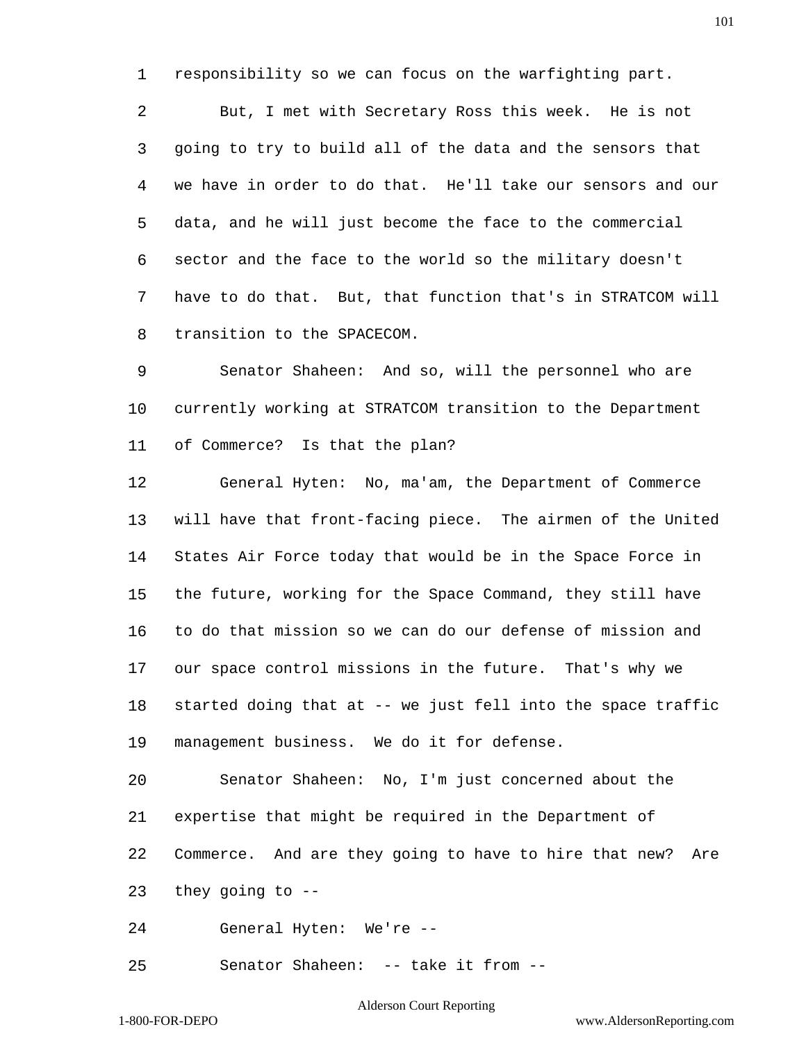responsibility so we can focus on the warfighting part.

But, I met with Secretary Ross this week. He is not going to try to build all of the data and the sensors that we have in order to do that. He'll take our sensors and our data, and he will just become the face to the commercial sector and the face to the world so the military doesn't have to do that. But, that function that's in STRATCOM will transition to the SPACECOM.

Senator Shaheen: And so, will the personnel who are currently working at STRATCOM transition to the Department of Commerce? Is that the plan?

General Hyten: No, ma'am, the Department of Commerce will have that front-facing piece. The airmen of the United States Air Force today that would be in the Space Force in the future, working for the Space Command, they still have to do that mission so we can do our defense of mission and our space control missions in the future. That's why we started doing that at -- we just fell into the space traffic management business. We do it for defense.

Senator Shaheen: No, I'm just concerned about the expertise that might be required in the Department of Commerce. And are they going to have to hire that new? Are they going to --

General Hyten: We're --

Senator Shaheen: -- take it from --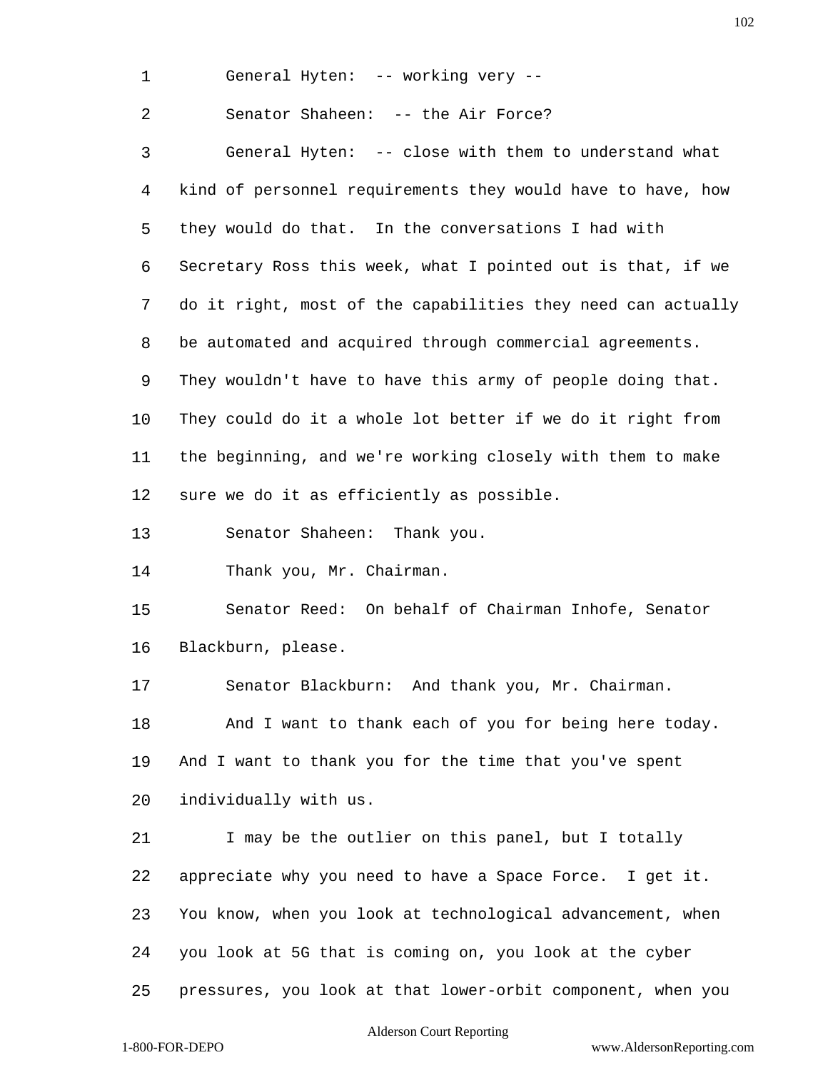General Hyten: -- working very --

Senator Shaheen: -- the Air Force?

General Hyten: -- close with them to understand what kind of personnel requirements they would have to have, how they would do that. In the conversations I had with Secretary Ross this week, what I pointed out is that, if we do it right, most of the capabilities they need can actually be automated and acquired through commercial agreements. They wouldn't have to have this army of people doing that. They could do it a whole lot better if we do it right from the beginning, and we're working closely with them to make sure we do it as efficiently as possible.

Senator Shaheen: Thank you.

Thank you, Mr. Chairman.

Senator Reed: On behalf of Chairman Inhofe, Senator Blackburn, please.

Senator Blackburn: And thank you, Mr. Chairman.

And I want to thank each of you for being here today. And I want to thank you for the time that you've spent individually with us.

I may be the outlier on this panel, but I totally appreciate why you need to have a Space Force. I get it. You know, when you look at technological advancement, when you look at 5G that is coming on, you look at the cyber pressures, you look at that lower-orbit component, when you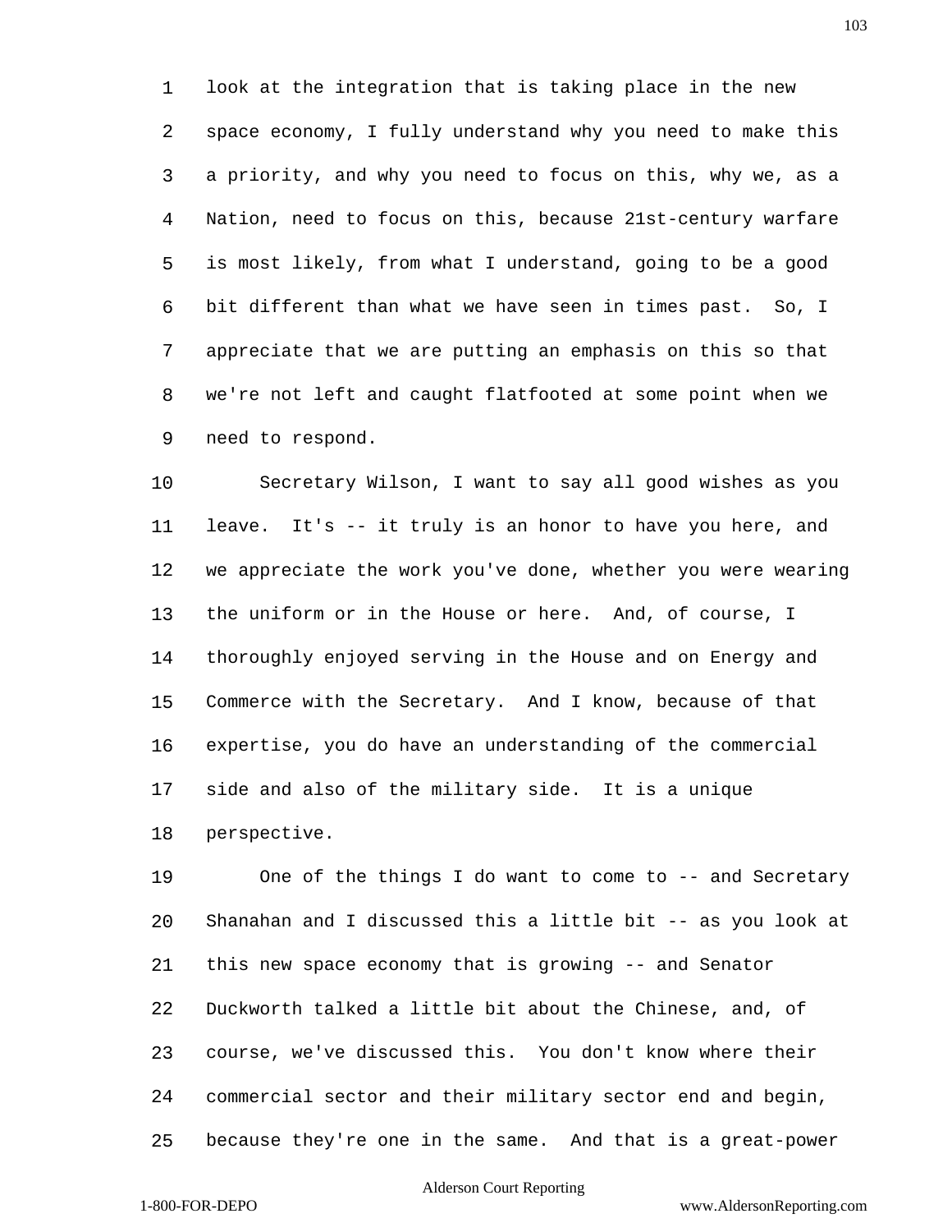look at the integration that is taking place in the new space economy, I fully understand why you need to make this a priority, and why you need to focus on this, why we, as a Nation, need to focus on this, because 21st-century warfare is most likely, from what I understand, going to be a good bit different than what we have seen in times past. So, I appreciate that we are putting an emphasis on this so that we're not left and caught flatfooted at some point when we need to respond.

Secretary Wilson, I want to say all good wishes as you leave. It's -- it truly is an honor to have you here, and we appreciate the work you've done, whether you were wearing the uniform or in the House or here. And, of course, I thoroughly enjoyed serving in the House and on Energy and Commerce with the Secretary. And I know, because of that expertise, you do have an understanding of the commercial side and also of the military side. It is a unique perspective.

One of the things I do want to come to -- and Secretary Shanahan and I discussed this a little bit -- as you look at this new space economy that is growing -- and Senator Duckworth talked a little bit about the Chinese, and, of course, we've discussed this. You don't know where their commercial sector and their military sector end and begin, because they're one in the same. And that is a great-power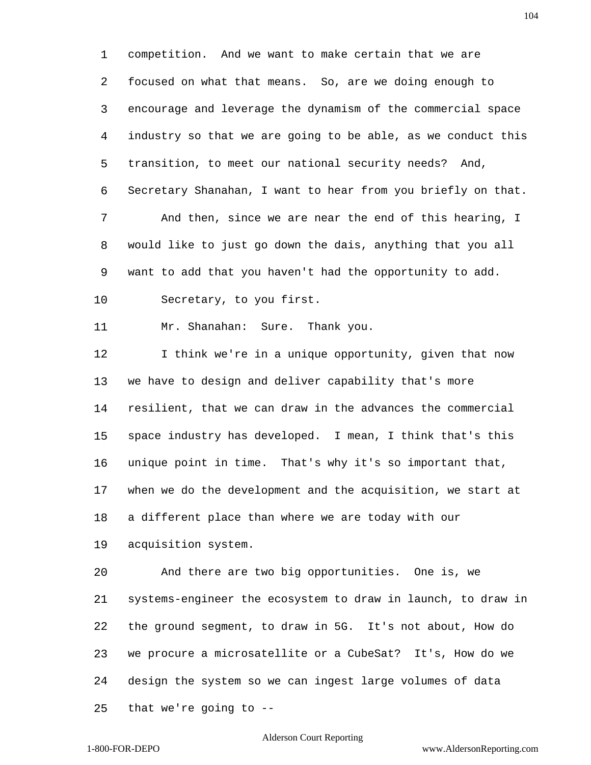competition. And we want to make certain that we are focused on what that means. So, are we doing enough to encourage and leverage the dynamism of the commercial space industry so that we are going to be able, as we conduct this transition, to meet our national security needs? And, Secretary Shanahan, I want to hear from you briefly on that.

And then, since we are near the end of this hearing, I would like to just go down the dais, anything that you all want to add that you haven't had the opportunity to add.

Secretary, to you first.

Mr. Shanahan: Sure. Thank you.

I think we're in a unique opportunity, given that now we have to design and deliver capability that's more resilient, that we can draw in the advances the commercial space industry has developed. I mean, I think that's this unique point in time. That's why it's so important that, when we do the development and the acquisition, we start at a different place than where we are today with our acquisition system.

And there are two big opportunities. One is, we systems-engineer the ecosystem to draw in launch, to draw in the ground segment, to draw in 5G. It's not about, How do we procure a microsatellite or a CubeSat? It's, How do we design the system so we can ingest large volumes of data that we're going to --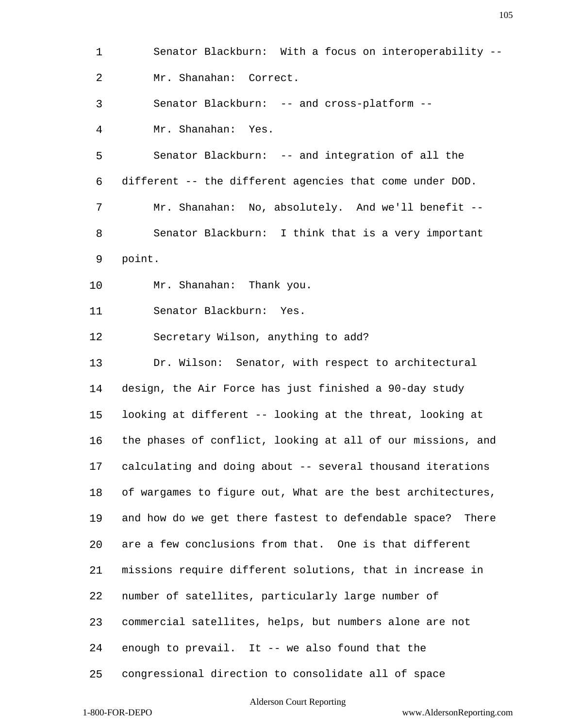Senator Blackburn: With a focus on interoperability --

Mr. Shanahan: Correct.

Senator Blackburn: -- and cross-platform --

Mr. Shanahan: Yes.

Senator Blackburn: -- and integration of all the different -- the different agencies that come under DOD.

Mr. Shanahan: No, absolutely. And we'll benefit --

Senator Blackburn: I think that is a very important point.

Mr. Shanahan: Thank you.

Senator Blackburn: Yes.

Secretary Wilson, anything to add?

Dr. Wilson: Senator, with respect to architectural design, the Air Force has just finished a 90-day study looking at different -- looking at the threat, looking at the phases of conflict, looking at all of our missions, and calculating and doing about -- several thousand iterations of wargames to figure out, What are the best architectures, and how do we get there fastest to defendable space? There are a few conclusions from that. One is that different missions require different solutions, that in increase in number of satellites, particularly large number of commercial satellites, helps, but numbers alone are not enough to prevail. It -- we also found that the congressional direction to consolidate all of space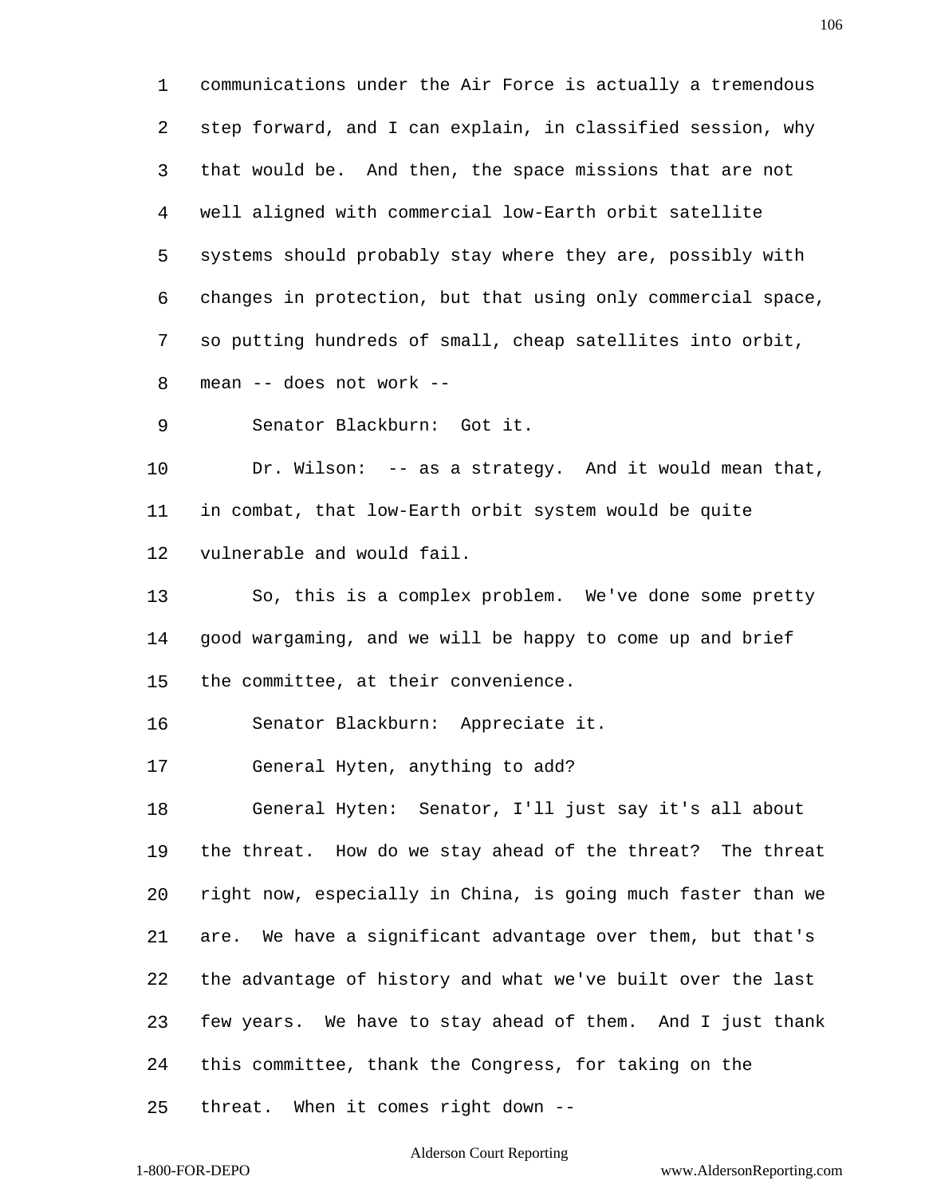communications under the Air Force is actually a tremendous step forward, and I can explain, in classified session, why that would be. And then, the space missions that are not well aligned with commercial low-Earth orbit satellite systems should probably stay where they are, possibly with changes in protection, but that using only commercial space, so putting hundreds of small, cheap satellites into orbit, mean -- does not work --

Senator Blackburn: Got it.

Dr. Wilson: -- as a strategy. And it would mean that, in combat, that low-Earth orbit system would be quite vulnerable and would fail.

So, this is a complex problem. We've done some pretty good wargaming, and we will be happy to come up and brief the committee, at their convenience.

Senator Blackburn: Appreciate it.

General Hyten, anything to add?

General Hyten: Senator, I'll just say it's all about the threat. How do we stay ahead of the threat? The threat right now, especially in China, is going much faster than we are. We have a significant advantage over them, but that's the advantage of history and what we've built over the last few years. We have to stay ahead of them. And I just thank this committee, thank the Congress, for taking on the threat. When it comes right down --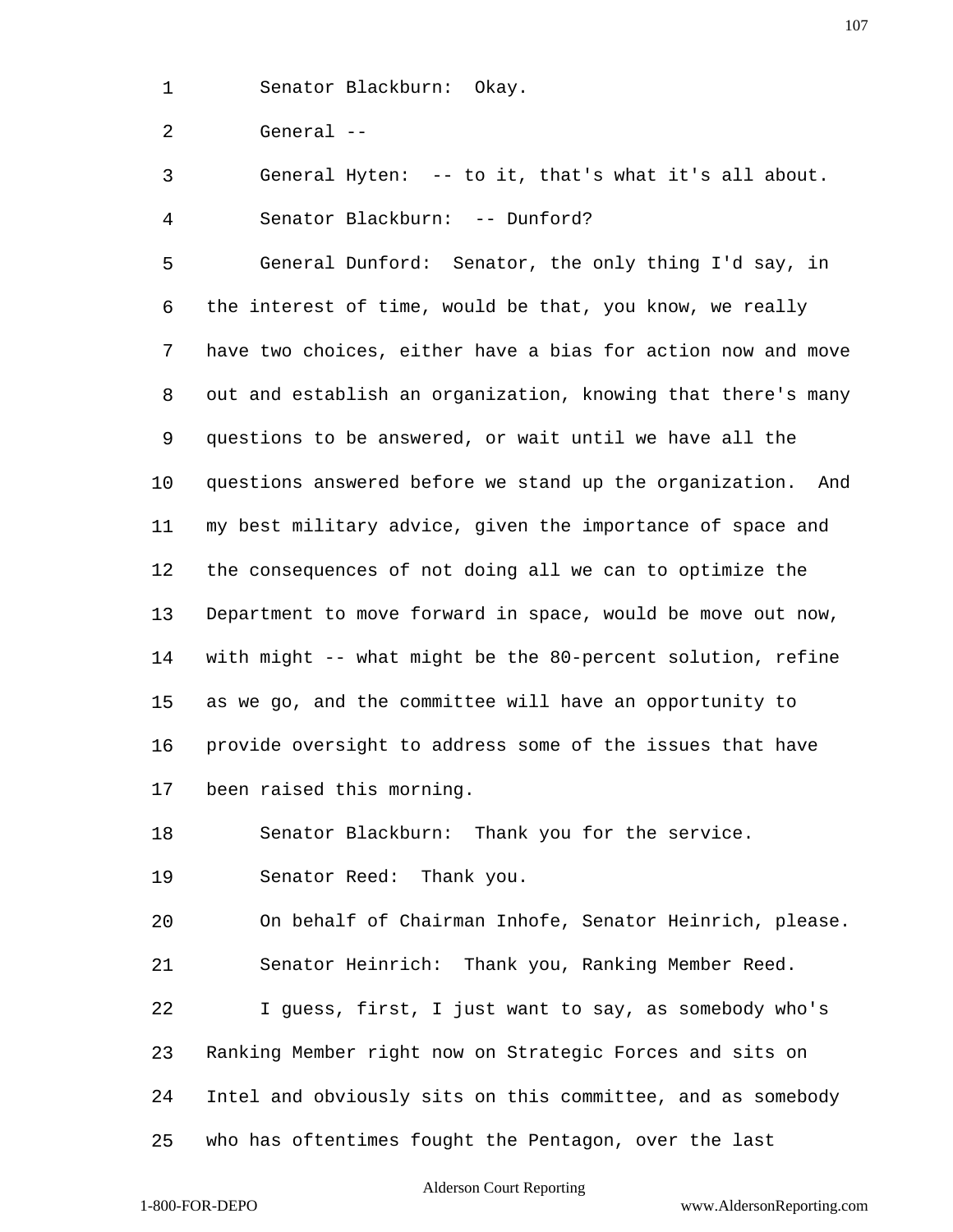Senator Blackburn: Okay.

General --

General Hyten: -- to it, that's what it's all about.

Senator Blackburn: -- Dunford?

General Dunford: Senator, the only thing I'd say, in the interest of time, would be that, you know, we really have two choices, either have a bias for action now and move out and establish an organization, knowing that there's many questions to be answered, or wait until we have all the questions answered before we stand up the organization. And my best military advice, given the importance of space and the consequences of not doing all we can to optimize the Department to move forward in space, would be move out now, with might -- what might be the 80-percent solution, refine as we go, and the committee will have an opportunity to provide oversight to address some of the issues that have been raised this morning.

Senator Blackburn: Thank you for the service.

Senator Reed: Thank you.

On behalf of Chairman Inhofe, Senator Heinrich, please.

Senator Heinrich: Thank you, Ranking Member Reed.

I guess, first, I just want to say, as somebody who's Ranking Member right now on Strategic Forces and sits on Intel and obviously sits on this committee, and as somebody who has oftentimes fought the Pentagon, over the last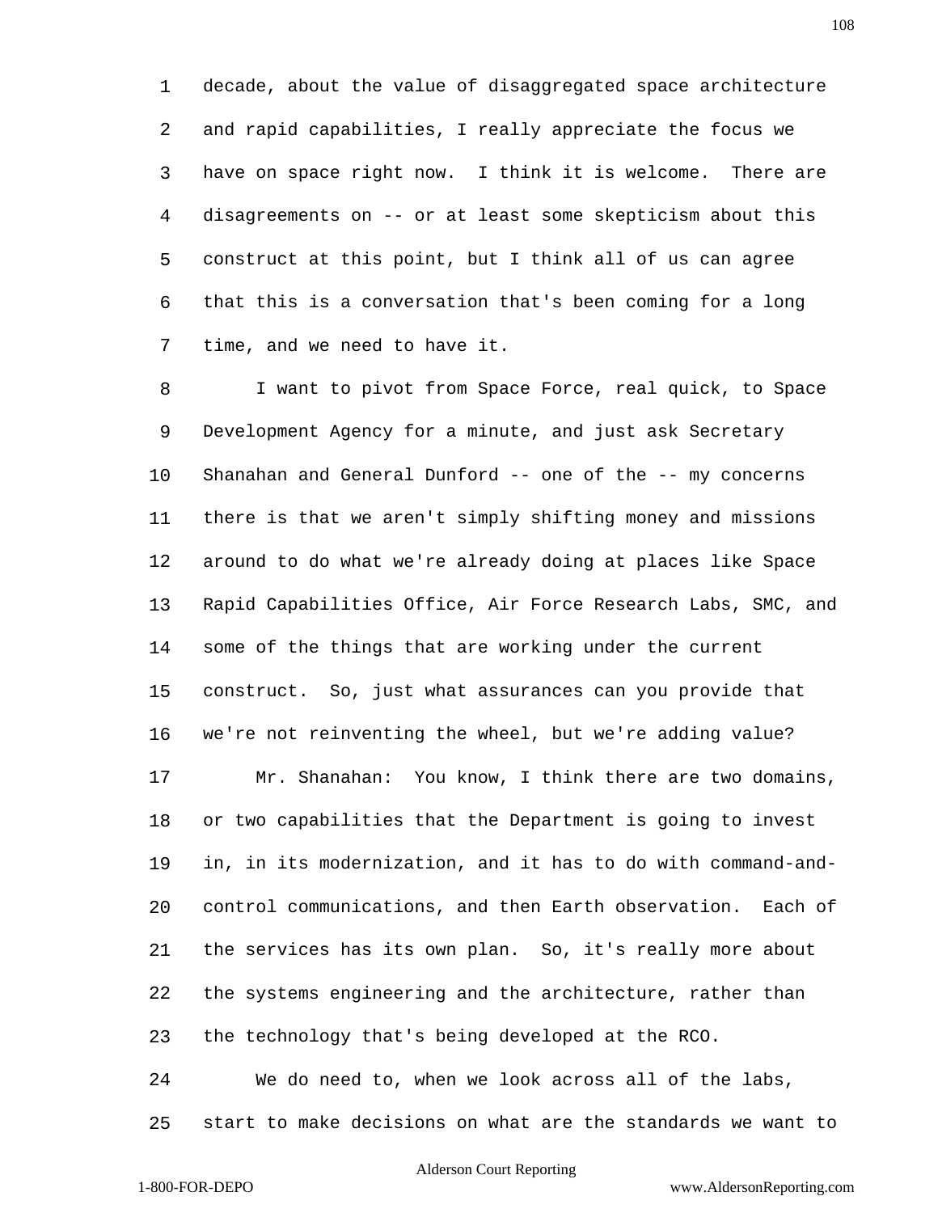decade, about the value of disaggregated space architecture and rapid capabilities, I really appreciate the focus we have on space right now. I think it is welcome. There are disagreements on -- or at least some skepticism about this construct at this point, but I think all of us can agree that this is a conversation that's been coming for a long time, and we need to have it.

I want to pivot from Space Force, real quick, to Space Development Agency for a minute, and just ask Secretary Shanahan and General Dunford -- one of the -- my concerns there is that we aren't simply shifting money and missions around to do what we're already doing at places like Space Rapid Capabilities Office, Air Force Research Labs, SMC, and some of the things that are working under the current construct. So, just what assurances can you provide that we're not reinventing the wheel, but we're adding value?

Mr. Shanahan: You know, I think there are two domains, or two capabilities that the Department is going to invest in, in its modernization, and it has to do with command-and-control communications, and then Earth observation. Each of the services has its own plan. So, it's really more about the systems engineering and the architecture, rather than the technology that's being developed at the RCO.

We do need to, when we look across all of the labs, start to make decisions on what are the standards we want to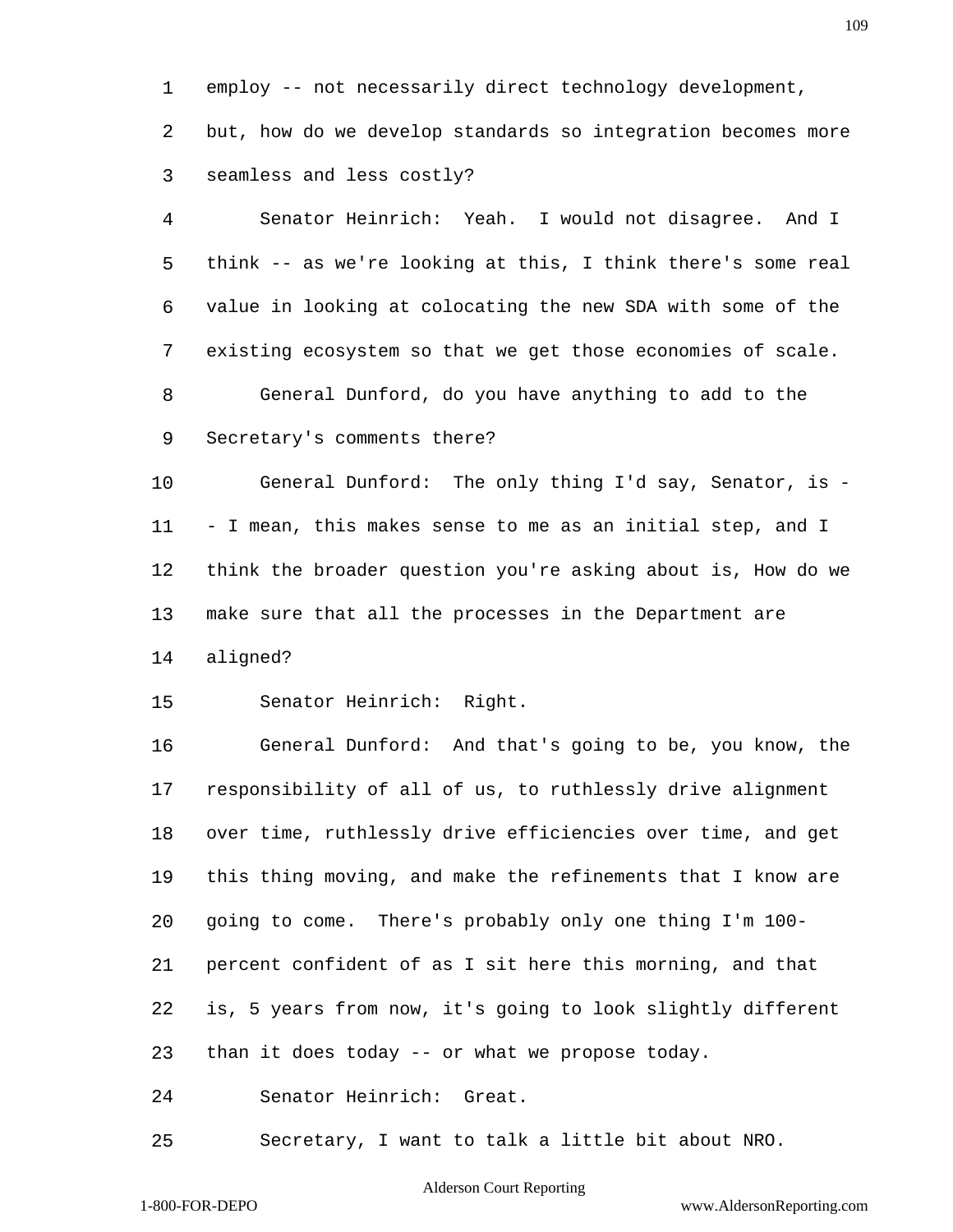employ -- not necessarily direct technology development, but, how do we develop standards so integration becomes more seamless and less costly?

Senator Heinrich: Yeah. I would not disagree. And I think -- as we're looking at this, I think there's some real value in looking at colocating the new SDA with some of the existing ecosystem so that we get those economies of scale.

General Dunford, do you have anything to add to the Secretary's comments there?

General Dunford: The only thing I'd say, Senator, is -- I mean, this makes sense to me as an initial step, and I think the broader question you're asking about is, How do we make sure that all the processes in the Department are aligned?

Senator Heinrich: Right.

General Dunford: And that's going to be, you know, the responsibility of all of us, to ruthlessly drive alignment over time, ruthlessly drive efficiencies over time, and get this thing moving, and make the refinements that I know are going to come. There's probably only one thing I'm 100-percent confident of as I sit here this morning, and that is, 5 years from now, it's going to look slightly different than it does today -- or what we propose today.

Senator Heinrich: Great.

Secretary, I want to talk a little bit about NRO.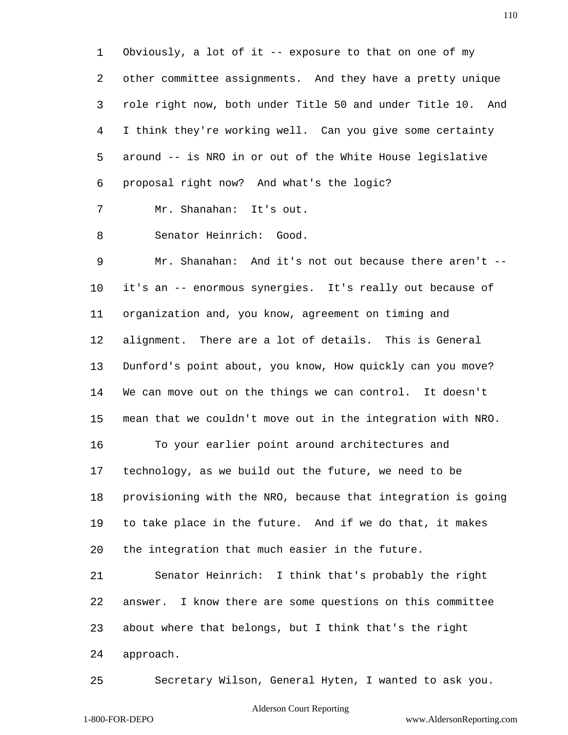Obviously, a lot of it -- exposure to that on one of my other committee assignments. And they have a pretty unique role right now, both under Title 50 and under Title 10. And I think they're working well. Can you give some certainty around -- is NRO in or out of the White House legislative proposal right now? And what's the logic?

Mr. Shanahan: It's out.

Senator Heinrich: Good.

Mr. Shanahan: And it's not out because there aren't -- it's an -- enormous synergies. It's really out because of organization and, you know, agreement on timing and alignment. There are a lot of details. This is General Dunford's point about, you know, How quickly can you move? We can move out on the things we can control. It doesn't mean that we couldn't move out in the integration with NRO.

To your earlier point around architectures and technology, as we build out the future, we need to be provisioning with the NRO, because that integration is going to take place in the future. And if we do that, it makes the integration that much easier in the future.

Senator Heinrich: I think that's probably the right answer. I know there are some questions on this committee about where that belongs, but I think that's the right approach.

Secretary Wilson, General Hyten, I wanted to ask you.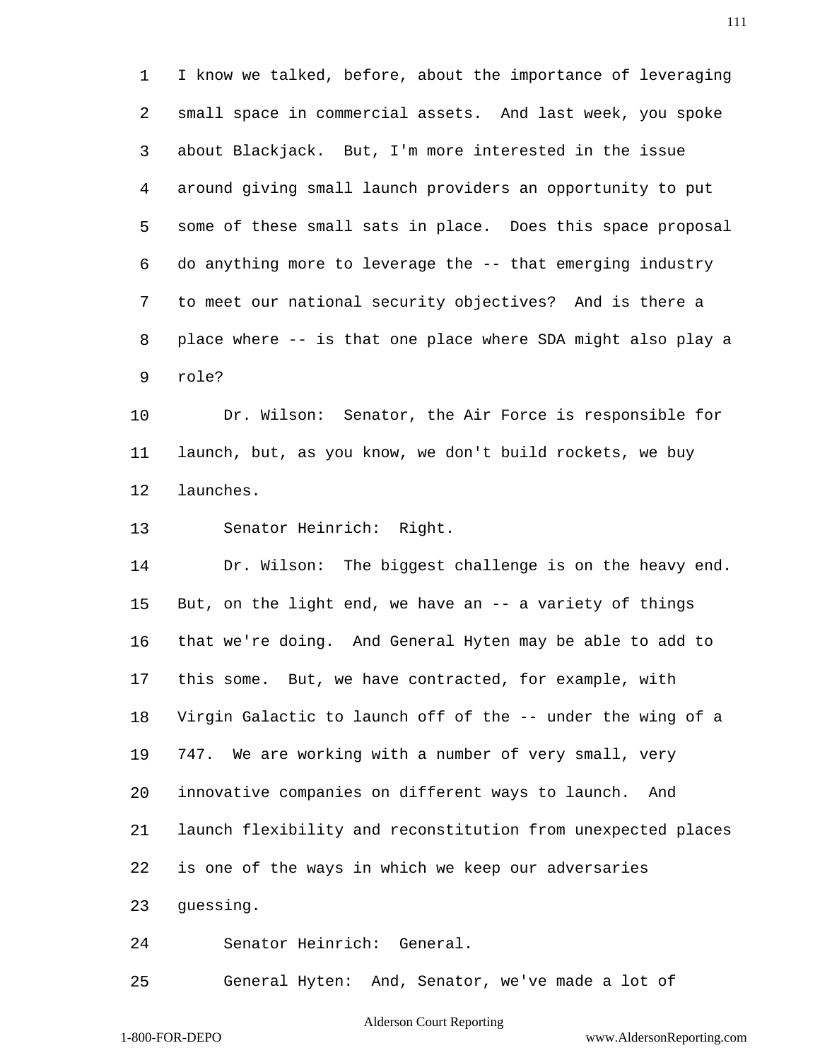I know we talked, before, about the importance of leveraging small space in commercial assets. And last week, you spoke about Blackjack. But, I'm more interested in the issue around giving small launch providers an opportunity to put some of these small sats in place. Does this space proposal do anything more to leverage the -- that emerging industry to meet our national security objectives? And is there a place where -- is that one place where SDA might also play a role?

Dr. Wilson: Senator, the Air Force is responsible for launch, but, as you know, we don't build rockets, we buy launches.

Senator Heinrich: Right.

Dr. Wilson: The biggest challenge is on the heavy end. But, on the light end, we have an -- a variety of things that we're doing. And General Hyten may be able to add to this some. But, we have contracted, for example, with Virgin Galactic to launch off of the -- under the wing of a 747. We are working with a number of very small, very innovative companies on different ways to launch. And launch flexibility and reconstitution from unexpected places is one of the ways in which we keep our adversaries guessing.

Senator Heinrich: General.

General Hyten: And, Senator, we've made a lot of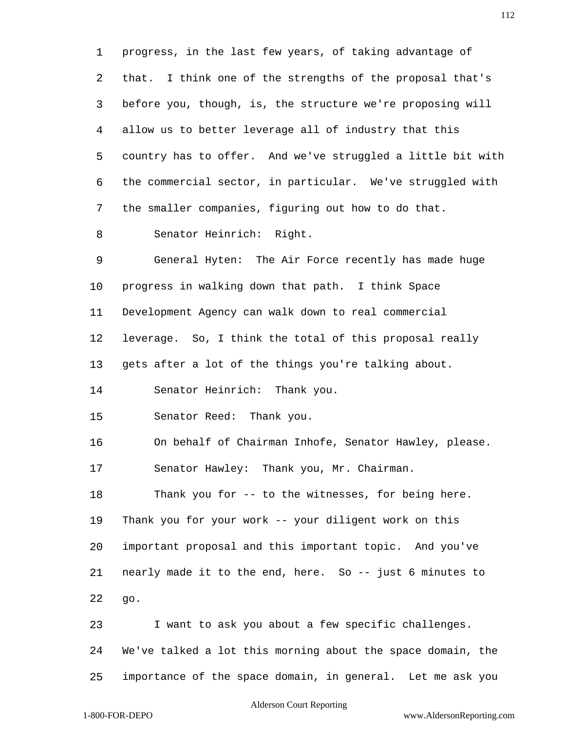progress, in the last few years, of taking advantage of that. I think one of the strengths of the proposal that's before you, though, is, the structure we're proposing will allow us to better leverage all of industry that this country has to offer. And we've struggled a little bit with the commercial sector, in particular. We've struggled with the smaller companies, figuring out how to do that.

Senator Heinrich: Right.

General Hyten: The Air Force recently has made huge progress in walking down that path. I think Space Development Agency can walk down to real commercial leverage. So, I think the total of this proposal really gets after a lot of the things you're talking about.

Senator Heinrich: Thank you.

Senator Reed: Thank you.

On behalf of Chairman Inhofe, Senator Hawley, please.

Senator Hawley: Thank you, Mr. Chairman.

Thank you for -- to the witnesses, for being here. Thank you for your work -- your diligent work on this important proposal and this important topic. And you've nearly made it to the end, here. So -- just 6 minutes to go.

I want to ask you about a few specific challenges. We've talked a lot this morning about the space domain, the importance of the space domain, in general. Let me ask you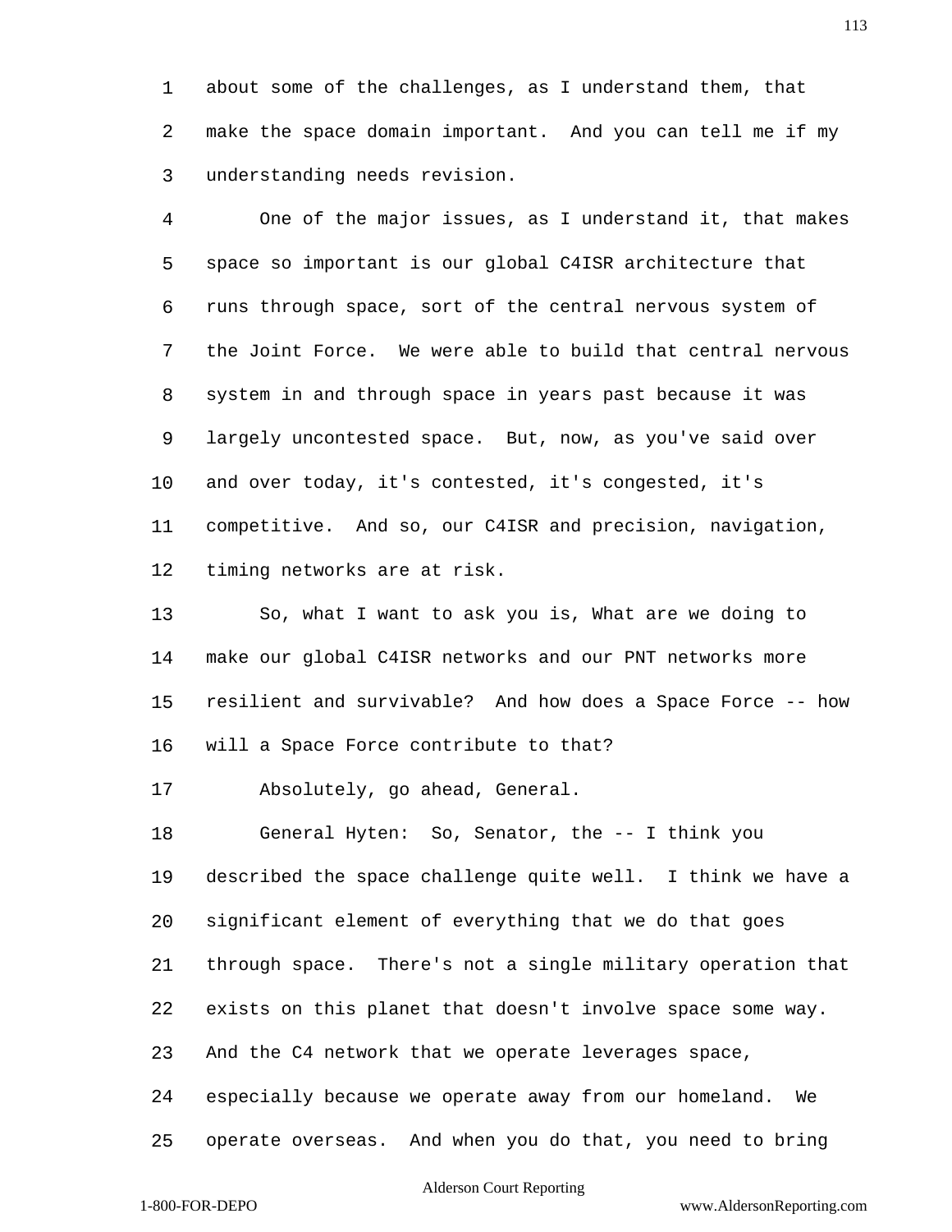about some of the challenges, as I understand them, that make the space domain important. And you can tell me if my understanding needs revision.

One of the major issues, as I understand it, that makes space so important is our global C4ISR architecture that runs through space, sort of the central nervous system of the Joint Force. We were able to build that central nervous system in and through space in years past because it was largely uncontested space. But, now, as you've said over and over today, it's contested, it's congested, it's competitive. And so, our C4ISR and precision, navigation, timing networks are at risk.

So, what I want to ask you is, What are we doing to make our global C4ISR networks and our PNT networks more resilient and survivable? And how does a Space Force -- how will a Space Force contribute to that?

Absolutely, go ahead, General.

General Hyten: So, Senator, the -- I think you described the space challenge quite well. I think we have a significant element of everything that we do that goes through space. There's not a single military operation that exists on this planet that doesn't involve space some way. And the C4 network that we operate leverages space, especially because we operate away from our homeland. We operate overseas. And when you do that, you need to bring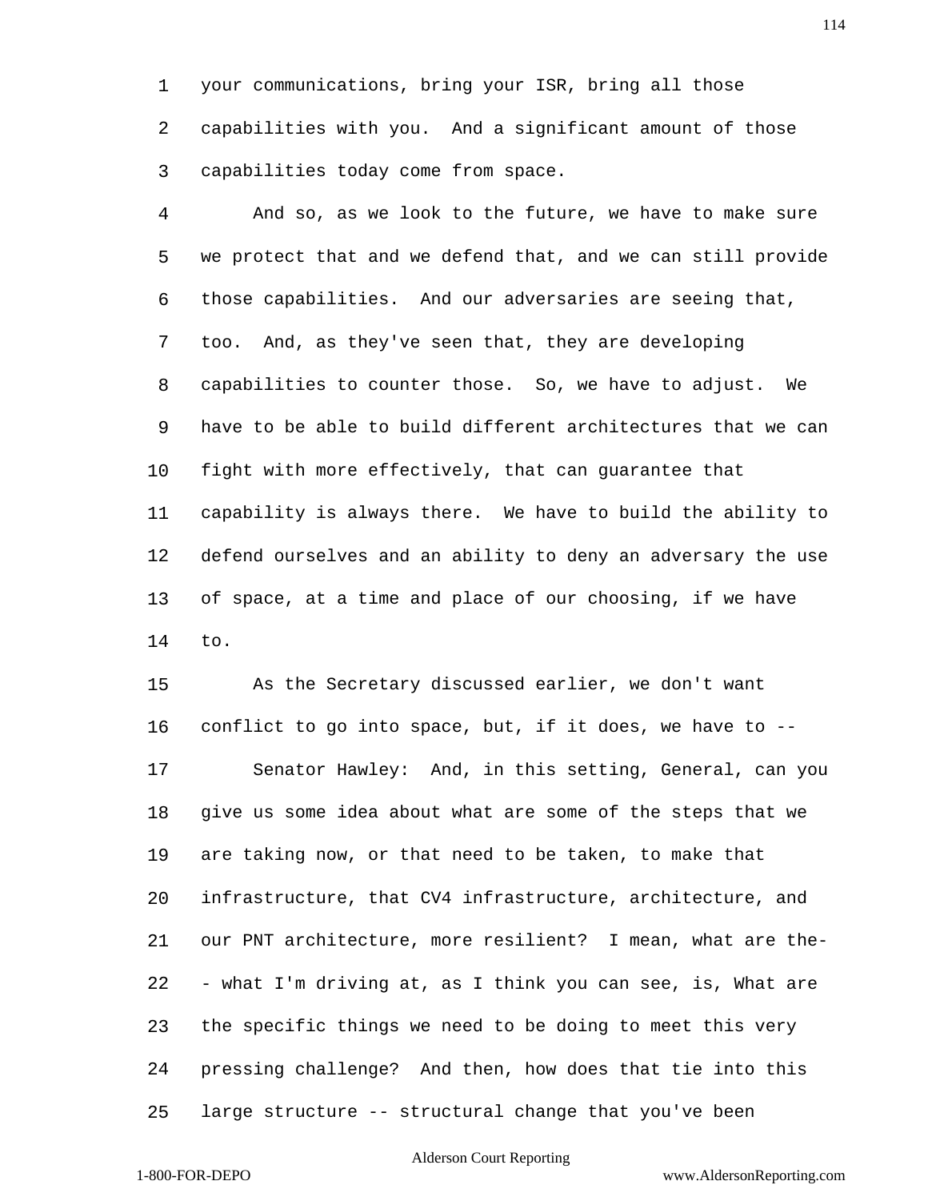your communications, bring your ISR, bring all those capabilities with you. And a significant amount of those capabilities today come from space.

And so, as we look to the future, we have to make sure we protect that and we defend that, and we can still provide those capabilities. And our adversaries are seeing that, too. And, as they've seen that, they are developing capabilities to counter those. So, we have to adjust. We have to be able to build different architectures that we can fight with more effectively, that can guarantee that capability is always there. We have to build the ability to defend ourselves and an ability to deny an adversary the use of space, at a time and place of our choosing, if we have to.

As the Secretary discussed earlier, we don't want conflict to go into space, but, if it does, we have to --

Senator Hawley: And, in this setting, General, can you give us some idea about what are some of the steps that we are taking now, or that need to be taken, to make that infrastructure, that CV4 infrastructure, architecture, and our PNT architecture, more resilient? I mean, what are the-- what I'm driving at, as I think you can see, is, What are the specific things we need to be doing to meet this very pressing challenge? And then, how does that tie into this large structure -- structural change that you've been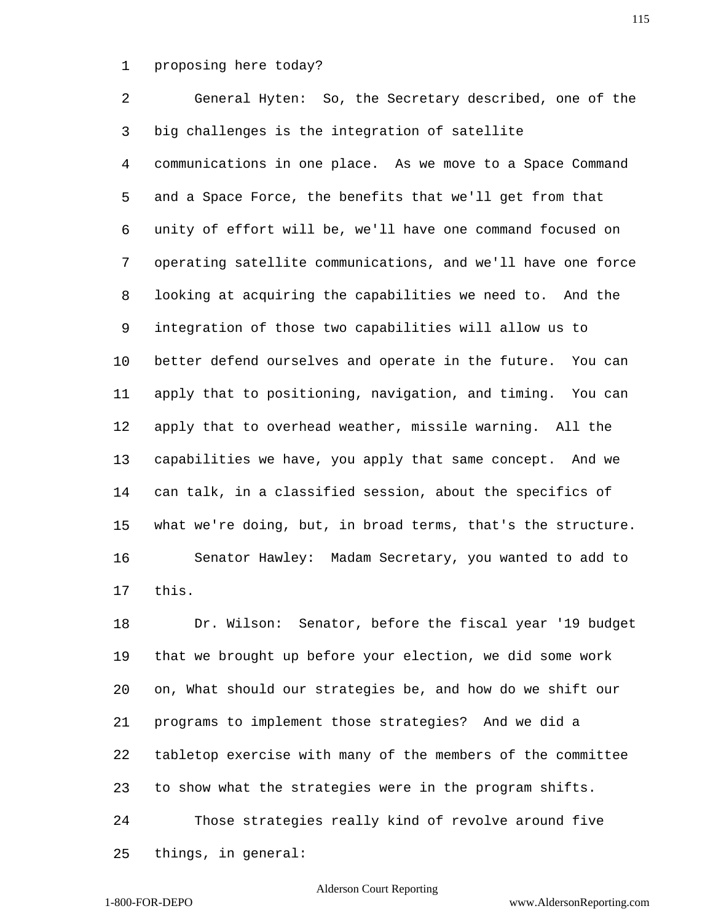proposing here today?

General Hyten: So, the Secretary described, one of the big challenges is the integration of satellite communications in one place. As we move to a Space Command and a Space Force, the benefits that we'll get from that unity of effort will be, we'll have one command focused on operating satellite communications, and we'll have one force looking at acquiring the capabilities we need to. And the integration of those two capabilities will allow us to better defend ourselves and operate in the future. You can apply that to positioning, navigation, and timing. You can apply that to overhead weather, missile warning. All the capabilities we have, you apply that same concept. And we can talk, in a classified session, about the specifics of what we're doing, but, in broad terms, that's the structure.

Senator Hawley: Madam Secretary, you wanted to add to this.

Dr. Wilson: Senator, before the fiscal year '19 budget that we brought up before your election, we did some work on, What should our strategies be, and how do we shift our programs to implement those strategies? And we did a tabletop exercise with many of the members of the committee to show what the strategies were in the program shifts.

Those strategies really kind of revolve around five things, in general: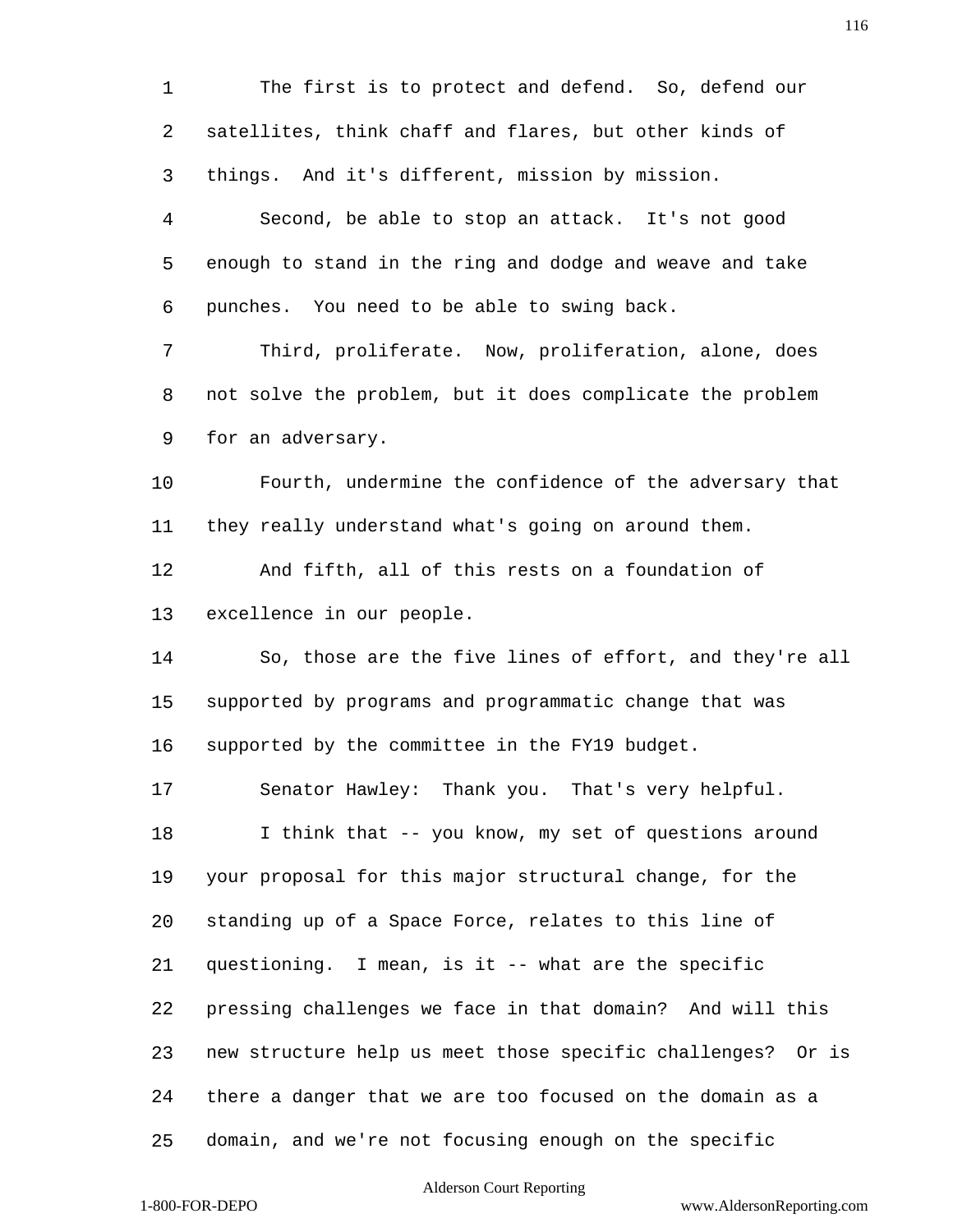The first is to protect and defend. So, defend our satellites, think chaff and flares, but other kinds of things. And it's different, mission by mission.

Second, be able to stop an attack. It's not good enough to stand in the ring and dodge and weave and take punches. You need to be able to swing back.

Third, proliferate. Now, proliferation, alone, does not solve the problem, but it does complicate the problem for an adversary.

Fourth, undermine the confidence of the adversary that they really understand what's going on around them.

And fifth, all of this rests on a foundation of excellence in our people.

So, those are the five lines of effort, and they're all supported by programs and programmatic change that was supported by the committee in the FY19 budget.

Senator Hawley: Thank you. That's very helpful.

I think that -- you know, my set of questions around your proposal for this major structural change, for the standing up of a Space Force, relates to this line of questioning. I mean, is it -- what are the specific pressing challenges we face in that domain? And will this new structure help us meet those specific challenges? Or is there a danger that we are too focused on the domain as a domain, and we're not focusing enough on the specific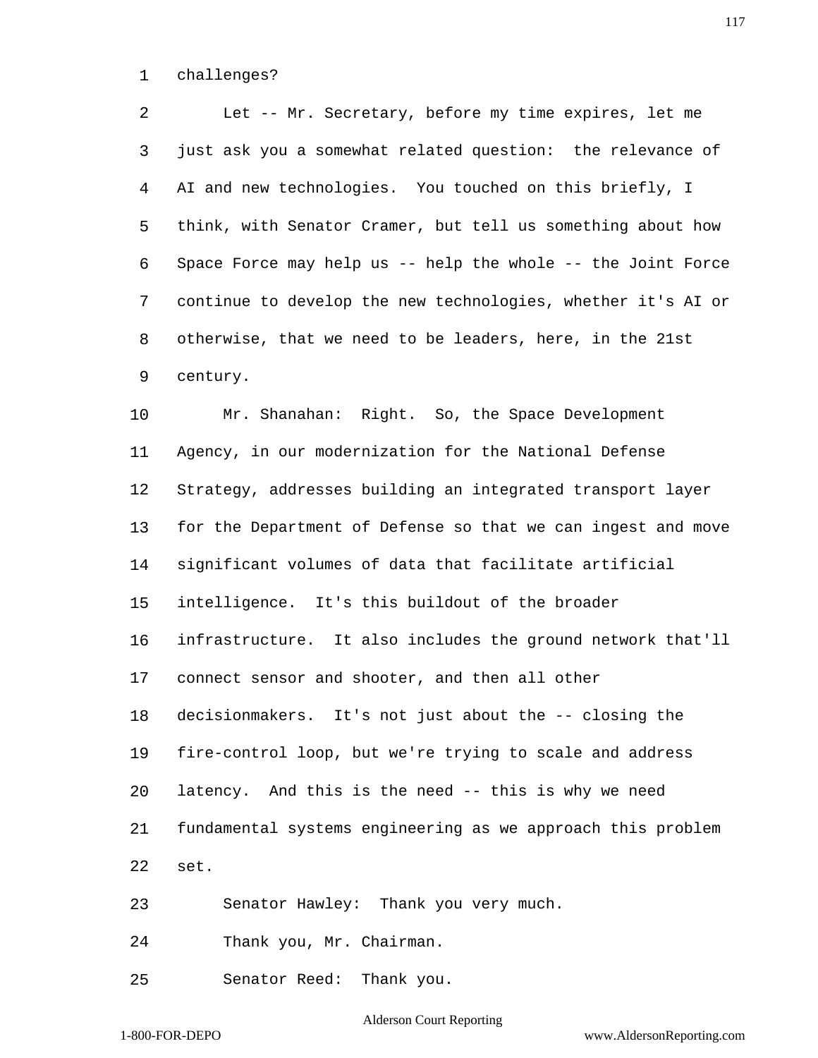challenges?

Let -- Mr. Secretary, before my time expires, let me just ask you a somewhat related question: the relevance of AI and new technologies. You touched on this briefly, I think, with Senator Cramer, but tell us something about how Space Force may help us -- help the whole -- the Joint Force continue to develop the new technologies, whether it's AI or otherwise, that we need to be leaders, here, in the 21st century.

Mr. Shanahan: Right. So, the Space Development Agency, in our modernization for the National Defense Strategy, addresses building an integrated transport layer for the Department of Defense so that we can ingest and move significant volumes of data that facilitate artificial intelligence. It's this buildout of the broader infrastructure. It also includes the ground network that'll connect sensor and shooter, and then all other decisionmakers. It's not just about the -- closing the fire-control loop, but we're trying to scale and address latency. And this is the need -- this is why we need fundamental systems engineering as we approach this problem set.

Senator Hawley: Thank you very much.

Thank you, Mr. Chairman.

Senator Reed: Thank you.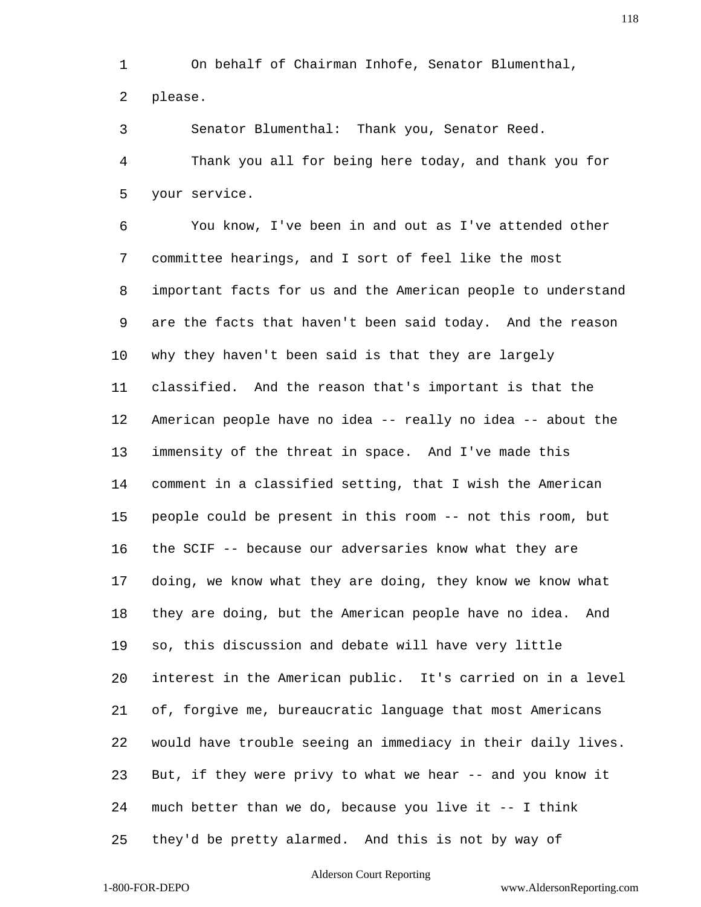On behalf of Chairman Inhofe, Senator Blumenthal, please.

Senator Blumenthal: Thank you, Senator Reed.

Thank you all for being here today, and thank you for your service.

You know, I've been in and out as I've attended other committee hearings, and I sort of feel like the most important facts for us and the American people to understand are the facts that haven't been said today. And the reason why they haven't been said is that they are largely classified. And the reason that's important is that the American people have no idea -- really no idea -- about the immensity of the threat in space. And I've made this comment in a classified setting, that I wish the American people could be present in this room -- not this room, but the SCIF -- because our adversaries know what they are doing, we know what they are doing, they know we know what they are doing, but the American people have no idea. And so, this discussion and debate will have very little interest in the American public. It's carried on in a level of, forgive me, bureaucratic language that most Americans would have trouble seeing an immediacy in their daily lives. But, if they were privy to what we hear -- and you know it much better than we do, because you live it -- I think they'd be pretty alarmed. And this is not by way of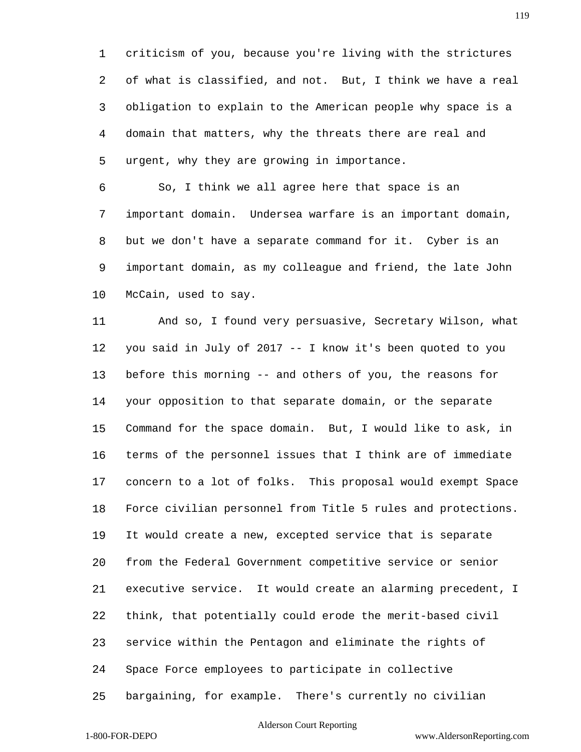criticism of you, because you're living with the strictures of what is classified, and not. But, I think we have a real obligation to explain to the American people why space is a domain that matters, why the threats there are real and urgent, why they are growing in importance.

So, I think we all agree here that space is an important domain. Undersea warfare is an important domain, but we don't have a separate command for it. Cyber is an important domain, as my colleague and friend, the late John McCain, used to say.

And so, I found very persuasive, Secretary Wilson, what you said in July of 2017 -- I know it's been quoted to you before this morning -- and others of you, the reasons for your opposition to that separate domain, or the separate Command for the space domain. But, I would like to ask, in terms of the personnel issues that I think are of immediate concern to a lot of folks. This proposal would exempt Space Force civilian personnel from Title 5 rules and protections. It would create a new, excepted service that is separate from the Federal Government competitive service or senior executive service. It would create an alarming precedent, I think, that potentially could erode the merit-based civil service within the Pentagon and eliminate the rights of Space Force employees to participate in collective bargaining, for example. There's currently no civilian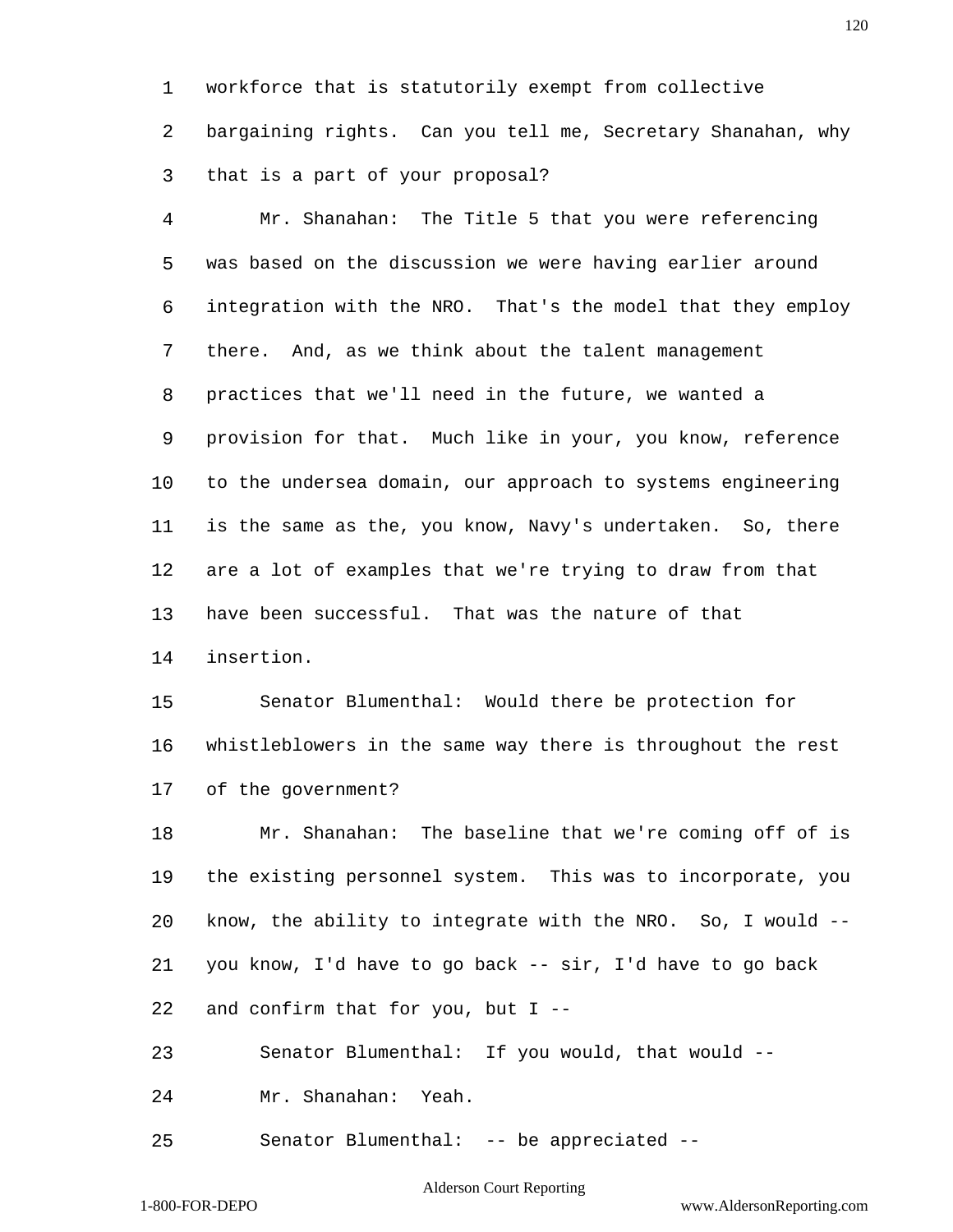workforce that is statutorily exempt from collective bargaining rights. Can you tell me, Secretary Shanahan, why that is a part of your proposal?

Mr. Shanahan: The Title 5 that you were referencing was based on the discussion we were having earlier around integration with the NRO. That's the model that they employ there. And, as we think about the talent management practices that we'll need in the future, we wanted a provision for that. Much like in your, you know, reference to the undersea domain, our approach to systems engineering is the same as the, you know, Navy's undertaken. So, there are a lot of examples that we're trying to draw from that have been successful. That was the nature of that insertion.

Senator Blumenthal: Would there be protection for whistleblowers in the same way there is throughout the rest of the government?

Mr. Shanahan: The baseline that we're coming off of is the existing personnel system. This was to incorporate, you know, the ability to integrate with the NRO. So, I would -- you know, I'd have to go back -- sir, I'd have to go back and confirm that for you, but I --

Senator Blumenthal: If you would, that would --

Mr. Shanahan: Yeah.

Senator Blumenthal: -- be appreciated --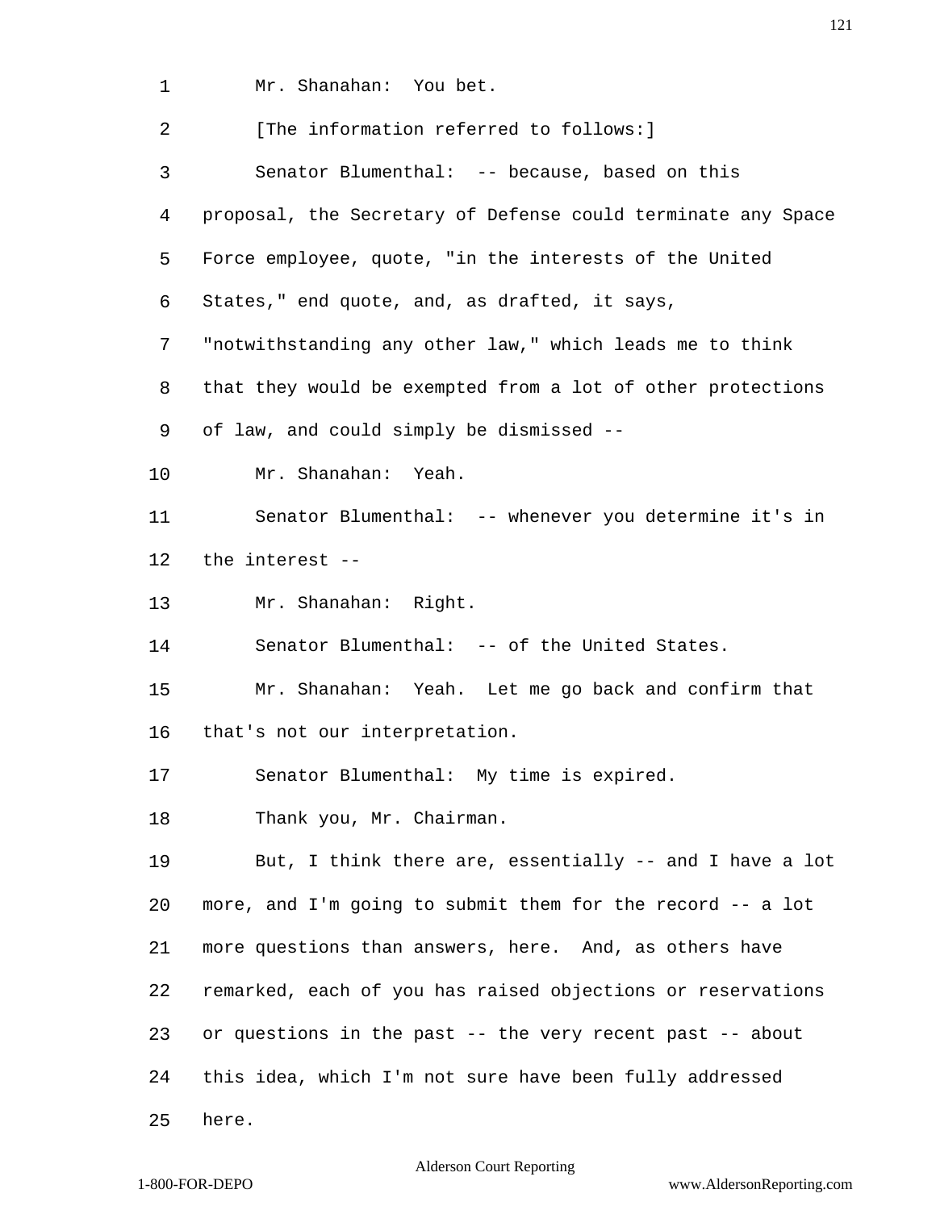Mr. Shanahan: You bet.

[The information referred to follows:]

Senator Blumenthal: -- because, based on this proposal, the Secretary of Defense could terminate any Space Force employee, quote, "in the interests of the United States," end quote, and, as drafted, it says, "notwithstanding any other law," which leads me to think that they would be exempted from a lot of other protections of law, and could simply be dismissed --

Mr. Shanahan: Yeah.

Senator Blumenthal: -- whenever you determine it's in the interest --

Mr. Shanahan: Right.

Senator Blumenthal: -- of the United States.

Mr. Shanahan: Yeah. Let me go back and confirm that that's not our interpretation.

Senator Blumenthal: My time is expired.

Thank you, Mr. Chairman.

But, I think there are, essentially -- and I have a lot more, and I'm going to submit them for the record -- a lot more questions than answers, here. And, as others have remarked, each of you has raised objections or reservations or questions in the past -- the very recent past -- about this idea, which I'm not sure have been fully addressed here.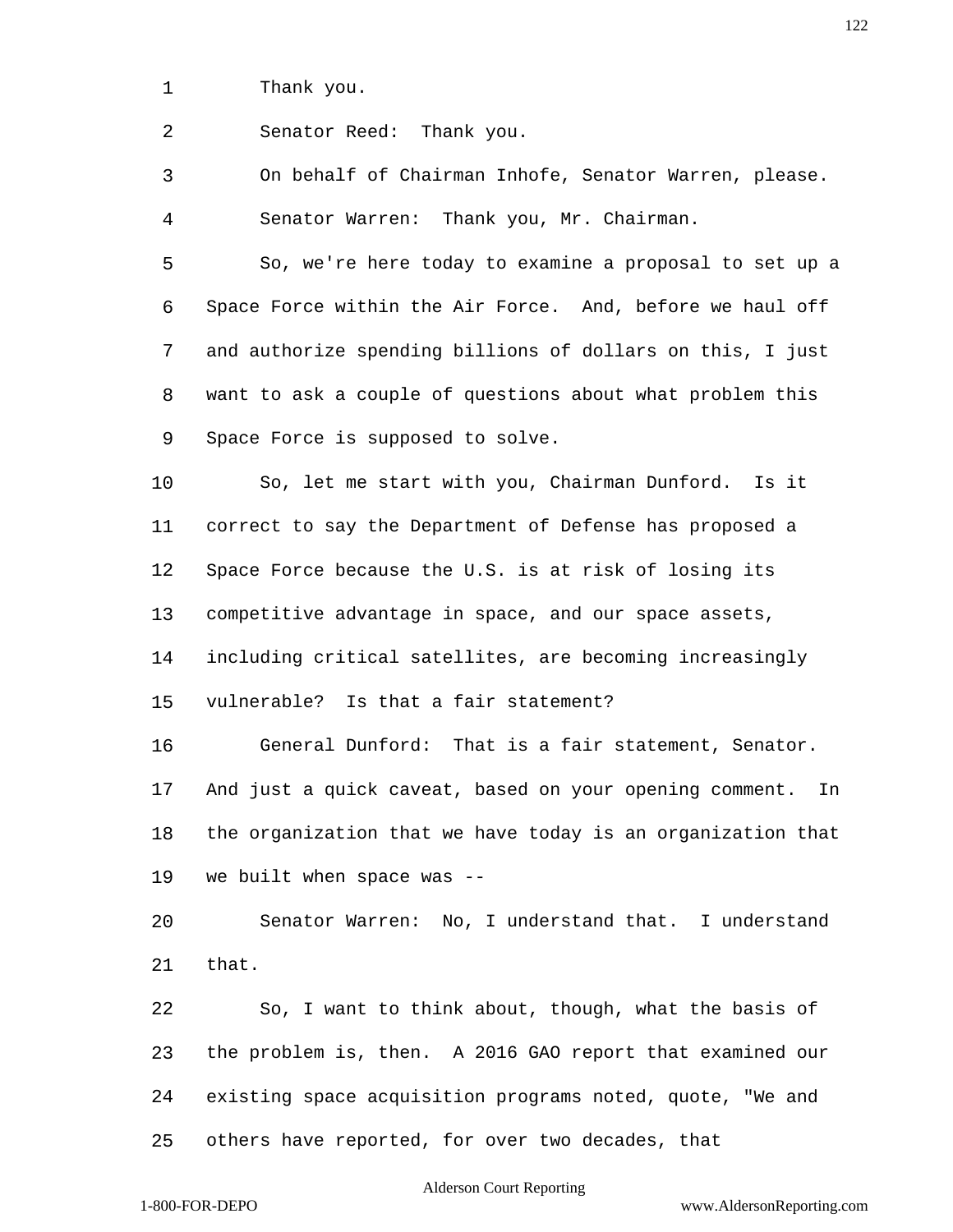Thank you.

Senator Reed: Thank you.

On behalf of Chairman Inhofe, Senator Warren, please.

Senator Warren: Thank you, Mr. Chairman.

So, we're here today to examine a proposal to set up a Space Force within the Air Force. And, before we haul off and authorize spending billions of dollars on this, I just want to ask a couple of questions about what problem this Space Force is supposed to solve.

So, let me start with you, Chairman Dunford. Is it correct to say the Department of Defense has proposed a Space Force because the U.S. is at risk of losing its competitive advantage in space, and our space assets, including critical satellites, are becoming increasingly vulnerable? Is that a fair statement?

General Dunford: That is a fair statement, Senator. And just a quick caveat, based on your opening comment. In the organization that we have today is an organization that we built when space was --

Senator Warren: No, I understand that. I understand that.

So, I want to think about, though, what the basis of the problem is, then. A 2016 GAO report that examined our existing space acquisition programs noted, quote, "We and others have reported, for over two decades, that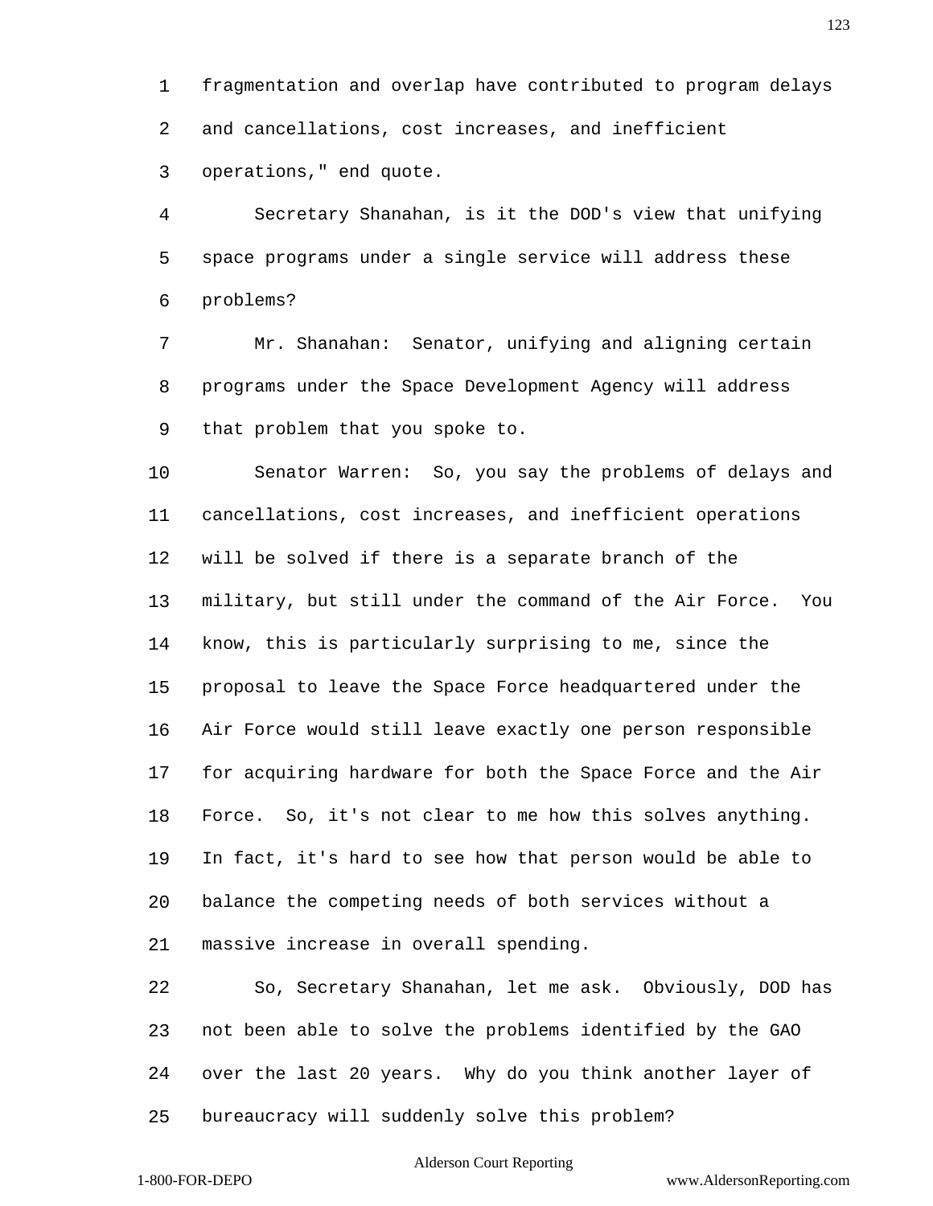fragmentation and overlap have contributed to program delays and cancellations, cost increases, and inefficient operations," end quote.

Secretary Shanahan, is it the DOD's view that unifying space programs under a single service will address these problems?

Mr. Shanahan: Senator, unifying and aligning certain programs under the Space Development Agency will address that problem that you spoke to.

Senator Warren: So, you say the problems of delays and cancellations, cost increases, and inefficient operations will be solved if there is a separate branch of the military, but still under the command of the Air Force. You know, this is particularly surprising to me, since the proposal to leave the Space Force headquartered under the Air Force would still leave exactly one person responsible for acquiring hardware for both the Space Force and the Air Force. So, it's not clear to me how this solves anything. In fact, it's hard to see how that person would be able to balance the competing needs of both services without a massive increase in overall spending.

So, Secretary Shanahan, let me ask. Obviously, DOD has not been able to solve the problems identified by the GAO over the last 20 years. Why do you think another layer of bureaucracy will suddenly solve this problem?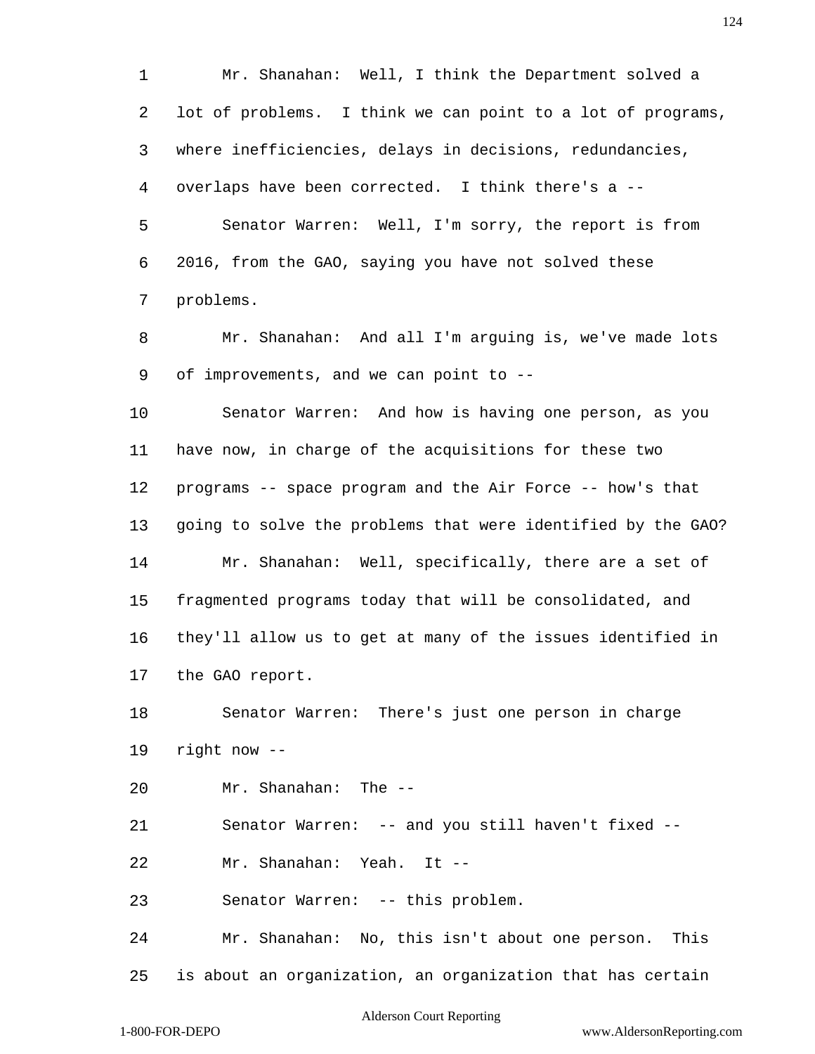Mr. Shanahan: Well, I think the Department solved a lot of problems. I think we can point to a lot of programs, where inefficiencies, delays in decisions, redundancies, overlaps have been corrected. I think there's a --

Senator Warren: Well, I'm sorry, the report is from 2016, from the GAO, saying you have not solved these problems.

Mr. Shanahan: And all I'm arguing is, we've made lots of improvements, and we can point to --

Senator Warren: And how is having one person, as you have now, in charge of the acquisitions for these two programs -- space program and the Air Force -- how's that going to solve the problems that were identified by the GAO?

Mr. Shanahan: Well, specifically, there are a set of fragmented programs today that will be consolidated, and they'll allow us to get at many of the issues identified in the GAO report.

Senator Warren: There's just one person in charge right now --

Mr. Shanahan: The --

Senator Warren: -- and you still haven't fixed --

Mr. Shanahan: Yeah. It --

Senator Warren: -- this problem.

Mr. Shanahan: No, this isn't about one person. This is about an organization, an organization that has certain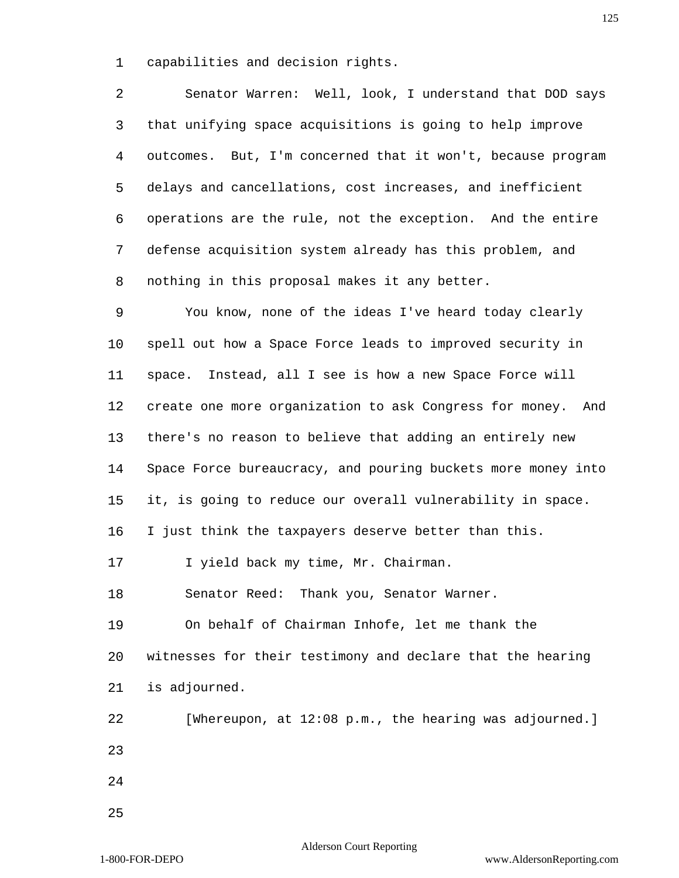capabilities and decision rights.

Senator Warren: Well, look, I understand that DOD says that unifying space acquisitions is going to help improve outcomes. But, I'm concerned that it won't, because program delays and cancellations, cost increases, and inefficient operations are the rule, not the exception. And the entire defense acquisition system already has this problem, and nothing in this proposal makes it any better.

You know, none of the ideas I've heard today clearly spell out how a Space Force leads to improved security in space. Instead, all I see is how a new Space Force will create one more organization to ask Congress for money. And there's no reason to believe that adding an entirely new Space Force bureaucracy, and pouring buckets more money into it, is going to reduce our overall vulnerability in space. I just think the taxpayers deserve better than this.

I yield back my time, Mr. Chairman.

Senator Reed: Thank you, Senator Warner.

On behalf of Chairman Inhofe, let me thank the witnesses for their testimony and declare that the hearing is adjourned.

[Whereupon, at 12:08 p.m., the hearing was adjourned.]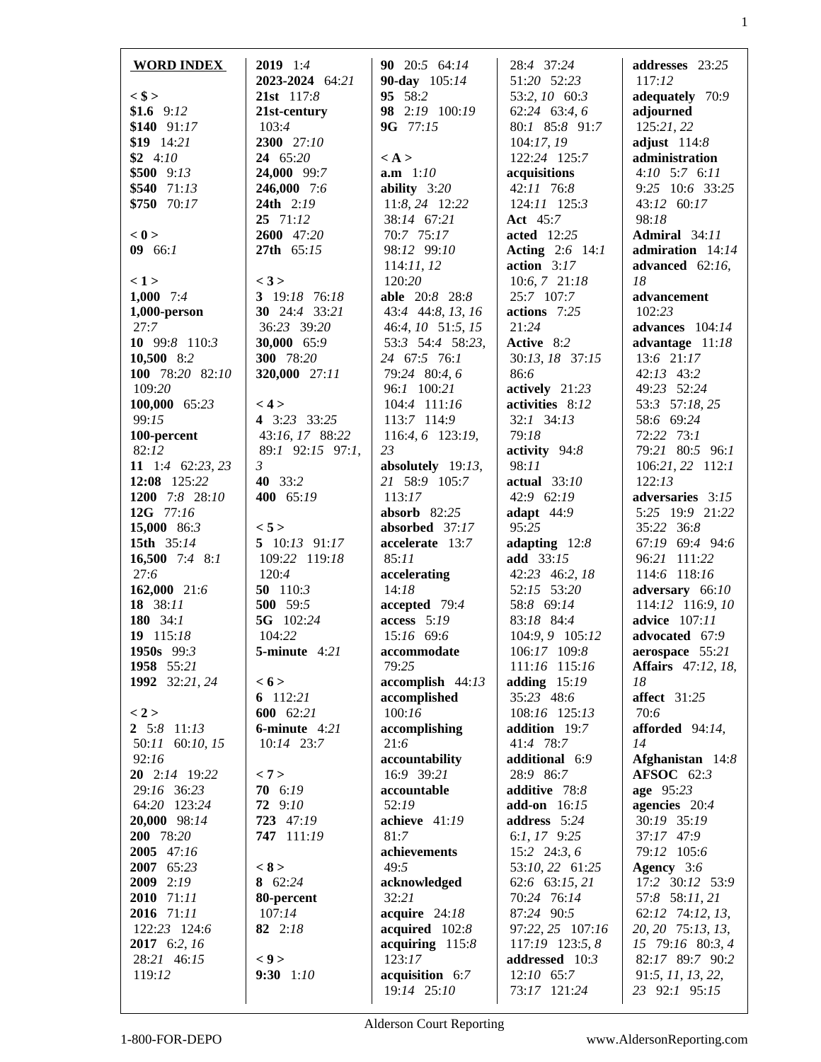**WORD INDEX**

**< $ >**
**$1.6** 9:*12*
**$140** 91:*17*
**$19** 14:*21*
**$2** 4:*10*
**$500** 9:*13*
**$540** 71:*13*
**$750** 70:*17*

**< 0 >**
**09** 66:*1*

**< 1 >**
**1,000** 7:*4*
**1,000-person** 27:*7*
**10** 99:*8* 110:*3*
**10,500** 8:*2*
**100** 78:*20* 82:*10* 109:*20*
**100,000** 65:*23* 99:*15*
**100-percent** 82:*12*
**11** 1:*4* 62:*23*, *23*
**12:08** 125:*22*
**1200** 7:*8* 28:*10*
**12G** 77:*16*
**15,000** 86:*3*
**15th** 35:*14*
**16,500** 7:*4* 8:*1* 27:*6*
**162,000** 21:*6*
**18** 38:*11*
**180** 34:*1*
**19** 115:*18*
**1950s** 99:*3*
**1958** 55:*21*
**1992** 32:*21*, *24*

**< 2 >**
**2** 5:*8* 11:*13* 50:*11* 60:*10*, *15* 92:*16*
**20** 2:*14* 19:*22* 29:*16* 36:*23* 64:*20* 123:*24*
**20,000** 98:*14*
**200** 78:*20*
**2005** 47:*16*
**2007** 65:*23*
**2009** 2:*19*
**2010** 71:*11*
**2016** 71:*11* 122:*23* 124:*6*
**2017** 6:*2*, *16* 28:*21* 46:*15* 119:*12*
**2019** 1:*4*
**2023-2024** 64:*21*
**21st** 117:*8*
**21st-century** 103:*4*
**2300** 27:*10*
**24** 65:*20*
**24,000** 99:*7*
**246,000** 7:*6*
**24th** 2:*19*
**25** 71:*12*
**2600** 47:*20*
**27th** 65:*15*

**< 3 >**
**3** 19:*18* 76:*18*
**30** 24:*4* 33:*21* 36:*23* 39:*20*
**30,000** 65:*9*
**300** 78:*20*
**320,000** 27:*11*

**< 4 >**
**4** 3:*23* 33:*25* 43:*16*, *17* 88:*22* 89:*1* 92:*15* 97:*1*, *3*
**40** 33:*2*
**400** 65:*19*

**< 5 >**
**5** 10:*13* 91:*17* 109:*22* 119:*18* 120:*4*
**50** 110:*3*
**500** 59:*5*
**5G** 102:*24* 104:*22*
**5-minute** 4:*21*

**< 6 >**
**6** 112:*21*
**600** 62:*21*
**6-minute** 4:*21* 10:*14* 23:*7*

**< 7 >**
**70** 6:*19*
**72** 9:*10*
**723** 47:*19*
**747** 111:*19*

**< 8 >**
**8** 62:*24*
**80-percent** 107:*14*
**82** 2:*18*

**< 9 >**
**9:30** 1:*10*
**90** 20:*5* 64:*14*
**90-day** 105:*14*
**95** 58:*2*
**98** 2:*19* 100:*19*
**9G** 77:*15*

**< A >**
**a.m** 1:*10*
**ability** 3:*20* 11:*8*, *24* 12:*22* 38:*14* 67:*21* 70:*7* 75:*17* 98:*12* 99:*10* 114:*11*, *12* 120:*20*
**able** 20:*8* 28:*8* 43:*4* 44:*8*, *13*, *16* 46:*4*, *10* 51:*5*, *15* 53:*3* 54:*4* 58:*23*, *24* 67:*5* 76:*1* 79:*24* 80:*4*, *6* 96:*1* 100:*21* 104:*4* 111:*16* 113:*7* 114:*9* 116:*4*, *6* 123:*19*, *23*
**absolutely** 19:*13*, *21* 58:*9* 105:*7* 113:*17*
**absorb** 82:*25*
**absorbed** 37:*17*
**accelerate** 13:*7* 85:*11*
**accelerating** 14:*18*
**accepted** 79:*4*
**access** 5:*19* 15:*16* 69:*6*
**accommodate** 79:*25*
**accomplish** 44:*13*
**accomplished** 100:*16*
**accomplishing** 21:*6*
**accountability** 16:*9* 39:*21*
**accountable** 52:*19*
**achieve** 41:*19* 81:*7*
**achievements** 49:*5*
**acknowledged** 32:*21*
**acquire** 24:*18*
**acquired** 102:*8*
**acquiring** 115:*8* 123:*17*
**acquisition** 6:*7* 19:*14* 25:*10* 28:*4* 37:*24* 51:*20* 52:*23* 53:*2*, *10* 60:*3* 62:*24* 63:*4*, *6* 80:*1* 85:*8* 91:*7* 104:*17*, *19* 122:*24* 125:*7*
**acquisitions** 42:*11* 76:*8* 124:*11* 125:*3*
**Act** 45:*7*
**acted** 12:*25*
**Acting** 2:*6* 14:*1*
**action** 3:*17* 10:*6*, *7* 21:*18* 25:*7* 107:*7*
**actions** 7:*25* 21:*24*
**Active** 8:*2* 30:*13*, *18* 37:*15* 86:*6*
**actively** 21:*23*
**activities** 8:*12* 32:*1* 34:*13* 79:*18*
**activity** 94:*8* 98:*11*
**actual** 33:*10* 42:*9* 62:*19*
**adapt** 44:*9* 95:*25*
**adapting** 12:*8*
**add** 33:*15* 42:*23* 46:*2*, *18* 52:*15* 53:*20* 58:*8* 69:*14* 83:*18* 84:*4* 104:*9*, *9* 105:*12* 106:*17* 109:*8* 111:*16* 115:*16*
**adding** 15:*19* 35:*23* 48:*6* 108:*16* 125:*13*
**addition** 19:*7* 41:*4* 78:*7*
**additional** 6:*9* 28:*9* 86:*7*
**additive** 78:*8*
**add-on** 16:*15*
**address** 5:*24* 6:*1*, *17* 9:*25* 15:*2* 24:*3*, *6* 53:*10*, *22* 61:*25* 62:*6* 63:*15*, *21* 70:*24* 76:*14* 87:*24* 90:*5* 97:*22*, *25* 107:*16* 117:*19* 123:*5*, *8*
**addressed** 10:*3* 12:*10* 65:*7* 73:*17* 121:*24*
**addresses** 23:*25* 117:*12*
**adequately** 70:*9*
**adjourned** 125:*21*, *22*
**adjust** 114:*8*
**administration** 4:*10* 5:*7* 6:*11* 9:*25* 10:*6* 33:*25* 43:*12* 60:*17* 98:*18*
**Admiral** 34:*11*
**admiration** 14:*14*
**advanced** 62:*16*, *18*
**advancement** 102:*23*
**advances** 104:*14*
**advantage** 11:*18* 13:*6* 21:*17* 42:*13* 43:*2* 49:*23* 52:*24* 53:*3* 57:*18*, *25* 58:*6* 69:*24* 72:*22* 73:*1* 79:*21* 80:*5* 96:*1* 106:*21*, *22* 112:*1* 122:*13*
**adversaries** 3:*15* 5:*25* 19:*9* 21:*22* 35:*22* 36:*8* 67:*19* 69:*4* 94:*6* 96:*21* 111:*22* 114:*6* 118:*16*
**adversary** 66:*10* 114:*12* 116:*9*, *10*
**advice** 107:*11*
**advocated** 67:*9*
**aerospace** 55:*21*
**Affairs** 47:*12*, *18*, *18*
**affect** 31:*25* 70:*6*
**afforded** 94:*14*, *14*
**Afghanistan** 14:*8*
**AFSOC** 62:*3*
**age** 95:*23*
**agencies** 20:*4* 30:*19* 35:*19* 37:*17* 47:*9* 79:*12* 105:*6*
**Agency** 3:*6* 17:*2* 30:*12* 53:*9* 57:*8* 58:*11*, *21* 62:*12* 74:*12*, *13*, *20*, *20* 75:*13*, *13*, *15* 79:*16* 80:*3*, *4* 82:*17* 89:*7* 90:*2* 91:*5*, *11*, *13*, *22*, *23* 92:*1* 95:*15*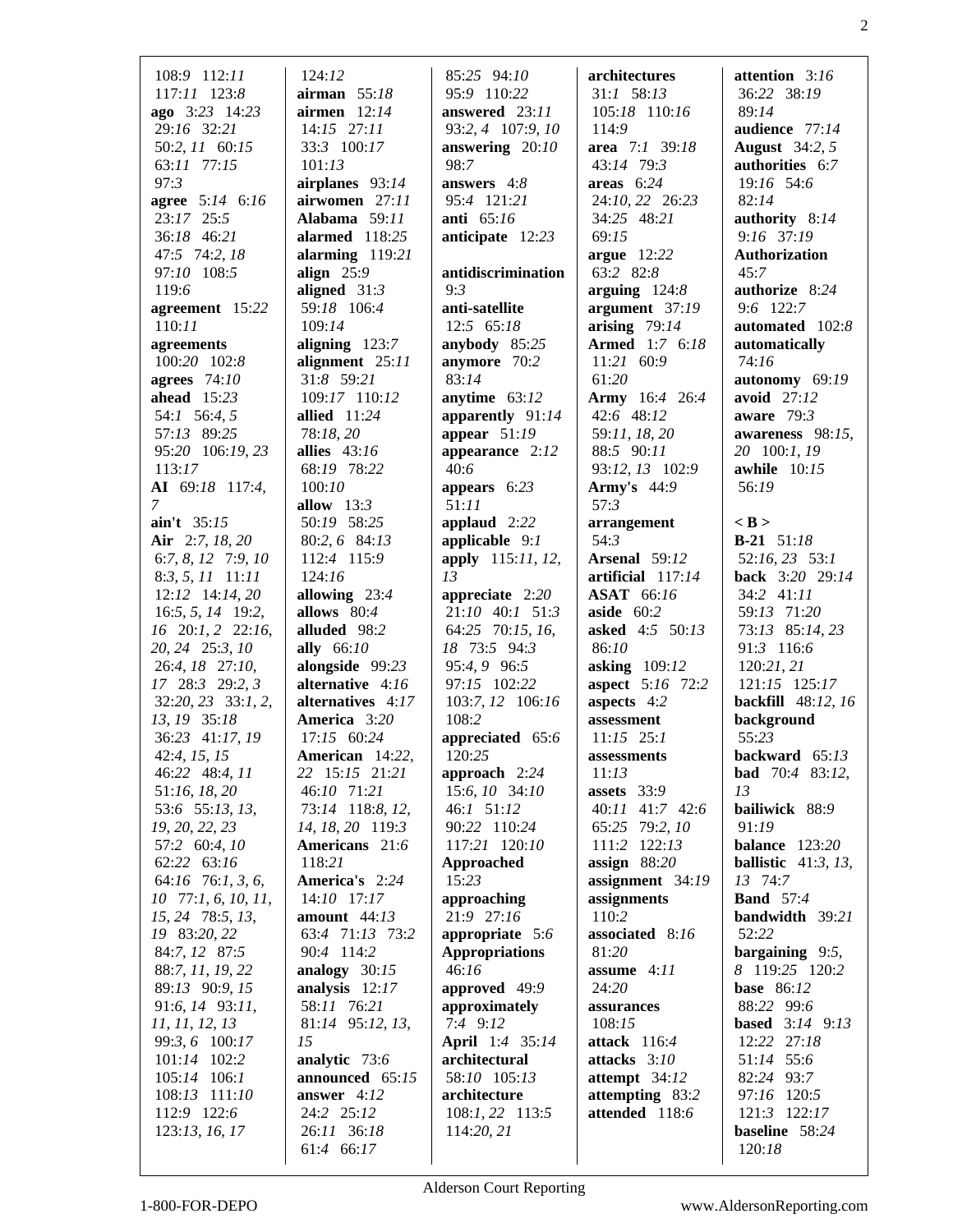108:9 112:11 117:11 123:8
**ago** 3:23 14:23 29:16 32:21 50:2, 11 60:15 63:11 77:15 97:3
**agree** 5:14 6:16 23:17 25:5 36:18 46:21 47:5 74:2, 18 97:10 108:5 119:6
**agreement** 15:22 110:11
**agreements** 100:20 102:8
**agrees** 74:10
**ahead** 15:23 54:1 56:4, 5 57:13 89:25 95:20 106:19, 23 113:17
**AI** 69:18 117:4, 7
**ain't** 35:15
**Air** 2:7, 18, 20 6:7, 8, 12 7:9, 10 8:3, 5, 11 11:11 12:12 14:14, 20 16:5, 5, 14 19:2, 16 20:1, 2 22:16, 20, 24 25:3, 10 26:4, 18 27:10, 17 28:3 29:2, 3 32:20, 23 33:1, 2, 13, 19 35:18 36:23 41:17, 19 42:4, 15, 15 46:22 48:4, 11 51:16, 18, 20 53:6 55:13, 13, 19, 20, 22, 23 57:2 60:4, 10 62:22 63:16 64:16 76:1, 3, 6, 10 77:1, 6, 10, 11, 15, 24 78:5, 13, 19 83:20, 22 84:7, 12 87:5 88:7, 11, 19, 22 89:13 90:9, 15 91:6, 14 93:11, 11, 11, 12, 13 99:3, 6 100:17 101:14 102:2 105:14 106:1 108:13 111:10 112:9 122:6 123:13, 16, 17 124:12
**airman** 55:18
**airmen** 12:14 14:15 27:11 33:3 100:17 101:13
**airplanes** 93:14
**airwomen** 27:11
**Alabama** 59:11
**alarmed** 118:25
**alarming** 119:21
**align** 25:9
**aligned** 31:3 59:18 106:4 109:14
**aligning** 123:7
**alignment** 25:11 31:8 59:21 109:17 110:12
**allied** 11:24 78:18, 20
**allies** 43:16 68:19 78:22 100:10
**allow** 13:3 50:19 58:25 80:2, 6 84:13 112:4 115:9 124:16
**allowing** 23:4
**allows** 80:4
**alluded** 98:2
**ally** 66:10
**alongside** 99:23
**alternative** 4:16
**alternatives** 4:17
**America** 3:20 17:15 60:24
**American** 14:22, 22 15:15 21:21 46:10 71:21 73:14 118:8, 12, 14, 18, 20 119:3
**Americans** 21:6 118:21
**America's** 2:24 14:10 17:17
**amount** 44:13 63:4 71:13 73:2 90:4 114:2
**analogy** 30:15
**analysis** 12:17 58:11 76:21 81:14 95:12, 13, 15
**analytic** 73:6
**announced** 65:15
**answer** 4:12 24:2 25:12 26:11 36:18 61:4 66:17 85:25 94:10 95:9 110:22
**answered** 23:11 93:2, 4 107:9, 10
**answering** 20:10 98:7
**answers** 4:8 95:4 121:21
**anti** 65:16
**anticipate** 12:23
**antidiscrimination** 9:3
**anti-satellite** 12:5 65:18
**anybody** 85:25
**anymore** 70:2 83:14
**anytime** 63:12
**apparently** 91:14
**appear** 51:19
**appearance** 2:12 40:6
**appears** 6:23 51:11
**applaud** 2:22
**applicable** 9:1
**apply** 115:11, 12, 13
**appreciate** 2:20 21:10 40:1 51:3 64:25 70:15, 16, 18 73:5 94:3 95:4, 9 96:5 97:15 102:22 103:7, 12 106:16 108:2
**appreciated** 65:6 120:25
**approach** 2:24 15:6, 10 34:10 46:1 51:12 90:22 110:24 117:21 120:10
**Approached** 15:23
**approaching** 21:9 27:16
**appropriate** 5:6
**Appropriations** 46:16
**approved** 49:9
**approximately** 7:4 9:12
**April** 1:4 35:14
**architectural** 58:10 105:13
**architecture** 108:1, 22 113:5 114:20, 21
**architectures** 31:1 58:13 105:18 110:16 114:9
**area** 7:1 39:18 43:14 79:3
**areas** 6:24 24:10, 22 26:23 34:25 48:21 69:15
**argue** 12:22 63:2 82:8
**arguing** 124:8
**argument** 37:19
**arising** 79:14
**Armed** 1:7 6:18 11:21 60:9 61:20
**Army** 16:4 26:4 42:6 48:12 59:11, 18, 20 88:5 90:11 93:12, 13 102:9
**Army's** 44:9 57:3
**arrangement** 54:3
**Arsenal** 59:12
**artificial** 117:14
**ASAT** 66:16
**aside** 60:2
**asked** 4:5 50:13 86:10
**asking** 109:12
**aspect** 5:16 72:2
**aspects** 4:2
**assessment** 11:15 25:1
**assessments** 11:13
**assets** 33:9 40:11 41:7 42:6 65:25 79:2, 10 111:2 122:13
**assign** 88:20
**assignment** 34:19
**assignments** 110:2
**associated** 8:16 81:20
**assume** 4:11 24:20
**assurances** 108:15
**attack** 116:4
**attacks** 3:10
**attempt** 34:12
**attempting** 83:2
**attended** 118:6
**attention** 3:16 36:22 38:19 89:14
**audience** 77:14
**August** 34:2, 5
**authorities** 6:7 19:16 54:6 82:14
**authority** 8:14 9:16 37:19
**Authorization** 45:7
**authorize** 8:24 9:6 122:7
**automated** 102:8
**automatically** 74:16
**autonomy** 69:19
**avoid** 27:12
**aware** 79:3
**awareness** 98:15, 20 100:1, 19
**awhile** 10:15 56:19

**< B >**

**B-21** 51:18 52:16, 23 53:1
**back** 3:20 29:14 34:2 41:11 59:13 71:20 73:13 85:14, 23 91:3 116:6 120:21, 21 121:15 125:17
**backfill** 48:12, 16
**background** 55:23
**backward** 65:13
**bad** 70:4 83:12, 13
**bailiwick** 88:9 91:19
**balance** 123:20
**ballistic** 41:3, 13, 13 74:7
**Band** 57:4
**bandwidth** 39:21 52:22
**bargaining** 9:5, 8 119:25 120:2
**base** 86:12 88:22 99:6
**based** 3:14 9:13 12:22 27:18 51:14 55:6 82:24 93:7 97:16 120:5 121:3 122:17
**baseline** 58:24 120:18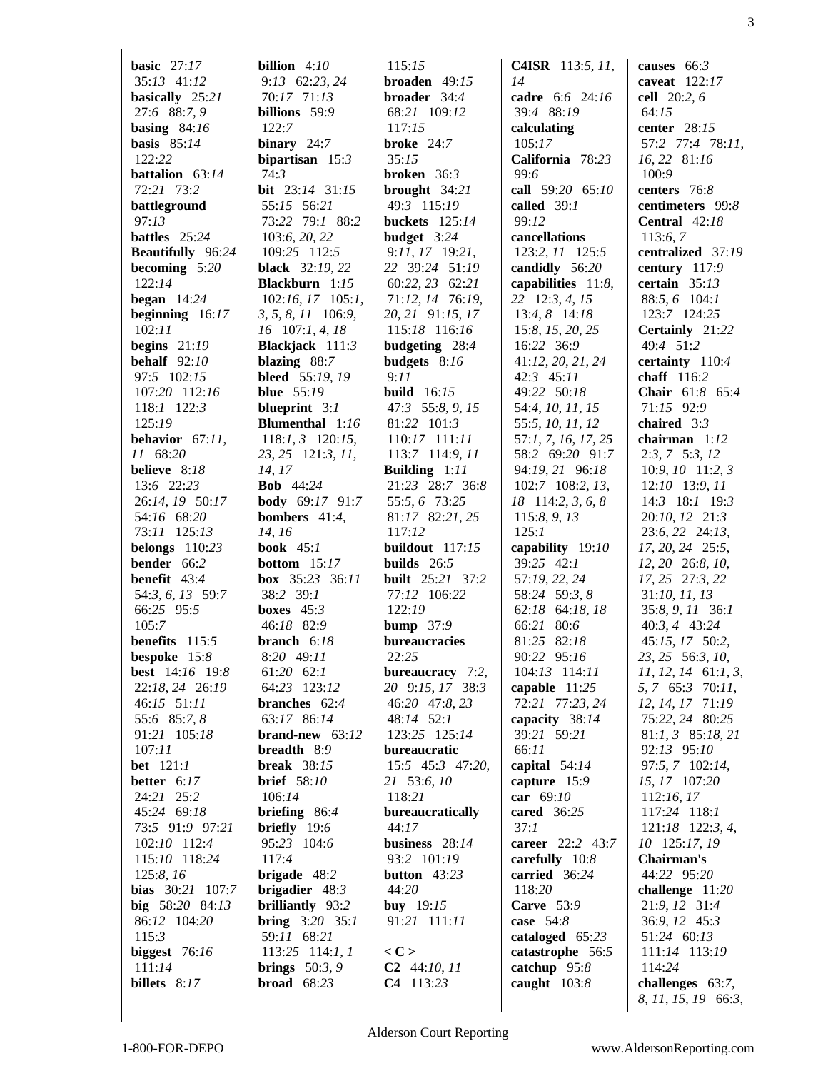**basic** 27:*17* 35:*13* 41:*12*
**basically** 25:*21* 27:*6* 88:*7, 9*
**basing** 84:*16*
**basis** 85:*14* 122:*22*
**battalion** 63:*14* 72:*21* 73:*2*
**battleground** 97:*13*
**battles** 25:*24*
**Beautifully** 96:*24*
**becoming** 5:*20* 122:*14*
**began** 14:*24*
**beginning** 16:*17* 102:*11*
**begins** 21:*19*
**behalf** 92:*10* 97:*5* 102:*15* 107:*20* 112:*16* 118:*1* 122:*3* 125:*19*
**behavior** 67:*11, 11* 68:*20*
**believe** 8:*18* 13:*6* 22:*23* 26:*14, 19* 50:*17* 54:*16* 68:*20* 73:*11* 125:*13*
**belongs** 110:*23*
**bender** 66:*2*
**benefit** 43:*4* 54:*3, 6, 13* 59:*7* 66:*25* 95:*5* 105:*7*
**benefits** 115:*5*
**bespoke** 15:*8*
**best** 14:*16* 19:*8* 22:*18, 24* 26:*19* 46:*15* 51:*11* 55:*6* 85:*7, 8* 91:*21* 105:*18* 107:*11*
**bet** 121:*1*
**better** 6:*17* 24:*21* 25:*2* 45:*24* 69:*18* 73:*5* 91:*9* 97:*21* 102:*10* 112:*4* 115:*10* 118:*24* 125:*8, 16*
**bias** 30:*21* 107:*7*
**big** 58:*20* 84:*13* 86:*12* 104:*20* 115:*3*
**biggest** 76:*16* 111:*14*
**billets** 8:*17*
**billion** 4:*10* 9:*13* 62:*23, 24* 70:*17* 71:*13*
**billions** 59:*9* 122:*7*
**binary** 24:*7*
**bipartisan** 15:*3* 74:*3*
**bit** 23:*14* 31:*15* 55:*15* 56:*21* 73:*22* 79:*1* 88:*2* 103:*6, 20, 22* 109:*25* 112:*5*
**black** 32:*19, 22*
**Blackburn** 1:*15* 102:*16, 17* 105:*1, 3, 5, 8, 11* 106:*9, 16* 107:*1, 4, 18*
**Blackjack** 111:*3*
**blazing** 88:*7*
**bleed** 55:*19, 19*
**blue** 55:*19*
**blueprint** 3:*1*
**Blumenthal** 1:*16* 118:*1, 3* 120:*15, 23, 25* 121:*3, 11, 14, 17*
**Bob** 44:*24*
**body** 69:*17* 91:*7*
**bombers** 41:*4, 14, 16*
**book** 45:*1*
**bottom** 15:*17*
**box** 35:*23* 36:*11* 38:*2* 39:*1*
**boxes** 45:*3* 46:*18* 82:*9*
**branch** 6:*18* 8:*20* 49:*11* 61:*20* 62:*1* 64:*23* 123:*12*
**branches** 62:*4* 63:*17* 86:*14*
**brand-new** 63:*12*
**breadth** 8:*9*
**break** 38:*15*
**brief** 58:*10* 106:*14*
**briefing** 86:*4*
**briefly** 19:*6* 95:*23* 104:*6* 117:*4*
**brigade** 48:*2*
**brigadier** 48:*3*
**brilliantly** 93:*2*
**bring** 3:*20* 35:*1* 59:*11* 68:*21* 113:*25* 114:*1, 1*
**brings** 50:*3, 9*
**broad** 68:*23* 115:*15*
**broaden** 49:*15*
**broader** 34:*4* 68:*21* 109:*12* 117:*15*
**broke** 24:*7* 35:*15*
**broken** 36:*3*
**brought** 34:*21* 49:*3* 115:*19*
**buckets** 125:*14*
**budget** 3:*24* 9:*11, 17* 19:*21, 22* 39:*24* 51:*19* 60:*22, 23* 62:*21* 71:*12, 14* 76:*19, 20, 21* 91:*15, 17* 115:*18* 116:*16*
**budgeting** 28:*4*
**budgets** 8:*16* 9:*11*
**build** 16:*15* 47:*3* 55:*8, 9, 15* 81:*22* 101:*3* 110:*17* 111:*11* 113:*7* 114:*9, 11*
**Building** 1:*11* 21:*23* 28:*7* 36:*8* 55:*5, 6* 73:*25* 81:*17* 82:*21, 25* 117:*12*
**buildout** 117:*15*
**builds** 26:*5*
**built** 25:*21* 37:*2* 77:*12* 106:*22* 122:*19*
**bump** 37:*9*
**bureaucracies** 22:*25*
**bureaucracy** 7:*2, 20* 9:*15, 17* 38:*3* 46:*20* 47:*8, 23* 48:*14* 52:*1* 123:*25* 125:*14*
**bureaucratic** 15:*5* 45:*3* 47:*20, 21* 53:*6, 10* 118:*21*
**bureaucratically** 44:*17*
**business** 28:*14* 93:*2* 101:*19*
**button** 43:*23* 44:*20*
**buy** 19:*15* 91:*21* 111:*11*

**< C >**
**C2** 44:*10, 11*
**C4** 113:*23*
**C4ISR** 113:*5, 11, 14*
**cadre** 6:*6* 24:*16* 39:*4* 88:*19*
**calculating** 105:*17*
**California** 78:*23* 99:*6*
**call** 59:*20* 65:*10*
**called** 39:*1* 99:*12*
**cancellations** 123:*2, 11* 125:*5*
**candidly** 56:*20*
**capabilities** 11:*8, 22* 12:*3, 4, 15* 13:*4, 8* 14:*18* 15:*8, 15, 20, 25* 16:*22* 36:*9* 41:*12, 20, 21, 24* 42:*3* 45:*11* 49:*22* 50:*18* 54:*4, 10, 11, 15* 55:*5, 10, 11, 12* 57:*1, 7, 16, 17, 25* 58:*2* 69:*20* 91:*7* 94:*19, 21* 96:*18* 102:*7* 108:*2, 13, 18* 114:*2, 3, 6, 8* 115:*8, 9, 13* 125:*1*
**capability** 19:*10* 39:*25* 42:*1* 57:*19, 22, 24* 58:*24* 59:*3, 8* 62:*18* 64:*18, 18* 66:*21* 80:*6* 81:*25* 82:*18* 90:*22* 95:*16* 104:*13* 114:*11*
**capable** 11:*25* 72:*21* 77:*23, 24*
**capacity** 38:*14* 39:*21* 59:*21* 66:*11*
**capital** 54:*14*
**capture** 15:*9*
**car** 69:*10*
**cared** 36:*25* 37:*1*
**career** 22:*2* 43:*7*
**carefully** 10:*8*
**carried** 36:*24* 118:*20*
**Carve** 53:*9*
**case** 54:*8*
**cataloged** 65:*23*
**catastrophe** 56:*5*
**catchup** 95:*8*
**caught** 103:*8*
**causes** 66:*3*
**caveat** 122:*17*
**cell** 20:*2, 6* 64:*15*
**center** 28:*15* 57:*2* 77:*4* 78:*11, 16, 22* 81:*16* 100:*9*
**centers** 76:*8*
**centimeters** 99:*8*
**Central** 42:*18* 113:*6, 7*
**centralized** 37:*19*
**century** 117:*9*
**certain** 35:*13* 88:*5, 6* 104:*1* 123:*7* 124:*25*
**Certainly** 21:*22* 49:*4* 51:*2*
**certainty** 110:*4*
**chaff** 116:*2*
**Chair** 61:*8* 65:*4* 71:*15* 92:*9*
**chaired** 3:*3*
**chairman** 1:*12* 2:*3, 7* 5:*3, 12* 10:*9, 10* 11:*2, 3* 12:*10* 13:*9, 11* 14:*3* 18:*1* 19:*3* 20:*10, 12* 21:*3* 23:*6, 22* 24:*13, 17, 20, 24* 25:*5, 12, 20* 26:*8, 10, 17, 25* 27:*3, 22* 31:*10, 11, 13* 35:*8, 9, 11* 36:*1* 40:*3, 4* 43:*24* 45:*15, 17* 50:*2, 23, 25* 56:*3, 10, 11, 12, 14* 61:*1, 3, 5, 7* 65:*3* 70:*11, 12, 14, 17* 71:*19* 75:*22, 24* 80:*25* 81:*1, 3* 85:*18, 21* 92:*13* 95:*10* 97:*5, 7* 102:*14, 15, 17* 107:*20* 112:*16, 17* 117:*24* 118:*1* 121:*18* 122:*3, 4, 10* 125:*17, 19*
**Chairman's** 44:*22* 95:*20*
**challenge** 11:*20* 21:*9, 12* 31:*4* 36:*9, 12* 45:*3* 51:*24* 60:*13* 111:*14* 113:*19* 114:*24*
**challenges** 63:*7, 8, 11, 15, 19* 66:*3,*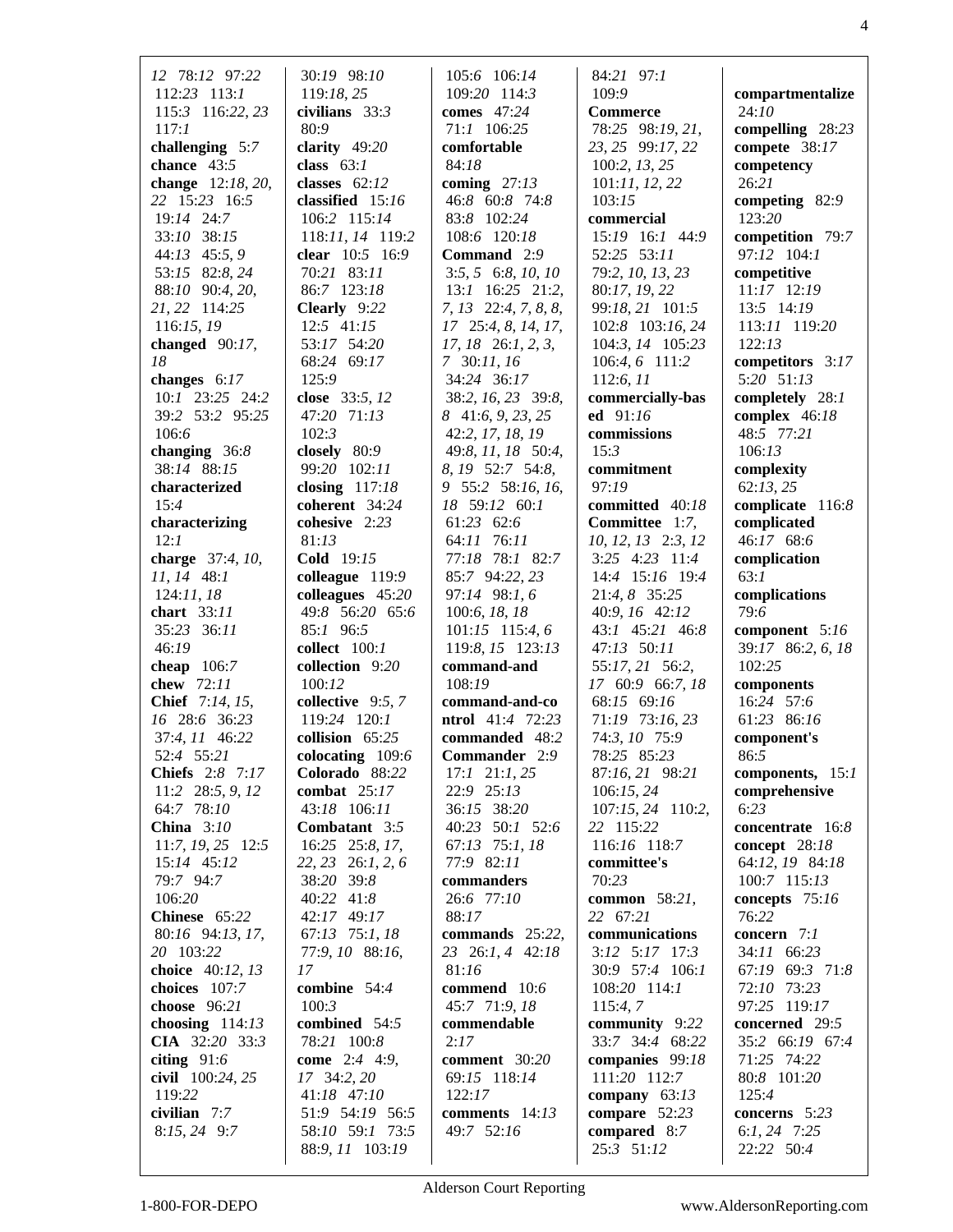12 78:12 97:22
112:23 113:1
115:3 116:22, 23
117:1
**challenging** 5:7
**chance** 43:5
**change** 12:18, 20, 22 15:23 16:5
19:14 24:7
33:10 38:15
44:13 45:5, 9
53:15 82:8, 24
88:10 90:4, 20, 21, 22 114:25
116:15, 19
**changed** 90:17, 18
**changes** 6:17
10:1 23:25 24:2
39:2 53:2 95:25
106:6
**changing** 36:8
38:14 88:15
**characterized**
15:4
**characterizing**
12:1
**charge** 37:4, 10, 11, 14 48:1
124:11, 18
**chart** 33:11
35:23 36:11
46:19
**cheap** 106:7
**chew** 72:11
**Chief** 7:14, 15, 16 28:6 36:23
37:4, 11 46:22
52:4 55:21
**Chiefs** 2:8 7:17
11:2 28:5, 9, 12
64:7 78:10
**China** 3:10
11:7, 19, 25 12:5
15:14 45:12
79:7 94:7
106:20
**Chinese** 65:22
80:16 94:13, 17, 20 103:22
**choice** 40:12, 13
**choices** 107:7
**choose** 96:21
**choosing** 114:13
**CIA** 32:20 33:3
**citing** 91:6
**civil** 100:24, 25
119:22
**civilian** 7:7
8:15, 24 9:7

30:19 98:10
119:18, 25
**civilians** 33:3
80:9
**clarity** 49:20
**class** 63:1
**classes** 62:12
**classified** 15:16
106:2 115:14
118:11, 14 119:2
**clear** 10:5 16:9
70:21 83:11
86:7 123:18
**Clearly** 9:22
12:5 41:15
53:17 54:20
68:24 69:17
125:9
**close** 33:5, 12
47:20 71:13
102:3
**closely** 80:9
99:20 102:11
**closing** 117:18
**coherent** 34:24
**cohesive** 2:23
81:13
**Cold** 19:15
**colleague** 119:9
**colleagues** 45:20
49:8 56:20 65:6
85:1 96:5
**collect** 100:1
**collection** 9:20
100:12
**collective** 9:5, 7
119:24 120:1
**collision** 65:25
**colocating** 109:6
**Colorado** 88:22
**combat** 25:17
43:18 106:11
**Combatant** 3:5
16:25 25:8, 17, 22, 23 26:1, 2, 6
38:20 39:8
40:22 41:8
42:17 49:17
67:13 75:1, 18
77:9, 10 88:16, 17
**combine** 54:4
100:3
**combined** 54:5
78:21 100:8
**come** 2:4 4:9, 17 34:2, 20
41:18 47:10
51:9 54:19 56:5
58:10 59:1 73:5
88:9, 11 103:19

105:6 106:14
109:20 114:3
**comes** 47:24
71:1 106:25
**comfortable**
84:18
**coming** 27:13
46:8 60:8 74:8
83:8 102:24
108:6 120:18
**Command** 2:9
3:5, 5 6:8, 10, 10
13:1 16:25 21:2, 7, 13 22:4, 7, 8, 8, 17 25:4, 8, 14, 17, 17, 18 26:1, 2, 3, 7 30:11, 16
34:24 36:17
38:2, 16, 23 39:8, 8 41:6, 9, 23, 25
42:2, 17, 18, 19
49:8, 11, 18 50:4, 8, 19 52:7 54:8, 9 55:2 58:16, 16, 18 59:12 60:1
61:23 62:6
64:11 76:11
77:18 78:1 82:7
85:7 94:22, 23
97:14 98:1, 6
100:6, 18, 18
101:15 115:4, 6
119:8, 15 123:13
**command-and**
108:19
**command-and-co ntrol** 41:4 72:23
**commanded** 48:2
**Commander** 2:9
17:1 21:1, 25
22:9 25:13
36:15 38:20
40:23 50:1 52:6
67:13 75:1, 18
77:9 82:11
**commanders**
26:6 77:10
88:17
**commands** 25:22, 23 26:1, 4 42:18
81:16
**commend** 10:6
45:7 71:9, 18
**commendable**
2:17
**comment** 30:20
69:15 118:14
122:17
**comments** 14:13
49:7 52:16

84:21 97:1
109:9
**Commerce**
78:25 98:19, 21, 23, 25 99:17, 22
100:2, 13, 25
101:11, 12, 22
103:15
**commercial**
15:19 16:1 44:9
52:25 53:11
79:2, 10, 13, 23
80:17, 19, 22
99:18, 21 101:5
102:8 103:16, 24
104:3, 14 105:23
106:4, 6 111:2
112:6, 11
**commercially-bas ed** 91:16
**commissions**
15:3
**commitment**
97:19
**committed** 40:18
**Committee** 1:7, 10, 12, 13 2:3, 12
3:25 4:23 11:4
14:4 15:16 19:4
21:4, 8 35:25
40:9, 16 42:12
43:1 45:21 46:8
47:13 50:11
55:17, 21 56:2, 17 60:9 66:7, 18
68:15 69:16
71:19 73:16, 23
74:3, 10 75:9
78:25 85:23
87:16, 21 98:21
106:15, 24
107:15, 24 110:2, 22 115:22
116:16 118:7
**committee's**
70:23
**common** 58:21, 22 67:21
**communications**
3:12 5:17 17:3
30:9 57:4 106:1
108:20 114:1
115:4, 7
**community** 9:22
33:7 34:4 68:22
**companies** 99:18
111:20 112:7
**company** 63:13
**compare** 52:23
**compared** 8:7
25:3 51:12

**compartmentalize**
24:10
**compelling** 28:23
**compete** 38:17
**competency**
26:21
**competing** 82:9
123:20
**competition** 79:7
97:12 104:1
**competitive**
11:17 12:19
13:5 14:19
113:11 119:20
122:13
**competitors** 3:17
5:20 51:13
**completely** 28:1
**complex** 46:18
48:5 77:21
106:13
**complexity**
62:13, 25
**complicate** 116:8
**complicated**
46:17 68:6
**complication**
63:1
**complications**
79:6
**component** 5:16
39:17 86:2, 6, 18
102:25
**components**
16:24 57:6
61:23 86:16
**component's**
86:5
**components,** 15:1
**comprehensive**
6:23
**concentrate** 16:8
**concept** 28:18
64:12, 19 84:18
100:7 115:13
**concepts** 75:16
76:22
**concern** 7:1
34:11 66:23
67:19 69:3 71:8
72:10 73:23
97:25 119:17
**concerned** 29:5
35:2 66:19 67:4
71:25 74:22
80:8 101:20
125:4
**concerns** 5:23
6:1, 24 7:25
22:22 50:4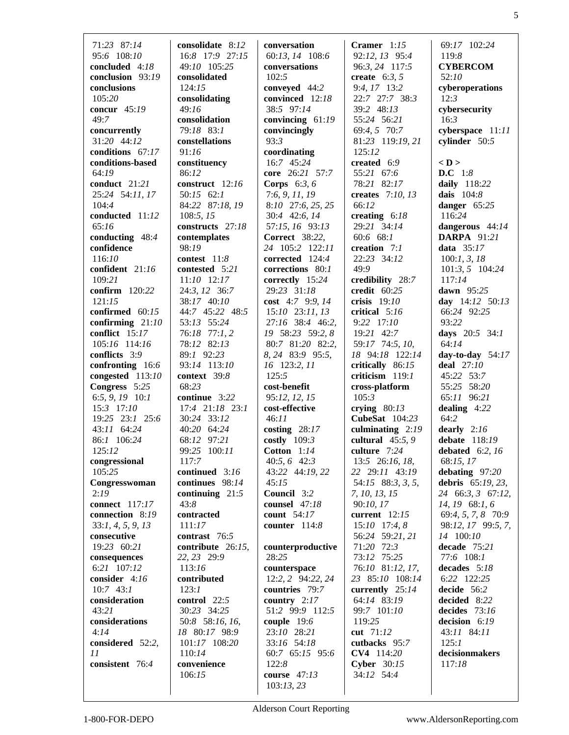71:23 87:14
95:6 108:10
**concluded** 4:18
**conclusion** 93:19
**conclusions**
105:20
**concur** 45:19
49:7
**concurrently**
31:20 44:12
**conditions** 67:17
**conditions-based**
64:19
**conduct** 21:21
25:24 54:11, 17
104:4
**conducted** 11:12
65:16
**conducting** 48:4
**confidence**
116:10
**confident** 21:16
109:21
**confirm** 120:22
121:15
**confirmed** 60:15
**confirming** 21:10
**conflict** 15:17
105:16 114:16
**conflicts** 3:9
**confronting** 16:6
**congested** 113:10
**Congress** 5:25
6:5, 9, 19 10:1
15:3 17:10
19:25 23:1 25:6
43:11 64:24
86:1 106:24
125:12
**congressional**
105:25
**Congresswoman**
2:19
**connect** 117:17
**connection** 8:19
33:1, 4, 5, 9, 13
**consecutive**
19:23 60:21
**consequences**
6:21 107:12
**consider** 4:16
10:7 43:1
**consideration**
43:21
**considerations**
4:14
**considered** 52:2,
11
**consistent** 76:4
**consolidate** 8:12
16:8 17:9 27:15
49:10 105:25
**consolidated**
124:15
**consolidating**
49:16
**consolidation**
79:18 83:1
**constellations**
91:16
**constituency**
86:12
**construct** 12:16
50:15 62:1
84:22 87:18, 19
108:5, 15
**constructs** 27:18
**contemplates**
98:19
**contest** 11:8
**contested** 5:21
11:10 12:17
24:3, 12 36:7
38:17 40:10
44:7 45:22 48:5
53:13 55:24
76:18 77:1, 2
78:12 82:13
89:1 92:23
93:14 113:10
**context** 39:8
68:23
**continue** 3:22
17:4 21:18 23:1
30:24 33:12
40:20 64:24
68:12 97:21
99:25 100:11
117:7
**continued** 3:16
**continues** 98:14
**continuing** 21:5
43:8
**contracted**
111:17
**contrast** 76:5
**contribute** 26:15,
22, 23 29:9
113:16
**contributed**
123:1
**control** 22:5
30:23 34:25
50:8 58:16, 16,
18 80:17 98:9
101:17 108:20
110:14
**convenience**
106:15
**conversation**
60:13, 14 108:6
**conversations**
102:5
**conveyed** 44:2
**convinced** 12:18
38:5 97:14
**convincing** 61:19
**convincingly**
93:3
**coordinating**
16:7 45:24
**core** 26:21 57:7
**Corps** 6:3, 6
7:6, 9, 11, 19
8:10 27:6, 25, 25
30:4 42:6, 14
57:15, 16 93:13
**Correct** 38:22,
24 105:2 122:11
**corrected** 124:4
**corrections** 80:1
**correctly** 15:24
29:23 31:18
**cost** 4:7 9:9, 14
15:10 23:11, 13
27:16 38:4 46:2,
19 58:23 59:2, 8
80:7 81:20 82:2,
8, 24 83:9 95:5,
16 123:2, 11
125:5
**cost-benefit**
95:12, 12, 15
**cost-effective**
46:11
**costing** 28:17
**costly** 109:3
**Cotton** 1:14
40:5, 6 42:3
43:22 44:19, 22
45:15
**Council** 3:2
**counsel** 47:18
**count** 54:17
**counter** 114:8
**counterproductive**
28:25
**counterspace**
12:2, 2 94:22, 24
**countries** 79:7
**country** 2:17
51:2 99:9 112:5
**couple** 19:6
23:10 28:21
33:16 54:18
60:7 65:15 95:6
122:8
**course** 47:13
103:13, 23
**Cramer** 1:15
92:12, 13 95:4
96:3, 24 117:5
**create** 6:3, 5
9:4, 17 13:2
22:7 27:7 38:3
39:2 48:13
55:24 56:21
69:4, 5 70:7
81:23 119:19, 21
125:12
**created** 6:9
55:21 67:6
78:21 82:17
**creates** 7:10, 13
66:12
**creating** 6:18
29:21 34:14
60:6 68:1
**creation** 7:1
22:23 34:12
49:9
**credibility** 28:7
**credit** 60:25
**crisis** 19:10
**critical** 5:16
9:22 17:10
19:21 42:7
59:17 74:5, 10,
18 94:18 122:14
**critically** 86:15
**criticism** 119:1
**cross-platform**
105:3
**crying** 80:13
**CubeSat** 104:23
**culminating** 2:19
**cultural** 45:5, 9
**culture** 7:24
13:5 26:16, 18,
22 29:11 43:19
54:15 88:3, 3, 5,
7, 10, 13, 15
90:10, 17
**current** 12:15
15:10 17:4, 8
56:24 59:21, 21
71:20 72:3
73:12 75:25
76:10 81:12, 17,
23 85:10 108:14
**currently** 25:14
64:14 83:19
99:7 101:10
119:25
**cut** 71:12
**cutbacks** 95:7
**CV4** 114:20
**Cyber** 30:15
34:12 54:4
69:17 102:24
119:8
**CYBERCOM**
52:10
**cyberoperations**
12:3
**cybersecurity**
16:3
**cyberspace** 11:11
**cylinder** 50:5

**< D >**
**D.C** 1:8
**daily** 118:22
**dais** 104:8
**danger** 65:25
116:24
**dangerous** 44:14
**DARPA** 91:21
**data** 35:17
100:1, 3, 18
101:3, 5 104:24
117:14
**dawn** 95:25
**day** 14:12 50:13
66:24 92:25
93:22
**days** 20:5 34:1
64:14
**day-to-day** 54:17
**deal** 27:10
45:22 53:7
55:25 58:20
65:11 96:21
**dealing** 4:22
64:2
**dearly** 2:16
**debate** 118:19
**debated** 6:2, 16
68:15, 17
**debating** 97:20
**debris** 65:19, 23,
24 66:3, 3 67:12,
14, 19 68:1, 6
69:4, 5, 7, 8 70:9
98:12, 17 99:5, 7,
14 100:10
**decade** 75:21
77:6 108:1
**decades** 5:18
6:22 122:25
**decide** 56:2
**decided** 8:22
**decides** 73:16
**decision** 6:19
43:11 84:11
125:1
**decisionmakers**
117:18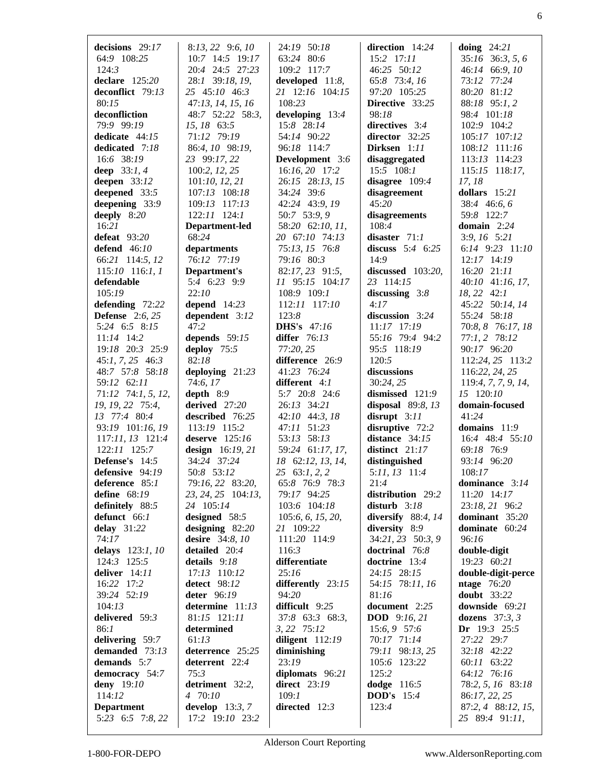**decisions** 29:*17* 64:9 108:*25* 124:*3*
**declare** 125:*20*
**deconflict** 79:*13* 80:*15*
**deconfliction** 79:9 99:*19*
**dedicate** 44:*15*
**dedicated** 7:*18* 16:6 38:*19*
**deep** 33:*1, 4*
**deepen** 33:*12*
**deepened** 33:5
**deepening** 33:9
**deeply** 8:*20* 16:*21*
**defeat** 93:*20*
**defend** 46:*10* 66:*21* 114:*5, 12* 115:*10* 116:*1, 1*
**defendable** 105:*19*
**defending** 72:*22*
**Defense** 2:*6, 25* 5:*24* 6:5 8:*15* 11:*14* 14:2 19:*18* 20:3 25:9 45:*1, 7, 25* 46:3 48:7 57:*8* 58:*18* 59:*12* 62:*11* 71:*12* 74:*1, 5, 12, 19, 19, 22* 75:*4, 13* 77:4 80:4 93:*19* 101:*16, 19* 117:*11, 13* 121:4 122:*11* 125:7
**Defense's** 14:5
**defensive** 94:*19*
**deference** 85:*1*
**define** 68:*19*
**definitely** 88:5
**defunct** 66:*1*
**delay** 31:*22* 74:*17*
**delays** 123:*1, 10* 124:3 125:5
**deliver** 14:*11* 16:*22* 17:2 39:*24* 52:*19* 104:*13*
**delivered** 59:3 86:*1*
**delivering** 59:7
**demanded** 73:*13*
**demands** 5:7
**democracy** 54:7
**deny** 19:*10* 114:*12*
**Department** 5:*23* 6:5 7:*8, 22* 8:*13, 22* 9:*6, 10* 10:7 14:5 19:*17* 20:4 24:5 27:*23* 28:*1* 39:*18, 19, 25* 45:*10* 46:3 47:*13, 14, 15, 16* 48:7 52:*22* 58:*3, 15, 18* 63:5 71:*12* 79:*19* 86:*4, 10* 98:*19, 23* 99:*17, 22* 100:*2, 12, 25* 101:*10, 12, 21* 107:*13* 108:*18* 109:*13* 117:*13* 122:*11* 124:*1*
**Department-led** 68:*24*
**departments** 76:*12* 77:*19*
**Department's** 5:4 6:*23* 9:9 22:*10*
**depend** 14:*23*
**dependent** 3:*12* 47:2
**depends** 59:*15*
**deploy** 75:5 82:*18*
**deploying** 21:*23* 74:*6, 17*
**depth** 8:9
**derived** 27:*20*
**described** 76:*25* 113:*19* 115:2
**deserve** 125:*16*
**design** 16:*19, 21* 34:*24* 37:*24* 50:*8* 53:*12* 79:*16, 22* 83:*20, 23, 24, 25* 104:*13, 24* 105:*14*
**designed** 58:5
**designing** 82:*20*
**desire** 34:*8, 10*
**detailed** 20:4
**details** 9:*18* 17:*13* 110:*12*
**detect** 98:*12*
**deter** 96:*19*
**determine** 11:*13* 81:*15* 121:*11*
**determined** 61:*13*
**deterrence** 25:*25*
**deterrent** 22:4 75:3
**detriment** 32:*2, 4* 70:*10*
**develop** 13:*3, 7* 17:2 19:*10* 23:2 24:*19* 50:*18* 63:*24* 80:6 109:2 117:7
**developed** 11:*8, 21* 12:*16* 104:*15* 108:*23*
**developing** 13:4 15:*8* 28:*14* 54:*14* 90:*22* 96:*18* 114:7
**Development** 3:6 16:*16, 20* 17:2 26:*15* 28:*13, 15* 34:*24* 39:6 42:*24* 43:*9, 19* 50:7 53:*9, 9* 58:*20* 62:*10, 11, 20* 67:*10* 74:*13* 75:*13, 15* 76:*8* 79:*16* 80:3 82:*17, 23* 91:*5, 11* 95:*15* 104:*17* 108:9 109:*1* 112:*11* 117:*10* 123:*8*
**DHS's** 47:*16*
**differ** 76:*13* 77:*20, 25*
**difference** 26:9 41:*23* 76:*24*
**different** 4:*1* 5:7 20:*8* 24:6 26:*13* 34:*21* 42:*10* 44:*3, 18* 47:*11* 51:*23* 53:*13* 58:*13* 59:*24* 61:*17, 17, 18* 62:*12, 13, 14, 25* 63:*1, 2, 2* 65:*8* 76:9 78:3 79:*17* 94:*25* 103:6 104:*18* 105:*6, 6, 15, 20, 21* 109:*22* 111:*20* 114:9 116:3
**differentiate** 25:*16*
**differently** 23:*15* 94:*20*
**difficult** 9:*25* 37:*8* 63:3 68:*3, 3, 22* 75:*12*
**diligent** 112:*19*
**diminishing** 23:*19*
**diplomats** 96:*21*
**direct** 23:*19* 109:*1*
**directed** 12:3
**direction** 14:*24* 15:2 17:*11* 46:*25* 50:*12* 65:*8* 73:*4, 16* 97:*20* 105:*25*
**Directive** 33:*25* 98:*18*
**directives** 3:4
**director** 32:*25*
**Dirksen** 1:*11*
**disaggregated** 15:5 108:*1*
**disagree** 109:4
**disagreement** 45:*20*
**disagreements** 108:4
**disaster** 71:*1*
**discuss** 5:4 6:*25* 14:9
**discussed** 103:*20, 23* 114:*15*
**discussing** 3:*8* 4:*17*
**discussion** 3:*24* 11:*17* 17:*19* 55:*16* 79:4 94:2 95:5 118:*19* 120:5
**discussions** 30:*24, 25*
**dismissed** 121:9
**disposal** 89:*8, 13*
**disrupt** 3:*11*
**disruptive** 72:2
**distance** 34:*15*
**distinct** 21:*17*
**distinguished** 5:*11, 13* 11:4 21:4
**distribution** 29:2
**disturb** 3:*18*
**diversify** 88:*4, 14*
**diversity** 8:9 34:*21, 23* 50:*3, 9*
**doctrinal** 76:*8*
**doctrine** 13:4 24:*15* 28:*15* 54:*15* 78:*11, 16* 81:*16*
**document** 2:*25*
**DOD** 9:*16, 21* 15:*6, 9* 57:6 70:*17* 71:*14* 79:*11* 98:*13, 25* 105:6 123:*22* 125:2
**dodge** 116:5
**DOD's** 15:4 123:4
**doing** 24:*21* 35:*16* 36:*3, 5, 6* 46:*14* 66:*9, 10* 73:*12* 77:*24* 80:*20* 81:*12* 88:*18* 95:*1, 2* 98:4 101:*18* 102:9 104:2 105:*17* 107:*12* 108:*12* 111:*16* 113:*13* 114:*23* 115:*15* 118:*17, 17, 18*
**dollars** 15:*21* 38:4 46:*6, 6* 59:*8* 122:7
**domain** 2:*24* 3:*9, 16* 5:*21* 6:*14* 9:*23* 11:*10* 12:*17* 14:*19* 16:*20* 21:*11* 40:*10* 41:*16, 17, 18, 22* 42:*1* 45:*22* 50:*14, 14* 55:*24* 58:*18* 70:*8, 8* 76:*17, 18* 77:*1, 2* 78:*12* 90:*17* 96:*20* 112:*24, 25* 113:2 116:*22, 24, 25* 119:*4, 7, 7, 9, 14, 15* 120:*10*
**domain-focused** 41:*24*
**domains** 11:9 16:4 48:4 55:*10* 69:*18* 76:9 93:*14* 96:*20* 108:*17*
**dominance** 3:*14* 11:*20* 14:*17* 23:*18, 21* 96:2
**dominant** 35:*20*
**dominate** 60:*24* 96:*16*
**double-digit** 19:*23* 60:*21*
**double-digit-percentage** 76:*20*
**doubt** 33:*22*
**downside** 69:*21*
**dozens** 37:*3, 3*
**Dr** 19:3 25:5 27:*22* 29:7 32:*18* 42:*22* 60:*11* 63:*22* 64:*12* 76:*16* 78:*2, 5, 16* 83:*18* 86:*17, 22, 25* 87:*2, 4* 88:*12, 15, 25* 89:4 91:*11,*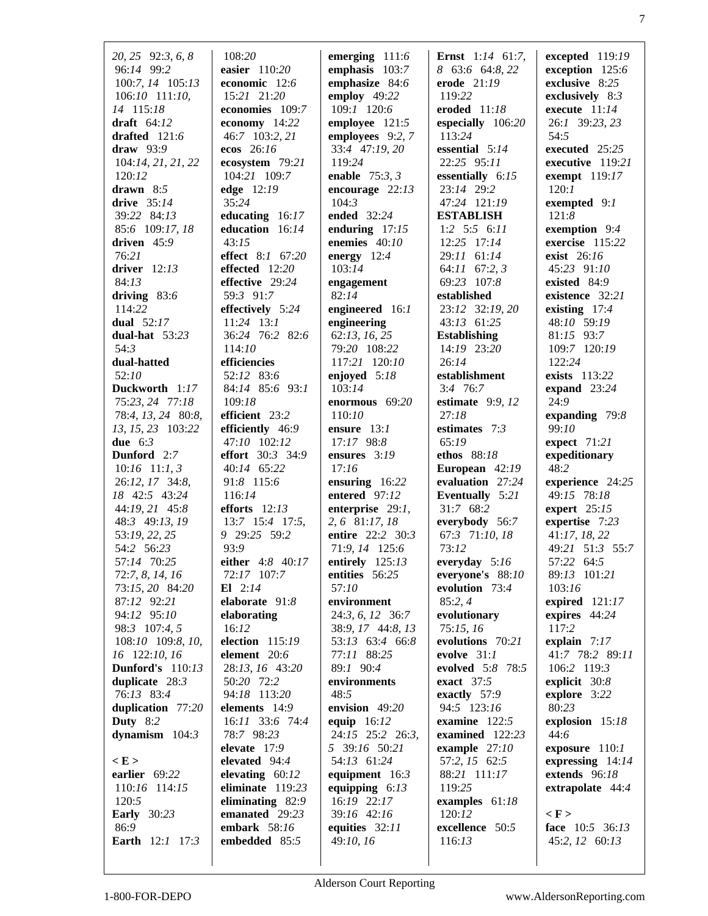20, 25 92:3, 6, 8
96:14 99:2
100:7, 14 105:13
106:10 111:10,
14 115:18
**draft** 64:12
**drafted** 121:6
**draw** 93:9
104:14, 21, 21, 22
120:12
**drawn** 8:5
**drive** 35:14
39:22 84:13
85:6 109:17, 18
**driven** 45:9
76:21
**driver** 12:13
84:13
**driving** 83:6
114:22
**dual** 52:17
**dual-hat** 53:23
54:3
**dual-hatted**
52:10
**Duckworth** 1:17
75:23, 24 77:18
78:4, 13, 24 80:8,
13, 15, 23 103:22
**due** 6:3
**Dunford** 2:7
10:16 11:1, 3
26:12, 17 34:8,
18 42:5 43:24
44:19, 21 45:8
48:3 49:13, 19
53:19, 22, 25
54:2 56:23
57:14 70:25
72:7, 8, 14, 16
73:15, 20 84:20
87:12 92:21
94:12 95:10
98:3 107:4, 5
108:10 109:8, 10,
16 122:10, 16
**Dunford's** 110:13
**duplicate** 28:3
76:13 83:4
**duplication** 77:20
**Duty** 8:2
**dynamism** 104:3

**< E >**
**earlier** 69:22
110:16 114:15
120:5
**Early** 30:23
86:9
**Earth** 12:1 17:3

108:20
**easier** 110:20
**economic** 12:6
15:21 21:20
**economies** 109:7
**economy** 14:22
46:7 103:2, 21
**ecos** 26:16
**ecosystem** 79:21
104:21 109:7
**edge** 12:19
35:24
**educating** 16:17
**education** 16:14
43:15
**effect** 8:1 67:20
**effected** 12:20
**effective** 29:24
59:3 91:7
**effectively** 5:24
11:24 13:1
36:24 76:2 82:6
114:10
**efficiencies**
52:12 83:6
84:14 85:6 93:1
109:18
**efficient** 23:2
**efficiently** 46:9
47:10 102:12
**effort** 30:3 34:9
40:14 65:22
91:8 115:6
116:14
**efforts** 12:13
13:7 15:4 17:5,
9 29:25 59:2
93:9
**either** 4:8 40:17
72:17 107:7
**El** 2:14
**elaborate** 91:8
**elaborating**
16:12
**election** 115:19
**element** 20:6
28:13, 16 43:20
50:20 72:2
94:18 113:20
**elements** 14:9
16:11 33:6 74:4
78:7 98:23
**elevate** 17:9
**elevated** 94:4
**elevating** 60:12
**eliminate** 119:23
**eliminating** 82:9
**emanated** 29:23
**embark** 58:16
**embedded** 85:5

**emerging** 111:6
**emphasis** 103:7
**emphasize** 84:6
**employ** 49:22
109:1 120:6
**employee** 121:5
**employees** 9:2, 7
33:4 47:19, 20
119:24
**enable** 75:3, 3
**encourage** 22:13
104:3
**ended** 32:24
**enduring** 17:15
**enemies** 40:10
**energy** 12:4
103:14
**engagement**
82:14
**engineered** 16:1
**engineering**
62:13, 16, 25
79:20 108:22
117:21 120:10
**enjoyed** 5:18
103:14
**enormous** 69:20
110:10
**ensure** 13:1
17:17 98:8
**ensures** 3:19
17:16
**ensuring** 16:22
**entered** 97:12
**enterprise** 29:1,
2, 6 81:17, 18
**entire** 22:2 30:3
71:9, 14 125:6
**entirely** 125:13
**entities** 56:25
57:10
**environment**
24:3, 6, 12 36:7
38:9, 17 44:8, 13
53:13 63:4 66:8
77:11 88:25
89:1 90:4
**environments**
48:5
**envision** 49:20
**equip** 16:12
24:15 25:2 26:3,
5 39:16 50:21
54:13 61:24
**equipment** 16:3
**equipping** 6:13
16:19 22:17
39:16 42:16
**equities** 32:11
49:10, 16

**Ernst** 1:14 61:7,
8 63:6 64:8, 22
**erode** 21:19
119:22
**eroded** 11:18
**especially** 106:20
113:24
**essential** 5:14
22:25 95:11
**essentially** 6:15
23:14 29:2
47:24 121:19
**ESTABLISH**
1:2 5:5 6:11
12:25 17:14
29:11 61:14
64:11 67:2, 3
69:23 107:8
**established**
23:12 32:19, 20
43:13 61:25
**Establishing**
14:19 23:20
26:14
**establishment**
3:4 76:7
**estimate** 9:9, 12
27:18
**estimates** 7:3
65:19
**ethos** 88:18
**European** 42:19
**evaluation** 27:24
**Eventually** 5:21
31:7 68:2
**everybody** 56:7
67:3 71:10, 18
73:12
**everyday** 5:16
**everyone's** 88:10
**evolution** 73:4
85:2, 4
**evolutionary**
75:15, 16
**evolutions** 70:21
**evolve** 31:1
**evolved** 5:8 78:5
**exact** 37:5
**exactly** 57:9
94:5 123:16
**examine** 122:5
**examined** 122:23
**example** 27:10
57:2, 15 62:5
88:21 111:17
119:25
**examples** 61:18
120:12
**excellence** 50:5
116:13

**excepted** 119:19
**exception** 125:6
**exclusive** 8:25
**exclusively** 8:3
**execute** 11:14
26:1 39:23, 23
54:5
**executed** 25:25
**executive** 119:21
**exempt** 119:17
120:1
**exempted** 9:1
121:8
**exemption** 9:4
**exercise** 115:22
**exist** 26:16
45:23 91:10
**existed** 84:9
**existence** 32:21
**existing** 17:4
48:10 59:19
81:15 93:7
109:7 120:19
122:24
**exists** 113:22
**expand** 23:24
24:9
**expanding** 79:8
99:10
**expect** 71:21
**expeditionary**
48:2
**experience** 24:25
49:15 78:18
**expert** 25:15
**expertise** 7:23
41:17, 18, 22
49:21 51:3 55:7
57:22 64:5
89:13 101:21
103:16
**expired** 121:17
**expires** 44:24
117:2
**explain** 7:17
41:7 78:2 89:11
106:2 119:3
**explicit** 30:8
**explore** 3:22
80:23
**explosion** 15:18
44:6
**exposure** 110:1
**expressing** 14:14
**extends** 96:18
**extrapolate** 44:4

**< F >**
**face** 10:5 36:13
45:2, 12 60:13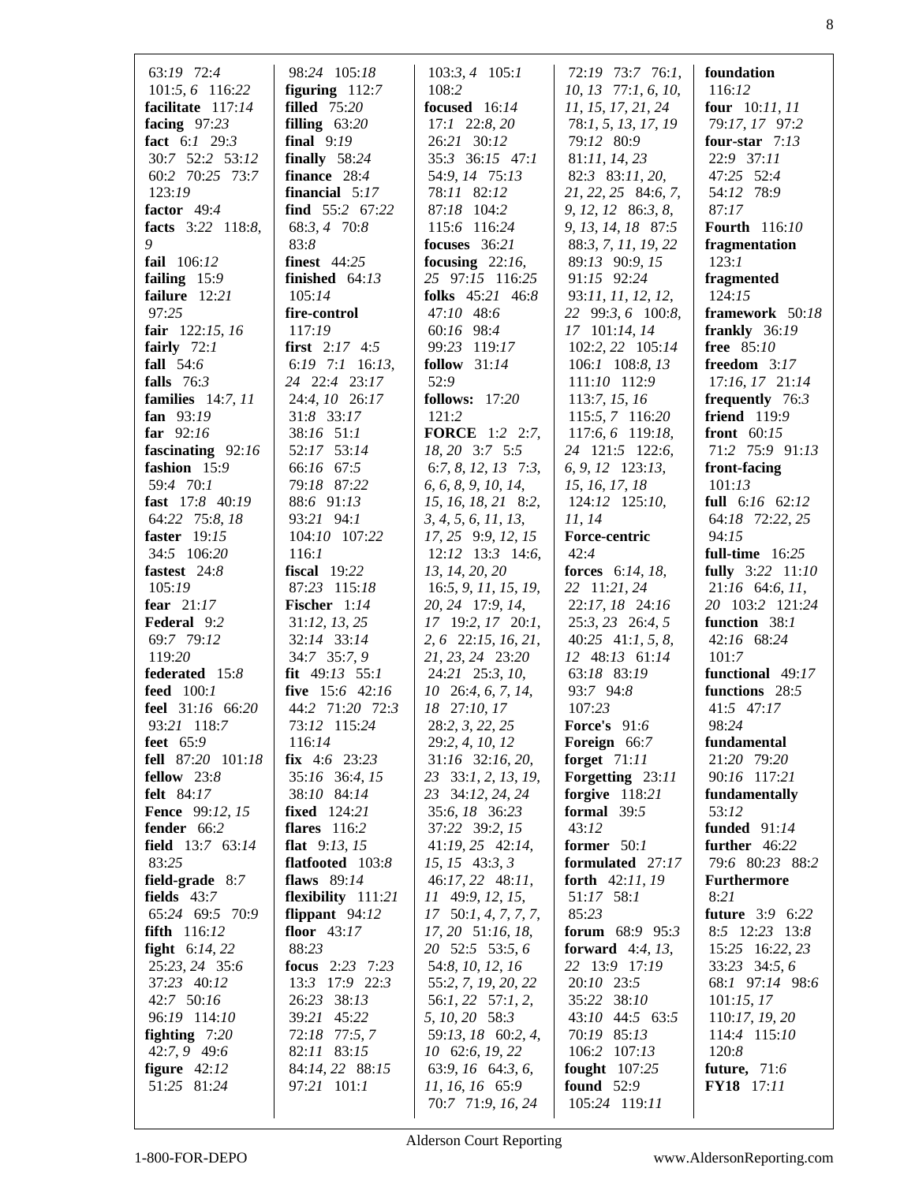63:19 72:4
101:5, 6 116:22
**facilitate** 117:14
**facing** 97:23
**fact** 6:1 29:3
30:7 52:2 53:12
60:2 70:25 73:7
123:19
**factor** 49:4
**facts** 3:22 118:8, 9
**fail** 106:12
**failing** 15:9
**failure** 12:21
97:25
**fair** 122:15, 16
**fairly** 72:1
**fall** 54:6
**falls** 76:3
**families** 14:7, 11
**fan** 93:19
**far** 92:16
**fascinating** 92:16
**fashion** 15:9
59:4 70:1
**fast** 17:8 40:19
64:22 75:8, 18
**faster** 19:15
34:5 106:20
**fastest** 24:8
105:19
**fear** 21:17
**Federal** 9:2
69:7 79:12
119:20
**federated** 15:8
**feed** 100:1
**feel** 31:16 66:20
93:21 118:7
**feet** 65:9
**fell** 87:20 101:18
**fellow** 23:8
**felt** 84:17
**Fence** 99:12, 15
**fender** 66:2
**field** 13:7 63:14
83:25
**field-grade** 8:7
**fields** 43:7
65:24 69:5 70:9
**fifth** 116:12
**fight** 6:14, 22
25:23, 24 35:6
37:23 40:12
42:7 50:16
96:19 114:10
**fighting** 7:20
42:7, 9 49:6
**figure** 42:12
51:25 81:24
98:24 105:18
**figuring** 112:7
**filled** 75:20
**filling** 63:20
**final** 9:19
**finally** 58:24
**finance** 28:4
**financial** 5:17
**find** 55:2 67:22
68:3, 4 70:8
83:8
**finest** 44:25
**finished** 64:13
105:14
**fire-control**
117:19
**first** 2:17 4:5
6:19 7:1 16:13,
24 22:4 23:17
24:4, 10 26:17
31:8 33:17
38:16 51:1
52:17 53:14
66:16 67:5
79:18 87:22
88:6 91:13
93:21 94:1
104:10 107:22
116:1
**fiscal** 19:22
87:23 115:18
**Fischer** 1:14
31:12, 13, 25
32:14 33:14
34:7 35:7, 9
38:16 51:1
**fit** 49:13 55:1
**five** 15:6 42:16
44:2 71:20 72:3
73:12 115:24
116:14
**fix** 4:6 23:23
35:16 36:4, 15
38:10 84:14
**fixed** 124:21
**flares** 116:2
**flat** 9:13, 15
**flatfooted** 103:8
**flaws** 89:14
**flexibility** 111:21
**flippant** 94:12
**floor** 43:17
88:23
**focus** 2:23 7:23
13:3 17:9 22:3
26:23 38:13
39:21 45:22
72:18 77:5, 7
82:11 83:15
84:14, 22 88:15
97:21 101:1
103:3, 4 105:1
108:2
**focused** 16:14
17:1 22:8, 20
26:21 30:12
35:3 36:15 47:1
54:9, 14 75:13
78:11 82:12
87:18 104:2
115:6 116:24
**focuses** 36:21
**focusing** 22:16,
25 97:15 116:25
**folks** 45:21 46:8
47:10 48:6
60:16 98:4
99:23 119:17
**follow** 31:14
52:9
**follows:** 17:20
121:2
**FORCE** 1:2 2:7,
18, 20 3:7 5:5
6:7, 8, 12, 13 7:3,
6, 6, 8, 9, 10, 14,
15, 16, 18, 21 8:2,
3, 4, 5, 6, 11, 13,
17, 25 9:9, 12, 15
12:12 13:3 14:6,
13, 14, 20, 20
16:5, 9, 11, 15, 19,
20, 24 17:9, 14,
17 19:2, 17 20:1,
2, 6 22:15, 16, 21,
21, 23, 24 23:20
24:21 25:3, 10,
10 26:4, 6, 7, 14,
18 27:10, 17
28:2, 3, 22, 25
29:2, 4, 10, 12
31:16 32:16, 20,
23 33:1, 2, 13, 19,
23 34:12, 24, 24
35:6, 18 36:23
37:22 39:2, 15
41:19, 25 42:14,
15, 15 43:3, 3
46:17, 22 48:11,
11 49:9, 12, 15,
17 50:1, 4, 7, 7, 7,
17, 20 51:16, 18,
20 52:5 53:5, 6
54:8, 10, 12, 16
55:2, 7, 19, 20, 22
56:1, 22 57:1, 2,
5, 10, 20 58:3
59:13, 18 60:2, 4,
10 62:6, 19, 22
63:9, 16 64:3, 6,
11, 16, 16 65:9
70:7 71:9, 16, 24
72:19 73:7 76:1,
10, 13 77:1, 6, 10,
11, 15, 17, 21, 24
78:1, 5, 13, 17, 19
79:12 80:9
81:11, 14, 23
82:3 83:11, 20,
21, 22, 25 84:6, 7,
9, 12, 12 86:3, 8,
9, 13, 14, 18 87:5
88:3, 7, 11, 19, 22
89:13 90:9, 15
91:15 92:24
93:11, 11, 12, 12,
22 99:3, 6 100:8,
17 101:14, 14
102:2, 22 105:14
106:1 108:8, 13
111:10 112:9
113:7, 15, 16
115:5, 7 116:20
117:6, 6 119:18,
24 121:5 122:6,
6, 9, 12 123:13,
15, 16, 17, 18
124:12 125:10,
11, 14
**Force-centric**
42:4
**forces** 6:14, 18,
22 11:21, 24
22:17, 18 24:16
25:3, 23 26:4, 5
40:25 41:1, 5, 8,
12 48:13 61:14
63:18 83:19
93:7 94:8
107:23
**Force's** 91:6
**Foreign** 66:7
**forget** 71:11
**Forgetting** 23:11
**forgive** 118:21
**formal** 39:5
43:12
**former** 50:1
**formulated** 27:17
**forth** 42:11, 19
51:17 58:1
85:23
**forum** 68:9 95:3
**forward** 4:4, 13,
22 13:9 17:19
20:10 23:5
35:22 38:10
43:10 44:5 63:5
70:19 85:13
106:2 107:13
**fought** 107:25
**found** 52:9
105:24 119:11
**foundation**
116:12
**four** 10:11, 11
79:17, 17 97:2
**four-star** 7:13
22:9 37:11
47:25 52:4
54:12 78:9
87:17
**Fourth** 116:10
**fragmentation**
123:1
**fragmented**
124:15
**framework** 50:18
**frankly** 36:19
**free** 85:10
**freedom** 3:17
17:16, 17 21:14
**frequently** 76:3
**friend** 119:9
**front** 60:15
71:2 75:9 91:13
**front-facing**
101:13
**full** 6:16 62:12
64:18 72:22, 25
94:15
**full-time** 16:25
**fully** 3:22 11:10
21:16 64:6, 11,
20 103:2 121:24
**function** 38:1
42:16 68:24
101:7
**functional** 49:17
**functions** 28:5
41:5 47:17
98:24
**fundamental**
21:20 79:20
90:16 117:21
**fundamentally**
53:12
**funded** 91:14
**further** 46:22
79:6 80:23 88:2
**Furthermore**
8:21
**future** 3:9 6:22
8:5 12:23 13:8
15:25 16:22, 23
33:23 34:5, 6
68:1 97:14 98:6
101:15, 17
110:17, 19, 20
114:4 115:10
120:8
**future,** 71:6
**FY18** 17:11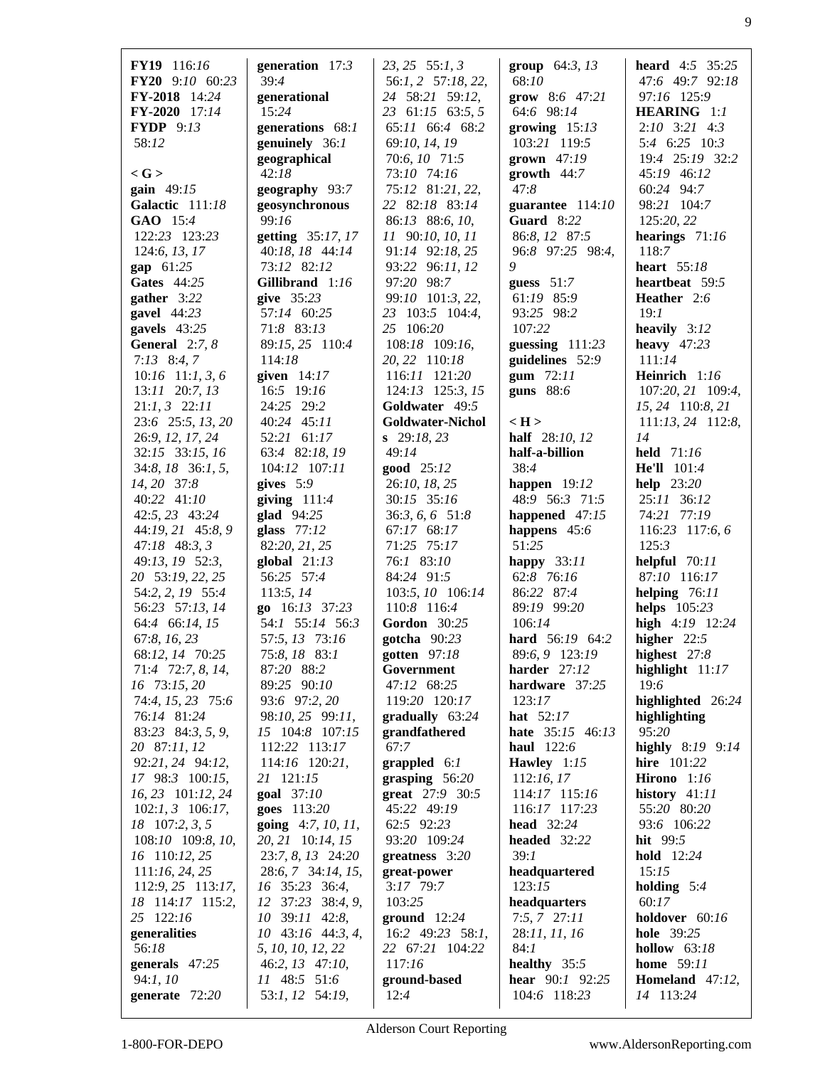**FY19** 116:*16*
**FY20** 9:*10* 60:*23*
**FY-2018** 14:*24*
**FY-2020** 17:*14*
**FYDP** 9:*13* 58:*12*

**< G >**
**gain** 49:*15*
**Galactic** 111:*18*
**GAO** 15:*4* 122:*23* 123:*23* 124:*6, 13, 17*
**gap** 61:*25*
**Gates** 44:*25*
**gather** 3:*22*
**gavel** 44:*23*
**gavels** 43:*25*
**General** 2:*7, 8* 7:*13* 8:*4, 7* 10:*16* 11:*1, 3, 6* 13:*11* 20:*7, 13* 21:*1, 3* 22:*11* 23:*6* 25:*5, 13, 20* 26:*9, 12, 17, 24* 32:*15* 33:*15, 16* 34:*8, 18* 36:*1, 5, 14, 20* 37:*8* 40:*22* 41:*10* 42:*5, 23* 43:*24* 44:*19, 21* 45:*8, 9* 47:*18* 48:*3, 3* 49:*13, 19* 52:*3, 20* 53:*19, 22, 25* 54:*2, 2, 19* 55:*4* 56:*23* 57:*13, 14* 64:*4* 66:*14, 15* 67:*8, 16, 23* 68:*12, 14* 70:*25* 71:*4* 72:*7, 8, 14, 16* 73:*15, 20* 74:*4, 15, 23* 75:*6* 76:*14* 81:*24* 83:*23* 84:*3, 5, 9, 20* 87:*11, 12* 92:*21, 24* 94:*12, 17* 98:*3* 100:*15, 16, 23* 101:*12, 24* 102:*1, 3* 106:*17, 18* 107:*2, 3, 5* 108:*10* 109:*8, 10, 16* 110:*12, 25* 111:*16, 24, 25* 112:*9, 25* 113:*17, 18* 114:*17* 115:*2, 25* 122:*16*
**generalities** 56:*18*
**generals** 47:*25* 94:*1, 10*
**generate** 72:*20*
**generation** 17:*3* 39:*4*
**generational** 15:*24*
**generations** 68:*1*
**genuinely** 36:*1*
**geographical** 42:*18*
**geography** 93:*7*
**geosynchronous** 99:*16*
**getting** 35:*17, 17* 40:*18, 18* 44:*14* 73:*12* 82:*12*
**Gillibrand** 1:*16*
**give** 35:*23* 57:*14* 60:*25* 71:*8* 83:*13* 89:*15, 25* 110:*4* 114:*18*
**given** 14:*17* 16:*5* 19:*16* 24:*25* 29:*2* 40:*24* 45:*11* 52:*21* 61:*17* 63:*4* 82:*18, 19* 104:*12* 107:*11*
**gives** 5:*9*
**giving** 111:*4*
**glad** 94:*25*
**glass** 77:*12* 82:*20, 21, 25*
**global** 21:*13* 56:*25* 57:*4* 113:*5, 14*
**go** 16:*13* 37:*23* 54:*1* 55:*14* 56:*3* 57:*5, 13* 73:*16* 75:*8, 18* 83:*1* 87:*20* 88:*2* 89:*25* 90:*10* 93:*6* 97:*2, 20* 98:*10, 25* 99:*11, 15* 104:*8* 107:*15* 112:*22* 113:*17* 114:*16* 120:*21, 21* 121:*15*
**goal** 37:*10*
**goes** 113:*20*
**going** 4:*7, 10, 11, 20, 21* 10:*14, 15* 23:*7, 8, 13* 24:*20* 28:*6, 7* 34:*14, 15, 16* 35:*23* 36:*4, 12* 37:*23* 38:*4, 9, 10* 39:*11* 42:*8, 10* 43:*16* 44:*3, 4, 5, 10, 10, 12, 22* 46:*2, 13* 47:*10, 11* 48:*5* 51:*6* 53:*1, 12* 54:*19, 23, 25* 55:*1, 3* 56:*1, 2* 57:*18, 22, 24* 58:*21* 59:*12, 23* 61:*15* 63:*5, 5* 65:*11* 66:*4* 68:*2* 69:*10, 14, 19* 70:*6, 10* 71:*5* 73:*10* 74:*16* 75:*12* 81:*21, 22, 22* 82:*18* 83:*14* 86:*13* 88:*6, 10, 11* 90:*10, 10, 11* 91:*14* 92:*18, 25* 93:*22* 96:*11, 12* 97:*20* 98:*7* 99:*10* 101:*3, 22, 23* 103:*5* 104:*4, 25* 106:*20* 108:*18* 109:*16, 20, 22* 110:*18* 116:*11* 121:*20* 124:*13* 125:*3, 15*
**Goldwater** 49:*5*
**Goldwater-Nichols** 29:*18, 23* 49:*14*
**good** 25:*12* 26:*10, 18, 25* 30:*15* 35:*16* 36:*3, 6, 6* 51:*8* 67:*17* 68:*17* 71:*25* 75:*17* 76:*1* 83:*10* 84:*24* 91:*5* 103:*5, 10* 106:*14* 110:*8* 116:*4*
**Gordon** 30:*25*
**gotcha** 90:*23*
**gotten** 97:*18*
**Government** 47:*12* 68:*25* 119:*20* 120:*17*
**gradually** 63:*24*
**grandfathered** 67:*7*
**grappled** 6:*1*
**grasping** 56:*20*
**great** 27:*9* 30:*5* 45:*22* 49:*19* 62:*5* 92:*23* 93:*20* 109:*24*
**greatness** 3:*20*
**great-power** 3:*17* 79:*7* 103:*25*
**ground** 12:*24* 16:*2* 49:*23* 58:*1, 22* 67:*21* 104:*22* 117:*16*
**ground-based** 12:*4*
**group** 64:*3, 13* 68:*10*
**grow** 8:*6* 47:*21* 64:*6* 98:*14*
**growing** 15:*13* 103:*21* 119:*5*
**grown** 47:*19*
**growth** 44:*7* 47:*8*
**guarantee** 114:*10*
**Guard** 8:*22* 86:*8, 12* 87:*5* 96:*8* 97:*25* 98:*4, 9*
**guess** 51:*7* 61:*19* 85:*9* 93:*25* 98:*2* 107:*22*
**guessing** 111:*23*
**guidelines** 52:*9*
**gum** 72:*11*
**guns** 88:*6*

**< H >**
**half** 28:*10, 12*
**half-a-billion** 38:*4*
**happen** 19:*12* 48:*9* 56:*3* 71:*5*
**happened** 47:*15*
**happens** 45:*6* 51:*25*
**happy** 33:*11* 62:*8* 76:*16* 86:*22* 87:*4* 89:*19* 99:*20* 106:*14*
**hard** 56:*19* 64:*2* 89:*6, 9* 123:*19*
**harder** 27:*12*
**hardware** 37:*25* 123:*17*
**hat** 52:*17*
**hate** 35:*15* 46:*13*
**haul** 122:*6*
**Hawley** 1:*15* 112:*16, 17* 114:*17* 115:*16* 116:*17* 117:*23*
**head** 32:*24*
**headed** 32:*22* 39:*1*
**headquartered** 123:*15*
**headquarters** 7:*5, 7* 27:*11* 28:*11, 11, 16* 84:*1*
**healthy** 35:*5*
**hear** 90:*1* 92:*25* 104:*6* 118:*23*
**heard** 4:*5* 35:*25* 47:*6* 49:*7* 92:*18* 97:*16* 125:*9*
**HEARING** 1:*1* 2:*10* 3:*21* 4:*3* 5:*4* 6:*25* 10:*3* 19:*4* 25:*19* 32:*2* 45:*19* 46:*12* 60:*24* 94:*7* 98:*21* 104:*7* 125:*20, 22*
**hearings** 71:*16* 118:*7*
**heart** 55:*18*
**heartbeat** 59:*5*
**Heather** 2:*6* 19:*1*
**heavily** 3:*12*
**heavy** 47:*23* 111:*14*
**Heinrich** 1:*16* 107:*20, 21* 109:*4, 15, 24* 110:*8, 21* 111:*13, 24* 112:*8, 14*
**held** 71:*16*
**He'll** 101:*4*
**help** 23:*20* 25:*11* 36:*12* 74:*21* 77:*19* 116:*23* 117:*6, 6* 125:*3*
**helpful** 70:*11* 87:*10* 116:*17*
**helping** 76:*11*
**helps** 105:*23*
**high** 4:*19* 12:*24*
**higher** 22:*5*
**highest** 27:*8*
**highlight** 11:*17* 19:*6*
**highlighted** 26:*24*
**highlighting** 95:*20*
**highly** 8:*19* 9:*14*
**hire** 101:*22*
**Hirono** 1:*16*
**history** 41:*11* 55:*20* 80:*20* 93:*6* 106:*22*
**hit** 99:*5*
**hold** 12:*24* 15:*15*
**holding** 5:*4* 60:*17*
**holdover** 60:*16*
**hole** 39:*25*
**hollow** 63:*18*
**home** 59:*11*
**Homeland** 47:*12, 14* 113:*24*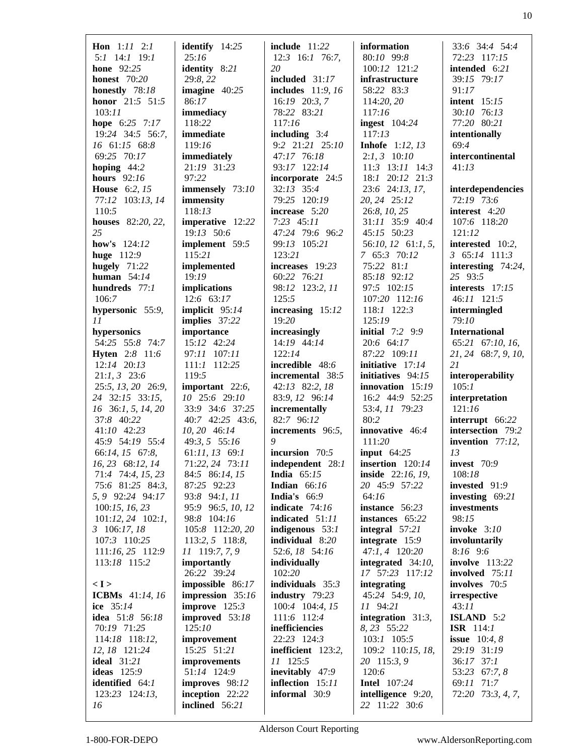**Hon** 1:*11* 2:*1* 5:*1* 14:*1* 19:*1*
**hone** 92:*25*
**honest** 70:*20*
**honestly** 78:*18*
**honor** 21:*5* 51:*5* 103:*11*
**hope** 6:*25* 7:*17* 19:*24* 34:*5* 56:*7*, *16* 61:*15* 68:*8* 69:*25* 70:*17*
**hoping** 44:*2*
**hours** 92:*16*
**House** 6:*2*, *15* 77:*12* 103:*13*, *14* 110:*5*
**houses** 82:*20*, *22*, *25*
**how's** 124:*12*
**huge** 112:*9*
**hugely** 71:*22*
**human** 54:*14*
**hundreds** 77:*1* 106:*7*
**hypersonic** 55:*9*, *11*
**hypersonics** 54:*25* 55:*8* 74:*7*
**Hyten** 2:*8* 11:*6* 12:*14* 20:*13* 21:*1*, *3* 23:*6* 25:*5*, *13*, *20* 26:*9*, *24* 32:*15* 33:*15*, *16* 36:*1*, *5*, *14*, *20* 37:*8* 40:*22* 41:*10* 42:*23* 45:*9* 54:*19* 55:*4* 66:*14*, *15* 67:*8*, *16*, *23* 68:*12*, *14* 71:*4* 74:*4*, *15*, *23* 75:*6* 81:*25* 84:*3*, *5*, *9* 92:*24* 94:*17* 100:*15*, *16*, *23* 101:*12*, *24* 102:*1*, *3* 106:*17*, *18* 107:*3* 110:*25* 111:*16*, *25* 112:*9* 113:*18* 115:*2*

**< I >**
**ICBMs** 41:*14*, *16*
**ice** 35:*14*
**idea** 51:*8* 56:*18* 70:*19* 71:*25* 114:*18* 118:*12*, *12*, *18* 121:*24*
**ideal** 31:*21*
**ideas** 125:*9*
**identified** 64:*1* 123:*23* 124:*13*, *16*
**identify** 14:*25* 25:*16*
**identity** 8:*21* 29:*8*, *22*
**imagine** 40:*25* 86:*17*
**immediacy** 118:*22*
**immediate** 119:*16*
**immediately** 21:*19* 31:*23* 97:*22*
**immensely** 73:*10*
**immensity** 118:*13*
**imperative** 12:*22* 19:*13* 50:*6*
**implement** 59:*5* 115:*21*
**implemented** 19:*19*
**implications** 12:*6* 63:*17*
**implicit** 95:*14*
**implies** 37:*22*
**importance** 15:*12* 42:*24* 97:*11* 107:*11* 111:*1* 112:*25* 119:*5*
**important** 22:*6*, *10* 25:*6* 29:*10* 33:*9* 34:*6* 37:*25* 40:*7* 42:*25* 43:*6*, *10*, *20* 46:*14* 49:*3*, *5* 55:*16* 61:*11*, *13* 69:*1* 71:*22*, *24* 73:*11* 84:*5* 86:*14*, *15* 87:*25* 92:*23* 93:*8* 94:*1*, *11* 95:*9* 96:*5*, *10*, *12* 98:*8* 104:*16* 105:*8* 112:*20*, *20* 113:*2*, *5* 118:*8*, *11* 119:*7*, *7*, *9*
**importantly** 26:*22* 39:*24*
**impossible** 86:*17*
**impression** 35:*16*
**improve** 125:*3*
**improved** 53:*18* 125:*10*
**improvement** 15:*25* 51:*21*
**improvements** 51:*14* 124:*9*
**improves** 98:*12*
**inception** 22:*22*
**inclined** 56:*21*
**include** 11:*22* 12:*3* 16:*1* 76:*7*, *20*
**included** 31:*17*
**includes** 11:*9*, *16* 16:*19* 20:*3*, *7* 78:*22* 83:*21* 117:*16*
**including** 3:*4* 9:*2* 21:*21* 25:*10* 47:*17* 76:*18* 93:*17* 122:*14*
**incorporate** 24:*5* 32:*13* 35:*4* 79:*25* 120:*19*
**increase** 5:*20* 7:*23* 45:*11* 47:*24* 79:*6* 96:*2* 99:*13* 105:*21* 123:*21*
**increases** 19:*23* 60:*22* 76:*21* 98:*12* 123:*2*, *11* 125:*5*
**increasing** 15:*12* 19:*20*
**increasingly** 14:*19* 44:*14* 122:*14*
**incredible** 48:*6*
**incremental** 38:*5* 42:*13* 82:*2*, *18* 83:*9*, *12* 96:*14*
**incrementally** 82:*7* 96:*12*
**increments** 96:*5*, *9*
**incursion** 70:*5*
**independent** 28:*1*
**India** 65:*15*
**Indian** 66:*16*
**India's** 66:*9*
**indicate** 74:*16*
**indicated** 51:*11*
**indigenous** 53:*1*
**individual** 8:*20* 52:*6*, *18* 54:*16*
**individually** 102:*20*
**individuals** 35:*3*
**industry** 79:*23* 100:*4* 104:*4*, *15* 111:*6* 112:*4*
**inefficiencies** 22:*23* 124:*3*
**inefficient** 123:*2*, *11* 125:*5*
**inevitably** 47:*9*
**inflection** 15:*11*
**informal** 30:*9*
**information** 80:*10* 99:*8* 100:*12* 121:*2*
**infrastructure** 58:*22* 83:*3* 114:*20*, *20* 117:*16*
**ingest** 104:*24* 117:*13*
**Inhofe** 1:*12*, *13* 2:*1*, *3* 10:*10* 11:*3* 13:*11* 14:*3* 18:*1* 20:*12* 21:*3* 23:*6* 24:*13*, *17*, *20*, *24* 25:*12* 26:*8*, *10*, *25* 31:*11* 35:*9* 40:*4* 45:*15* 50:*23* 56:*10*, *12* 61:*1*, *5*, *7* 65:*3* 70:*12* 75:*22* 81:*1* 85:*18* 92:*12* 97:*5* 102:*15* 107:*20* 112:*16* 118:*1* 122:*3* 125:*19*
**initial** 7:*2* 9:*9* 20:*6* 64:*17* 87:*22* 109:*11*
**initiative** 17:*14*
**initiatives** 94:*15*
**innovation** 15:*19* 16:*2* 44:*9* 52:*25* 53:*4*, *11* 79:*23* 80:*2*
**innovative** 46:*4* 111:*20*
**input** 64:*25*
**insertion** 120:*14*
**inside** 22:*16*, *19*, *20* 45:*9* 57:*22* 64:*16*
**instance** 56:*23*
**instances** 65:*22*
**integral** 57:*21*
**integrate** 15:*9* 47:*1*, *4* 120:*20*
**integrated** 34:*10*, *17* 57:*23* 117:*12*
**integrating** 45:*24* 54:*9*, *10*, *11* 94:*21*
**integration** 31:*3*, *8*, *23* 55:*22* 103:*1* 105:*5* 109:*2* 110:*15*, *18*, *20* 115:*3*, *9* 120:*6*
**Intel** 107:*24*
**intelligence** 9:*20*, *22* 11:*22* 30:*6* 33:*6* 34:*4* 54:*4* 72:*23* 117:*15*
**intended** 6:*21* 39:*15* 79:*17* 91:*17*
**intent** 15:*15* 30:*10* 76:*13* 77:*20* 80:*21*
**intentionally** 69:*4*
**intercontinental** 41:*13*
**interdependencies** 72:*19* 73:*6*
**interest** 4:*20* 107:*6* 118:*20* 121:*12*
**interested** 10:*2*, *3* 65:*14* 111:*3*
**interesting** 74:*24*, *25* 93:*5*
**interests** 17:*15* 46:*11* 121:*5*
**intermingled** 79:*10*
**International** 65:*21* 67:*10*, *16*, *21*, *24* 68:*7*, *9*, *10*, *21*
**interoperability** 105:*1*
**interpretation** 121:*16*
**interrupt** 66:*22*
**intersection** 79:*2*
**invention** 77:*12*, *13*
**invest** 70:*9* 108:*18*
**invested** 91:*9*
**investing** 69:*21*
**investments** 98:*15*
**invoke** 3:*10*
**involuntarily** 8:*16* 9:*6*
**involve** 113:*22*
**involved** 75:*11*
**involves** 70:*5*
**irrespective** 43:*11*
**ISLAND** 5:*2*
**ISR** 114:*1*
**issue** 10:*4*, *8* 29:*19* 31:*19* 36:*17* 37:*1* 53:*23* 67:*7*, *8* 69:*11* 71:*7* 72:*20* 73:*3*, *4*, *7*,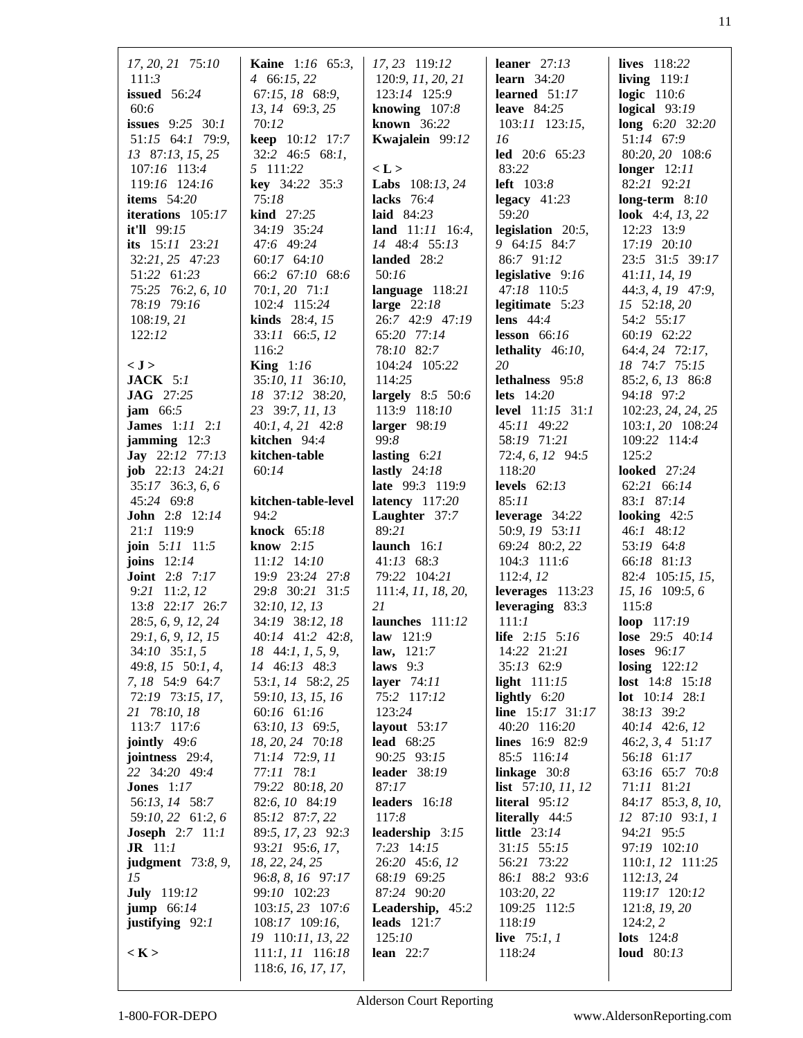17, 20, 21 75:10
111:3
**issued** 56:24
60:6
**issues** 9:25 30:1
51:15 64:1 79:9,
13 87:13, 15, 25
107:16 113:4
119:16 124:16
**items** 54:20
**iterations** 105:17
**it'll** 99:15
**its** 15:11 23:21
32:21, 25 47:23
51:22 61:23
75:25 76:2, 6, 10
78:19 79:16
108:19, 21
122:12

**< J >**
**JACK** 5:1
**JAG** 27:25
**jam** 66:5
**James** 1:11 2:1
**jamming** 12:3
**Jay** 22:12 77:13
**job** 22:13 24:21
35:17 36:3, 6, 6
45:24 69:8
**John** 2:8 12:14
21:1 119:9
**join** 5:11 11:5
**joins** 12:14
**Joint** 2:8 7:17
9:21 11:2, 12
13:8 22:17 26:7
28:5, 6, 9, 12, 24
29:1, 6, 9, 12, 15
34:10 35:1, 5
49:8, 15 50:1, 4,
7, 18 54:9 64:7
72:19 73:15, 17,
21 78:10, 18
113:7 117:6
**jointly** 49:6
**jointness** 29:4,
22 34:20 49:4
**Jones** 1:17
56:13, 14 58:7
59:10, 22 61:2, 6
**Joseph** 2:7 11:1
**JR** 11:1
**judgment** 73:8, 9,
15
**July** 119:12
**jump** 66:14
**justifying** 92:1

**< K >**
**Kaine** 1:16 65:3,
4 66:15, 22
67:15, 18 68:9,
13, 14 69:3, 25
70:12
**keep** 10:12 17:7
32:2 46:5 68:1,
5 111:22
**key** 34:22 35:3
75:18
**kind** 27:25
34:19 35:24
47:6 49:24
60:17 64:10
66:2 67:10 68:6
70:1, 20 71:1
102:4 115:24
**kinds** 28:4, 15
33:11 66:5, 12
116:2
**King** 1:16
35:10, 11 36:10,
18 37:12 38:20,
23 39:7, 11, 13
40:1, 4, 21 42:8
**kitchen** 94:4
**kitchen-table**
60:14

**kitchen-table-level**
94:2
**knock** 65:18
**know** 2:15
11:12 14:10
19:9 23:24 27:8
29:8 30:21 31:5
32:10, 12, 13
34:19 38:12, 18
40:14 41:2 42:8,
18 44:1, 1, 5, 9,
14 46:13 48:3
53:1, 14 58:2, 25
59:10, 13, 15, 16
60:16 61:16
63:10, 13 69:5,
18, 20, 24 70:18
71:14 72:9, 11
77:11 78:1
79:22 80:18, 20
82:6, 10 84:19
85:12 87:7, 22
89:5, 17, 23 92:3
93:21 95:6, 17,
18, 22, 24, 25
96:8, 8, 16 97:17
99:10 102:23
103:15, 23 107:6
108:17 109:16,
19 110:11, 13, 22
111:1, 11 116:18
118:6, 16, 17, 17,
17, 23 119:12
120:9, 11, 20, 21
123:14 125:9
**knowing** 107:8
**known** 36:22
**Kwajalein** 99:12

**< L >**
**Labs** 108:13, 24
**lacks** 76:4
**laid** 84:23
**land** 11:11 16:4,
14 48:4 55:13
**landed** 28:2
50:16
**language** 118:21
**large** 22:18
26:7 42:9 47:19
65:20 77:14
78:10 82:7
104:24 105:22
114:25
**largely** 8:5 50:6
113:9 118:10
**larger** 98:19
99:8
**lasting** 6:21
**lastly** 24:18
**late** 99:3 119:9
**latency** 117:20
**Laughter** 37:7
89:21
**launch** 16:1
41:13 68:3
79:22 104:21
111:4, 11, 18, 20,
21
**launches** 111:12
**law** 121:9
**law,** 121:7
**laws** 9:3
**layer** 74:11
75:2 117:12
123:24
**layout** 53:17
**lead** 68:25
90:25 93:15
**leader** 38:19
87:17
**leaders** 16:18
117:8
**leadership** 3:15
7:23 14:15
26:20 45:6, 12
68:19 69:25
87:24 90:20
**Leadership,** 45:2
**leads** 121:7
125:10
**lean** 22:7
**leaner** 27:13
**learn** 34:20
**learned** 51:17
**leave** 84:25
103:11 123:15,
16
**led** 20:6 65:23
83:22
**left** 103:8
**legacy** 41:23
59:20
**legislation** 20:5,
9 64:15 84:7
86:7 91:12
**legislative** 9:16
47:18 110:5
**legitimate** 5:23
**lens** 44:4
**lesson** 66:16
**lethality** 46:10,
20
**lethalness** 95:8
**lets** 14:20
**level** 11:15 31:1
45:11 49:22
58:19 71:21
72:4, 6, 12 94:5
118:20
**levels** 62:13
85:11
**leverage** 34:22
50:9, 19 53:11
69:24 80:2, 22
104:3 111:6
112:4, 12
**leverages** 113:23
**leveraging** 83:3
111:1
**life** 2:15 5:16
14:22 21:21
35:13 62:9
**light** 111:15
**lightly** 6:20
**line** 15:17 31:17
40:20 116:20
**lines** 16:9 82:9
85:5 116:14
**linkage** 30:8
**list** 57:10, 11, 12
**literal** 95:12
**literally** 44:5
**little** 23:14
31:15 55:15
56:21 73:22
86:1 88:2 93:6
103:20, 22
109:25 112:5
118:19
**live** 75:1, 1
118:24
**lives** 118:22
**living** 119:1
**logic** 110:6
**logical** 93:19
**long** 6:20 32:20
51:14 67:9
80:20, 20 108:6
**longer** 12:11
82:21 92:21
**long-term** 8:10
**look** 4:4, 13, 22
12:23 13:9
17:19 20:10
23:5 31:5 39:17
41:11, 14, 19
44:3, 4, 19 47:9,
15 52:18, 20
54:2 55:17
60:19 62:22
64:4, 24 72:17,
18 74:7 75:15
85:2, 6, 13 86:8
94:18 97:2
102:23, 24, 24, 25
103:1, 20 108:24
109:22 114:4
125:2
**looked** 27:24
62:21 66:14
83:1 87:14
**looking** 42:5
46:1 48:12
53:19 64:8
66:18 81:13
82:4 105:15, 15,
15, 16 109:5, 6
115:8
**loop** 117:19
**lose** 29:5 40:14
**loses** 96:17
**losing** 122:12
**lost** 14:8 15:18
**lot** 10:14 28:1
38:13 39:2
40:14 42:6, 12
46:2, 3, 4 51:17
56:18 61:17
63:16 65:7 70:8
71:11 81:21
84:17 85:3, 8, 10,
12 87:10 93:1, 1
94:21 95:5
97:19 102:10
110:1, 12 111:25
112:13, 24
119:17 120:12
121:8, 19, 20
124:2, 2
**lots** 124:8
**loud** 80:13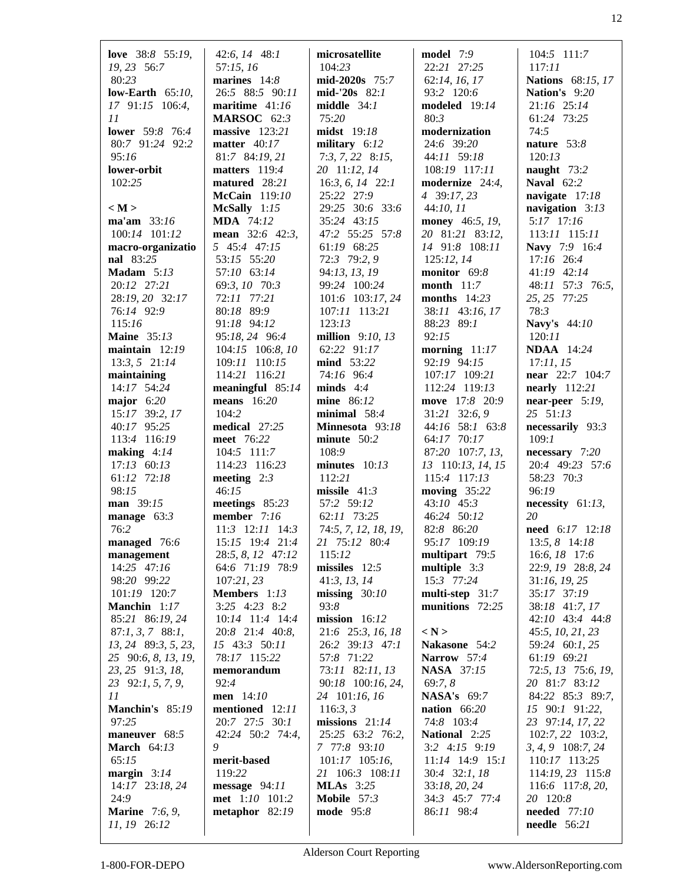**love** 38:8 55:19, 19, 23 56:7 80:23
**low-Earth** 65:10, 17 91:15 106:4, 11
**lower** 59:8 76:4 80:7 91:24 92:2 95:16
**lower-orbit** 102:25

**< M >**
**ma'am** 33:16 100:14 101:12
**macro-organizational** 83:25
**Madam** 5:13 20:12 27:21 28:19, 20 32:17 76:14 92:9 115:16
**Maine** 35:13
**maintain** 12:19 13:3, 5 21:14
**maintaining** 14:17 54:24
**major** 6:20 15:17 39:2, 17 40:17 95:25 113:4 116:19
**making** 4:14 17:13 60:13 61:12 72:18 98:15
**man** 39:15
**manage** 63:3 76:2
**managed** 76:6
**management** 14:25 47:16 98:20 99:22 101:19 120:7
**Manchin** 1:17 85:21 86:19, 24 87:1, 3, 7 88:1, 13, 24 89:3, 5, 23, 25 90:6, 8, 13, 19, 23, 25 91:3, 18, 23 92:1, 5, 7, 9, 11
**Manchin's** 85:19 97:25
**maneuver** 68:5
**March** 64:13 65:15
**margin** 3:14 14:17 23:18, 24 24:9
**Marine** 7:6, 9, 11, 19 26:12 42:6, 14 48:1 57:15, 16
**marines** 14:8 26:5 88:5 90:11
**maritime** 41:16
**MARSOC** 62:3
**massive** 123:21
**matter** 40:17 81:7 84:19, 21
**matters** 119:4
**matured** 28:21
**McCain** 119:10
**McSally** 1:15
**MDA** 74:12
**mean** 32:6 42:3, 5 45:4 47:15 53:15 55:20 57:10 63:14 69:3, 10 70:3 72:11 77:21 80:18 89:9 91:18 94:12 95:18, 24 96:4 104:15 106:8, 10 109:11 110:15 114:21 116:21
**meaningful** 85:14
**means** 16:20 104:2
**medical** 27:25
**meet** 76:22 104:5 111:7 114:23 116:23
**meeting** 2:3 46:15
**meetings** 85:23
**member** 7:16 11:3 12:11 14:3 15:15 19:4 21:4 28:5, 8, 12 47:12 64:6 71:19 78:9 107:21, 23
**Members** 1:13 3:25 4:23 8:2 10:14 11:4 14:4 20:8 21:4 40:8, 15 43:3 50:11 78:17 115:22
**memorandum** 92:4
**men** 14:10
**mentioned** 12:11 20:7 27:5 30:1 42:24 50:2 74:4, 9
**merit-based** 119:22
**message** 94:11
**met** 1:10 101:2
**metaphor** 82:19
**microsatellite** 104:23
**mid-2020s** 75:7
**mid-'20s** 82:1
**middle** 34:1 75:20
**midst** 19:18
**military** 6:12 7:3, 7, 22 8:15, 20 11:12, 14 16:3, 6, 14 22:1 25:22 27:9 29:25 30:6 33:6 35:24 43:15 47:2 55:25 57:8 61:19 68:25 72:3 79:2, 9 94:13, 13, 19 99:24 100:24 101:6 103:17, 24 107:11 113:21 123:13
**million** 9:10, 13 62:22 91:17
**mind** 53:22 74:16 96:4
**minds** 4:4
**mine** 86:12
**minimal** 58:4
**Minnesota** 93:18
**minute** 50:2 108:9
**minutes** 10:13 112:21
**missile** 41:3 57:2 59:12 62:11 73:25 74:5, 7, 12, 18, 19, 21 75:12 80:4 115:12
**missiles** 12:5 41:3, 13, 14
**missing** 30:10 93:8
**mission** 16:12 21:6 25:3, 16, 18 26:2 39:13 47:1 57:8 71:22 73:11 82:11, 13 90:18 100:16, 24, 24 101:16, 16 116:3, 3
**missions** 21:14 25:25 63:2 76:2, 7 77:8 93:10 101:17 105:16, 21 106:3 108:11
**MLAs** 3:25
**Mobile** 57:3
**mode** 95:8
**model** 7:9 22:21 27:25 62:14, 16, 17 93:2 120:6
**modeled** 19:14 80:3
**modernization** 24:6 39:20 44:11 59:18 108:19 117:11
**modernize** 24:4, 4 39:17, 23 44:10, 11
**money** 46:5, 19, 20 81:21 83:12, 14 91:8 108:11 125:12, 14
**monitor** 69:8
**month** 11:7
**months** 14:23 38:11 43:16, 17 88:23 89:1 92:15
**morning** 11:17 92:19 94:15 107:17 109:21 112:24 119:13
**move** 17:8 20:9 31:21 32:6, 9 44:16 58:1 63:8 64:17 70:17 87:20 107:7, 13, 13 110:13, 14, 15 115:4 117:13
**moving** 35:22 43:10 45:3 46:24 50:12 82:8 86:20 95:17 109:19
**multipart** 79:5
**multiple** 3:3 15:3 77:24
**multi-step** 31:7
**munitions** 72:25

**< N >**
**Nakasone** 54:2
**Narrow** 57:4
**NASA** 37:15 69:7, 8
**NASA's** 69:7
**nation** 66:20 74:8 103:4
**National** 2:25 3:2 4:15 9:19 11:14 14:9 15:1 30:4 32:1, 18 33:18, 20, 24 34:3 45:7 77:4 86:11 98:4 104:5 111:7 117:11
**Nations** 68:15, 17
**Nation's** 9:20 21:16 25:14 61:24 73:25 74:5
**nature** 53:8 120:13
**naught** 73:2
**Naval** 62:2
**navigate** 17:18
**navigation** 3:13 5:17 17:16 113:11 115:11
**Navy** 7:9 16:4 17:16 26:4 41:19 42:14 48:11 57:3 76:5, 25, 25 77:25 78:3
**Navy's** 44:10 120:11
**NDAA** 14:24 17:11, 15
**near** 22:7 104:7
**nearly** 112:21
**near-peer** 5:19, 25 51:13
**necessarily** 93:3 109:1
**necessary** 7:20 20:4 49:23 57:6 58:23 70:3 96:19
**necessity** 61:13, 20
**need** 6:17 12:18 13:5, 8 14:18 16:6, 18 17:6 22:9, 19 28:8, 24 31:16, 19, 25 35:17 37:19 38:18 41:7, 17 42:10 43:4 44:8 45:5, 10, 21, 23 59:24 60:1, 25 61:19 69:21 72:5, 13 75:6, 19, 20 81:7 83:12 84:22 85:3 89:7, 15 90:1 91:22, 23 97:14, 17, 22 102:7, 22 103:2, 3, 4, 9 108:7, 24 110:17 113:25 114:19, 23 115:8 116:6 117:8, 20, 20 120:8
**needed** 77:10
**needle** 56:21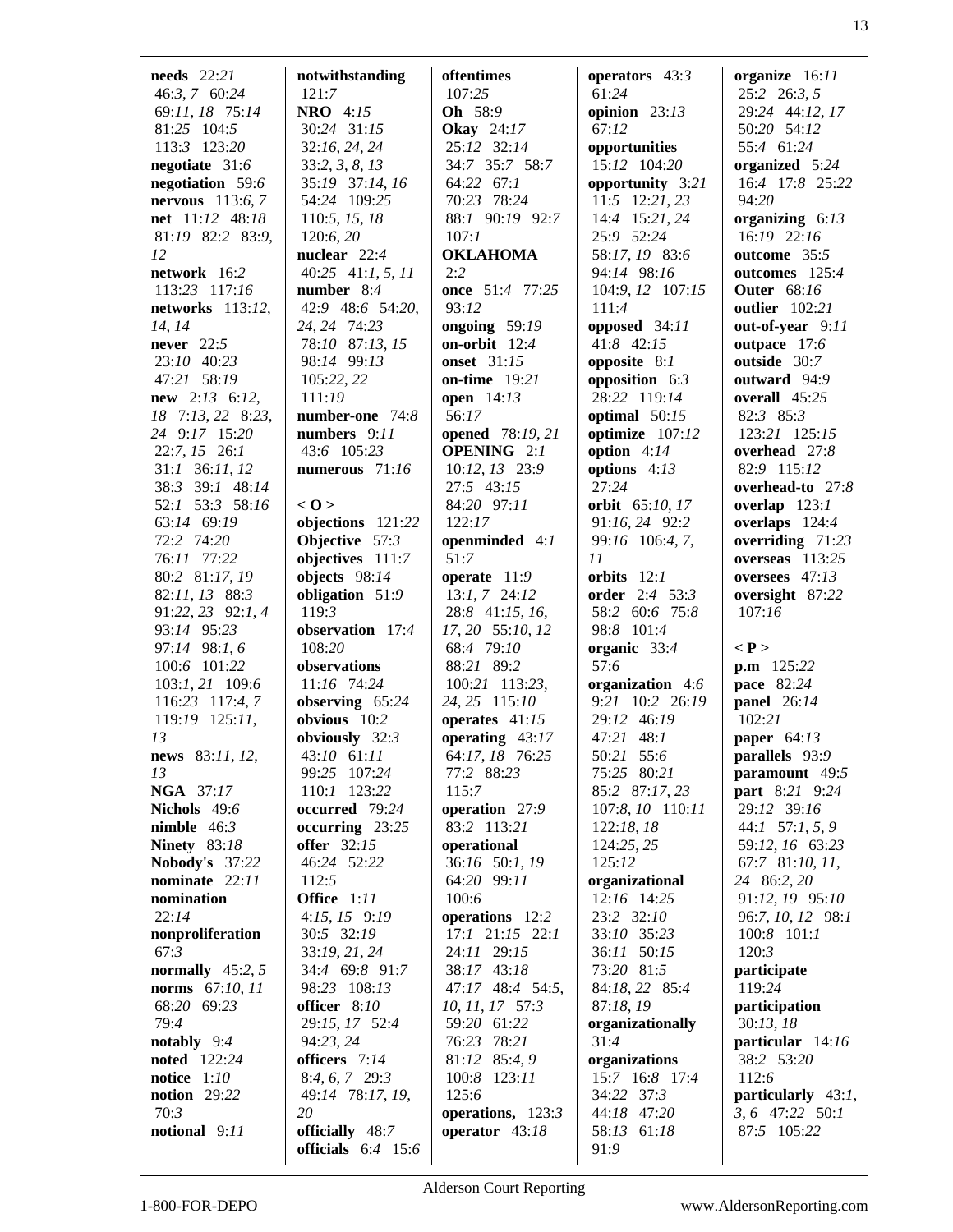**needs** 22:*21* 46:*3, 7* 60:*24* 69:*11, 18* 75:*14* 81:*25* 104:*5* 113:*3* 123:*20*
**negotiate** 31:*6*
**negotiation** 59:*6*
**nervous** 113:*6, 7*
**net** 11:*12* 48:*18* 81:*19* 82:*2* 83:*9, 12*
**network** 16:*2* 113:*23* 117:*16*
**networks** 113:*12, 14, 14*
**never** 22:*5* 23:*10* 40:*23* 47:*21* 58:*19*
**new** 2:*13* 6:*12, 18* 7:*13, 22* 8:*23, 24* 9:*17* 15:*20* 22:*7, 15* 26:*1* 31:*1* 36:*11, 12* 38:*3* 39:*1* 48:*14* 52:*1* 53:*3* 58:*16* 63:*14* 69:*19* 72:*2* 74:*20* 76:*11* 77:*22* 80:*2* 81:*17, 19* 82:*11, 13* 88:*3* 91:*22, 23* 92:*1, 4* 93:*14* 95:*23* 97:*14* 98:*1, 6* 100:*6* 101:*22* 103:*1, 21* 109:*6* 116:*23* 117:*4, 7* 119:*19* 125:*11, 13*
**news** 83:*11, 12, 13*
**NGA** 37:*17*
**Nichols** 49:*6*
**nimble** 46:*3*
**Ninety** 83:*18*
**Nobody's** 37:*22*
**nominate** 22:*11*
**nomination** 22:*14*
**nonproliferation** 67:*3*
**normally** 45:*2, 5*
**norms** 67:*10, 11* 68:*20* 69:*23* 79:*4*
**notably** 9:*4*
**noted** 122:*24*
**notice** 1:*10*
**notion** 29:*22* 70:*3*
**notional** 9:*11*
**notwithstanding** 121:*7*
**NRO** 4:*15* 30:*24* 31:*15* 32:*16, 24, 24* 33:*2, 3, 8, 13* 35:*19* 37:*14, 16* 54:*24* 109:*25* 110:*5, 15, 18* 120:*6, 20*
**nuclear** 22:*4* 40:*25* 41:*1, 5, 11*
**number** 8:*4* 42:*9* 48:*6* 54:*20, 24, 24* 74:*23* 78:*10* 87:*13, 15* 98:*14* 99:*13* 105:*22, 22* 111:*19*
**number-one** 74:*8*
**numbers** 9:*11* 43:*6* 105:*23*
**numerous** 71:*16*

**< O >**
**objections** 121:*22*
**Objective** 57:*3*
**objectives** 111:*7*
**objects** 98:*14*
**obligation** 51:*9* 119:*3*
**observation** 17:*4* 108:*20*
**observations** 11:*16* 74:*24*
**observing** 65:*24*
**obvious** 10:*2*
**obviously** 32:*3* 43:*10* 61:*11* 99:*25* 107:*24* 110:*1* 123:*22*
**occurred** 79:*24*
**occurring** 23:*25*
**offer** 32:*15* 46:*24* 52:*22* 112:*5*
**Office** 1:*11* 4:*15, 15* 9:*19* 30:*5* 32:*19* 33:*19, 21, 24* 34:*4* 69:*8* 91:*7* 98:*23* 108:*13*
**officer** 8:*10* 29:*15, 17* 52:*4* 94:*23, 24*
**officers** 7:*14* 8:*4, 6, 7* 29:*3* 49:*14* 78:*17, 19, 20*
**officially** 48:*7*
**officials** 6:*4* 15:*6*
**oftentimes** 107:*25*
**Oh** 58:*9*
**Okay** 24:*17* 25:*12* 32:*14* 34:*7* 35:*7* 58:*7* 64:*22* 67:*1* 70:*23* 78:*24* 88:*1* 90:*19* 92:*7* 107:*1*
**OKLAHOMA** 2:*2*
**once** 51:*4* 77:*25* 93:*12*
**ongoing** 59:*19*
**on-orbit** 12:*4*
**onset** 31:*15*
**on-time** 19:*21*
**open** 14:*13* 56:*17*
**opened** 78:*19, 21*
**OPENING** 2:*1* 10:*12, 13* 23:*9* 27:*5* 43:*15* 84:*20* 97:*11* 122:*17*
**openminded** 4:*1* 51:*7*
**operate** 11:*9* 13:*1, 7* 24:*12* 28:*8* 41:*15, 16, 17, 20* 55:*10, 12* 68:*4* 79:*10* 88:*21* 89:*2* 100:*21* 113:*23, 24, 25* 115:*10*
**operates** 41:*15*
**operating** 43:*17* 64:*17, 18* 76:*25* 77:*2* 88:*23* 115:*7*
**operation** 27:*9* 83:*2* 113:*21*
**operational** 36:*16* 50:*1, 19* 64:*20* 99:*11* 100:*6*
**operations** 12:*2* 17:*1* 21:*15* 22:*1* 24:*11* 29:*15* 38:*17* 43:*18* 47:*17* 48:*4* 54:*5, 10, 11, 17* 57:*3* 59:*20* 61:*22* 76:*23* 78:*21* 81:*12* 85:*4, 9* 100:*8* 123:*11* 125:*6*
**operations,** 123:*3*
**operator** 43:*18*
**operators** 43:*3* 61:*24*
**opinion** 23:*13* 67:*12*
**opportunities** 15:*12* 104:*20*
**opportunity** 3:*21* 11:*5* 12:*21, 23* 14:*4* 15:*21, 24* 25:*9* 52:*24* 58:*17, 19* 83:*6* 94:*14* 98:*16* 104:*9, 12* 107:*15* 111:*4*
**opposed** 34:*11* 41:*8* 42:*15*
**opposite** 8:*1*
**opposition** 6:*3* 28:*22* 119:*14*
**optimal** 50:*15*
**optimize** 107:*12*
**option** 4:*14*
**options** 4:*13* 27:*24*
**orbit** 65:*10, 17* 91:*16, 24* 92:*2* 99:*16* 106:*4, 7, 11*
**orbits** 12:*1*
**order** 2:*4* 53:*3* 58:*2* 60:*6* 75:*8* 98:*8* 101:*4*
**organic** 33:*4* 57:*6*
**organization** 4:*6* 9:*21* 10:*2* 26:*19* 29:*12* 46:*19* 47:*21* 48:*1* 50:*21* 55:*6* 75:*25* 80:*21* 85:*2* 87:*17, 23* 107:*8, 10* 110:*11* 122:*18, 18* 124:*25, 25* 125:*12*
**organizational** 12:*16* 14:*25* 23:*2* 32:*10* 33:*10* 35:*23* 36:*11* 50:*15* 73:*20* 81:*5* 84:*18, 22* 85:*4* 87:*18, 19*
**organizationally** 31:*4*
**organizations** 15:*7* 16:*8* 17:*4* 34:*22* 37:*3* 44:*18* 47:*20* 58:*13* 61:*18* 91:*9*
**organize** 16:*11* 25:*2* 26:*3, 5* 29:*24* 44:*12, 17* 50:*20* 54:*12* 55:*4* 61:*24*
**organized** 5:*24* 16:*4* 17:*8* 25:*22* 94:*20*
**organizing** 6:*13* 16:*19* 22:*16*
**outcome** 35:*5*
**outcomes** 125:*4*
**Outer** 68:*16*
**outlier** 102:*21*
**out-of-year** 9:*11*
**outpace** 17:*6*
**outside** 30:*7*
**outward** 94:*9*
**overall** 45:*25* 82:*3* 85:*3* 123:*21* 125:*15*
**overhead** 27:*8* 82:*9* 115:*12*
**overhead-to** 27:*8*
**overlap** 123:*1*
**overlaps** 124:*4*
**overriding** 71:*23*
**overseas** 113:*25*
**oversees** 47:*13*
**oversight** 87:*22* 107:*16*

**< P >**
**p.m** 125:*22*
**pace** 82:*24*
**panel** 26:*14* 102:*21*
**paper** 64:*13*
**parallels** 93:*9*
**paramount** 49:*5*
**part** 8:*21* 9:*24* 29:*12* 39:*16* 44:*1* 57:*1, 5, 9* 59:*12, 16* 63:*23* 67:*7* 81:*10, 11, 24* 86:*2, 20* 91:*12, 19* 95:*10* 96:*7, 10, 12* 98:*1* 100:*8* 101:*1* 120:*3*
**participate** 119:*24*
**participation** 30:*13, 18*
**particular** 14:*16* 38:*2* 53:*20* 112:*6*
**particularly** 43:*1, 3, 6* 47:*22* 50:*1* 87:*5* 105:*22*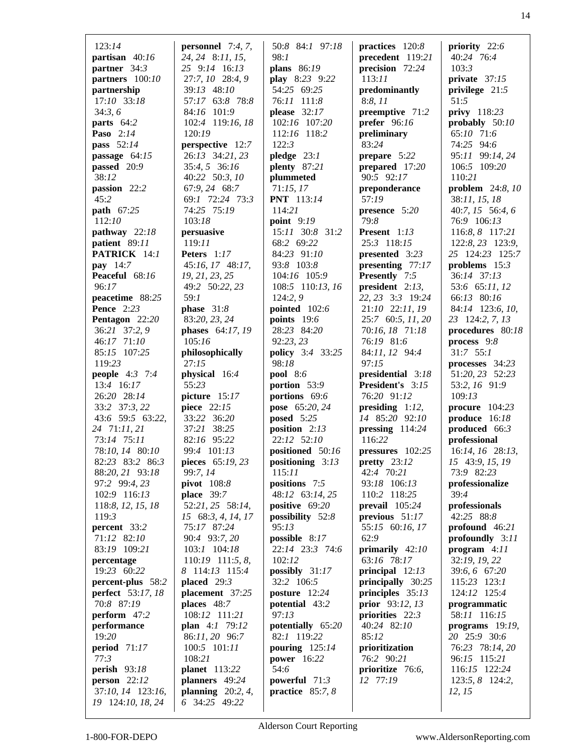123:*14*
**partisan** 40:*16*
**partner** 34:*3*
**partners** 100:*10*
**partnership** 17:*10* 33:*18* 34:*3*, *6*
**parts** 64:*2*
**Paso** 2:*14*
**pass** 52:*14*
**passage** 64:*15*
**passed** 20:*9* 38:*12*
**passion** 22:*2* 45:*2*
**path** 67:*25* 112:*10*
**pathway** 22:*18*
**patient** 89:*11*
**PATRICK** 14:*1*
**pay** 14:*7*
**Peaceful** 68:*16* 96:*17*
**peacetime** 88:*25*
**Pence** 2:*23*
**Pentagon** 22:*20* 36:*21* 37:*2*, *9* 46:*17* 71:*10* 85:*15* 107:*25* 119:*23*
**people** 4:*3* 7:*4* 13:*4* 16:*17* 26:*20* 28:*14* 33:*2* 37:*3*, *22* 43:*6* 59:*5* 63:*22*, *24* 71:*11*, *21* 73:*14* 75:*11* 78:*10*, *14* 80:*10* 82:*23* 83:*2* 86:*3* 88:*20*, *21* 93:*18* 97:*2* 99:*4*, *23* 102:*9* 116:*13* 118:*8*, *12*, *15*, *18* 119:*3*
**percent** 33:*2* 71:*12* 82:*10* 83:*19* 109:*21*
**percentage** 19:*23* 60:*22*
**percent-plus** 58:*2*
**perfect** 53:*17*, *18* 70:*8* 87:*19*
**perform** 47:*2*
**performance** 19:*20*
**period** 71:*17* 77:*3*
**perish** 93:*18*
**person** 22:*12* 37:*10*, *14* 123:*16*, *19* 124:*10*, *18*, *24*
**personnel** 7:*4*, *7*, *24*, *24* 8:*11*, *15*, *25* 9:*14* 16:*13* 27:*7*, *10* 28:*4*, *9* 39:*13* 48:*10* 57:*17* 63:*8* 78:*8* 84:*16* 101:*9* 102:*4* 119:*16*, *18* 120:*19*
**perspective** 12:*7* 26:*13* 34:*21*, *23* 35:*4*, *5* 36:*16* 40:*22* 50:*3*, *10* 67:*9*, *24* 68:*7* 69:*1* 72:*24* 73:*3* 74:*25* 75:*19* 103:*18*
**persuasive** 119:*11*
**Peters** 1:*17* 45:*16*, *17* 48:*17*, *19*, *21*, *23*, *25* 49:*2* 50:*22*, *23* 59:*1*
**phase** 31:*8* 83:*20*, *23*, *24*
**phases** 64:*17*, *19* 105:*16*
**philosophically** 27:*15*
**physical** 16:*4* 55:*23*
**picture** 15:*17*
**piece** 22:*15* 33:*22* 36:*20* 37:*21* 38:*25* 82:*16* 95:*22* 99:*4* 101:*13*
**pieces** 65:*19*, *23* 99:*7*, *14*
**pivot** 108:*8*
**place** 39:*7* 52:*21*, *25* 58:*14*, *15* 68:*3*, *4*, *14*, *17* 75:*17* 87:*24* 90:*4* 93:*7*, *20* 103:*1* 104:*18* 110:*19* 111:*5*, *8*, *8* 114:*13* 115:*4*
**placed** 29:*3*
**placement** 37:*25*
**places** 48:*7* 108:*12* 111:*21*
**plan** 4:*1* 79:*12* 86:*11*, *20* 96:*7* 100:*5* 101:*11* 108:*21*
**planet** 113:*22*
**planners** 49:*24*
**planning** 20:*2*, *4*, *6* 34:*25* 49:*22* 50:*8* 84:*1* 97:*18* 98:*1*
**plans** 86:*19*
**play** 8:*23* 9:*22* 54:*25* 69:*25* 76:*11* 111:*8*
**please** 32:*17* 102:*16* 107:*20* 112:*16* 118:*2* 122:*3*
**pledge** 23:*1*
**plenty** 87:*21*
**plummeted** 71:*15*, *17*
**PNT** 113:*14* 114:*21*
**point** 9:*19* 15:*11* 30:*8* 31:*2* 68:*2* 69:*22* 84:*23* 91:*10* 93:*8* 103:*8* 104:*16* 105:*9* 108:*5* 110:*13*, *16* 124:*2*, *9*
**pointed** 102:*6*
**points** 19:*6* 28:*23* 84:*20* 92:*23*, *23*
**policy** 3:*4* 33:*25* 98:*18*
**pool** 8:*6*
**portion** 53:*9*
**portions** 69:*6*
**pose** 65:*20*, *24*
**posed** 5:*25*
**position** 2:*13* 22:*12* 52:*10*
**positioned** 50:*16*
**positioning** 3:*13* 115:*11*
**positions** 7:*5* 48:*12* 63:*14*, *25*
**positive** 69:*20*
**possibility** 52:*8* 95:*13*
**possible** 8:*17* 22:*14* 23:*3* 74:*6* 102:*12*
**possibly** 31:*17* 32:*2* 106:*5*
**posture** 12:*24*
**potential** 43:*2* 97:*13*
**potentially** 65:*20* 82:*1* 119:*22*
**pouring** 125:*14*
**power** 16:*22* 54:*6*
**powerful** 71:*3*
**practice** 85:*7*, *8*
**practices** 120:*8*
**precedent** 119:*21*
**precision** 72:*24* 113:*11*
**predominantly** 8:*8*, *11*
**preemptive** 71:*2*
**prefer** 96:*16*
**preliminary** 83:*24*
**prepare** 5:*22*
**prepared** 17:*20* 90:*5* 92:*17*
**preponderance** 57:*19*
**presence** 5:*20* 79:*8*
**Present** 1:*13* 25:*3* 118:*15*
**presented** 3:*23*
**presenting** 77:*17*
**Presently** 7:*5*
**president** 2:*13*, *22*, *23* 3:*3* 19:*24* 21:*10* 22:*11*, *19* 25:*7* 60:*5*, *11*, *20* 70:*16*, *18* 71:*18* 76:*19* 81:*6* 84:*11*, *12* 94:*4* 97:*15*
**presidential** 3:*18*
**President's** 3:*15* 76:*20* 91:*12*
**presiding** 1:*12*, *14* 85:*20* 92:*10*
**pressing** 114:*24* 116:*22*
**pressures** 102:*25*
**pretty** 23:*12* 42:*4* 70:*21* 93:*18* 106:*13* 110:*2* 118:*25*
**prevail** 105:*24*
**previous** 51:*17* 55:*15* 60:*16*, *17* 62:*9*
**primarily** 42:*10* 63:*16* 78:*17*
**principal** 12:*13*
**principally** 30:*25*
**principles** 35:*13*
**prior** 93:*12*, *13*
**priorities** 22:*3* 40:*24* 82:*10* 85:*12*
**prioritization** 76:*2* 90:*21*
**prioritize** 76:*6*, *12* 77:*19*
**priority** 22:*6* 40:*24* 76:*4* 103:*3*
**private** 37:*15*
**privilege** 21:*5* 51:*5*
**privy** 118:*23*
**probably** 50:*10* 65:*10* 71:*6* 74:*25* 94:*6* 95:*11* 99:*14*, *24* 106:*5* 109:*20* 110:*21*
**problem** 24:*8*, *10* 38:*11*, *15*, *18* 40:*7*, *15* 56:*4*, *6* 76:*9* 106:*13* 116:*8*, *8* 117:*21* 122:*8*, *23* 123:*9*, *25* 124:*23* 125:*7*
**problems** 15:*3* 36:*14* 37:*13* 53:*6* 65:*11*, *12* 66:*13* 80:*16* 84:*14* 123:*6*, *10*, *23* 124:*2*, *7*, *13*
**procedures** 80:*18*
**process** 9:*8* 31:*7* 55:*1*
**processes** 34:*23* 51:*20*, *23* 52:*23* 53:*2*, *16* 91:*9* 109:*13*
**procure** 104:*23*
**produce** 16:*18*
**produced** 66:*3*
**professional** 16:*14*, *16* 28:*13*, *15* 43:*9*, *15*, *19* 73:*9* 82:*23*
**professionalize** 39:*4*
**professionals** 42:*25* 88:*8*
**profound** 46:*21*
**profoundly** 3:*11*
**program** 4:*11* 32:*19*, *19*, *22* 39:*6*, *6* 67:*20* 115:*23* 123:*1* 124:*12* 125:*4*
**programmatic** 58:*11* 116:*15*
**programs** 19:*19*, *20* 25:*9* 30:*6* 76:*23* 78:*14*, *20* 96:*15* 115:*21* 116:*15* 122:*24* 123:*5*, *8* 124:*2*, *12*, *15*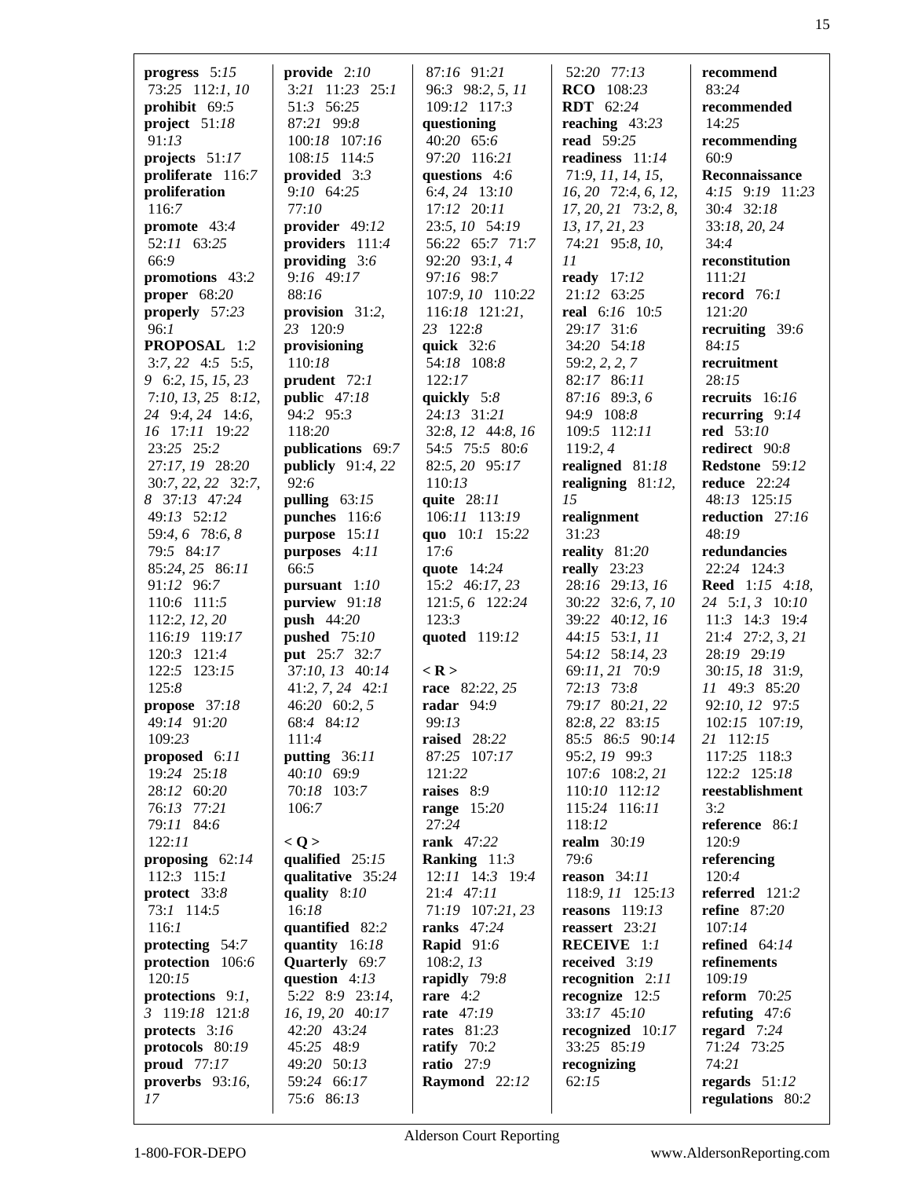**progress** 5:*15* 73:*25* 112:*1, 10*
**prohibit** 69:*5*
**project** 51:*18* 91:*13*
**projects** 51:*17*
**proliferate** 116:*7*
**proliferation** 116:*7*
**promote** 43:*4* 52:*11* 63:*25* 66:*9*
**promotions** 43:*2*
**proper** 68:*20*
**properly** 57:*23* 96:*1*
**PROPOSAL** 1:*2* 3:*7, 22* 4:*5* 5:*5, 9* 6:*2, 15, 15, 23* 7:*10, 13, 25* 8:*12, 24* 9:*4, 24* 14:*6, 16* 17:*11* 19:*22* 23:*25* 25:*2* 27:*17, 19* 28:*20* 30:*7, 22, 22* 32:*7, 8* 37:*13* 47:*24* 49:*13* 52:*12* 59:*4, 6* 78:*6, 8* 79:*5* 84:*17* 85:*24, 25* 86:*11* 91:*12* 96:*7* 110:*6* 111:*5* 112:*2, 12, 20* 116:*19* 119:*17* 120:*3* 121:*4* 122:*5* 123:*15* 125:*8*
**propose** 37:*18* 49:*14* 91:*20* 109:*23*
**proposed** 6:*11* 19:*24* 25:*18* 28:*12* 60:*20* 76:*13* 77:*21* 79:*11* 84:*6* 122:*11*
**proposing** 62:*14* 112:*3* 115:*1*
**protect** 33:*8* 73:*1* 114:*5* 116:*1*
**protecting** 54:*7*
**protection** 106:*6* 120:*15*
**protections** 9:*1, 3* 119:*18* 121:*8*
**protects** 3:*16*
**protocols** 80:*19*
**proud** 77:*17*
**proverbs** 93:*16, 17*

**provide** 2:*10* 3:*21* 11:*23* 25:*1* 51:*3* 56:*25* 87:*21* 99:*8* 100:*18* 107:*16* 108:*15* 114:*5*
**provided** 3:*3* 9:*10* 64:*25* 77:*10*
**provider** 49:*12*
**providers** 111:*4*
**providing** 3:*6* 9:*16* 49:*17* 88:*16*
**provision** 31:*2, 23* 120:*9*
**provisioning** 110:*18*
**prudent** 72:*1*
**public** 47:*18* 94:*2* 95:*3* 118:*20*
**publications** 69:*7*
**publicly** 91:*4, 22* 92:*6*
**pulling** 63:*15*
**punches** 116:*6*
**purpose** 15:*11*
**purposes** 4:*11* 66:*5*
**pursuant** 1:*10*
**purview** 91:*18*
**push** 44:*20*
**pushed** 75:*10*
**put** 25:*7* 32:*7* 37:*10, 13* 40:*14* 41:*2, 7, 24* 42:*1* 46:*20* 60:*2, 5* 68:*4* 84:*12* 111:*4*
**putting** 36:*11* 40:*10* 69:*9* 70:*18* 103:*7* 106:*7*

**< Q >**
**qualified** 25:*15*
**qualitative** 35:*24*
**quality** 8:*10* 16:*18*
**quantified** 82:*2*
**quantity** 16:*18*
**Quarterly** 69:*7*
**question** 4:*13* 5:*22* 8:*9* 23:*14, 16, 19, 20* 40:*17* 42:*20* 43:*24* 45:*25* 48:*9* 49:*20* 50:*13* 59:*24* 66:*17* 75:*6* 86:*13* 87:*16* 91:*21* 96:*3* 98:*2, 5, 11* 109:*12* 117:*3*
**questioning** 40:*20* 65:*6* 97:*20* 116:*21*
**questions** 4:*6* 6:*4, 24* 13:*10* 17:*12* 20:*11* 23:*5, 10* 54:*19* 56:*22* 65:*7* 71:*7* 92:*20* 93:*1, 4* 97:*16* 98:*7* 107:*9, 10* 110:*22* 116:*18* 121:*21, 23* 122:*8*
**quick** 32:*6* 54:*18* 108:*8* 122:*17*
**quickly** 5:*8* 24:*13* 31:*21* 32:*8, 12* 44:*8, 16* 54:*5* 75:*5* 80:*6* 82:*5, 20* 95:*17* 110:*13*
**quite** 28:*11* 106:*11* 113:*19*
**quo** 10:*1* 15:*22* 17:*6*
**quote** 14:*24* 15:*2* 46:*17, 23* 121:*5, 6* 122:*24* 123:*3*
**quoted** 119:*12*

**< R >**
**race** 82:*22, 25*
**radar** 94:*9* 99:*13*
**raised** 28:*22* 87:*25* 107:*17* 121:*22*
**raises** 8:*9*
**range** 15:*20* 27:*24*
**rank** 47:*22*
**Ranking** 11:*3* 12:*11* 14:*3* 19:*4* 21:*4* 47:*11* 71:*19* 107:*21, 23*
**ranks** 47:*24*
**Rapid** 91:*6* 108:*2, 13*
**rapidly** 79:*8*
**rare** 4:*2*
**rate** 47:*19*
**rates** 81:*23*
**ratify** 70:*2*
**ratio** 27:*9*
**Raymond** 22:*12*

52:*20* 77:*13*
**RCO** 108:*23*
**RDT** 62:*24*
**reaching** 43:*23*
**read** 59:*25*
**readiness** 11:*14* 71:*9, 11, 14, 15, 16, 20* 72:*4, 6, 12, 17, 20, 21* 73:*2, 8, 13, 17, 21, 23* 74:*21* 95:*8, 10, 11*
**ready** 17:*12* 21:*12* 63:*25*
**real** 6:*16* 10:*5* 29:*17* 31:*6* 34:*20* 54:*18* 59:*2, 2, 2, 7* 82:*17* 86:*11* 87:*16* 89:*3, 6* 94:*9* 108:*8* 109:*5* 112:*11* 119:*2, 4*
**realigned** 81:*18*
**realigning** 81:*12, 15*
**realignment** 31:*23*
**reality** 81:*20*
**really** 23:*23* 28:*16* 29:*13, 16* 30:*22* 32:*6, 7, 10* 39:*22* 40:*12, 16* 44:*15* 53:*1, 11* 54:*12* 58:*14, 23* 69:*11, 21* 70:*9* 72:*13* 73:*8* 79:*17* 80:*21, 22* 82:*8, 22* 83:*15* 85:*5* 86:*5* 90:*14* 95:*2, 19* 99:*3* 107:*6* 108:*2, 21* 110:*10* 112:*12* 115:*24* 116:*11* 118:*12*
**realm** 30:*19* 79:*6*
**reason** 34:*11* 118:*9, 11* 125:*13*
**reasons** 119:*13*
**reassert** 23:*21*
**RECEIVE** 1:*1*
**received** 3:*19*
**recognition** 2:*11*
**recognize** 12:*5* 33:*17* 45:*10*
**recognized** 10:*17* 33:*25* 85:*19*
**recognizing** 62:*15*

**recommend** 83:*24*
**recommended** 14:*25*
**recommending** 60:*9*
**Reconnaissance** 4:*15* 9:*19* 11:*23* 30:*4* 32:*18* 33:*18, 20, 24* 34:*4*
**reconstitution** 111:*21*
**record** 76:*1* 121:*20*
**recruiting** 39:*6* 84:*15*
**recruitment** 28:*15*
**recruits** 16:*16*
**recurring** 9:*14*
**red** 53:*10*
**redirect** 90:*8*
**Redstone** 59:*12*
**reduce** 22:*24* 48:*13* 125:*15*
**reduction** 27:*16* 48:*19*
**redundancies** 22:*24* 124:*3*
**Reed** 1:*15* 4:*18, 24* 5:*1, 3* 10:*10* 11:*3* 14:*3* 19:*4* 21:*4* 27:*2, 3, 21* 28:*19* 29:*19* 30:*15, 18* 31:*9, 11* 49:*3* 85:*20* 92:*10, 12* 97:*5* 102:*15* 107:*19, 21* 112:*15* 117:*25* 118:*3* 122:*2* 125:*18*
**reestablishment** 3:*2*
**reference** 86:*1* 120:*9*
**referencing** 120:*4*
**referred** 121:*2*
**refine** 87:*20* 107:*14*
**refined** 64:*14*
**refinements** 109:*19*
**reform** 70:*25*
**refuting** 47:*6*
**regard** 7:*24* 71:*24* 73:*25* 74:*21*
**regards** 51:*12*
**regulations** 80:*2*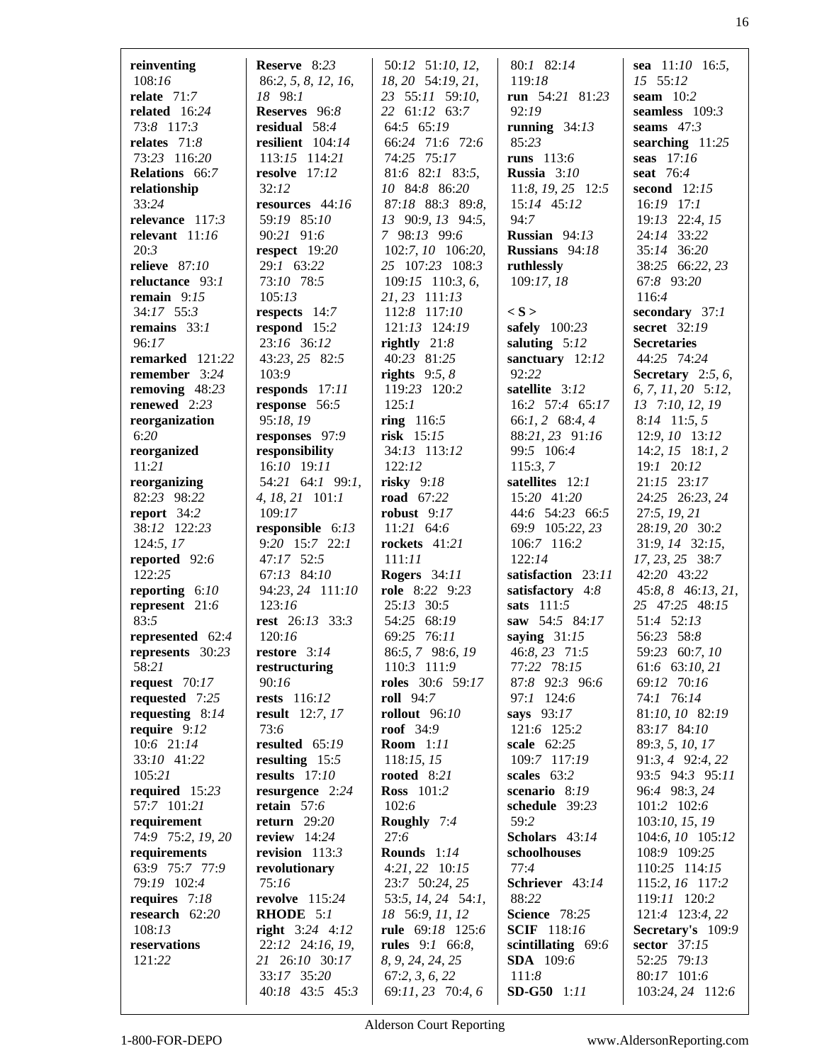**reinventing** 108:*16*
**relate** 71:*7*
**related** 16:*24* 73:*8* 117:*3*
**relates** 71:*8* 73:*23* 116:*20*
**Relations** 66:*7*
**relationship** 33:*24*
**relevance** 117:*3*
**relevant** 11:*16* 20:*3*
**relieve** 87:*10*
**reluctance** 93:*1*
**remain** 9:*15* 34:*17* 55:*3*
**remains** 33:*1* 96:*17*
**remarked** 121:*22*
**remember** 3:*24*
**removing** 48:*23*
**renewed** 2:*23*
**reorganization** 6:*20*
**reorganized** 11:*21*
**reorganizing** 82:*23* 98:*22*
**report** 34:*2* 38:*12* 122:*23* 124:*5, 17*
**reported** 92:*6* 122:*25*
**reporting** 6:*10*
**represent** 21:*6* 83:*5*
**represented** 62:*4*
**represents** 30:*23* 58:*21*
**request** 70:*17*
**requested** 7:*25*
**requesting** 8:*14*
**require** 9:*12* 10:*6* 21:*14* 33:*10* 41:*22* 105:*21*
**required** 15:*23* 57:*7* 101:*21*
**requirement** 74:*9* 75:*2, 19, 20*
**requirements** 63:*9* 75:*7* 77:*9* 79:*19* 102:*4*
**requires** 7:*18*
**research** 62:*20* 108:*13*
**reservations** 121:*22*
**Reserve** 8:*23* 86:*2, 5, 8, 12, 16, 18* 98:*1*
**Reserves** 96:*8*
**residual** 58:*4*
**resilient** 104:*14* 113:*15* 114:*21*
**resolve** 17:*12* 32:*12*
**resources** 44:*16* 59:*19* 85:*10* 90:*21* 91:*6*
**respect** 19:*20* 29:*1* 63:*22* 73:*10* 78:*5* 105:*13*
**respects** 14:*7*
**respond** 15:*2* 23:*16* 36:*12* 43:*23, 25* 82:*5* 103:*9*
**responds** 17:*11*
**response** 56:*5* 95:*18, 19*
**responses** 97:*9*
**responsibility** 16:*10* 19:*11* 54:*21* 64:*1* 99:*1, 4, 18, 21* 101:*1* 109:*17*
**responsible** 6:*13* 9:*20* 15:*7* 22:*1* 47:*17* 52:*5* 67:*13* 84:*10* 94:*23, 24* 111:*10* 123:*16*
**rest** 26:*13* 33:*3* 120:*16*
**restore** 3:*14*
**restructuring** 90:*16*
**rests** 116:*12*
**result** 12:*7, 17* 73:*6*
**resulted** 65:*19*
**resulting** 15:*5*
**results** 17:*10*
**resurgence** 2:*24*
**retain** 57:*6*
**return** 29:*20*
**review** 14:*24*
**revision** 113:*3*
**revolutionary** 75:*16*
**revolve** 115:*24*
**RHODE** 5:*1*
**right** 3:*24* 4:*12* 22:*12* 24:*16, 19, 21* 26:*10* 30:*17* 33:*17* 35:*20* 40:*18* 43:*5* 45:*3* 50:*12* 51:*10, 12, 18, 20* 54:*19, 21, 23* 55:*11* 59:*10, 22* 61:*12* 63:*7* 64:*5* 65:*19* 66:*24* 71:*6* 72:*6* 74:*25* 75:*17* 81:*6* 82:*1* 83:*5, 10* 84:*8* 86:*20* 87:*18* 88:*3* 89:*8, 13* 90:*9, 13* 94:*5, 7* 98:*13* 99:*6* 102:*7, 10* 106:*20, 25* 107:*23* 108:*3* 109:*15* 110:*3, 6, 21, 23* 111:*13* 112:*8* 117:*10* 121:*13* 124:*19*
**rightly** 21:*8* 40:*23* 81:*25*
**rights** 9:*5, 8* 119:*23* 120:*2* 125:*1*
**ring** 116:*5*
**risk** 15:*15* 34:*13* 113:*12* 122:*12*
**risky** 9:*18*
**road** 67:*22*
**robust** 9:*17* 11:*21* 64:*6*
**rockets** 41:*21* 111:*11*
**Rogers** 34:*11*
**role** 8:*22* 9:*23* 25:*13* 30:*5* 54:*25* 68:*19* 69:*25* 76:*11* 86:*5, 7* 98:*6, 19* 110:*3* 111:*9*
**roles** 30:*6* 59:*17*
**roll** 94:*7*
**rollout** 96:*10*
**roof** 34:*9*
**Room** 1:*11* 118:*15, 15*
**rooted** 8:*21*
**Ross** 101:*2* 102:*6*
**Roughly** 7:*4* 27:*6*
**Rounds** 1:*14* 4:*21, 22* 10:*15* 23:*7* 50:*24, 25* 53:*5, 14, 24* 54:*1, 18* 56:*9, 11, 12*
**rule** 69:*18* 125:*6*
**rules** 9:*1* 66:*8, 8, 9, 24, 24, 25* 67:*2, 3, 6, 22* 69:*11, 23* 70:*4, 6* 80:*1* 82:*14* 119:*18*
**run** 54:*21* 81:*23* 92:*19*
**running** 34:*13* 85:*23*
**runs** 113:*6*
**Russia** 3:*10* 11:*8, 19, 25* 12:*5* 15:*14* 45:*12* 94:*7*
**Russian** 94:*13*
**Russians** 94:*18*
**ruthlessly** 109:*17, 18*

**< S >**
**safely** 100:*23*
**saluting** 5:*12*
**sanctuary** 12:*12* 92:*22*
**satellite** 3:*12* 16:*2* 57:*4* 65:*17* 66:*1, 2* 68:*4, 4* 88:*21, 23* 91:*16* 99:*5* 106:*4* 115:*3, 7*
**satellites** 12:*1* 15:*20* 41:*20* 44:*6* 54:*23* 66:*5* 69:*9* 105:*22, 23* 106:*7* 116:*2* 122:*14*
**satisfaction** 23:*11*
**satisfactory** 4:*8*
**sats** 111:*5*
**saw** 54:*5* 84:*17*
**saying** 31:*15* 46:*8, 23* 71:*5* 77:*22* 78:*15* 87:*8* 92:*3* 96:*6* 97:*1* 124:*6*
**says** 93:*17* 121:*6* 125:*2*
**scale** 62:*25* 109:*7* 117:*19*
**scales** 63:*2*
**scenario** 8:*19*
**schedule** 39:*23* 59:*2*
**Scholars** 43:*14*
**schoolhouses** 77:*4*
**Schriever** 43:*14* 88:*22*
**Science** 78:*25*
**SCIF** 118:*16*
**scintillating** 69:*6*
**SDA** 109:*6* 111:*8*
**SD-G50** 1:*11*
**sea** 11:*10* 16:*5, 15* 55:*12*
**seam** 10:*2*
**seamless** 109:*3*
**seams** 47:*3*
**searching** 11:*25*
**seas** 17:*16*
**seat** 76:*4*
**second** 12:*15* 16:*19* 17:*1* 19:*13* 22:*4, 15* 24:*14* 33:*22* 35:*14* 36:*20* 38:*25* 66:*22, 23* 67:*8* 93:*20* 116:*4*
**secondary** 37:*1*
**secret** 32:*19*
**Secretaries** 44:*25* 74:*24*
**Secretary** 2:*5, 6, 6, 7, 11, 20* 5:*12, 13* 7:*10, 12, 19* 8:*14* 11:*5, 5* 12:*9, 10* 13:*12* 14:*2, 15* 18:*1, 2* 19:*1* 20:*12* 21:*15* 23:*17* 24:*25* 26:*23, 24* 27:*5, 19, 21* 28:*19, 20* 30:*2* 31:*9, 14* 32:*15, 17, 23, 25* 38:*7* 42:*20* 43:*22* 45:*8, 8* 46:*13, 21, 25* 47:*25* 48:*15* 51:*4* 52:*13* 56:*23* 58:*8* 59:*23* 60:*7, 10* 61:*6* 63:*10, 21* 69:*12* 70:*16* 74:*1* 76:*14* 81:*10, 10* 82:*19* 83:*17* 84:*10* 89:*3, 5, 10, 17* 91:*3, 4* 92:*4, 22* 93:*5* 94:*3* 95:*11* 96:*4* 98:*3, 24* 101:*2* 102:*6* 103:*10, 15, 19* 104:*6, 10* 105:*12* 108:*9* 109:*25* 110:*25* 114:*15* 115:*2, 16* 117:*2* 119:*11* 120:*2* 121:*4* 123:*4, 22*
**Secretary's** 109:*9*
**sector** 37:*15* 52:*25* 79:*13* 80:*17* 101:*6* 103:*24, 24* 112:*6*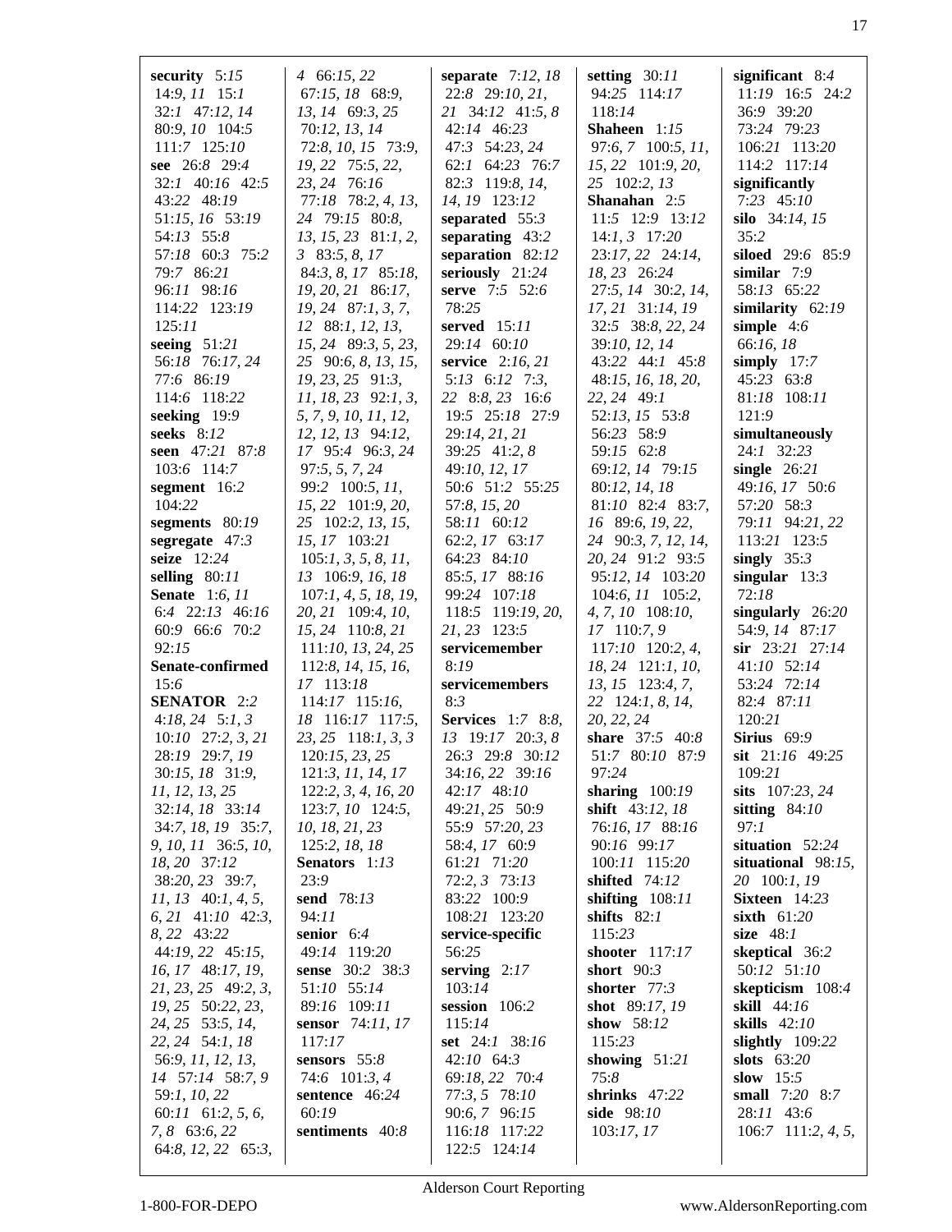**security** 5:15 14:9, 11 15:1 32:1 47:12, 14 80:9, 10 104:5 111:7 125:10
**see** 26:8 29:4 32:1 40:16 42:5 43:22 48:19 51:15, 16 53:19 54:13 55:8 57:18 60:3 75:2 79:7 86:21 96:11 98:16 114:22 123:19 125:11
**seeing** 51:21 56:18 76:17, 24 77:6 86:19 114:6 118:22
**seeking** 19:9
**seeks** 8:12
**seen** 47:21 87:8 103:6 114:7
**segment** 16:2 104:22
**segments** 80:19
**segregate** 47:3
**seize** 12:24
**selling** 80:11
**Senate** 1:6, 11 6:4 22:13 46:16 60:9 66:6 70:2 92:15
**Senate-confirmed** 15:6
**SENATOR** 2:2 4:18, 24 5:1, 3 10:10 27:2, 3, 21 28:19 29:7, 19 30:15, 18 31:9, 11, 12, 13, 25 32:14, 18 33:14 34:7, 18, 19 35:7, 9, 10, 11 36:5, 10, 18, 20 37:12 38:20, 23 39:7, 11, 13 40:1, 4, 5, 6, 21 41:10 42:3, 8, 22 43:22 44:19, 22 45:15, 16, 17 48:17, 19, 21, 23, 25 49:2, 3, 19, 25 50:22, 23, 24, 25 53:5, 14, 22, 24 54:1, 18 56:9, 11, 12, 13, 14 57:14 58:7, 9 59:1, 10, 22 60:11 61:2, 5, 6, 7, 8 63:6, 22 64:8, 12, 22 65:3, 4 66:15, 22 67:15, 18 68:9, 13, 14 69:3, 25 70:12, 13, 14 72:8, 10, 15 73:9, 19, 22 75:5, 22, 23, 24 76:16 77:18 78:2, 4, 13, 24 79:15 80:8, 13, 15, 23 81:1, 2, 3 83:5, 8, 17 84:3, 8, 17 85:18, 19, 20, 21 86:17, 19, 24 87:1, 3, 7, 12 88:1, 12, 13, 15, 24 89:3, 5, 23, 25 90:6, 8, 13, 15, 19, 23, 25 91:3, 11, 18, 23 92:1, 3, 5, 7, 9, 10, 11, 12, 12, 13 94:12, 17 95:4 96:3, 24 97:5, 5, 7, 24 99:2 100:5, 11, 15, 22 101:9, 20, 25 102:2, 13, 15, 15, 17 103:21 105:1, 3, 5, 8, 11, 13 106:9, 16, 18 107:1, 4, 5, 18, 19, 20, 21 109:4, 10, 15, 24 110:8, 21 111:10, 13, 24, 25 112:8, 14, 15, 16, 17 113:18 114:17 115:16, 18 116:17 117:5, 23, 25 118:1, 3, 3 120:15, 23, 25 121:3, 11, 14, 17 122:2, 3, 4, 16, 20 123:7, 10 124:5, 10, 18, 21, 23 125:2, 18, 18
**Senators** 1:13 23:9
**send** 78:13 94:11
**senior** 6:4 49:14 119:20
**sense** 30:2 38:3 51:10 55:14 89:16 109:11
**sensor** 74:11, 17 117:17
**sensors** 55:8 74:6 101:3, 4
**sentence** 46:24 60:19
**sentiments** 40:8
**separate** 7:12, 18 22:8 29:10, 21, 21 34:12 41:5, 8 42:14 46:23 47:3 54:23, 24 62:1 64:23 76:7 82:3 119:8, 14, 14, 19 123:12
**separated** 55:3
**separating** 43:2
**separation** 82:12
**seriously** 21:24
**serve** 7:5 52:6 78:25
**served** 15:11 29:14 60:10
**service** 2:16, 21 5:13 6:12 7:3, 22 8:8, 23 16:6 19:5 25:18 27:9 29:14, 21, 21 39:25 41:2, 8 49:10, 12, 17 50:6 51:2 55:25 57:8, 15, 20 58:11 60:12 62:2, 17 63:17 64:23 84:10 85:5, 17 88:16 99:24 107:18 118:5 119:19, 20, 21, 23 123:5
**servicemember** 8:19
**servicemembers** 8:3
**Services** 1:7 8:8, 13 19:17 20:3, 8 26:3 29:8 30:12 34:16, 22 39:16 42:17 48:10 49:21, 25 50:9 55:9 57:20, 23 58:4, 17 60:9 61:21 71:20 72:2, 3 73:13 83:22 100:9 108:21 123:20
**service-specific** 56:25
**serving** 2:17 103:14
**session** 106:2 115:14
**set** 24:1 38:16 42:10 64:3 69:18, 22 70:4 77:3, 5 78:10 90:6, 7 96:15 116:18 117:22 122:5 124:14
**setting** 30:11 94:25 114:17 118:14
**Shaheen** 1:15 97:6, 7 100:5, 11, 15, 22 101:9, 20, 25 102:2, 13
**Shanahan** 2:5 11:5 12:9 13:12 14:1, 3 17:20 23:17, 22 24:14, 18, 23 26:24 27:5, 14 30:2, 14, 17, 21 31:14, 19 32:5 38:8, 22, 24 39:10, 12, 14 43:22 44:1 45:8 48:15, 16, 18, 20, 22, 24 49:1 52:13, 15 53:8 56:23 58:9 59:15 62:8 69:12, 14 79:15 80:12, 14, 18 81:10 82:4 83:7, 16 89:6, 19, 22, 24 90:3, 7, 12, 14, 20, 24 91:2 93:5 95:12, 14 103:20 104:6, 11 105:2, 4, 7, 10 108:10, 17 110:7, 9 117:10 120:2, 4, 18, 24 121:1, 10, 13, 15 123:4, 7, 22 124:1, 8, 14, 20, 22, 24
**share** 37:5 40:8 51:7 80:10 87:9 97:24
**sharing** 100:19
**shift** 43:12, 18 76:16, 17 88:16 90:16 99:17 100:11 115:20
**shifted** 74:12
**shifting** 108:11
**shifts** 82:1 115:23
**shooter** 117:17
**short** 90:3
**shorter** 77:3
**shot** 89:17, 19
**show** 58:12 115:23
**showing** 51:21 75:8
**shrinks** 47:22
**side** 98:10 103:17, 17
**significant** 8:4 11:19 16:5 24:2 36:9 39:20 73:24 79:23 106:21 113:20 114:2 117:14
**significantly** 7:23 45:10
**silo** 34:14, 15 35:2
**siloed** 29:6 85:9
**similar** 7:9 58:13 65:22
**similarity** 62:19
**simple** 4:6 66:16, 18
**simply** 17:7 45:23 63:8 81:18 108:11 121:9
**simultaneously** 24:1 32:23
**single** 26:21 49:16, 17 50:6 57:20 58:3 79:11 94:21, 22 113:21 123:5
**singly** 35:3
**singular** 13:3 72:18
**singularly** 26:20 54:9, 14 87:17
**sir** 23:21 27:14 41:10 52:14 53:24 72:14 82:4 87:11 120:21
**Sirius** 69:9
**sit** 21:16 49:25 109:21
**sits** 107:23, 24
**sitting** 84:10 97:1
**situation** 52:24
**situational** 98:15, 20 100:1, 19
**Sixteen** 14:23
**sixth** 61:20
**size** 48:1
**skeptical** 36:2 50:12 51:10
**skepticism** 108:4
**skill** 44:16
**skills** 42:10
**slightly** 109:22
**slots** 63:20
**slow** 15:5
**small** 7:20 8:7 28:11 43:6 106:7 111:2, 4, 5,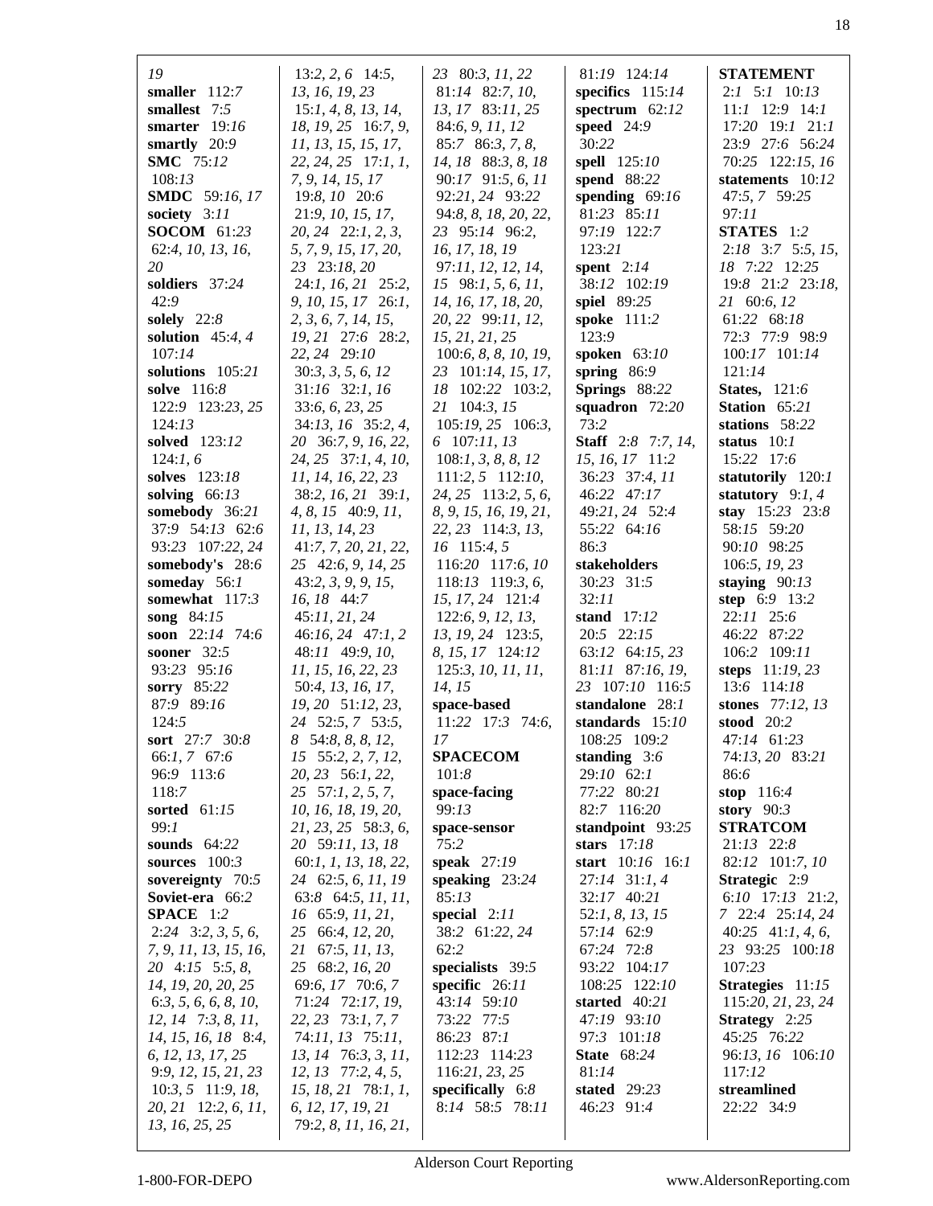19
**smaller** 112:*7*
**smallest** 7:*5*
**smarter** 19:*16*
**smartly** 20:*9*
**SMC** 75:*12* 108:*13*
**SMDC** 59:*16, 17*
**society** 3:*11*
**SOCOM** 61:*23* 62:*4, 10, 13, 16, 20*
**soldiers** 37:*24* 42:*9*
**solely** 22:*8*
**solution** 45:*4, 4* 107:*14*
**solutions** 105:*21*
**solve** 116:*8* 122:*9* 123:*23, 25* 124:*13*
**solved** 123:*12* 124:*1, 6*
**solves** 123:*18*
**solving** 66:*13*
**somebody** 36:*21* 37:*9* 54:*13* 62:*6* 93:*23* 107:*22, 24*
**somebody's** 28:*6*
**someday** 56:*1*
**somewhat** 117:*3*
**song** 84:*15*
**soon** 22:*14* 74:*6*
**sooner** 32:*5* 93:*23* 95:*16*
**sorry** 85:*22* 87:*9* 89:*16* 124:*5*
**sort** 27:*7* 30:*8* 66:*1, 7* 67:*6* 96:*9* 113:*6* 118:*7*
**sorted** 61:*15* 99:*1*
**sounds** 64:*22*
**sources** 100:*3*
**sovereignty** 70:*5*
**Soviet-era** 66:*2*
**SPACE** 1:*2* 2:*24* 3:*2, 3, 5, 6, 7, 9, 11, 13, 15, 16, 20* 4:*15* 5:*5, 8, 14, 19, 20, 20, 25* 6:*3, 5, 6, 6, 8, 10, 12, 14* 7:*3, 8, 11, 14, 15, 16, 18* 8:*4, 6, 12, 13, 17, 25* 9:*9, 12, 15, 21, 23* 10:*3, 5* 11:*9, 18, 20, 21* 12:*2, 6, 11, 13, 16, 25, 25* 13:*2, 2, 6* 14:*5, 13, 16, 19, 23* 15:*1, 4, 8, 13, 14, 18, 19, 25* 16:*7, 9, 11, 13, 15, 15, 17, 22, 24, 25* 17:*1, 1, 7, 9, 14, 15, 17* 19:*8, 10* 20:*6* 21:*9, 10, 15, 17, 20, 24* 22:*1, 2, 3, 5, 7, 9, 15, 17, 20, 23* 23:*18, 20* 24:*1, 16, 21* 25:*2, 9, 10, 15, 17* 26:*1, 2, 3, 6, 7, 14, 15, 19, 21* 27:*6* 28:*2, 22, 24* 29:*10* 30:*3, 3, 5, 6, 12* 31:*16* 32:*1, 16* 33:*6, 6, 23, 25* 34:*13, 16* 35:*2, 4, 20* 36:*7, 9, 16, 22, 24, 25* 37:*1, 4, 10, 11, 14, 16, 22, 23* 38:*2, 16, 21* 39:*1, 4, 8, 15* 40:*9, 11, 11, 13, 14, 23* 41:*7, 7, 20, 21, 22, 25* 42:*6, 9, 14, 25* 43:*2, 3, 9, 9, 15, 16, 18* 44:*7* 45:*11, 21, 24* 46:*16, 24* 47:*1, 2* 48:*11* 49:*9, 10, 11, 15, 16, 22, 23* 50:*4, 13, 16, 17, 19, 20* 51:*12, 23, 24* 52:*5, 7* 53:*5, 8* 54:*8, 8, 8, 12, 15* 55:*2, 2, 7, 12, 20, 23* 56:*1, 22, 25* 57:*1, 2, 5, 7, 10, 16, 18, 19, 20, 21, 23, 25* 58:*3, 6, 20* 59:*11, 13, 18* 60:*1, 1, 13, 18, 22, 24* 62:*5, 6, 11, 19* 63:*8* 64:*5, 11, 11, 16* 65:*9, 11, 21, 25* 66:*4, 12, 20, 21* 67:*5, 11, 13, 25* 68:*2, 16, 20* 69:*6, 17* 70:*6, 7* 71:*24* 72:*17, 19, 22, 23* 73:*1, 7, 7* 74:*11, 13* 75:*11, 13, 14* 76:*3, 3, 11, 12, 13* 77:*2, 4, 5, 15, 18, 21* 78:*1, 1, 6, 12, 17, 19, 21* 79:*2, 8, 11, 16, 21, 23* 80:*3, 11, 22* 81:*14* 82:*7, 10, 13, 17* 83:*11, 25* 84:*6, 9, 11, 12* 85:*7* 86:*3, 7, 8, 14, 18* 88:*3, 8, 18* 90:*17* 91:*5, 6, 11* 92:*21, 24* 93:*22* 94:*8, 8, 18, 20, 22, 23* 95:*14* 96:*2, 16, 17, 18, 19* 97:*11, 12, 12, 14, 15* 98:*1, 5, 6, 11, 14, 16, 17, 18, 20, 20, 22* 99:*11, 12, 15, 21, 21, 25* 100:*6, 8, 8, 10, 19, 23* 101:*14, 15, 17, 18* 102:*22* 103:*2, 21* 104:*3, 15* 105:*19, 25* 106:*3, 6* 107:*11, 13* 108:*1, 3, 8, 8, 12* 111:*2, 5* 112:*10, 24, 25* 113:*2, 5, 6, 8, 9, 15, 16, 19, 21, 22, 23* 114:*3, 13, 16* 115:*4, 5* 116:*20* 117:*6, 10* 118:*13* 119:*3, 6, 15, 17, 24* 121:*4* 122:*6, 9, 12, 13, 13, 19, 24* 123:*5, 8, 15, 17* 124:*12* 125:*3, 10, 11, 11, 14, 15*
**space-based** 11:*22* 17:*3* 74:*6, 17*
**SPACECOM** 101:*8*
**space-facing** 99:*13*
**space-sensor** 75:*2*
**speak** 27:*19*
**speaking** 23:*24* 85:*13*
**special** 2:*11* 38:*2* 61:*22, 24* 62:*2*
**specialists** 39:*5*
**specific** 26:*11* 43:*14* 59:*10* 73:*22* 77:*5* 86:*23* 87:*1* 112:*23* 114:*23* 116:*21, 23, 25*
**specifically** 6:*8* 8:*14* 58:*5* 78:*11* 81:*19* 124:*14*
**specifics** 115:*14*
**spectrum** 62:*12*
**speed** 24:*9* 30:*22*
**spell** 125:*10*
**spend** 88:*22*
**spending** 69:*16* 81:*23* 85:*11* 97:*19* 122:*7* 123:*21*
**spent** 2:*14* 38:*12* 102:*19*
**spiel** 89:*25*
**spoke** 111:*2* 123:*9*
**spoken** 63:*10*
**spring** 86:*9*
**Springs** 88:*22*
**squadron** 72:*20* 73:*2*
**Staff** 2:*8* 7:*7, 14, 15, 16, 17* 11:*2* 36:*23* 37:*4, 11* 46:*22* 47:*17* 49:*21, 24* 52:*4* 55:*22* 64:*16* 86:*3*
**stakeholders** 30:*23* 31:*5* 32:*11*
**stand** 17:*12* 20:*5* 22:*15* 63:*12* 64:*15, 23* 81:*11* 87:*16, 19, 23* 107:*10* 116:*5*
**standalone** 28:*1*
**standards** 15:*10* 108:*25* 109:*2*
**standing** 3:*6* 29:*10* 62:*1* 77:*22* 80:*21* 82:*7* 116:*20*
**standpoint** 93:*25*
**stars** 17:*18*
**start** 10:*16* 16:*1* 27:*14* 31:*1, 4* 32:*17* 40:*21* 52:*1, 8, 13, 15* 57:*14* 62:*9* 67:*24* 72:*8* 93:*22* 104:*17* 108:*25* 122:*10*
**started** 40:*21* 47:*19* 93:*10* 97:*3* 101:*18*
**State** 68:*24* 81:*14*
**stated** 29:*23* 46:*23* 91:*4*
**STATEMENT** 2:*1* 5:*1* 10:*13* 11:*1* 12:*9* 14:*1* 17:*20* 19:*1* 21:*1* 23:*9* 27:*6* 56:*24* 70:*25* 122:*15, 16*
**statements** 10:*12* 47:*5, 7* 59:*25* 97:*11*
**STATES** 1:*2* 2:*18* 3:*7* 5:*5, 15, 18* 7:*22* 12:*25* 19:*8* 21:*2* 23:*18, 21* 60:*6, 12* 61:*22* 68:*18* 72:*3* 77:*9* 98:*9* 100:*17* 101:*14* 121:*14*
**States,** 121:*6*
**Station** 65:*21*
**stations** 58:*22*
**status** 10:*1* 15:*22* 17:*6*
**statutorily** 120:*1*
**statutory** 9:*1, 4*
**stay** 15:*23* 23:*8* 58:*15* 59:*20* 90:*10* 98:*25* 106:*5, 19, 23*
**staying** 90:*13*
**step** 6:*9* 13:*2* 22:*11* 25:*6* 46:*22* 87:*22* 106:*2* 109:*11*
**steps** 11:*19, 23* 13:*6* 114:*18*
**stones** 77:*12, 13*
**stood** 20:*2* 47:*14* 61:*23* 74:*13, 20* 83:*21* 86:*6*
**stop** 116:*4*
**story** 90:*3*
**STRATCOM** 21:*13* 22:*8* 82:*12* 101:*7, 10*
**Strategic** 2:*9* 6:*10* 17:*13* 21:*2, 7* 22:*4* 25:*14, 24* 40:*25* 41:*1, 4, 6, 23* 93:*25* 100:*18* 107:*23*
**Strategies** 11:*15* 115:*20, 21, 23, 24*
**Strategy** 2:*25* 45:*25* 76:*22* 96:*13, 16* 106:*10* 117:*12*
**streamlined** 22:*22* 34:*9*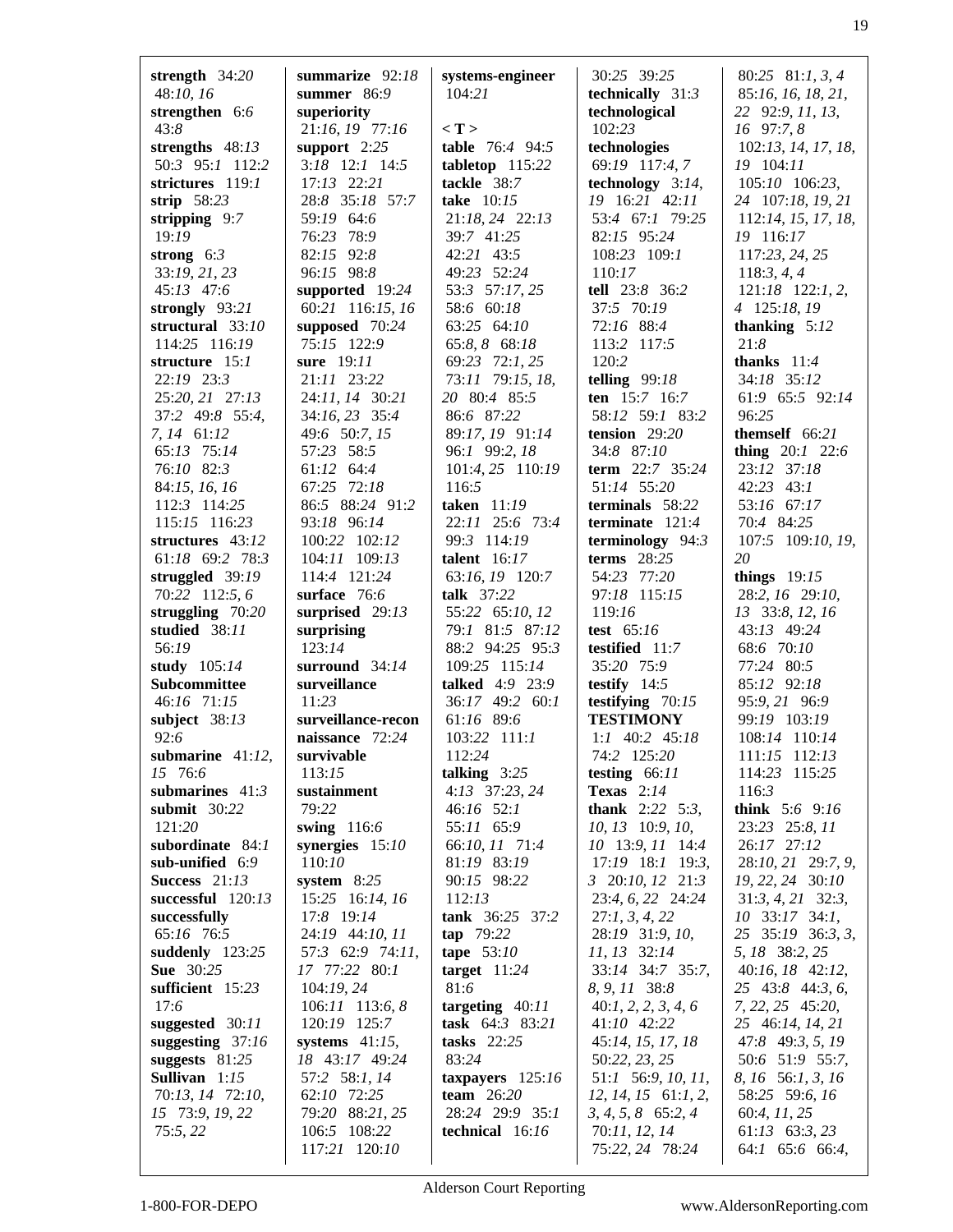**strength** 34:*20* 48:*10*, *16*
**strengthen** 6:*6* 43:*8*
**strengths** 48:*13* 50:*3* 95:*1* 112:*2*
**strictures** 119:*1*
**strip** 58:*23*
**stripping** 9:*7* 19:*19*
**strong** 6:*3* 33:*19*, *21*, *23* 45:*13* 47:*6*
**strongly** 93:*21*
**structural** 33:*10* 114:*25* 116:*19*
**structure** 15:*1* 22:*19* 23:*3* 25:*20*, *21* 27:*13* 37:*2* 49:*8* 55:*4*, *7*, *14* 61:*12* 65:*13* 75:*14* 76:*10* 82:*3* 84:*15*, *16*, *16* 112:*3* 114:*25* 115:*15* 116:*23*
**structures** 43:*12* 61:*18* 69:*2* 78:*3*
**struggled** 39:*19* 70:*22* 112:*5*, *6*
**struggling** 70:*20*
**studied** 38:*11* 56:*19*
**study** 105:*14*
**Subcommittee** 46:*16* 71:*15*
**subject** 38:*13* 92:*6*
**submarine** 41:*12*, *15* 76:*6*
**submarines** 41:*3*
**submit** 30:*22* 121:*20*
**subordinate** 84:*1*
**sub-unified** 6:*9*
**Success** 21:*13*
**successful** 120:*13*
**successfully** 65:*16* 76:*5*
**suddenly** 123:*25*
**Sue** 30:*25*
**sufficient** 15:*23* 17:*6*
**suggested** 30:*11*
**suggesting** 37:*16*
**suggests** 81:*25*
**Sullivan** 1:*15* 70:*13*, *14* 72:*10*, *15* 73:*9*, *19*, *22* 75:*5*, *22*

**summarize** 92:*18*
**summer** 86:*9*
**superiority** 21:*16*, *19* 77:*16*
**support** 2:*25* 3:*18* 12:*1* 14:*5* 17:*13* 22:*21* 28:*8* 35:*18* 57:*7* 59:*19* 64:*6* 76:*23* 78:*9* 82:*15* 92:*8* 96:*15* 98:*8*
**supported** 19:*24* 60:*21* 116:*15*, *16*
**supposed** 70:*24* 75:*15* 122:*9*
**sure** 19:*11* 21:*11* 23:*22* 24:*11*, *14* 30:*21* 34:*16*, *23* 35:*4* 49:*6* 50:*7*, *15* 57:*23* 58:*5* 61:*12* 64:*4* 67:*25* 72:*18* 86:*5* 88:*24* 91:*2* 93:*18* 96:*14* 100:*22* 102:*12* 104:*11* 109:*13* 114:*4* 121:*24*
**surface** 76:*6*
**surprised** 29:*13*
**surprising** 123:*14*
**surround** 34:*14*
**surveillance** 11:*23*
**surveillance-reconnaissance** 72:*24*
**survivable** 113:*15*
**sustainment** 79:*22*
**swing** 116:*6*
**synergies** 15:*10* 110:*10*
**system** 8:*25* 15:*25* 16:*14*, *16* 17:*8* 19:*14* 24:*19* 44:*10*, *11* 57:*3* 62:*9* 74:*11*, *17* 77:*22* 80:*1* 104:*19*, *24* 106:*11* 113:*6*, *8* 120:*19* 125:*7*
**systems** 41:*15*, *18* 43:*17* 49:*24* 57:*2* 58:*1*, *14* 62:*10* 72:*25* 79:*20* 88:*21*, *25* 106:*5* 108:*22* 117:*21* 120:*10*

**systems-engineer** 104:*21*

**< T >**

**table** 76:*4* 94:*5*
**tabletop** 115:*22*
**tackle** 38:*7*
**take** 10:*15* 21:*18*, *24* 22:*13* 39:*7* 41:*25* 42:*21* 43:*5* 49:*23* 52:*24* 53:*3* 57:*17*, *25* 58:*6* 60:*18* 63:*25* 64:*10* 65:*8*, *8* 68:*18* 69:*23* 72:*1*, *25* 73:*11* 79:*15*, *18*, *20* 80:*4* 85:*5* 86:*6* 87:*22* 89:*17*, *19* 91:*14* 96:*1* 99:*2*, *18* 101:*4*, *25* 110:*19* 116:*5*
**taken** 11:*19* 22:*11* 25:*6* 73:*4* 99:*3* 114:*19*
**talent** 16:*17* 63:*16*, *19* 120:*7*
**talk** 37:*22* 55:*22* 65:*10*, *12* 79:*1* 81:*5* 87:*12* 88:*2* 94:*25* 95:*3* 109:*25* 115:*14*
**talked** 4:*9* 23:*9* 36:*17* 49:*2* 60:*1* 61:*16* 89:*6* 103:*22* 111:*1* 112:*24*
**talking** 3:*25* 4:*13* 37:*23*, *24* 46:*16* 52:*1* 55:*11* 65:*9* 66:*10*, *11* 71:*4* 81:*19* 83:*19* 90:*15* 98:*22* 112:*13*
**tank** 36:*25* 37:*2*
**tap** 79:*22*
**tape** 53:*10*
**target** 11:*24* 81:*6*
**targeting** 40:*11*
**task** 64:*3* 83:*21*
**tasks** 22:*25* 83:*24*
**taxpayers** 125:*16*
**team** 26:*20* 28:*24* 29:*9* 35:*1*
**technical** 16:*16*

30:*25* 39:*25*
**technically** 31:*3*
**technological** 102:*23*
**technologies** 69:*19* 117:*4*, *7*
**technology** 3:*14*, *19* 16:*21* 42:*11* 53:*4* 67:*1* 79:*25* 82:*15* 95:*24* 108:*23* 109:*1* 110:*17*
**tell** 23:*8* 36:*2* 37:*5* 70:*19* 72:*16* 88:*4* 113:*2* 117:*5* 120:*2*
**telling** 99:*18*
**ten** 15:*7* 16:*7* 58:*12* 59:*1* 83:*2*
**tension** 29:*20* 34:*8* 87:*10*
**term** 22:*7* 35:*24* 51:*14* 55:*20*
**terminals** 58:*22*
**terminate** 121:*4*
**terminology** 94:*3*
**terms** 28:*25* 54:*23* 77:*20* 97:*18* 115:*15* 119:*16*
**test** 65:*16*
**testified** 11:*7* 35:*20* 75:*9*
**testify** 14:*5*
**testifying** 70:*15*
**TESTIMONY** 1:*1* 40:*2* 45:*18* 74:*2* 125:*20*
**testing** 66:*11*
**Texas** 2:*14*
**thank** 2:*22* 5:*3*, *10*, *13* 10:*9*, *10*, *10* 13:*9*, *11* 14:*4* 17:*19* 18:*1* 19:*3*, *3* 20:*10*, *12* 21:*3* 23:*4*, *6*, *22* 24:*24* 27:*1*, *3*, *4*, *22* 28:*19* 31:*9*, *10*, *11*, *13* 32:*14* 33:*14* 34:*7* 35:*7*, *8*, *9*, *11* 38:*8* 40:*1*, *2*, *2*, *3*, *4*, *6* 41:*10* 42:*22* 45:*14*, *15*, *17*, *18* 50:*22*, *23*, *25* 51:*1* 56:*9*, *10*, *11*, *12*, *14*, *15* 61:*1*, *2*, *3*, *4*, *5*, *8* 65:*2*, *4* 70:*11*, *12*, *14* 75:*22*, *24* 78:*24*

80:*25* 81:*1*, *3*, *4* 85:*16*, *16*, *18*, *21*, *22* 92:*9*, *11*, *13*, *16* 97:*7*, *8* 102:*13*, *14*, *17*, *18*, *19* 104:*11* 105:*10* 106:*23*, *24* 107:*18*, *19*, *21* 112:*14*, *15*, *17*, *18*, *19* 116:*17* 117:*23*, *24*, *25* 118:*3*, *4*, *4* 121:*18* 122:*1*, *2*, *4* 125:*18*, *19*
**thanking** 5:*12* 21:*8*
**thanks** 11:*4* 34:*18* 35:*12* 61:*9* 65:*5* 92:*14* 96:*25*
**themself** 66:*21*
**thing** 20:*1* 22:*6* 23:*12* 37:*18* 42:*23* 43:*1* 53:*16* 67:*17* 70:*4* 84:*25* 107:*5* 109:*10*, *19*, *20*
**things** 19:*15* 28:*2*, *16* 29:*10*, *13* 33:*8*, *12*, *16* 43:*13* 49:*24* 68:*6* 70:*10* 77:*24* 80:*5* 85:*12* 92:*18* 95:*9*, *21* 96:*9* 99:*19* 103:*19* 108:*14* 110:*14* 111:*15* 112:*13* 114:*23* 115:*25* 116:*3*
**think** 5:*6* 9:*16* 23:*23* 25:*8*, *11* 26:*17* 27:*12* 28:*10*, *21* 29:*7*, *9*, *19*, *22*, *24* 30:*10* 31:*3*, *4*, *21* 32:*3*, *10* 33:*17* 34:*1*, *25* 35:*19* 36:*3*, *3*, *5*, *18* 38:*2*, *25* 40:*16*, *18* 42:*12*, *25* 43:*8* 44:*3*, *6*, *7*, *22*, *25* 45:*20*, *25* 46:*14*, *14*, *21* 47:*8* 49:*3*, *5*, *19* 50:*6* 51:*9* 55:*7*, *8*, *16* 56:*1*, *3*, *16* 58:*25* 59:*6*, *16* 60:*4*, *11*, *25* 61:*13* 63:*3*, *23* 64:*1* 65:*6* 66:*4*,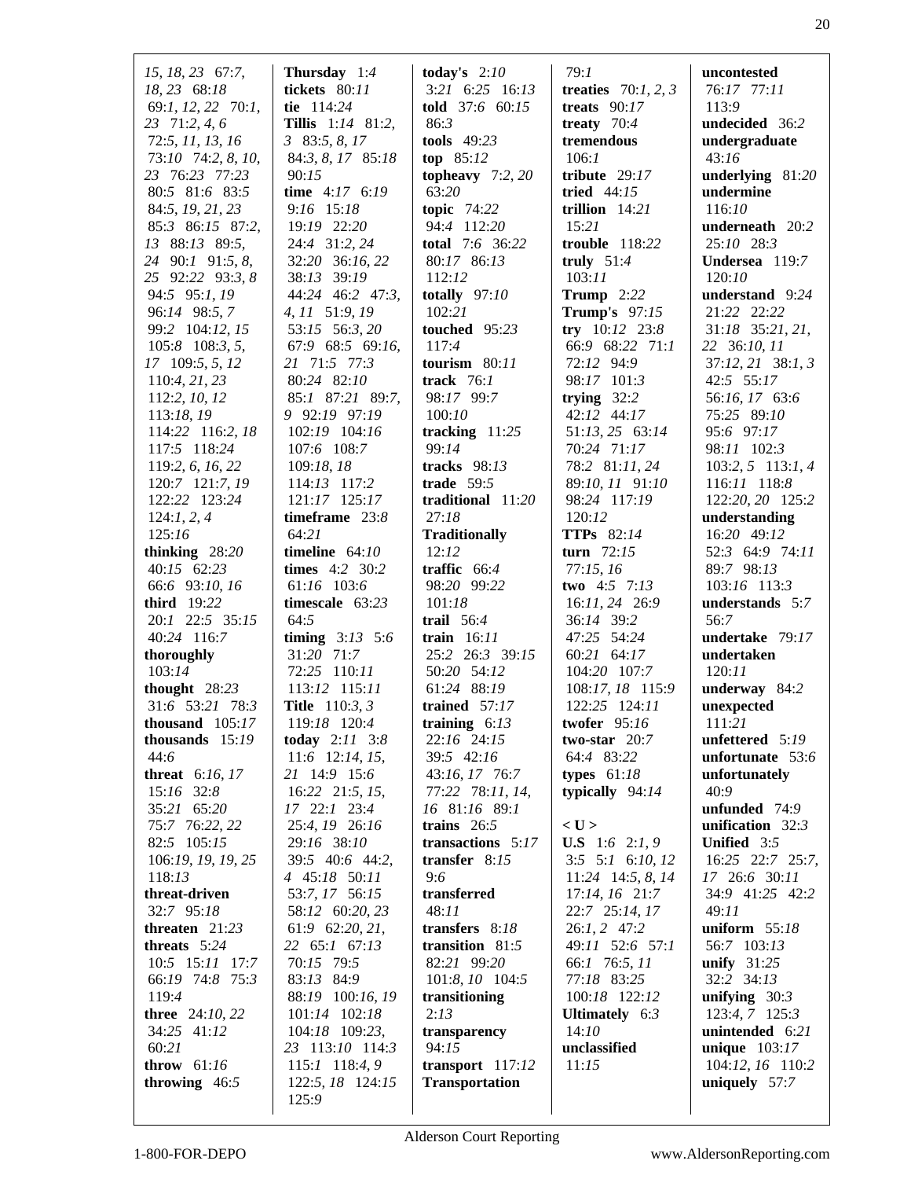15, 18, 23 67:7, 18, 23 68:18 69:1, 12, 22 70:1, 23 71:2, 4, 6 72:5, 11, 13, 16 73:10 74:2, 8, 10, 23 76:23 77:23 80:5 81:6 83:5 84:5, 19, 21, 23 85:3 86:15 87:2, 13 88:13 89:5, 24 90:1 91:5, 8, 25 92:22 93:3, 8 94:5 95:1, 19 96:14 98:5, 7 99:2 104:12, 15 105:8 108:3, 5, 17 109:5, 5, 12 110:4, 21, 23 112:2, 10, 12 113:18, 19 114:22 116:2, 18 117:5 118:24 119:2, 6, 16, 22 120:7 121:7, 19 122:22 123:24 124:1, 2, 4 125:16

**thinking** 28:20 40:15 62:23 66:6 93:10, 16

**third** 19:22 20:1 22:5 35:15 40:24 116:7

**thoroughly** 103:14

**thought** 28:23 31:6 53:21 78:3

**thousand** 105:17

**thousands** 15:19 44:6

**threat** 6:16, 17 15:16 32:8 35:21 65:20 75:7 76:22, 22 82:5 105:15 106:19, 19, 19, 25 118:13

**threat-driven** 32:7 95:18

**threaten** 21:23

**threats** 5:24 10:5 15:11 17:7 66:19 74:8 75:3 119:4

**three** 24:10, 22 34:25 41:12 60:21

**throw** 61:16

**throwing** 46:5

**Thursday** 1:4

**tickets** 80:11

**tie** 114:24

**Tillis** 1:14 81:2, 3 83:5, 8, 17 84:3, 8, 17 85:18 90:15

**time** 4:17 6:19 9:16 15:18 19:19 22:20 24:4 31:2, 24 32:20 36:16, 22 38:13 39:19 44:24 46:2 47:3, 4, 11 51:9, 19 53:15 56:3, 20 67:9 68:5 69:16, 21 71:5 77:3 80:24 82:10 85:1 87:21 89:7, 9 92:19 97:19 102:19 104:16 107:6 108:7 109:18, 18 114:13 117:2 121:17 125:17

**timeframe** 23:8 64:21

**timeline** 64:10

**times** 4:2 30:2 61:16 103:6

**timescale** 63:23 64:5

**timing** 3:13 5:6 31:20 71:7 72:25 110:11 113:12 115:11

**Title** 110:3, 3 119:18 120:4

**today** 2:11 3:8 11:6 12:14, 15, 21 14:9 15:6 16:22 21:5, 15, 17 22:1 23:4 25:4, 19 26:16 29:16 38:10 39:5 40:6 44:2, 4 45:18 50:11 53:7, 17 56:15 58:12 60:20, 23 61:9 62:20, 21, 22 65:1 67:13 70:15 79:5 83:13 84:9 88:19 100:16, 19 101:14 102:18 104:18 109:23, 23 113:10 114:3 115:1 118:4, 9 122:5, 18 124:15 125:9

**today's** 2:10 3:21 6:25 16:13

**told** 37:6 60:15 86:3

**tools** 49:23

**top** 85:12

**topheavy** 7:2, 20 63:20

**topic** 74:22 94:4 112:20

**total** 7:6 36:22 80:17 86:13 112:12

**totally** 97:10 102:21

**touched** 95:23 117:4

**tourism** 80:11

**track** 76:1 98:17 99:7 100:10

**tracking** 11:25 99:14

**tracks** 98:13

**trade** 59:5

**traditional** 11:20 27:18

**Traditionally** 12:12

**traffic** 66:4 98:20 99:22 101:18

**trail** 56:4

**train** 16:11 25:2 26:3 39:15 50:20 54:12 61:24 88:19

**trained** 57:17

**training** 6:13 22:16 24:15 39:5 42:16 43:16, 17 76:7 77:22 78:11, 14, 16 81:16 89:1

**trains** 26:5

**transactions** 5:17

**transfer** 8:15 9:6

**transferred** 48:11

**transfers** 8:18

**transition** 81:5 82:21 99:20 101:8, 10 104:5

**transitioning** 2:13

**transparency** 94:15

**transport** 117:12

**Transportation** 79:1

**treaties** 70:1, 2, 3

**treats** 90:17

**treaty** 70:4

**tremendous** 106:1

**tribute** 29:17

**tried** 44:15

**trillion** 14:21 15:21

**trouble** 118:22

**truly** 51:4 103:11

**Trump** 2:22

**Trump's** 97:15

**try** 10:12 23:8 66:9 68:22 71:1 72:12 94:9 98:17 101:3

**trying** 32:2 42:12 44:17 51:13, 25 63:14 70:24 71:17 78:2 81:11, 24 89:10, 11 91:10 98:24 117:19 120:12

**TTPs** 82:14

**turn** 72:15 77:15, 16

**two** 4:5 7:13 16:11, 24 26:9 36:14 39:2 47:25 54:24 60:21 64:17 104:20 107:7 108:17, 18 115:9 122:25 124:11

**twofer** 95:16

**two-star** 20:7 64:4 83:22

**types** 61:18

**typically** 94:14

**< U >**

**U.S** 1:6 2:1, 9 3:5 5:1 6:10, 12 11:24 14:5, 8, 14 17:14, 16 21:7 22:7 25:14, 17 26:1, 2 47:2 49:11 52:6 57:1 66:1 76:5, 11 77:18 83:25 100:18 122:12

**Ultimately** 6:3 14:10

**unclassified** 11:15

**uncontested** 76:17 77:11 113:9

**undecided** 36:2

**undergraduate** 43:16

**underlying** 81:20

**undermine** 116:10

**underneath** 20:2 25:10 28:3

**Undersea** 119:7 120:10

**understand** 9:24 21:22 22:22 31:18 35:21, 21, 22 36:10, 11 37:12, 21 38:1, 3 42:5 55:17 56:16, 17 63:6 75:25 89:10 95:6 97:17 98:11 102:3 103:2, 5 113:1, 4 116:11 118:8 122:20, 20 125:2

**understanding** 16:20 49:12 52:3 64:9 74:11 89:7 98:13 103:16 113:3

**understands** 5:7 56:7

**undertake** 79:17

**undertaken** 120:11

**underway** 84:2

**unexpected** 111:21

**unfettered** 5:19

**unfortunate** 53:6

**unfortunately** 40:9

**unfunded** 74:9

**unification** 32:3

**Unified** 3:5 16:25 22:7 25:7, 17 26:6 30:11 34:9 41:25 42:2 49:11

**uniform** 55:18 56:7 103:13

**unify** 31:25 32:2 34:13

**unifying** 30:3 123:4, 7 125:3

**unintended** 6:21

**unique** 103:17 104:12, 16 110:2

**uniquely** 57:7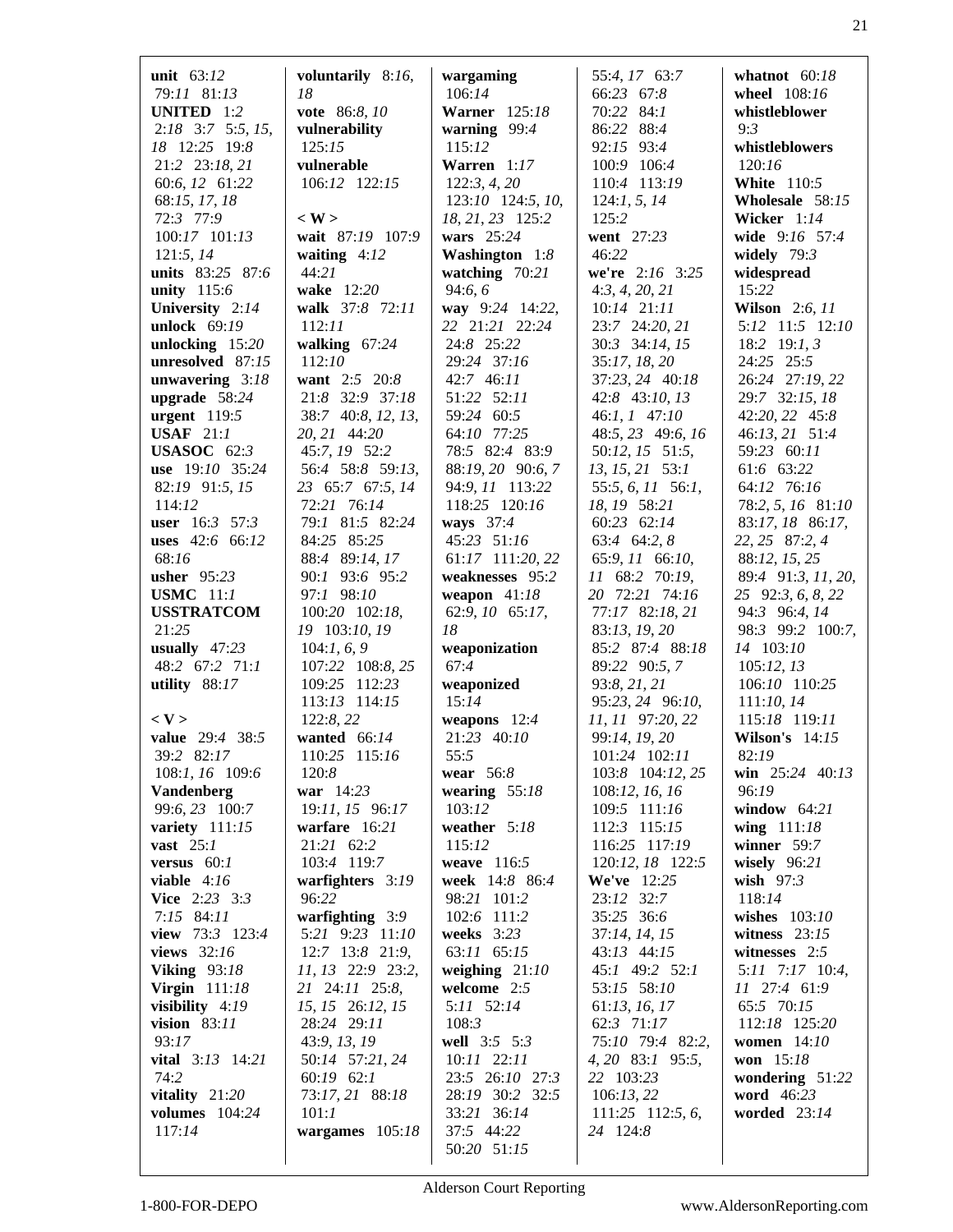**unit** 63:*12* 79:*11* 81:*13*
**UNITED** 1:*2* 2:*18* 3:*7* 5:*5, 15, 18* 12:*25* 19:*8* 21:*2* 23:*18, 21* 60:*6, 12* 61:*22* 68:*15, 17, 18* 72:*3* 77:*9* 100:*17* 101:*13* 121:*5, 14*
**units** 83:*25* 87:*6*
**unity** 115:*6*
**University** 2:*14*
**unlock** 69:*19*
**unlocking** 15:*20*
**unresolved** 87:*15*
**unwavering** 3:*18*
**upgrade** 58:*24*
**urgent** 119:*5*
**USAF** 21:*1*
**USASOC** 62:*3*
**use** 19:*10* 35:*24* 82:*19* 91:*5, 15* 114:*12*
**user** 16:*3* 57:*3*
**uses** 42:*6* 66:*12* 68:*16*
**usher** 95:*23*
**USMC** 11:*1*
**USSTRATCOM** 21:*25*
**usually** 47:*23* 48:*2* 67:*2* 71:*1*
**utility** 88:*17*

**< V >**
**value** 29:*4* 38:*5* 39:*2* 82:*17* 108:*1, 16* 109:*6*
**Vandenberg** 99:*6, 23* 100:*7*
**variety** 111:*15*
**vast** 25:*1*
**versus** 60:*1*
**viable** 4:*16*
**Vice** 2:*23* 3:*3* 7:*15* 84:*11*
**view** 73:*3* 123:*4*
**views** 32:*16*
**Viking** 93:*18*
**Virgin** 111:*18*
**visibility** 4:*19*
**vision** 83:*11* 93:*17*
**vital** 3:*13* 14:*21* 74:*2*
**vitality** 21:*20*
**volumes** 104:*24* 117:*14*
**voluntarily** 8:*16, 18*
**vote** 86:*8, 10*
**vulnerability** 125:*15*
**vulnerable** 106:*12* 122:*15*

**< W >**
**wait** 87:*19* 107:*9*
**waiting** 4:*12* 44:*21*
**wake** 12:*20*
**walk** 37:*8* 72:*11* 112:*11*
**walking** 67:*24* 112:*10*
**want** 2:*5* 20:*8* 21:*8* 32:*9* 37:*18* 38:*7* 40:*8, 12, 13, 20, 21* 44:*20* 45:*7, 19* 52:*2* 56:*4* 58:*8* 59:*13, 23* 65:*7* 67:*5, 14* 72:*21* 76:*14* 79:*1* 81:*5* 82:*24* 84:*25* 85:*25* 88:*4* 89:*14, 17* 90:*1* 93:*6* 95:*2* 97:*1* 98:*10* 100:*20* 102:*18, 19* 103:*10, 19* 104:*1, 6, 9* 107:*22* 108:*8, 25* 109:*25* 112:*23* 113:*13* 114:*15* 122:*8, 22*
**wanted** 66:*14* 110:*25* 115:*16* 120:*8*
**war** 14:*23* 19:*11, 15* 96:*17*
**warfare** 16:*21* 21:*21* 62:*2* 103:*4* 119:*7*
**warfighters** 3:*19* 96:*22*
**warfighting** 3:*9* 5:*21* 9:*23* 11:*10* 12:*7* 13:*8* 21:*9, 11, 13* 22:*9* 23:*2, 21* 24:*11* 25:*8, 15, 15* 26:*12, 15* 28:*24* 29:*11* 43:*9, 13, 19* 50:*14* 57:*21, 24* 60:*19* 62:*1* 73:*17, 21* 88:*18* 101:*1*
**wargames** 105:*18*
**wargaming** 106:*14*
**Warner** 125:*18*
**warning** 99:*4* 115:*12*
**Warren** 1:*17* 122:*3, 4, 20* 123:*10* 124:*5, 10, 18, 21, 23* 125:*2*
**wars** 25:*24*
**Washington** 1:*8*
**watching** 70:*21* 94:*6, 6*
**way** 9:*24* 14:*22, 22* 21:*21* 22:*24* 24:*8* 25:*22* 29:*24* 37:*16* 42:*7* 46:*11* 51:*22* 52:*11* 59:*24* 60:*5* 64:*10* 77:*25* 78:*5* 82:*4* 83:*9* 88:*19, 20* 90:*6, 7* 94:*9, 11* 113:*22* 118:*25* 120:*16*
**ways** 37:*4* 45:*23* 51:*16* 61:*17* 111:*20, 22*
**weaknesses** 95:*2*
**weapon** 41:*18* 62:*9, 10* 65:*17, 18*
**weaponization** 67:*4*
**weaponized** 15:*14*
**weapons** 12:*4* 21:*23* 40:*10* 55:*5*
**wear** 56:*8*
**wearing** 55:*18* 103:*12*
**weather** 5:*18* 115:*12*
**weave** 116:*5*
**week** 14:*8* 86:*4* 98:*21* 101:*2* 102:*6* 111:*2*
**weeks** 3:*23* 63:*11* 65:*15*
**weighing** 21:*10*
**welcome** 2:*5* 5:*11* 52:*14* 108:*3*
**well** 3:*5* 5:*3* 10:*11* 22:*11* 23:*5* 26:*10* 27:*3* 28:*19* 30:*2* 32:*5* 33:*21* 36:*14* 37:*5* 44:*22* 50:*20* 51:*15* 55:*4, 17* 63:*7* 66:*23* 67:*8* 70:*22* 84:*1* 86:*22* 88:*4* 92:*15* 93:*4* 100:*9* 106:*4* 110:*4* 113:*19* 124:*1, 5, 14* 125:*2*
**went** 27:*23* 46:*22*
**we're** 2:*16* 3:*25* 4:*3, 4, 20, 21* 10:*14* 21:*11* 23:*7* 24:*20, 21* 30:*3* 34:*14, 15* 35:*17, 18, 20* 37:*23, 24* 40:*18* 42:*8* 43:*10, 13* 46:*1, 1* 47:*10* 48:*5, 23* 49:*6, 16* 50:*12, 15* 51:*5, 13, 15, 21* 53:*1* 55:*5, 6, 11* 56:*1, 18, 19* 58:*21* 60:*23* 62:*14* 63:*4* 64:*2, 8* 65:*9, 11* 66:*10, 11* 68:*2* 70:*19, 20* 72:*21* 74:*16* 77:*17* 82:*18, 21* 83:*13, 19, 20* 85:*2* 87:*4* 88:*18* 89:*22* 90:*5, 7* 93:*8, 21, 21* 95:*23, 24* 96:*10, 11, 11* 97:*20, 22* 99:*14, 19, 20* 101:*24* 102:*11* 103:*8* 104:*12, 25* 108:*12, 16, 16* 109:*5* 111:*16* 112:*3* 115:*15* 116:*25* 117:*19* 120:*12, 18* 122:*5*
**We've** 12:*25* 23:*12* 32:*7* 35:*25* 36:*6* 37:*14, 14, 15* 43:*13* 44:*15* 45:*1* 49:*2* 52:*1* 53:*15* 58:*10* 61:*13, 16, 17* 62:*3* 71:*17* 75:*10* 79:*4* 82:*2, 4, 20* 83:*1* 95:*5, 22* 103:*23* 106:*13, 22* 111:*25* 112:*5, 6, 24* 124:*8*
**whatnot** 60:*18*
**wheel** 108:*16*
**whistleblower** 9:*3*
**whistleblowers** 120:*16*
**White** 110:*5*
**Wholesale** 58:*15*
**Wicker** 1:*14*
**wide** 9:*16* 57:*4*
**widely** 79:*3*
**widespread** 15:*22*
**Wilson** 2:*6, 11* 5:*12* 11:*5* 12:*10* 18:*2* 19:*1, 3* 24:*25* 25:*5* 26:*24* 27:*19, 22* 29:*7* 32:*15, 18* 42:*20, 22* 45:*8* 46:*13, 21* 51:*4* 59:*23* 60:*11* 61:*6* 63:*22* 64:*12* 76:*16* 78:*2, 5, 16* 81:*10* 83:*17, 18* 86:*17, 22, 25* 87:*2, 4* 88:*12, 15, 25* 89:*4* 91:*3, 11, 20, 25* 92:*3, 6, 8, 22* 94:*3* 96:*4, 14* 98:*3* 99:*2* 100:*7, 14* 103:*10* 105:*12, 13* 106:*10* 110:*25* 111:*10, 14* 115:*18* 119:*11*
**Wilson's** 14:*15* 82:*19*
**win** 25:*24* 40:*13* 96:*19*
**window** 64:*21*
**wing** 111:*18*
**winner** 59:*7*
**wisely** 96:*21*
**wish** 97:*3* 118:*14*
**wishes** 103:*10*
**witness** 23:*15*
**witnesses** 2:*5* 5:*11* 7:*17* 10:*4, 11* 27:*4* 61:*9* 65:*5* 70:*15* 112:*18* 125:*20*
**women** 14:*10*
**won** 15:*18*
**wondering** 51:*22*
**word** 46:*23*
**worded** 23:*14*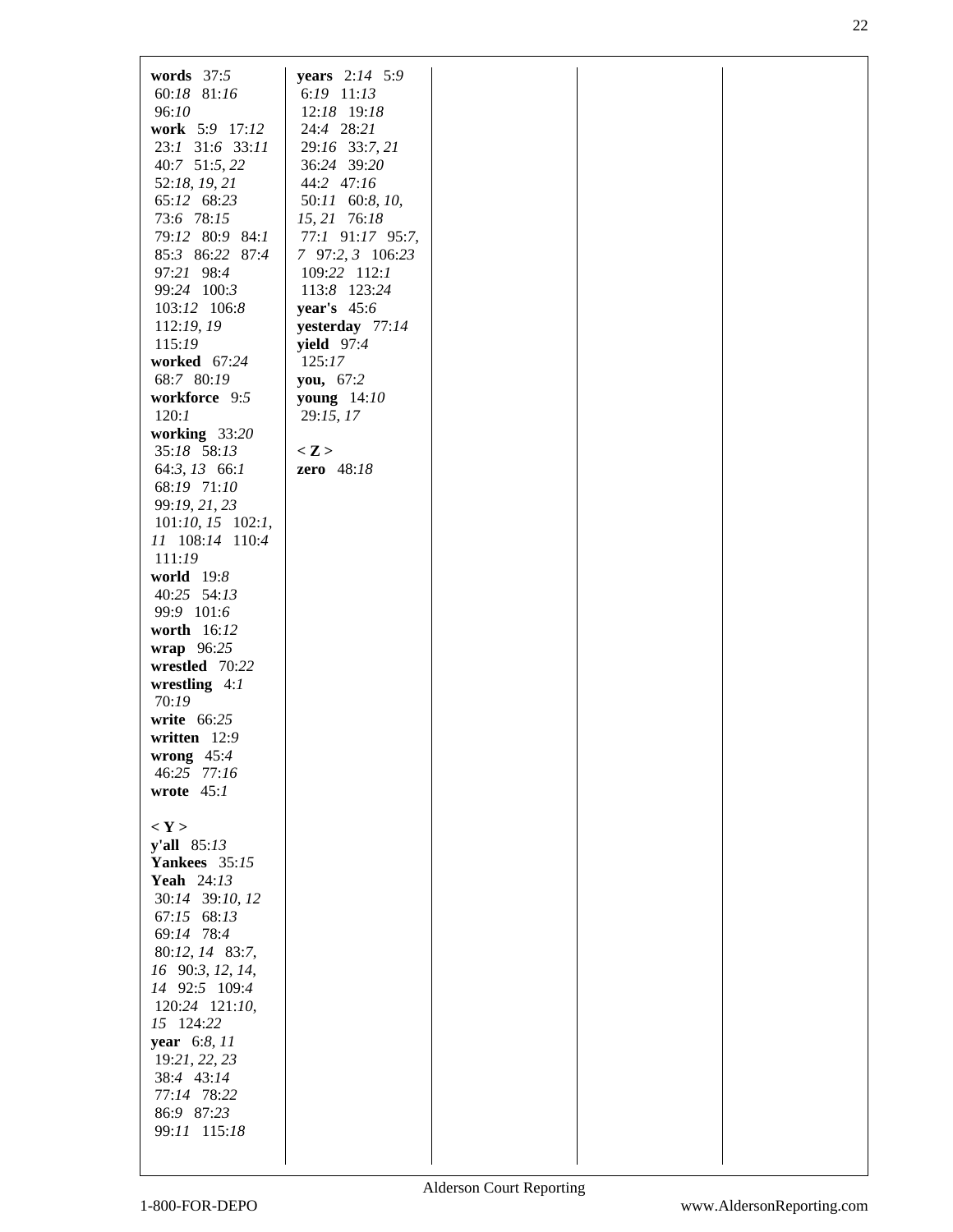**words** 37:*5* 60:*18* 81:*16* 96:*10*
**work** 5:*9* 17:*12* 23:*1* 31:*6* 33:*11* 40:*7* 51:*5, 22* 52:*18, 19, 21* 65:*12* 68:*23* 73:*6* 78:*15* 79:*12* 80:*9* 84:*1* 85:*3* 86:*22* 87:*4* 97:*21* 98:*4* 99:*24* 100:*3* 103:*12* 106:*8* 112:*19, 19* 115:*19*
**worked** 67:*24* 68:*7* 80:*19*
**workforce** 9:*5* 120:*1*
**working** 33:*20* 35:*18* 58:*13* 64:*3, 13* 66:*1* 68:*19* 71:*10* 99:*19, 21, 23* 101:*10, 15* 102:*1, 11* 108:*14* 110:*4* 111:*19*
**world** 19:*8* 40:*25* 54:*13* 99:*9* 101:*6*
**worth** 16:*12*
**wrap** 96:*25*
**wrestled** 70:*22*
**wrestling** 4:*1* 70:*19*
**write** 66:*25*
**written** 12:*9*
**wrong** 45:*4* 46:*25* 77:*16*
**wrote** 45:*1*

**< Y >**

**y'all** 85:*13*
**Yankees** 35:*15*
**Yeah** 24:*13* 30:*14* 39:*10, 12* 67:*15* 68:*13* 69:*14* 78:*4* 80:*12, 14* 83:*7, 16* 90:*3, 12, 14, 14* 92:*5* 109:*4* 120:*24* 121:*10, 15* 124:*22*
**year** 6:*8, 11* 19:*21, 22, 23* 38:*4* 43:*14* 77:*14* 78:*22* 86:*9* 87:*23* 99:*11* 115:*18*
**years** 2:*14* 5:*9* 6:*19* 11:*13* 12:*18* 19:*18* 24:*4* 28:*21* 29:*16* 33:*7, 21* 36:*24* 39:*20* 44:*2* 47:*16* 50:*11* 60:*8, 10, 15, 21* 76:*18* 77:*1* 91:*17* 95:*7, 7* 97:*2, 3* 106:*23* 109:*22* 112:*1* 113:*8* 123:*24*
**year's** 45:*6*
**yesterday** 77:*14*
**yield** 97:*4* 125:*17*
**you,** 67:*2*
**young** 14:*10* 29:*15, 17*

**< Z >**

**zero** 48:*18*